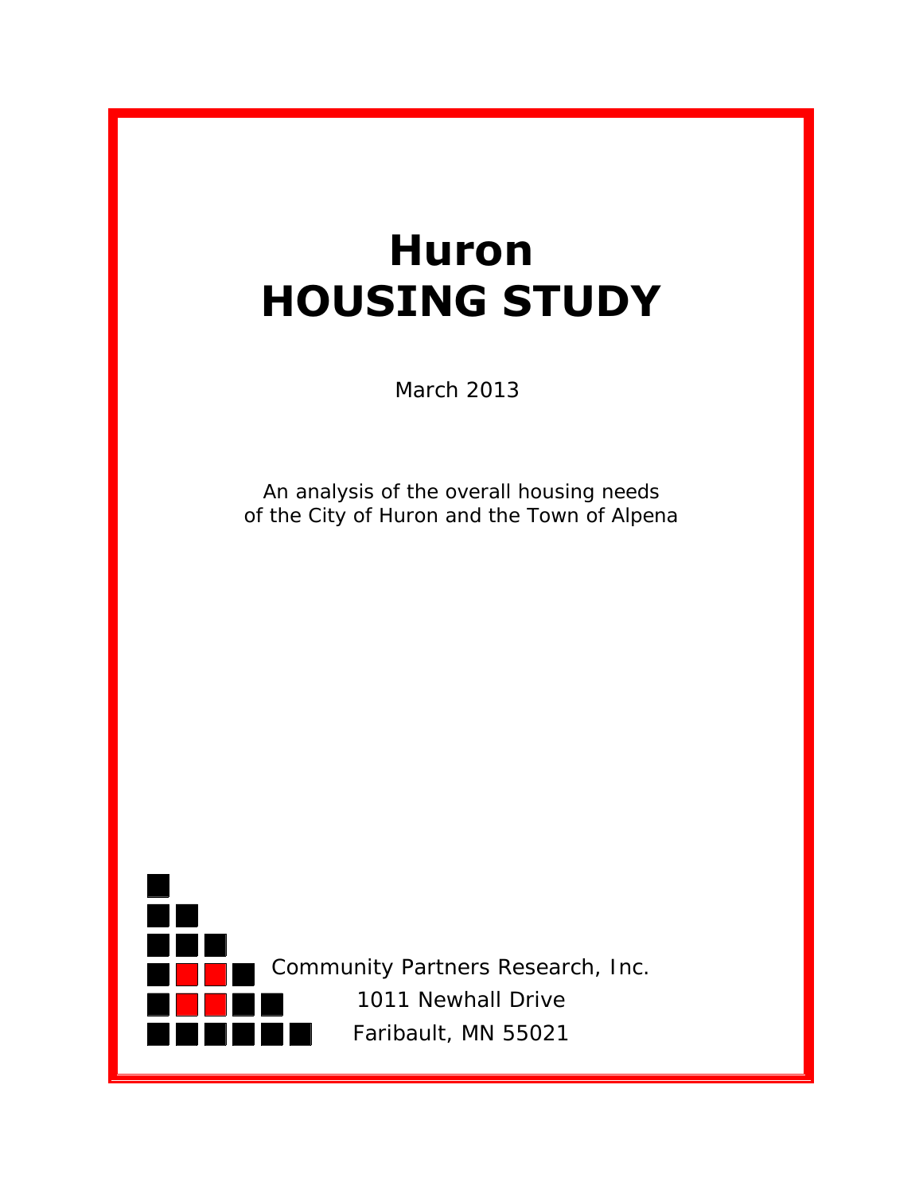# Huron
# HOUSING STUDY

March 2013

An analysis of the overall housing needs
of the City of Huron and the Town of Alpena

Community Partners Research, Inc.
1011 Newhall Drive
Faribault, MN 55021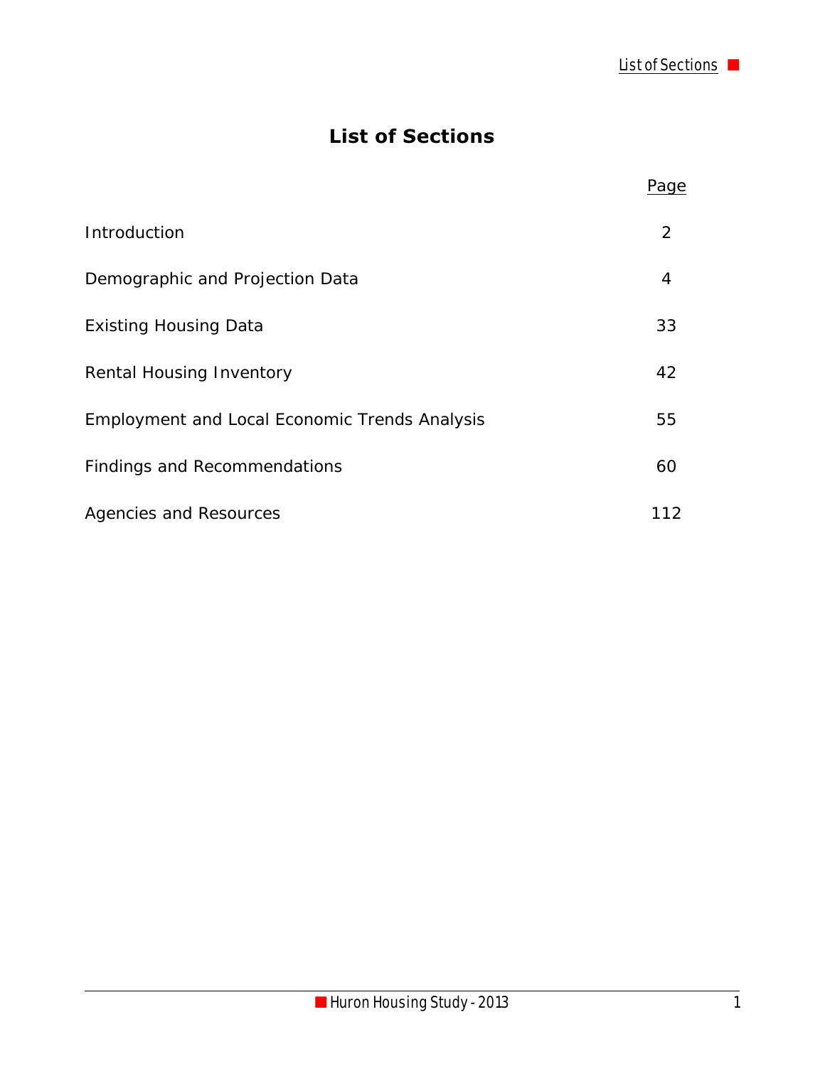# List of Sections

| | Page |
|---|---|
| Introduction | 2 |
| Demographic and Projection Data | 4 |
| Existing Housing Data | 33 |
| Rental Housing Inventory | 42 |
| Employment and Local Economic Trends Analysis | 55 |
| Findings and Recommendations | 60 |
| Agencies and Resources | 112 |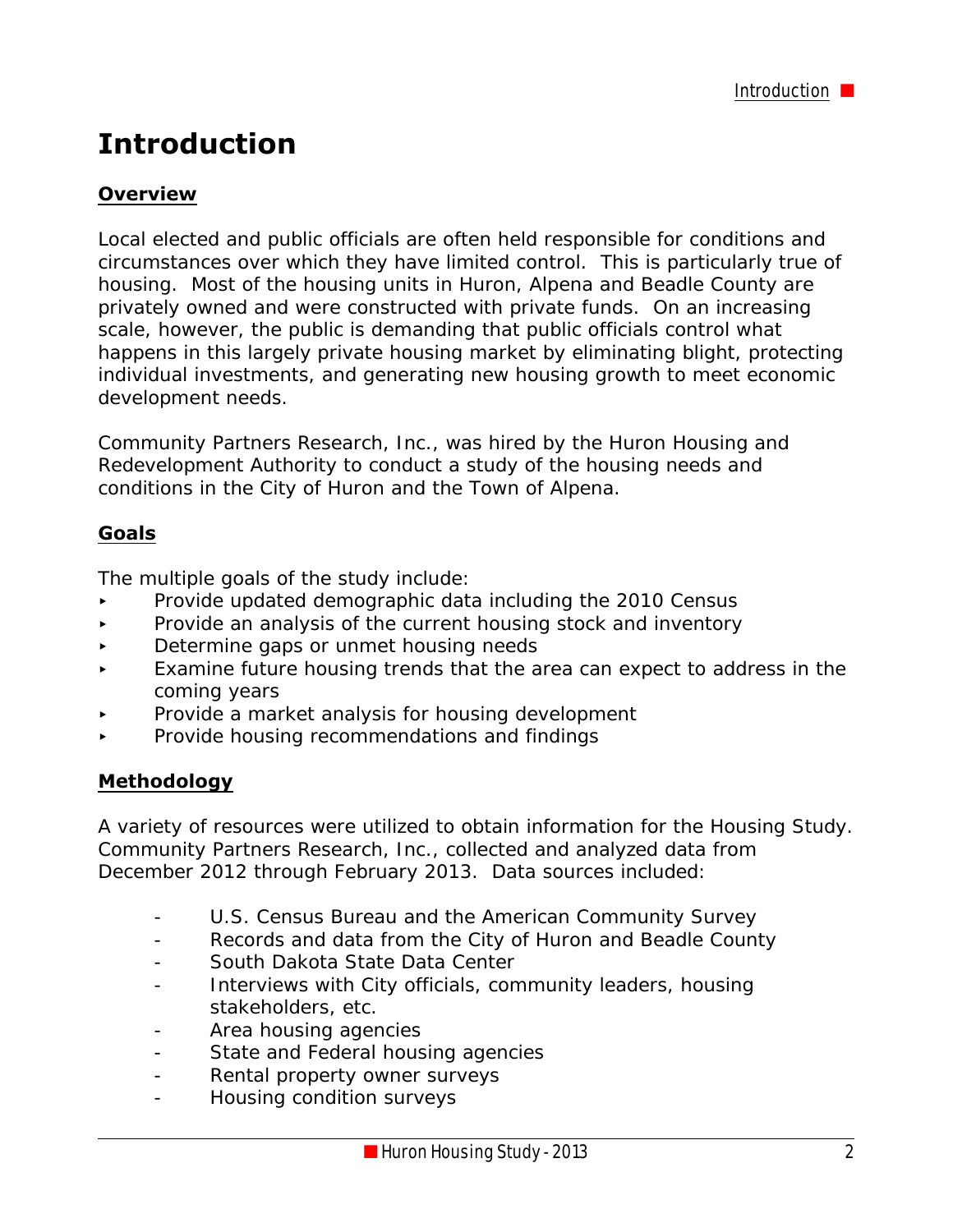# Introduction

## Overview

Local elected and public officials are often held responsible for conditions and circumstances over which they have limited control. This is particularly true of housing. Most of the housing units in Huron, Alpena and Beadle County are privately owned and were constructed with private funds. On an increasing scale, however, the public is demanding that public officials control what happens in this largely private housing market by eliminating blight, protecting individual investments, and generating new housing growth to meet economic development needs.

Community Partners Research, Inc., was hired by the Huron Housing and Redevelopment Authority to conduct a study of the housing needs and conditions in the City of Huron and the Town of Alpena.

## Goals

The multiple goals of the study include:

- Provide updated demographic data including the 2010 Census
- Provide an analysis of the current housing stock and inventory
- Determine gaps or unmet housing needs
- Examine future housing trends that the area can expect to address in the coming years
- Provide a market analysis for housing development
- Provide housing recommendations and findings

## Methodology

A variety of resources were utilized to obtain information for the Housing Study. Community Partners Research, Inc., collected and analyzed data from December 2012 through February 2013. Data sources included:

- U.S. Census Bureau and the American Community Survey
- Records and data from the City of Huron and Beadle County
- South Dakota State Data Center
- Interviews with City officials, community leaders, housing stakeholders, etc.
- Area housing agencies
- State and Federal housing agencies
- Rental property owner surveys
- Housing condition surveys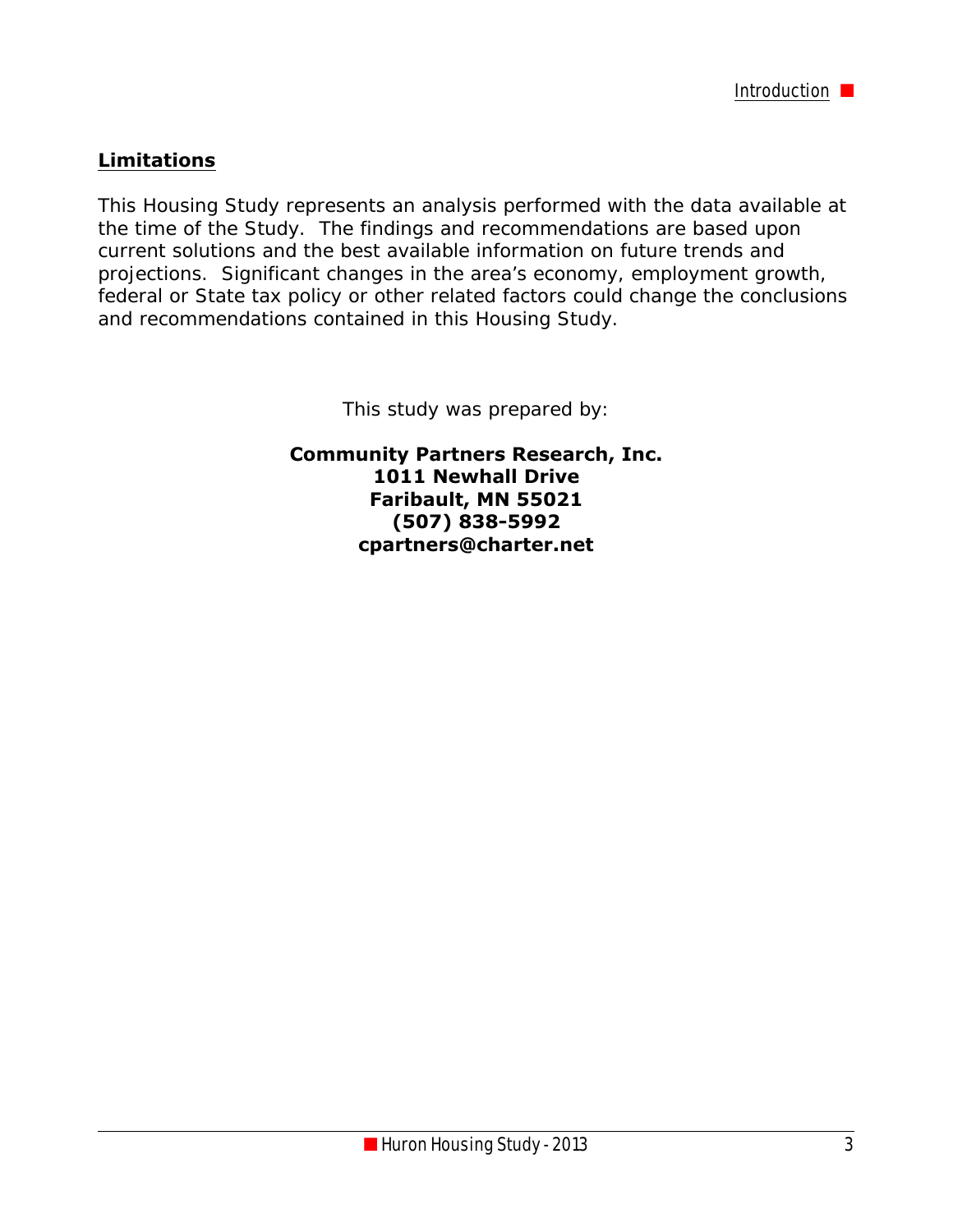## Limitations

This Housing Study represents an analysis performed with the data available at the time of the Study. The findings and recommendations are based upon current solutions and the best available information on future trends and projections. Significant changes in the area's economy, employment growth, federal or State tax policy or other related factors could change the conclusions and recommendations contained in this Housing Study.

This study was prepared by:

**Community Partners Research, Inc.**
**1011 Newhall Drive**
**Faribault, MN 55021**
**(507) 838-5992**
**cpartners@charter.net**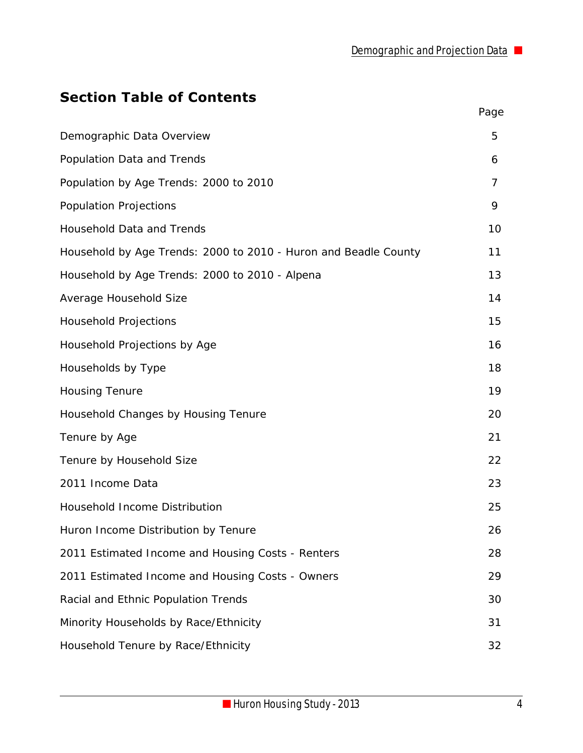## Section Table of Contents

| | Page |
|---|---|
| Demographic Data Overview | 5 |
| Population Data and Trends | 6 |
| Population by Age Trends: 2000 to 2010 | 7 |
| Population Projections | 9 |
| Household Data and Trends | 10 |
| Household by Age Trends: 2000 to 2010 - Huron and Beadle County | 11 |
| Household by Age Trends: 2000 to 2010 - Alpena | 13 |
| Average Household Size | 14 |
| Household Projections | 15 |
| Household Projections by Age | 16 |
| Households by Type | 18 |
| Housing Tenure | 19 |
| Household Changes by Housing Tenure | 20 |
| Tenure by Age | 21 |
| Tenure by Household Size | 22 |
| 2011 Income Data | 23 |
| Household Income Distribution | 25 |
| Huron Income Distribution by Tenure | 26 |
| 2011 Estimated Income and Housing Costs - Renters | 28 |
| 2011 Estimated Income and Housing Costs - Owners | 29 |
| Racial and Ethnic Population Trends | 30 |
| Minority Households by Race/Ethnicity | 31 |
| Household Tenure by Race/Ethnicity | 32 |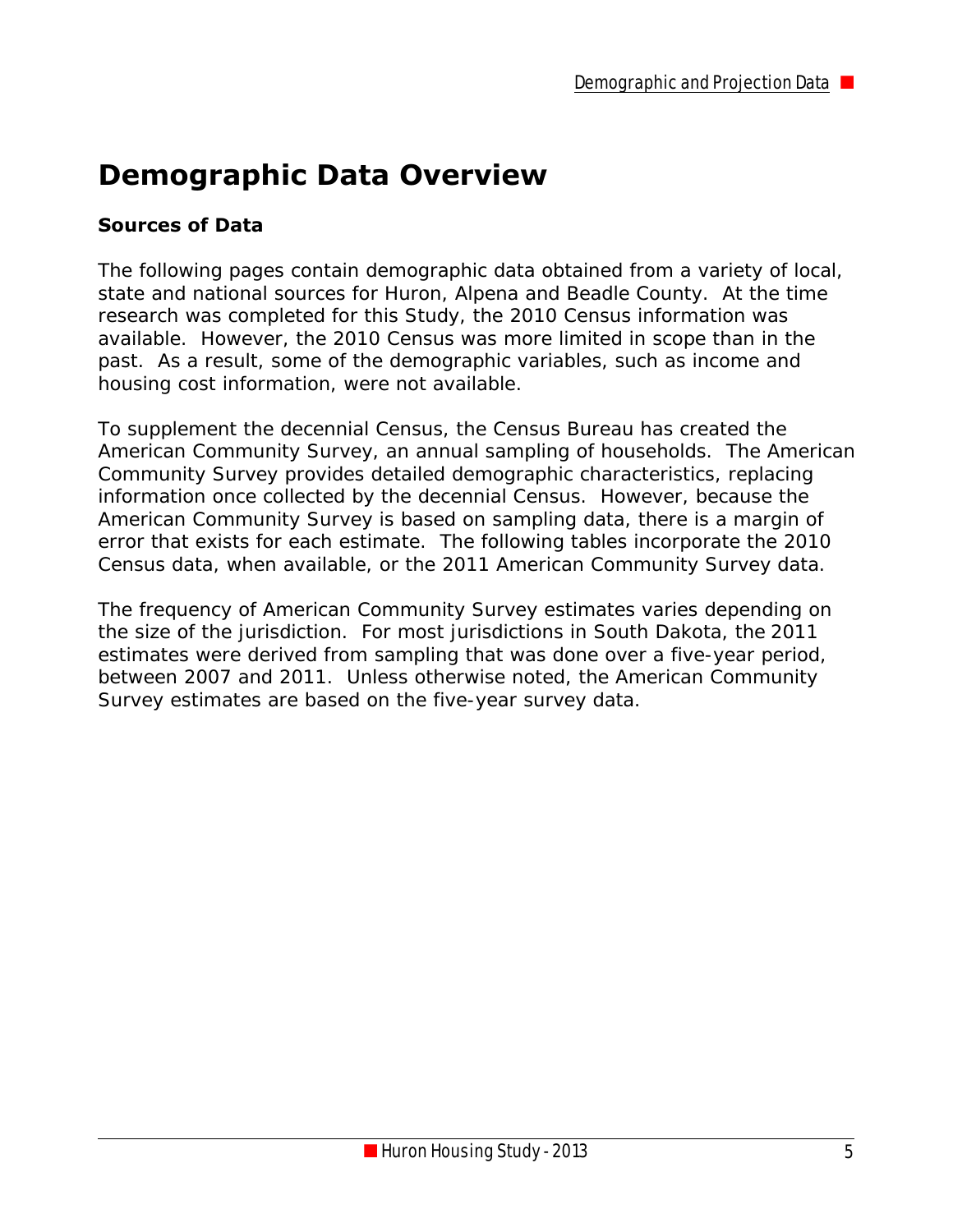# Demographic Data Overview

### Sources of Data

The following pages contain demographic data obtained from a variety of local, state and national sources for Huron, Alpena and Beadle County. At the time research was completed for this Study, the 2010 Census information was available. However, the 2010 Census was more limited in scope than in the past. As a result, some of the demographic variables, such as income and housing cost information, were not available.

To supplement the decennial Census, the Census Bureau has created the American Community Survey, an annual sampling of households. The American Community Survey provides detailed demographic characteristics, replacing information once collected by the decennial Census. However, because the American Community Survey is based on sampling data, there is a margin of error that exists for each estimate. The following tables incorporate the 2010 Census data, when available, or the 2011 American Community Survey data.

The frequency of American Community Survey estimates varies depending on the size of the jurisdiction. For most jurisdictions in South Dakota, the 2011 estimates were derived from sampling that was done over a five-year period, between 2007 and 2011. Unless otherwise noted, the American Community Survey estimates are based on the five-year survey data.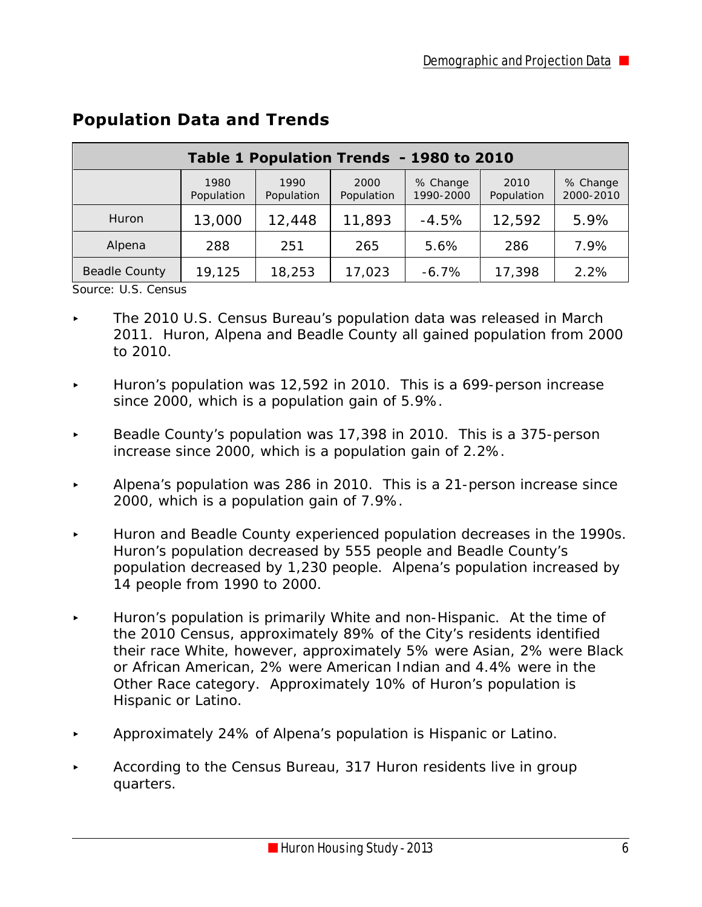## Population Data and Trends

| Table 1 Population Trends - 1980 to 2010 | | | | | | |
|---|---|---|---|---|---|---|
| | 1980 Population | 1990 Population | 2000 Population | % Change 1990-2000 | 2010 Population | % Change 2000-2010 |
| Huron | 13,000 | 12,448 | 11,893 | -4.5% | 12,592 | 5.9% |
| Alpena | 288 | 251 | 265 | 5.6% | 286 | 7.9% |
| Beadle County | 19,125 | 18,253 | 17,023 | -6.7% | 17,398 | 2.2% |

Source: U.S. Census

- The 2010 U.S. Census Bureau's population data was released in March 2011. Huron, Alpena and Beadle County all gained population from 2000 to 2010.

- Huron's population was 12,592 in 2010. This is a 699-person increase since 2000, which is a population gain of 5.9%.

- Beadle County's population was 17,398 in 2010. This is a 375-person increase since 2000, which is a population gain of 2.2%.

- Alpena's population was 286 in 2010. This is a 21-person increase since 2000, which is a population gain of 7.9%.

- Huron and Beadle County experienced population decreases in the 1990s. Huron's population decreased by 555 people and Beadle County's population decreased by 1,230 people. Alpena's population increased by 14 people from 1990 to 2000.

- Huron's population is primarily White and non-Hispanic. At the time of the 2010 Census, approximately 89% of the City's residents identified their race White, however, approximately 5% were Asian, 2% were Black or African American, 2% were American Indian and 4.4% were in the Other Race category. Approximately 10% of Huron's population is Hispanic or Latino.

- Approximately 24% of Alpena's population is Hispanic or Latino.

- According to the Census Bureau, 317 Huron residents live in group quarters.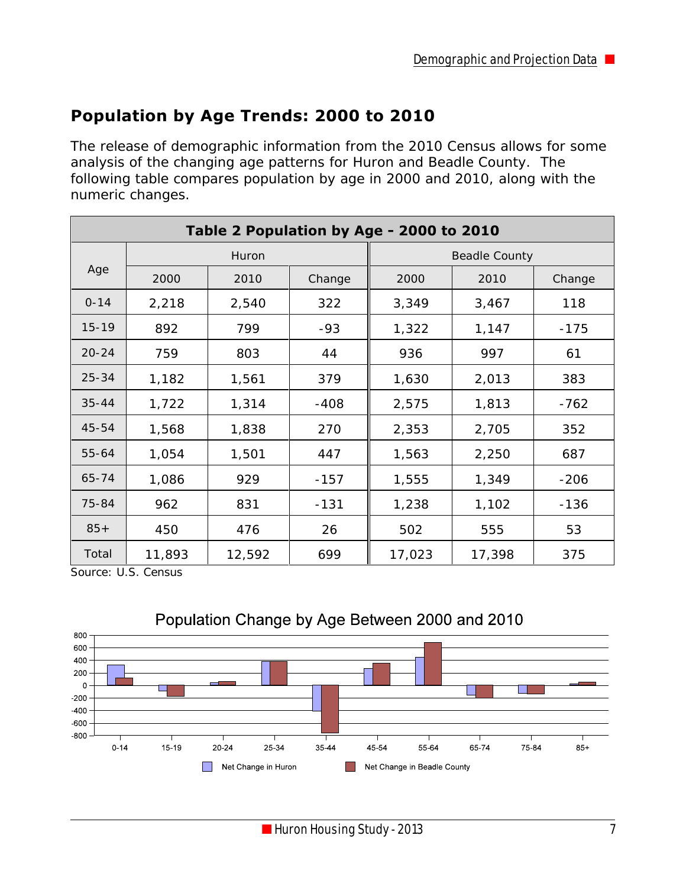## Population by Age Trends: 2000 to 2010

The release of demographic information from the 2010 Census allows for some analysis of the changing age patterns for Huron and Beadle County. The following table compares population by age in 2000 and 2010, along with the numeric changes.

**Table 2 Population by Age - 2000 to 2010**

| Age | Huron | | | Beadle County | | |
|---|---|---|---|---|---|---|
| | 2000 | 2010 | Change | 2000 | 2010 | Change |
| 0-14 | 2,218 | 2,540 | 322 | 3,349 | 3,467 | 118 |
| 15-19 | 892 | 799 | -93 | 1,322 | 1,147 | -175 |
| 20-24 | 759 | 803 | 44 | 936 | 997 | 61 |
| 25-34 | 1,182 | 1,561 | 379 | 1,630 | 2,013 | 383 |
| 35-44 | 1,722 | 1,314 | -408 | 2,575 | 1,813 | -762 |
| 45-54 | 1,568 | 1,838 | 270 | 2,353 | 2,705 | 352 |
| 55-64 | 1,054 | 1,501 | 447 | 1,563 | 2,250 | 687 |
| 65-74 | 1,086 | 929 | -157 | 1,555 | 1,349 | -206 |
| 75-84 | 962 | 831 | -131 | 1,238 | 1,102 | -136 |
| 85+ | 450 | 476 | 26 | 502 | 555 | 53 |
| Total | 11,893 | 12,592 | 699 | 17,023 | 17,398 | 375 |

Source: U.S. Census

Population Change by Age Between 2000 and 2010

800
600
400
200
0
-200
-400
-600
-800

0-14 15-19 20-24 25-34 35-44 45-54 55-64 65-74 75-84 85+

Net Change in Huron
Net Change in Beadle County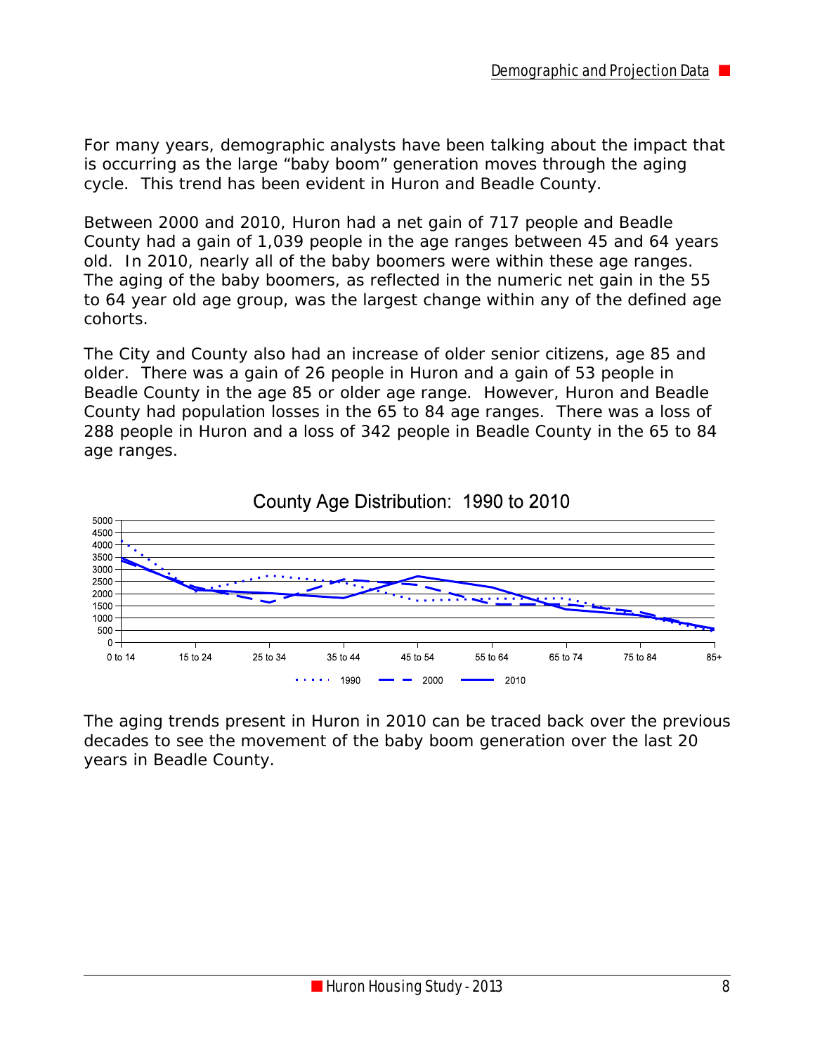For many years, demographic analysts have been talking about the impact that is occurring as the large "baby boom" generation moves through the aging cycle. This trend has been evident in Huron and Beadle County.

Between 2000 and 2010, Huron had a net gain of 717 people and Beadle County had a gain of 1,039 people in the age ranges between 45 and 64 years old. In 2010, nearly all of the baby boomers were within these age ranges. The aging of the baby boomers, as reflected in the numeric net gain in the 55 to 64 year old age group, was the largest change within any of the defined age cohorts.

The City and County also had an increase of older senior citizens, age 85 and older. There was a gain of 26 people in Huron and a gain of 53 people in Beadle County in the age 85 or older age range. However, Huron and Beadle County had population losses in the 65 to 84 age ranges. There was a loss of 288 people in Huron and a loss of 342 people in Beadle County in the 65 to 84 age ranges.

County Age Distribution: 1990 to 2010

5000
4500
4000
3500
3000
2500
2000
1500
1000
500
0

0 to 14
15 to 24
25 to 34
35 to 44
45 to 54
55 to 64
65 to 74
75 to 84
85+

1990
2000
2010

The aging trends present in Huron in 2010 can be traced back over the previous decades to see the movement of the baby boom generation over the last 20 years in Beadle County.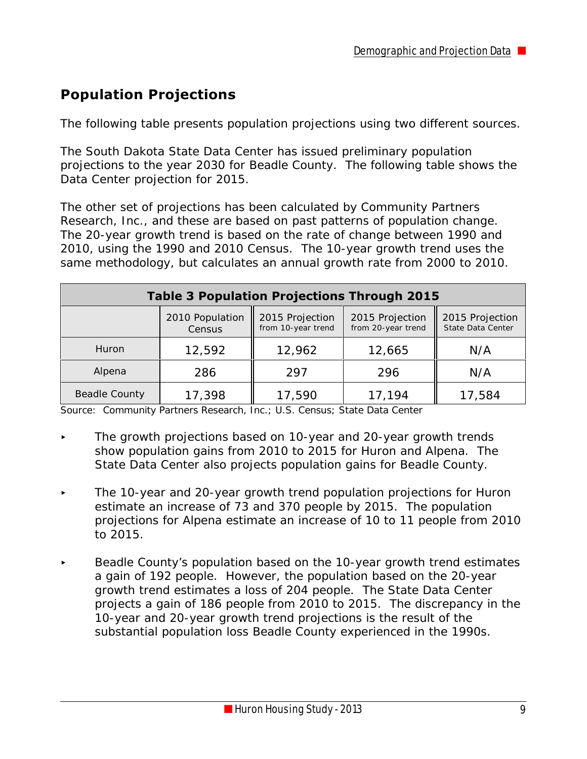## Population Projections

The following table presents population projections using two different sources.

The South Dakota State Data Center has issued preliminary population projections to the year 2030 for Beadle County. The following table shows the Data Center projection for 2015.

The other set of projections has been calculated by Community Partners Research, Inc., and these are based on past patterns of population change. The 20-year growth trend is based on the rate of change between 1990 and 2010, using the 1990 and 2010 Census. The 10-year growth trend uses the same methodology, but calculates an annual growth rate from 2000 to 2010.

**Table 3 Population Projections Through 2015**

| | 2010 Population Census | 2015 Projection from 10-year trend | 2015 Projection from 20-year trend | 2015 Projection State Data Center |
|---|---|---|---|---|
| Huron | 12,592 | 12,962 | 12,665 | N/A |
| Alpena | 286 | 297 | 296 | N/A |
| Beadle County | 17,398 | 17,590 | 17,194 | 17,584 |

Source: Community Partners Research, Inc.; U.S. Census; State Data Center

- The growth projections based on 10-year and 20-year growth trends show population gains from 2010 to 2015 for Huron and Alpena. The State Data Center also projects population gains for Beadle County.
- The 10-year and 20-year growth trend population projections for Huron estimate an increase of 73 and 370 people by 2015. The population projections for Alpena estimate an increase of 10 to 11 people from 2010 to 2015.
- Beadle County's population based on the 10-year growth trend estimates a gain of 192 people. However, the population based on the 20-year growth trend estimates a loss of 204 people. The State Data Center projects a gain of 186 people from 2010 to 2015. The discrepancy in the 10-year and 20-year growth trend projections is the result of the substantial population loss Beadle County experienced in the 1990s.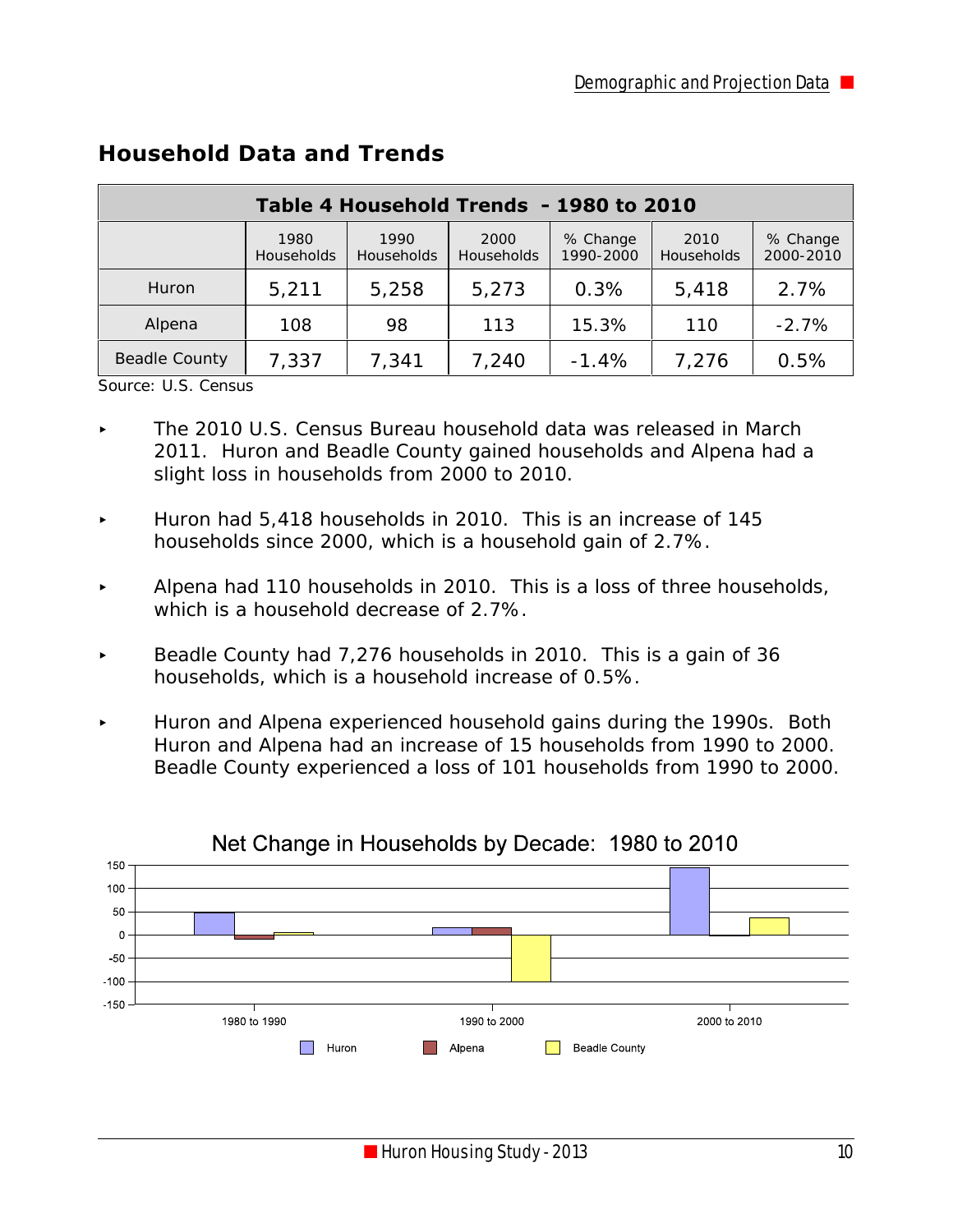## Household Data and Trends

| Table 4 Household Trends - 1980 to 2010 | | | | | | |
|---|---|---|---|---|---|---|
| | 1980 Households | 1990 Households | 2000 Households | % Change 1990-2000 | 2010 Households | % Change 2000-2010 |
| Huron | 5,211 | 5,258 | 5,273 | 0.3% | 5,418 | 2.7% |
| Alpena | 108 | 98 | 113 | 15.3% | 110 | -2.7% |
| Beadle County | 7,337 | 7,341 | 7,240 | -1.4% | 7,276 | 0.5% |

Source: U.S. Census

- The 2010 U.S. Census Bureau household data was released in March 2011. Huron and Beadle County gained households and Alpena had a slight loss in households from 2000 to 2010.
- Huron had 5,418 households in 2010. This is an increase of 145 households since 2000, which is a household gain of 2.7%.
- Alpena had 110 households in 2010. This is a loss of three households, which is a household decrease of 2.7%.
- Beadle County had 7,276 households in 2010. This is a gain of 36 households, which is a household increase of 0.5%.
- Huron and Alpena experienced household gains during the 1990s. Both Huron and Alpena had an increase of 15 households from 1990 to 2000. Beadle County experienced a loss of 101 households from 1990 to 2000.

Net Change in Households by Decade: 1980 to 2010

150
100
50
0
-50
-100
-150

1980 to 1990
1990 to 2000
2000 to 2010

Huron
Alpena
Beadle County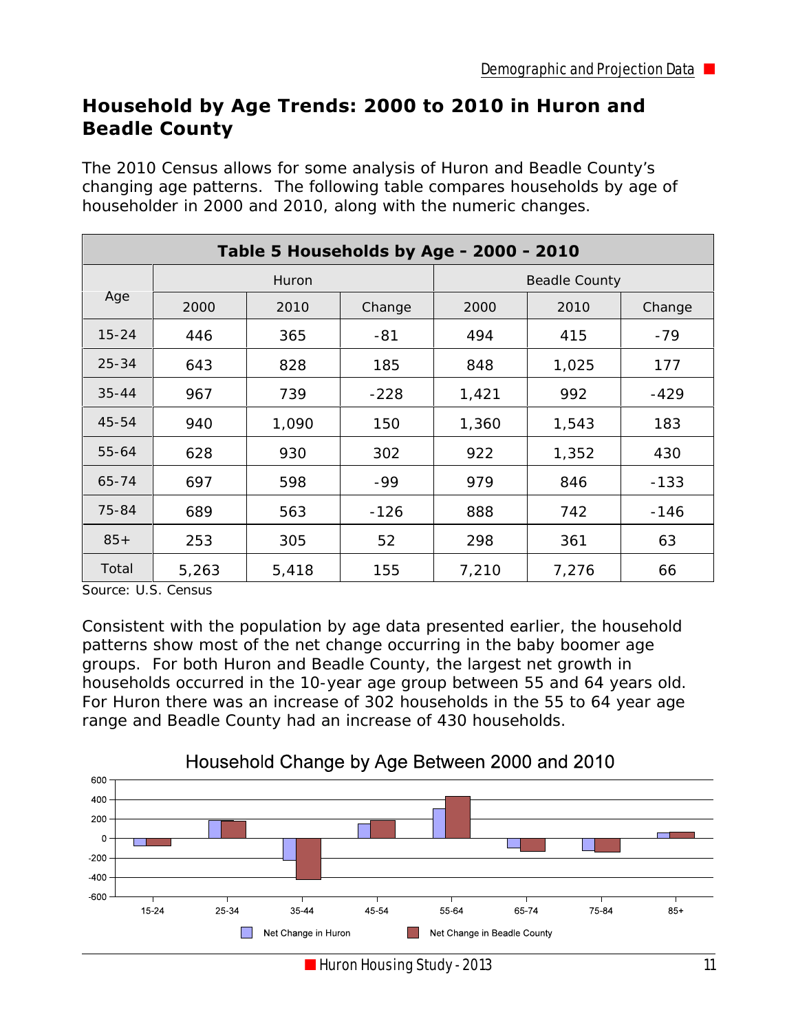## Household by Age Trends: 2000 to 2010 in Huron and Beadle County

The 2010 Census allows for some analysis of Huron and Beadle County's changing age patterns. The following table compares households by age of householder in 2000 and 2010, along with the numeric changes.

| Table 5 Households by Age - 2000 - 2010 | | | | | | |
|---|---|---|---|---|---|---|
| Age | Huron | | | Beadle County | | |
| | 2000 | 2010 | Change | 2000 | 2010 | Change |
| 15-24 | 446 | 365 | -81 | 494 | 415 | -79 |
| 25-34 | 643 | 828 | 185 | 848 | 1,025 | 177 |
| 35-44 | 967 | 739 | -228 | 1,421 | 992 | -429 |
| 45-54 | 940 | 1,090 | 150 | 1,360 | 1,543 | 183 |
| 55-64 | 628 | 930 | 302 | 922 | 1,352 | 430 |
| 65-74 | 697 | 598 | -99 | 979 | 846 | -133 |
| 75-84 | 689 | 563 | -126 | 888 | 742 | -146 |
| 85+ | 253 | 305 | 52 | 298 | 361 | 63 |
| Total | 5,263 | 5,418 | 155 | 7,210 | 7,276 | 66 |

Source: U.S. Census

Consistent with the population by age data presented earlier, the household patterns show most of the net change occurring in the baby boomer age groups. For both Huron and Beadle County, the largest net growth in households occurred in the 10-year age group between 55 and 64 years old. For Huron there was an increase of 302 households in the 55 to 64 year age range and Beadle County had an increase of 430 households.

Household Change by Age Between 2000 and 2010

600
400
200
0
-200
-400
-600

15-24 25-34 35-44 45-54 55-64 65-74 75-84 85+

Net Change in Huron
Net Change in Beadle County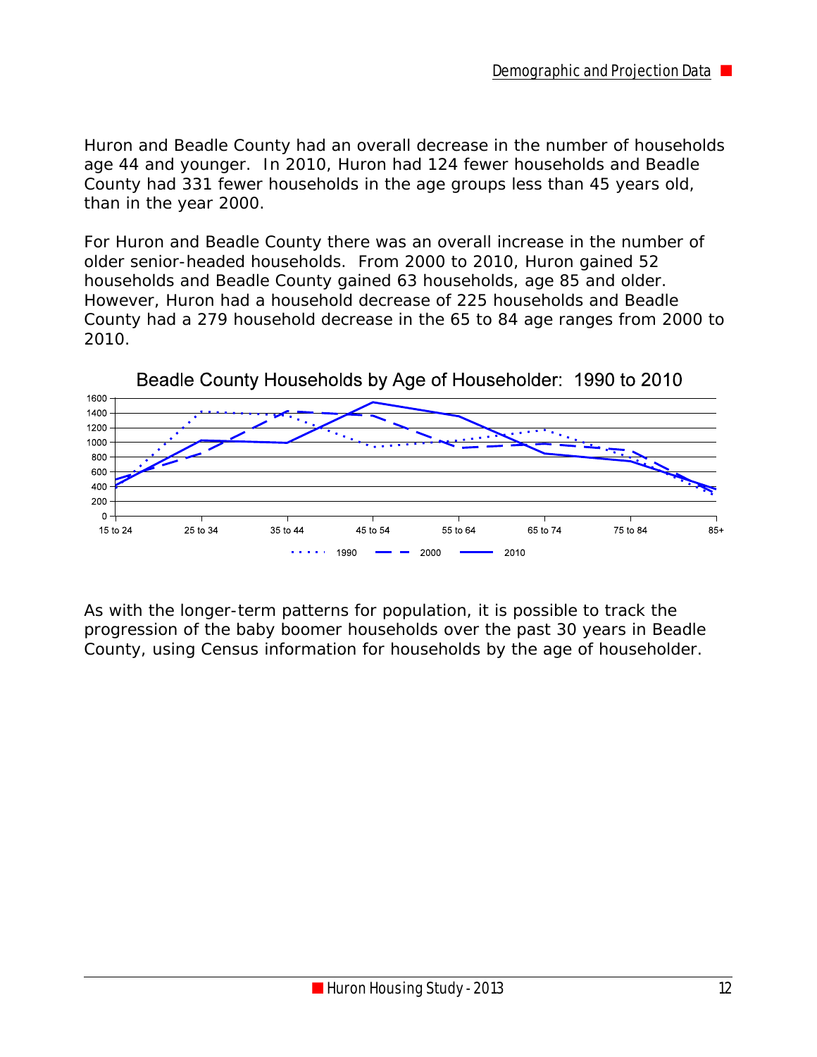Huron and Beadle County had an overall decrease in the number of households age 44 and younger. In 2010, Huron had 124 fewer households and Beadle County had 331 fewer households in the age groups less than 45 years old, than in the year 2000.

For Huron and Beadle County there was an overall increase in the number of older senior-headed households. From 2000 to 2010, Huron gained 52 households and Beadle County gained 63 households, age 85 and older. However, Huron had a household decrease of 225 households and Beadle County had a 279 household decrease in the 65 to 84 age ranges from 2000 to 2010.

Beadle County Households by Age of Householder: 1990 to 2010

1600
1400
1200
1000
800
600
400
200
0

15 to 24
25 to 34
35 to 44
45 to 54
55 to 64
65 to 74
75 to 84
85+

1990
2000
2010

As with the longer-term patterns for population, it is possible to track the progression of the baby boomer households over the past 30 years in Beadle County, using Census information for households by the age of householder.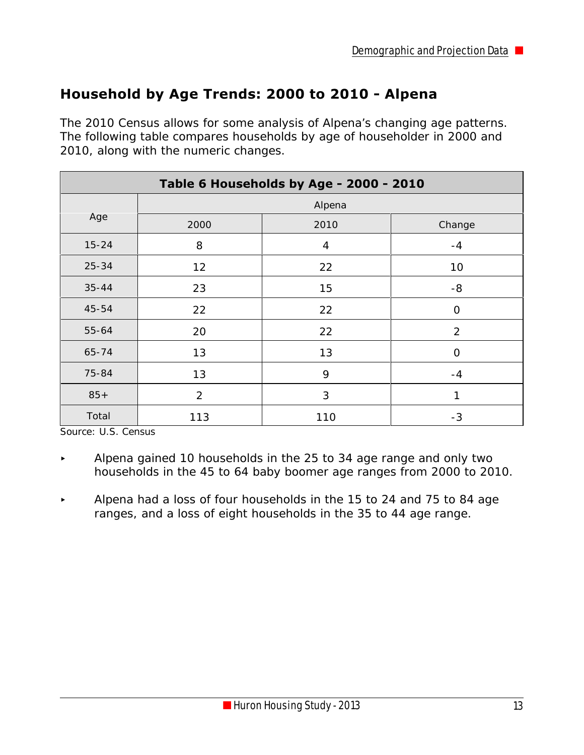## Household by Age Trends: 2000 to 2010 - Alpena

The 2010 Census allows for some analysis of Alpena's changing age patterns. The following table compares households by age of householder in 2000 and 2010, along with the numeric changes.

| Table 6 Households by Age - 2000 - 2010 | | | |
|---|---|---|---|
| Age | Alpena | | |
| | 2000 | 2010 | Change |
| 15-24 | 8 | 4 | -4 |
| 25-34 | 12 | 22 | 10 |
| 35-44 | 23 | 15 | -8 |
| 45-54 | 22 | 22 | 0 |
| 55-64 | 20 | 22 | 2 |
| 65-74 | 13 | 13 | 0 |
| 75-84 | 13 | 9 | -4 |
| 85+ | 2 | 3 | 1 |
| Total | 113 | 110 | -3 |

Source: U.S. Census

- Alpena gained 10 households in the 25 to 34 age range and only two households in the 45 to 64 baby boomer age ranges from 2000 to 2010.
- Alpena had a loss of four households in the 15 to 24 and 75 to 84 age ranges, and a loss of eight households in the 35 to 44 age range.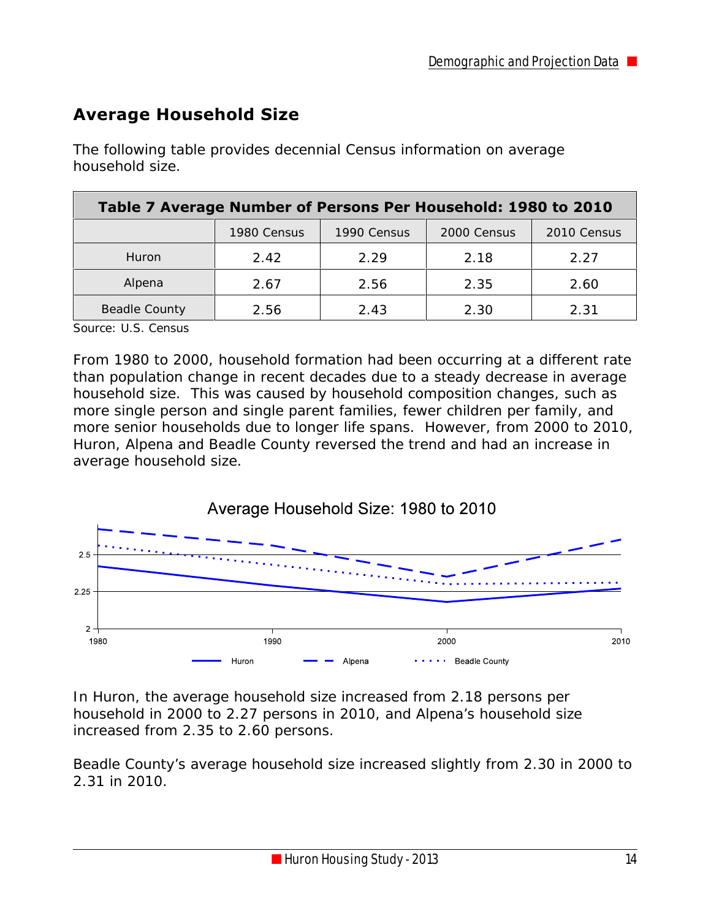## Average Household Size

The following table provides decennial Census information on average household size.

| Table 7 Average Number of Persons Per Household: 1980 to 2010 | | | | |
|---|---|---|---|---|
| | 1980 Census | 1990 Census | 2000 Census | 2010 Census |
| Huron | 2.42 | 2.29 | 2.18 | 2.27 |
| Alpena | 2.67 | 2.56 | 2.35 | 2.60 |
| Beadle County | 2.56 | 2.43 | 2.30 | 2.31 |

Source: U.S. Census

From 1980 to 2000, household formation had been occurring at a different rate than population change in recent decades due to a steady decrease in average household size. This was caused by household composition changes, such as more single person and single parent families, fewer children per family, and more senior households due to longer life spans. However, from 2000 to 2010, Huron, Alpena and Beadle County reversed the trend and had an increase in average household size.

Average Household Size: 1980 to 2010

2.5
2.25
2
1980
1990
2000
2010
Huron
Alpena
Beadle County

In Huron, the average household size increased from 2.18 persons per household in 2000 to 2.27 persons in 2010, and Alpena's household size increased from 2.35 to 2.60 persons.

Beadle County's average household size increased slightly from 2.30 in 2000 to 2.31 in 2010.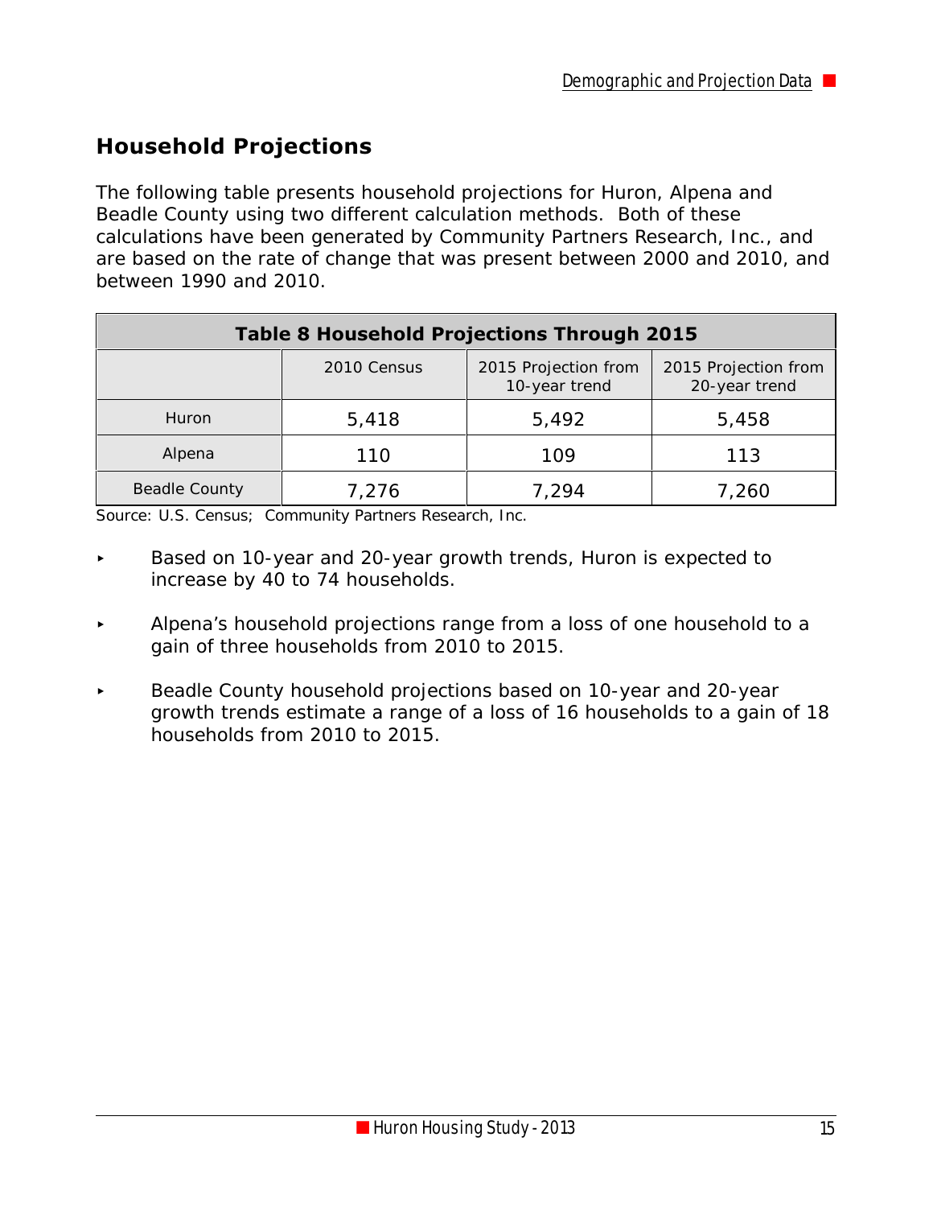## Household Projections

The following table presents household projections for Huron, Alpena and Beadle County using two different calculation methods. Both of these calculations have been generated by Community Partners Research, Inc., and are based on the rate of change that was present between 2000 and 2010, and between 1990 and 2010.

**Table 8 Household Projections Through 2015**

| | 2010 Census | 2015 Projection from 10-year trend | 2015 Projection from 20-year trend |
|---|---|---|---|
| Huron | 5,418 | 5,492 | 5,458 |
| Alpena | 110 | 109 | 113 |
| Beadle County | 7,276 | 7,294 | 7,260 |

Source: U.S. Census; Community Partners Research, Inc.

- Based on 10-year and 20-year growth trends, Huron is expected to increase by 40 to 74 households.
- Alpena's household projections range from a loss of one household to a gain of three households from 2010 to 2015.
- Beadle County household projections based on 10-year and 20-year growth trends estimate a range of a loss of 16 households to a gain of 18 households from 2010 to 2015.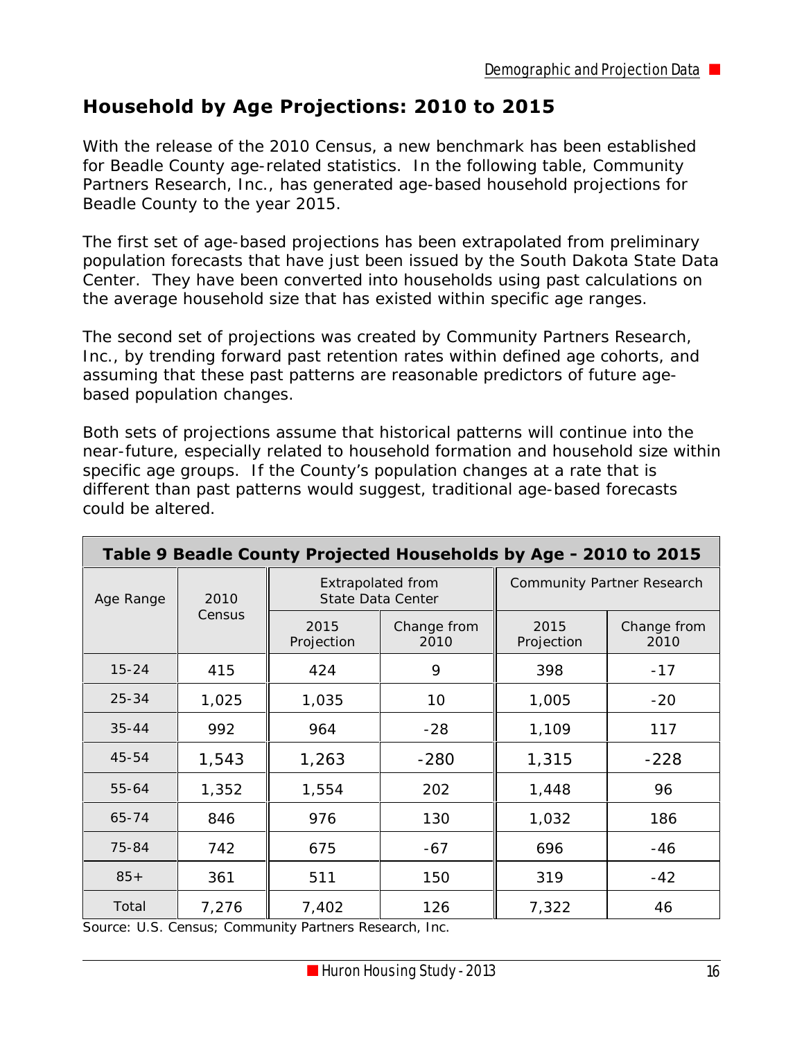## Household by Age Projections: 2010 to 2015

With the release of the 2010 Census, a new benchmark has been established for Beadle County age-related statistics. In the following table, Community Partners Research, Inc., has generated age-based household projections for Beadle County to the year 2015.

The first set of age-based projections has been extrapolated from preliminary population forecasts that have just been issued by the South Dakota State Data Center. They have been converted into households using past calculations on the average household size that has existed within specific age ranges.

The second set of projections was created by Community Partners Research, Inc., by trending forward past retention rates within defined age cohorts, and assuming that these past patterns are reasonable predictors of future age-based population changes.

Both sets of projections assume that historical patterns will continue into the near-future, especially related to household formation and household size within specific age groups. If the County's population changes at a rate that is different than past patterns would suggest, traditional age-based forecasts could be altered.

**Table 9 Beadle County Projected Households by Age - 2010 to 2015**

| Age Range | 2010 Census | Extrapolated from State Data Center | | Community Partner Research | |
|---|---|---|---|---|---|
| | | 2015 Projection | Change from 2010 | 2015 Projection | Change from 2010 |
| 15-24 | 415 | 424 | 9 | 398 | -17 |
| 25-34 | 1,025 | 1,035 | 10 | 1,005 | -20 |
| 35-44 | 992 | 964 | -28 | 1,109 | 117 |
| 45-54 | 1,543 | 1,263 | -280 | 1,315 | -228 |
| 55-64 | 1,352 | 1,554 | 202 | 1,448 | 96 |
| 65-74 | 846 | 976 | 130 | 1,032 | 186 |
| 75-84 | 742 | 675 | -67 | 696 | -46 |
| 85+ | 361 | 511 | 150 | 319 | -42 |
| Total | 7,276 | 7,402 | 126 | 7,322 | 46 |

Source: U.S. Census; Community Partners Research, Inc.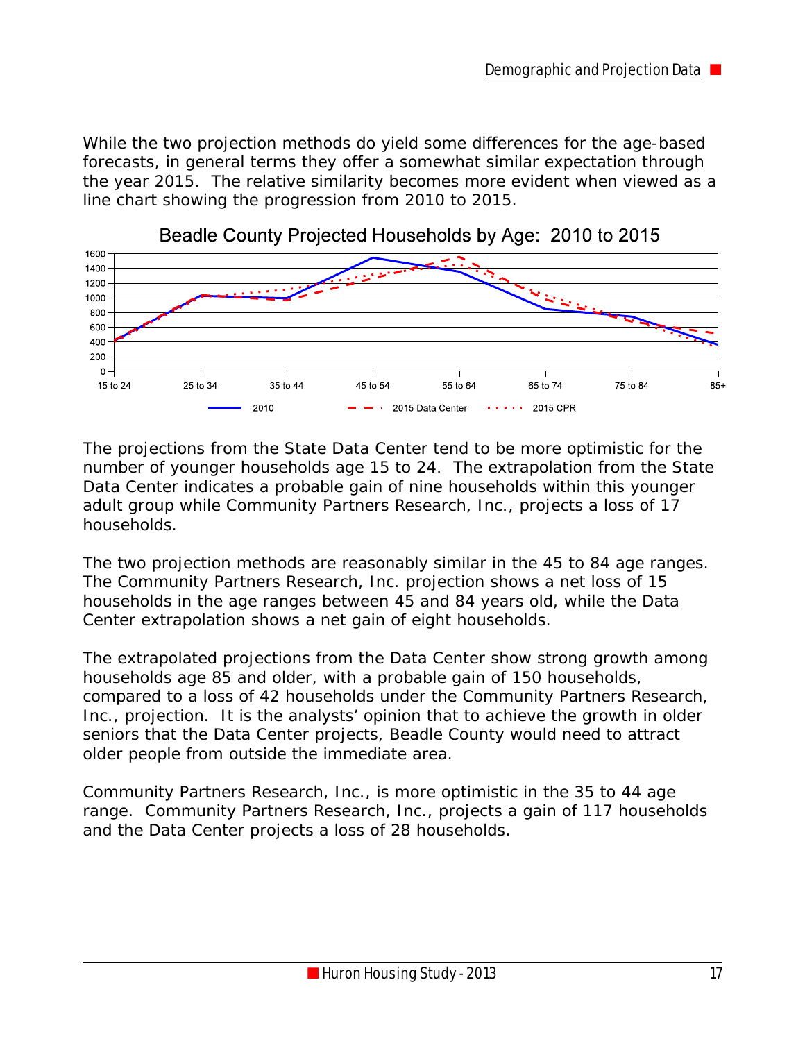While the two projection methods do yield some differences for the age-based forecasts, in general terms they offer a somewhat similar expectation through the year 2015. The relative similarity becomes more evident when viewed as a line chart showing the progression from 2010 to 2015.

Beadle County Projected Households by Age: 2010 to 2015

1600
1400
1200
1000
800
600
400
200
0

15 to 24
25 to 34
35 to 44
45 to 54
55 to 64
65 to 74
75 to 84
85+

2010
2015 Data Center
2015 CPR

The projections from the State Data Center tend to be more optimistic for the number of younger households age 15 to 24. The extrapolation from the State Data Center indicates a probable gain of nine households within this younger adult group while Community Partners Research, Inc., projects a loss of 17 households.

The two projection methods are reasonably similar in the 45 to 84 age ranges. The Community Partners Research, Inc. projection shows a net loss of 15 households in the age ranges between 45 and 84 years old, while the Data Center extrapolation shows a net gain of eight households.

The extrapolated projections from the Data Center show strong growth among households age 85 and older, with a probable gain of 150 households, compared to a loss of 42 households under the Community Partners Research, Inc., projection. It is the analysts' opinion that to achieve the growth in older seniors that the Data Center projects, Beadle County would need to attract older people from outside the immediate area.

Community Partners Research, Inc., is more optimistic in the 35 to 44 age range. Community Partners Research, Inc., projects a gain of 117 households and the Data Center projects a loss of 28 households.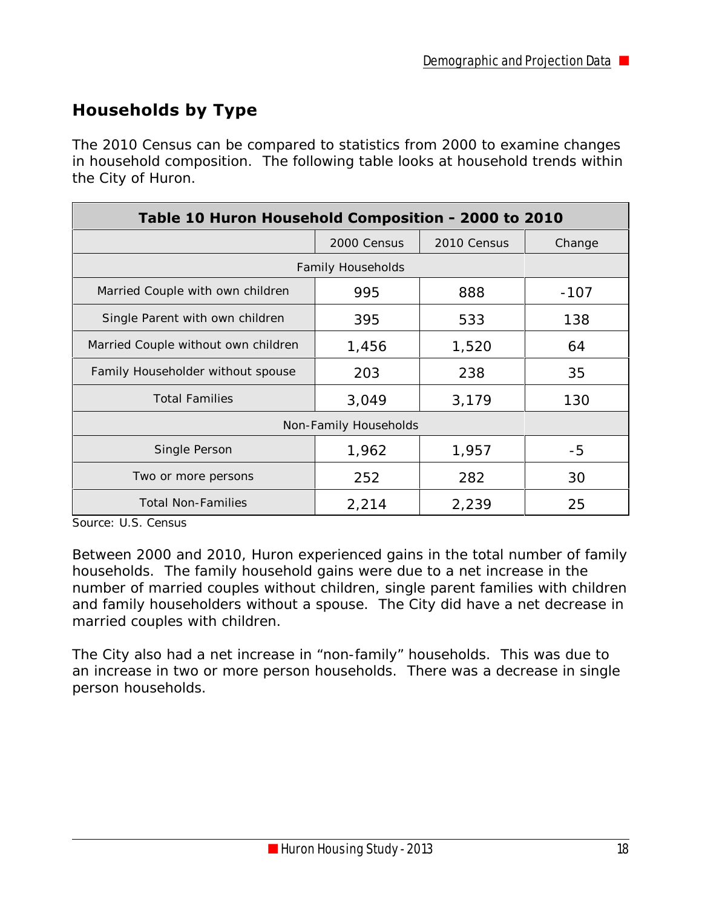## Households by Type

The 2010 Census can be compared to statistics from 2000 to examine changes in household composition. The following table looks at household trends within the City of Huron.

| Table 10 Huron Household Composition - 2000 to 2010 | | | |
|---|---|---|---|
| | 2000 Census | 2010 Census | Change |
| Family Households | | | |
| Married Couple with own children | 995 | 888 | -107 |
| Single Parent with own children | 395 | 533 | 138 |
| Married Couple without own children | 1,456 | 1,520 | 64 |
| Family Householder without spouse | 203 | 238 | 35 |
| Total Families | 3,049 | 3,179 | 130 |
| Non-Family Households | | | |
| Single Person | 1,962 | 1,957 | -5 |
| Two or more persons | 252 | 282 | 30 |
| Total Non-Families | 2,214 | 2,239 | 25 |

Source: U.S. Census

Between 2000 and 2010, Huron experienced gains in the total number of family households. The family household gains were due to a net increase in the number of married couples without children, single parent families with children and family householders without a spouse. The City did have a net decrease in married couples with children.

The City also had a net increase in “non-family” households. This was due to an increase in two or more person households. There was a decrease in single person households.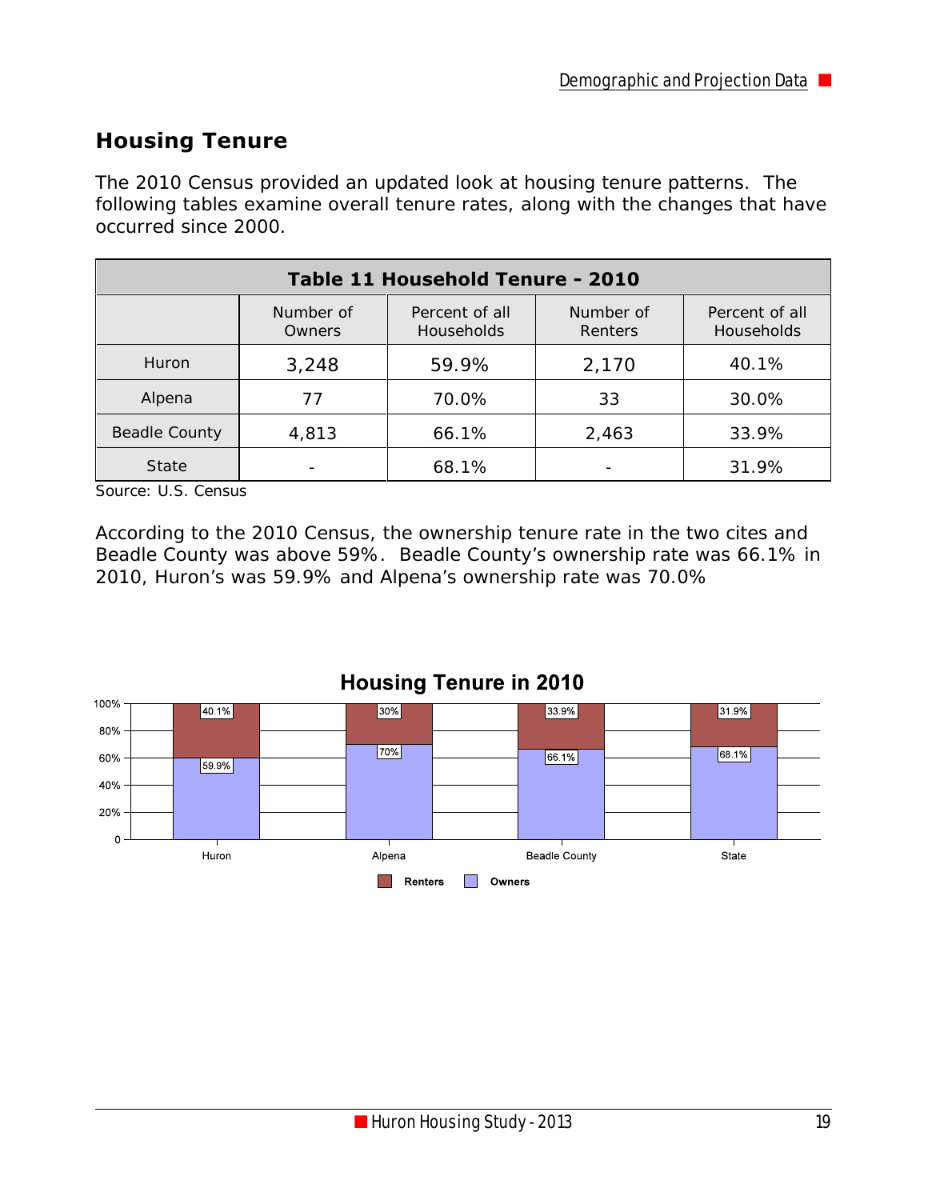## Housing Tenure

The 2010 Census provided an updated look at housing tenure patterns. The following tables examine overall tenure rates, along with the changes that have occurred since 2000.

| Table 11 Household Tenure - 2010 | | | | |
|---|---|---|---|---|
| | Number of Owners | Percent of all Households | Number of Renters | Percent of all Households |
| Huron | 3,248 | 59.9% | 2,170 | 40.1% |
| Alpena | 77 | 70.0% | 33 | 30.0% |
| Beadle County | 4,813 | 66.1% | 2,463 | 33.9% |
| State | - | 68.1% | - | 31.9% |

Source: U.S. Census

According to the 2010 Census, the ownership tenure rate in the two cites and Beadle County was above 59%. Beadle County's ownership rate was 66.1% in 2010, Huron's was 59.9% and Alpena's ownership rate was 70.0%

**Housing Tenure in 2010**

100%
80%
60%
40%
20%
0

Huron: 40.1%, 59.9%
Alpena: 30%, 70%
Beadle County: 33.9%, 66.1%
State: 31.9%, 68.1%

Renters
Owners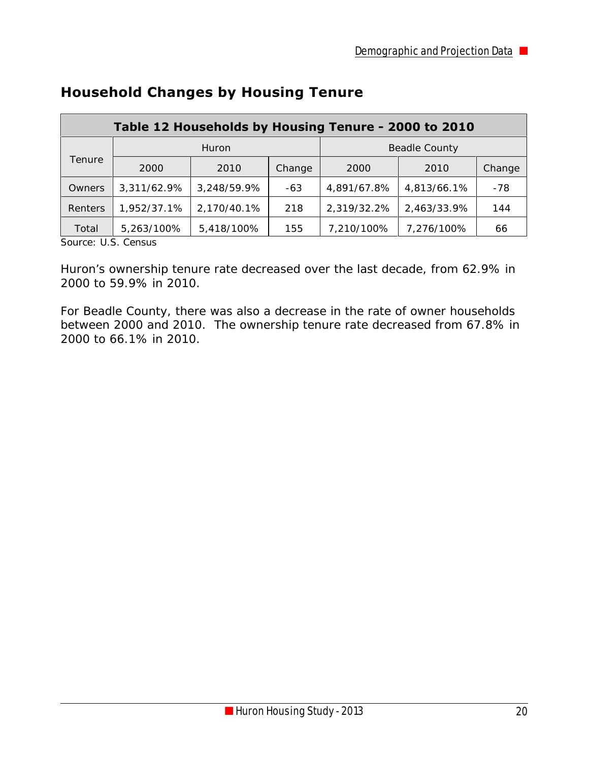## Household Changes by Housing Tenure

| Table 12 Households by Housing Tenure - 2000 to 2010 | | | | | | |
|---|---|---|---|---|---|---|
| Tenure | Huron | | | Beadle County | | |
| | 2000 | 2010 | Change | 2000 | 2010 | Change |
| Owners | 3,311/62.9% | 3,248/59.9% | -63 | 4,891/67.8% | 4,813/66.1% | -78 |
| Renters | 1,952/37.1% | 2,170/40.1% | 218 | 2,319/32.2% | 2,463/33.9% | 144 |
| Total | 5,263/100% | 5,418/100% | 155 | 7,210/100% | 7,276/100% | 66 |

Source: U.S. Census

Huron's ownership tenure rate decreased over the last decade, from 62.9% in 2000 to 59.9% in 2010.

For Beadle County, there was also a decrease in the rate of owner households between 2000 and 2010. The ownership tenure rate decreased from 67.8% in 2000 to 66.1% in 2010.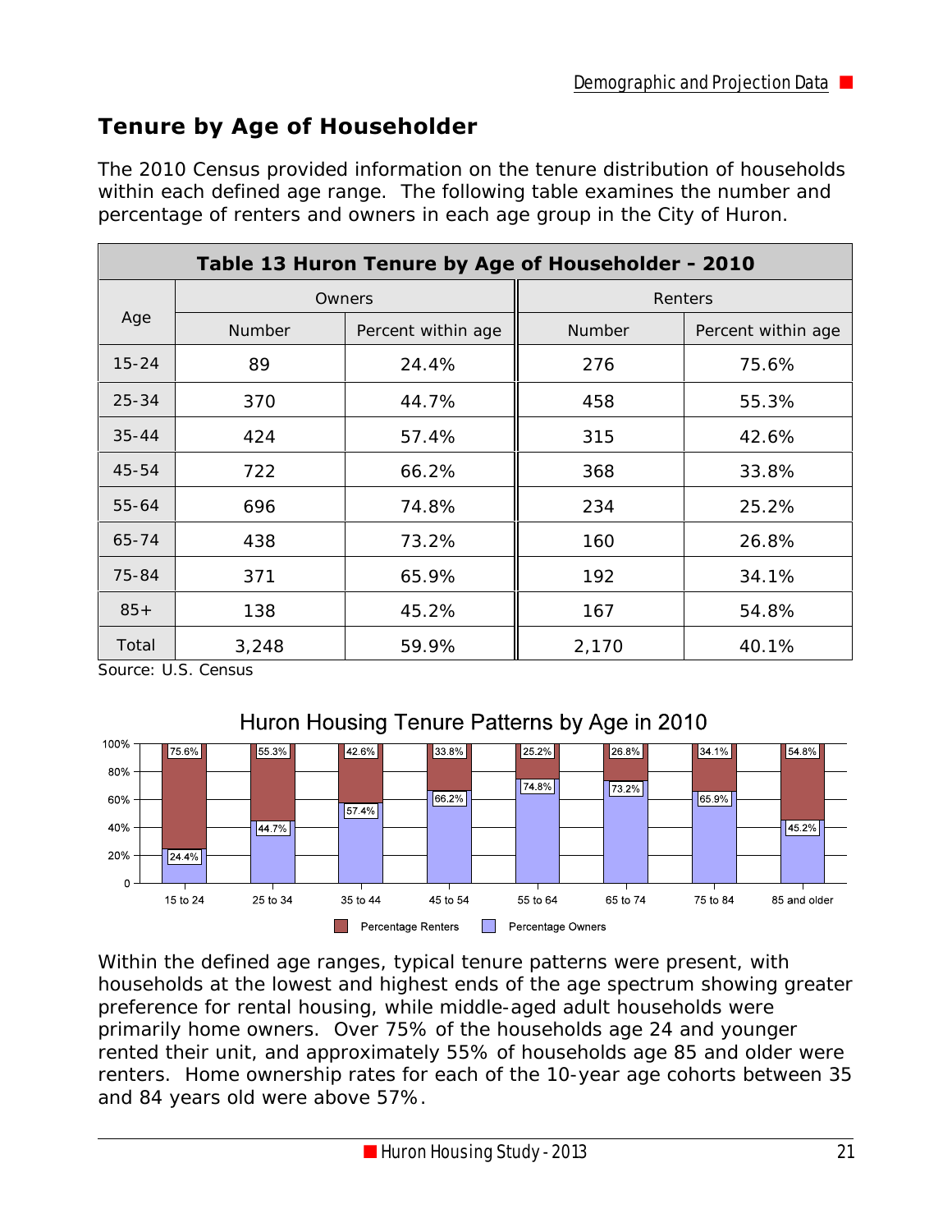## Tenure by Age of Householder

The 2010 Census provided information on the tenure distribution of households within each defined age range. The following table examines the number and percentage of renters and owners in each age group in the City of Huron.

| Table 13 Huron Tenure by Age of Householder - 2010 | | | | |
|---|---|---|---|---|
| Age | Owners | | Renters | |
| | Number | Percent within age | Number | Percent within age |
| 15-24 | 89 | 24.4% | 276 | 75.6% |
| 25-34 | 370 | 44.7% | 458 | 55.3% |
| 35-44 | 424 | 57.4% | 315 | 42.6% |
| 45-54 | 722 | 66.2% | 368 | 33.8% |
| 55-64 | 696 | 74.8% | 234 | 25.2% |
| 65-74 | 438 | 73.2% | 160 | 26.8% |
| 75-84 | 371 | 65.9% | 192 | 34.1% |
| 85+ | 138 | 45.2% | 167 | 54.8% |
| Total | 3,248 | 59.9% | 2,170 | 40.1% |

Source: U.S. Census

Huron Housing Tenure Patterns by Age in 2010

100%
80%
60%
40%
20%
0

15 to 24: 75.6%, 24.4%
25 to 34: 55.3%, 44.7%
35 to 44: 42.6%, 57.4%
45 to 54: 33.8%, 66.2%
55 to 64: 25.2%, 74.8%
65 to 74: 26.8%, 73.2%
75 to 84: 34.1%, 65.9%
85 and older: 54.8%, 45.2%

Percentage Renters
Percentage Owners

Within the defined age ranges, typical tenure patterns were present, with households at the lowest and highest ends of the age spectrum showing greater preference for rental housing, while middle-aged adult households were primarily home owners. Over 75% of the households age 24 and younger rented their unit, and approximately 55% of households age 85 and older were renters. Home ownership rates for each of the 10-year age cohorts between 35 and 84 years old were above 57%.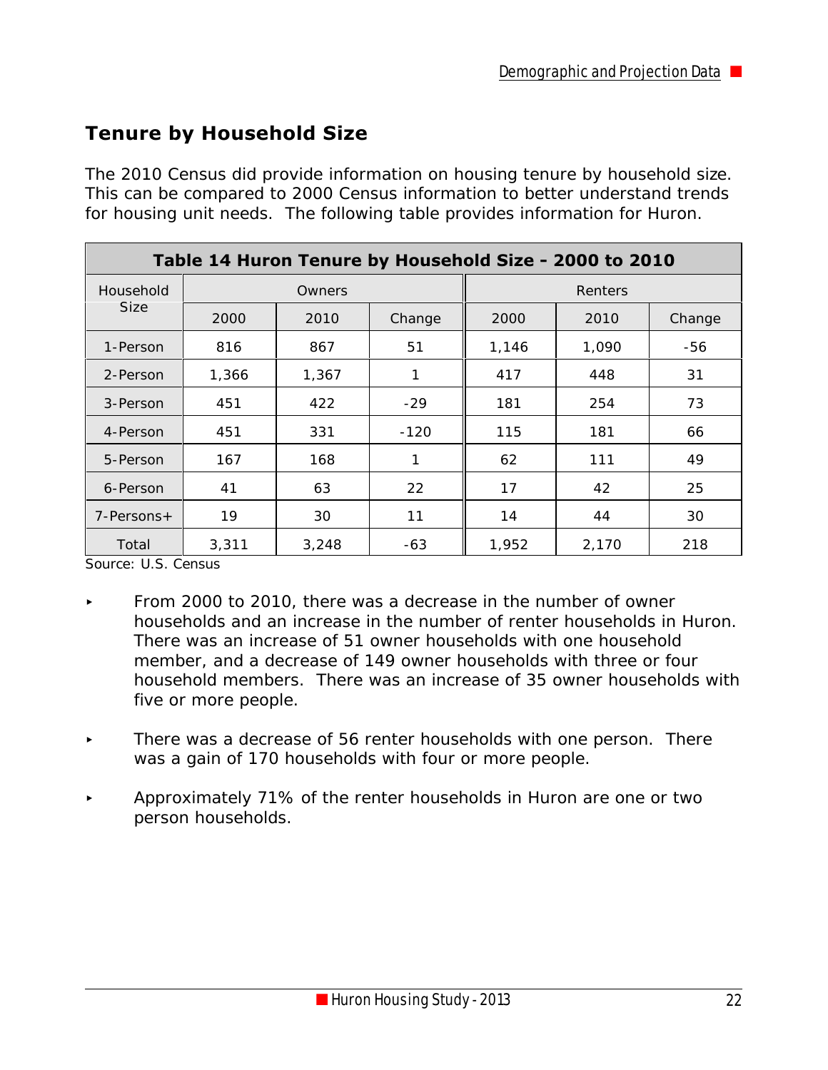## Tenure by Household Size

The 2010 Census did provide information on housing tenure by household size. This can be compared to 2000 Census information to better understand trends for housing unit needs. The following table provides information for Huron.

| Table 14 Huron Tenure by Household Size - 2000 to 2010 | | | | | | |
|---|---|---|---|---|---|---|
| Household Size | Owners | | | Renters | | |
| | 2000 | 2010 | Change | 2000 | 2010 | Change |
| 1-Person | 816 | 867 | 51 | 1,146 | 1,090 | -56 |
| 2-Person | 1,366 | 1,367 | 1 | 417 | 448 | 31 |
| 3-Person | 451 | 422 | -29 | 181 | 254 | 73 |
| 4-Person | 451 | 331 | -120 | 115 | 181 | 66 |
| 5-Person | 167 | 168 | 1 | 62 | 111 | 49 |
| 6-Person | 41 | 63 | 22 | 17 | 42 | 25 |
| 7-Persons+ | 19 | 30 | 11 | 14 | 44 | 30 |
| Total | 3,311 | 3,248 | -63 | 1,952 | 2,170 | 218 |

Source: U.S. Census

- From 2000 to 2010, there was a decrease in the number of owner households and an increase in the number of renter households in Huron. There was an increase of 51 owner households with one household member, and a decrease of 149 owner households with three or four household members. There was an increase of 35 owner households with five or more people.
- There was a decrease of 56 renter households with one person. There was a gain of 170 households with four or more people.
- Approximately 71% of the renter households in Huron are one or two person households.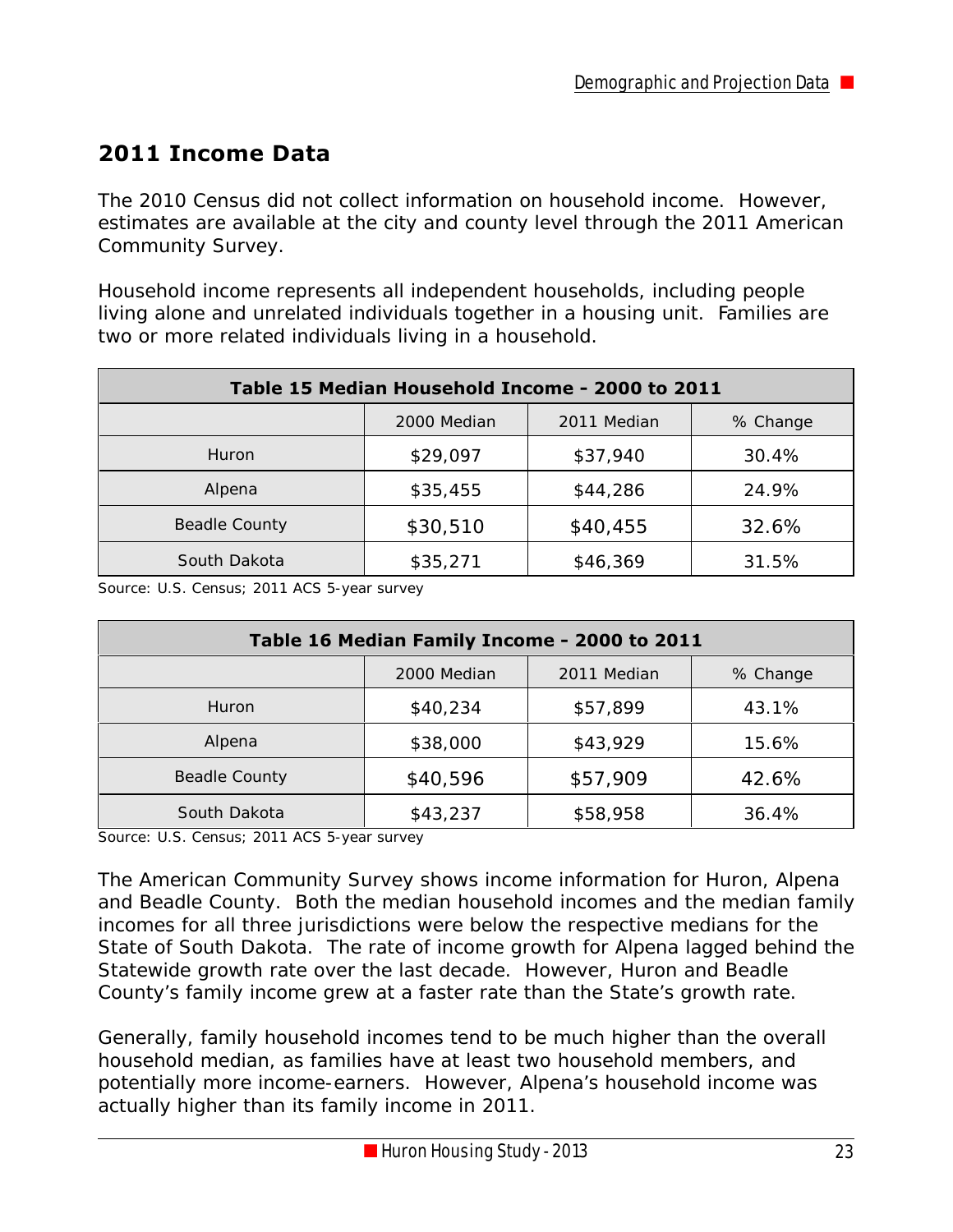## 2011 Income Data

The 2010 Census did not collect information on household income. However, estimates are available at the city and county level through the 2011 American Community Survey.

Household income represents all independent households, including people living alone and unrelated individuals together in a housing unit. Families are two or more related individuals living in a household.

| Table 15 Median Household Income - 2000 to 2011 | | | |
|---|---|---|---|
| | 2000 Median | 2011 Median | % Change |
| Huron | $29,097 | $37,940 | 30.4% |
| Alpena | $35,455 | $44,286 | 24.9% |
| Beadle County | $30,510 | $40,455 | 32.6% |
| South Dakota | $35,271 | $46,369 | 31.5% |

Source: U.S. Census; 2011 ACS 5-year survey

| Table 16 Median Family Income - 2000 to 2011 | | | |
|---|---|---|---|
| | 2000 Median | 2011 Median | % Change |
| Huron | $40,234 | $57,899 | 43.1% |
| Alpena | $38,000 | $43,929 | 15.6% |
| Beadle County | $40,596 | $57,909 | 42.6% |
| South Dakota | $43,237 | $58,958 | 36.4% |

Source: U.S. Census; 2011 ACS 5-year survey

The American Community Survey shows income information for Huron, Alpena and Beadle County. Both the median household incomes and the median family incomes for all three jurisdictions were below the respective medians for the State of South Dakota. The rate of income growth for Alpena lagged behind the Statewide growth rate over the last decade. However, Huron and Beadle County's family income grew at a faster rate than the State's growth rate.

Generally, family household incomes tend to be much higher than the overall household median, as families have at least two household members, and potentially more income-earners. However, Alpena's household income was actually higher than its family income in 2011.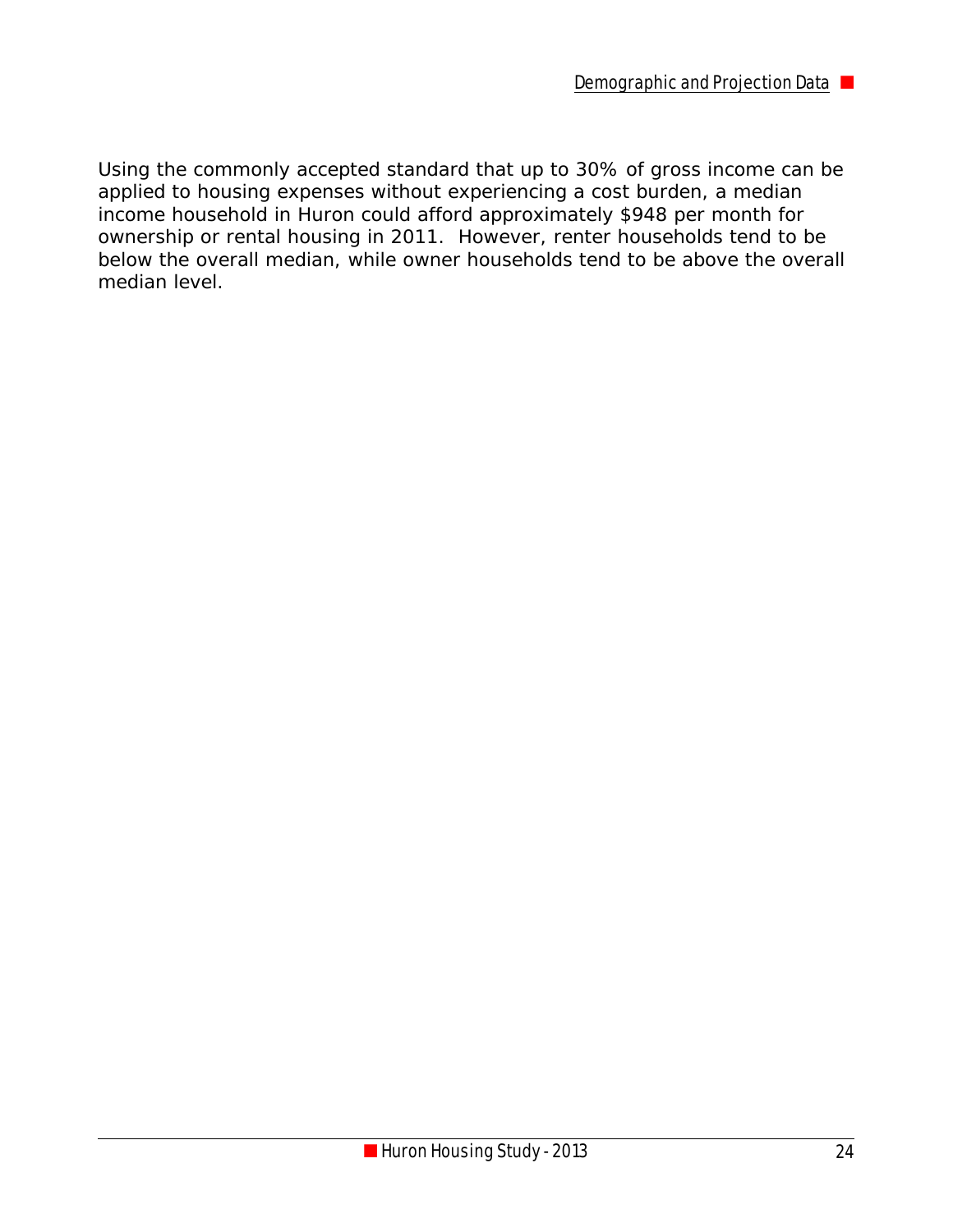Using the commonly accepted standard that up to 30% of gross income can be applied to housing expenses without experiencing a cost burden, a median income household in Huron could afford approximately $948 per month for ownership or rental housing in 2011. However, renter households tend to be below the overall median, while owner households tend to be above the overall median level.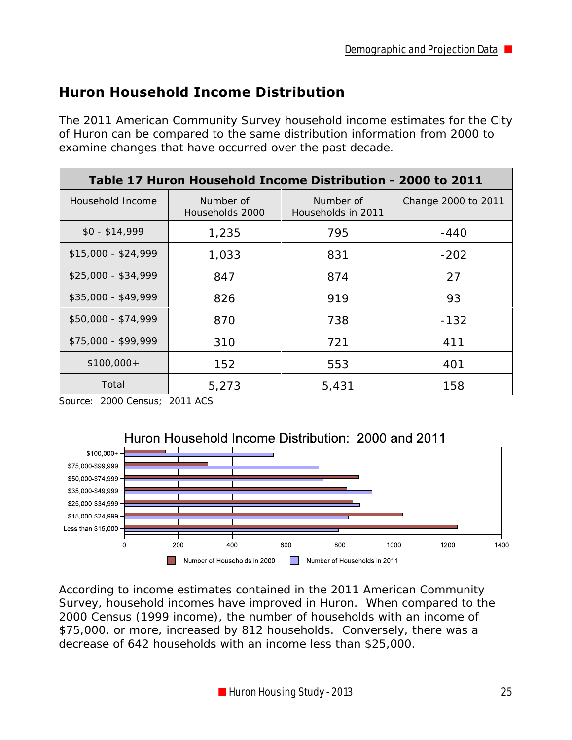## Huron Household Income Distribution

The 2011 American Community Survey household income estimates for the City of Huron can be compared to the same distribution information from 2000 to examine changes that have occurred over the past decade.

| Table 17 Huron Household Income Distribution - 2000 to 2011 | | | |
|---|---|---|---|
| Household Income | Number of Households 2000 | Number of Households in 2011 | Change 2000 to 2011 |
| $0 - $14,999 | 1,235 | 795 | -440 |
| $15,000 - $24,999 | 1,033 | 831 | -202 |
| $25,000 - $34,999 | 847 | 874 | 27 |
| $35,000 - $49,999 | 826 | 919 | 93 |
| $50,000 - $74,999 | 870 | 738 | -132 |
| $75,000 - $99,999 | 310 | 721 | 411 |
| $100,000+ | 152 | 553 | 401 |
| Total | 5,273 | 5,431 | 158 |

Source: 2000 Census; 2011 ACS

Huron Household Income Distribution: 2000 and 2011

$100,000+
$75,000-$99,999
$50,000-$74,999
$35,000-$49,999
$25,000-$34,999
$15,000-$24,999
Less than $15,000

0 200 400 600 800 1000 1200 1400

Number of Households in 2000
Number of Households in 2011

According to income estimates contained in the 2011 American Community Survey, household incomes have improved in Huron. When compared to the 2000 Census (1999 income), the number of households with an income of $75,000, or more, increased by 812 households. Conversely, there was a decrease of 642 households with an income less than $25,000.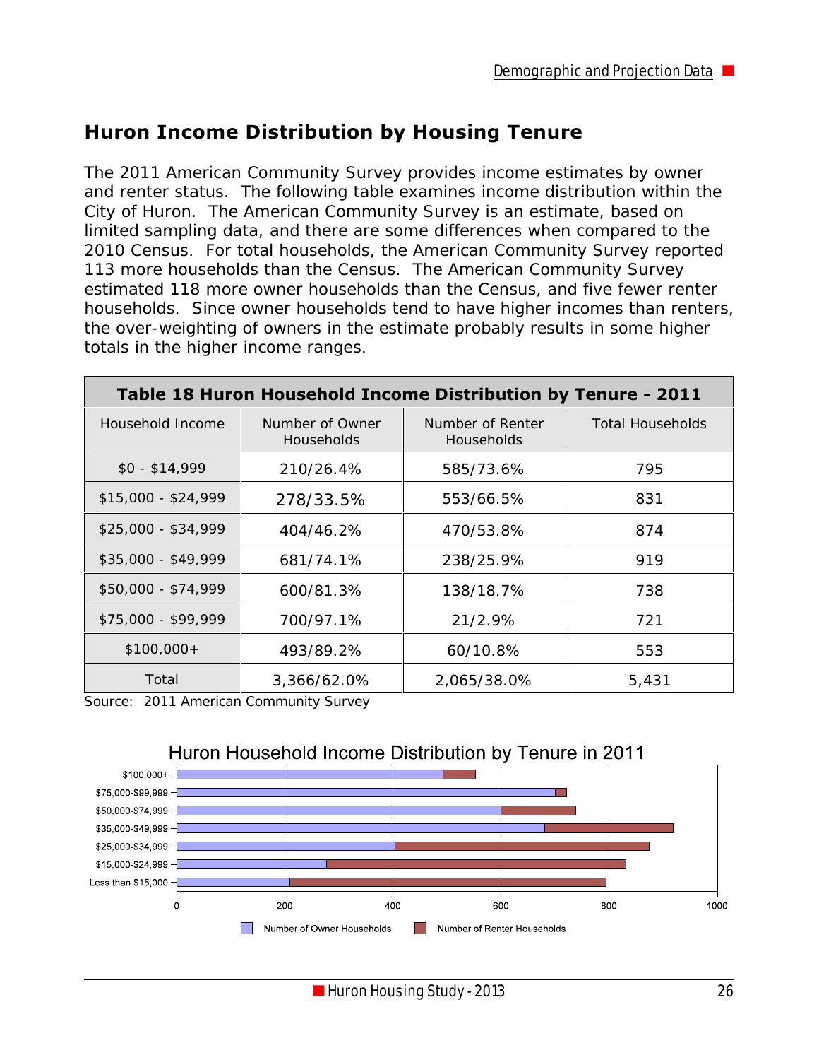## Huron Income Distribution by Housing Tenure

The 2011 American Community Survey provides income estimates by owner and renter status. The following table examines income distribution within the City of Huron. The American Community Survey is an estimate, based on limited sampling data, and there are some differences when compared to the 2010 Census. For total households, the American Community Survey reported 113 more households than the Census. The American Community Survey estimated 118 more owner households than the Census, and five fewer renter households. Since owner households tend to have higher incomes than renters, the over-weighting of owners in the estimate probably results in some higher totals in the higher income ranges.

**Table 18 Huron Household Income Distribution by Tenure - 2011**

| Household Income | Number of Owner Households | Number of Renter Households | Total Households |
|---|---|---|---|
| $0 - $14,999 | 210/26.4% | 585/73.6% | 795 |
| $15,000 - $24,999 | 278/33.5% | 553/66.5% | 831 |
| $25,000 - $34,999 | 404/46.2% | 470/53.8% | 874 |
| $35,000 - $49,999 | 681/74.1% | 238/25.9% | 919 |
| $50,000 - $74,999 | 600/81.3% | 138/18.7% | 738 |
| $75,000 - $99,999 | 700/97.1% | 21/2.9% | 721 |
| $100,000+ | 493/89.2% | 60/10.8% | 553 |
| Total | 3,366/62.0% | 2,065/38.0% | 5,431 |

Source: 2011 American Community Survey

Huron Household Income Distribution by Tenure in 2011

$100,000+
$75,000-$99,999
$50,000-$74,999
$35,000-$49,999
$25,000-$34,999
$15,000-$24,999
Less than $15,000

0 200 400 600 800 1000

Number of Owner Households
Number of Renter Households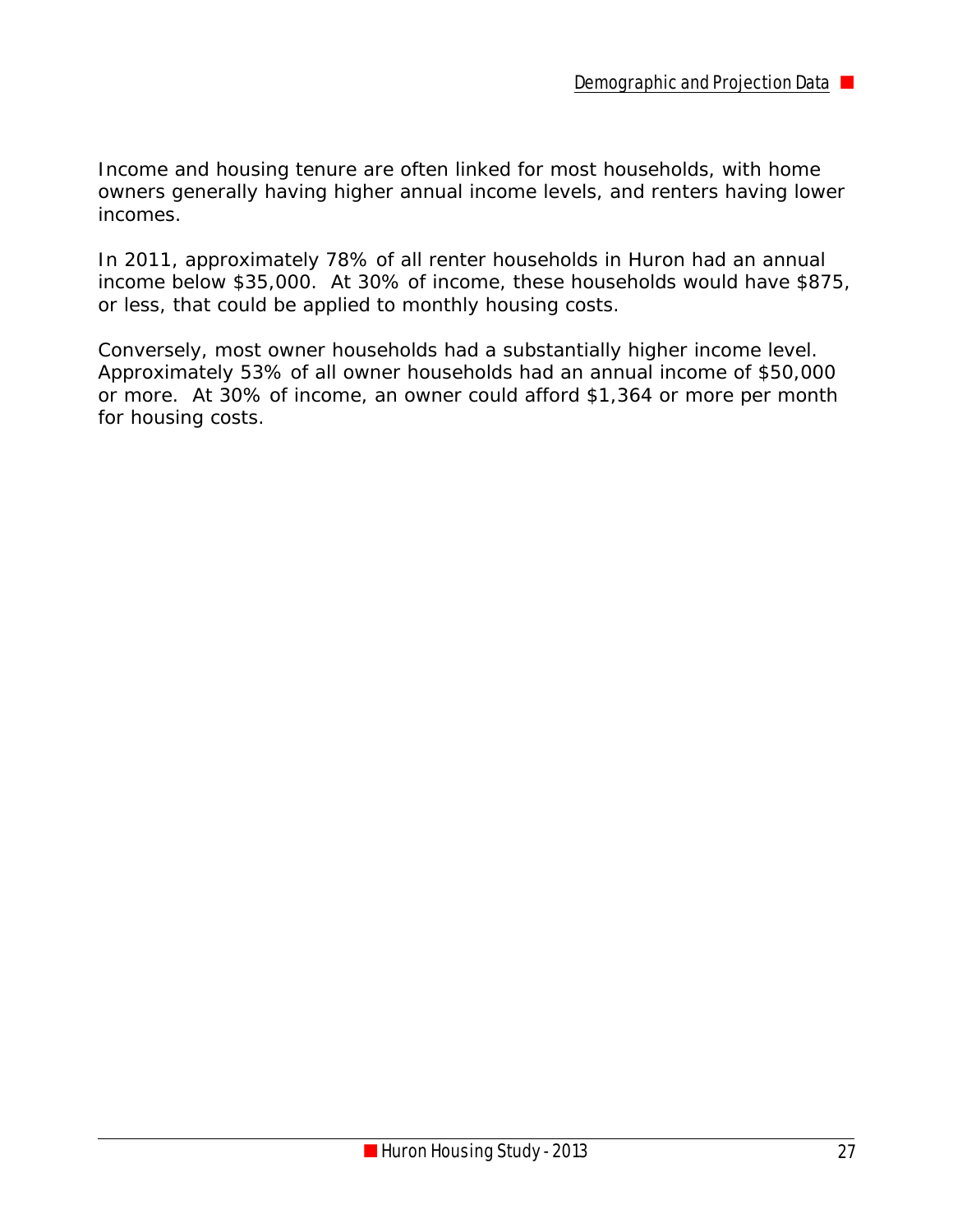Income and housing tenure are often linked for most households, with home owners generally having higher annual income levels, and renters having lower incomes.

In 2011, approximately 78% of all renter households in Huron had an annual income below $35,000. At 30% of income, these households would have $875, or less, that could be applied to monthly housing costs.

Conversely, most owner households had a substantially higher income level. Approximately 53% of all owner households had an annual income of $50,000 or more. At 30% of income, an owner could afford $1,364 or more per month for housing costs.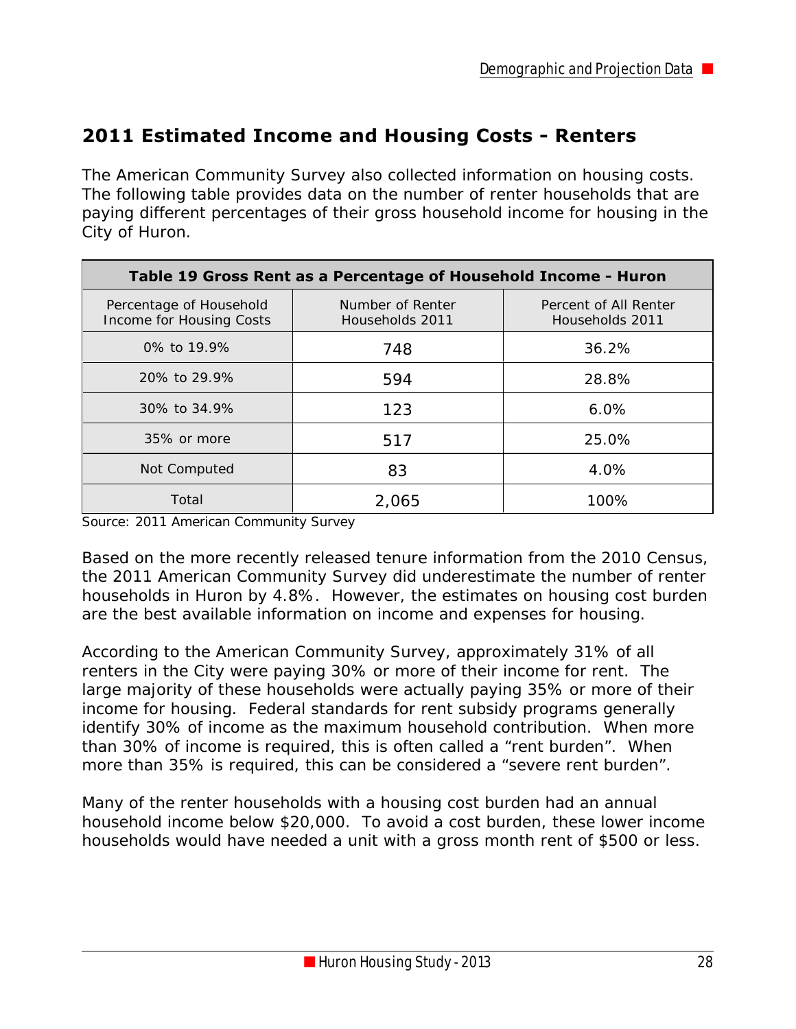## 2011 Estimated Income and Housing Costs - Renters

The American Community Survey also collected information on housing costs. The following table provides data on the number of renter households that are paying different percentages of their gross household income for housing in the City of Huron.

| Table 19 Gross Rent as a Percentage of Household Income - Huron | | |
|---|---|---|
| Percentage of Household Income for Housing Costs | Number of Renter Households 2011 | Percent of All Renter Households 2011 |
| 0% to 19.9% | 748 | 36.2% |
| 20% to 29.9% | 594 | 28.8% |
| 30% to 34.9% | 123 | 6.0% |
| 35% or more | 517 | 25.0% |
| Not Computed | 83 | 4.0% |
| Total | 2,065 | 100% |

Source: 2011 American Community Survey

Based on the more recently released tenure information from the 2010 Census, the 2011 American Community Survey did underestimate the number of renter households in Huron by 4.8%. However, the estimates on housing cost burden are the best available information on income and expenses for housing.

According to the American Community Survey, approximately 31% of all renters in the City were paying 30% or more of their income for rent. The large majority of these households were actually paying 35% or more of their income for housing. Federal standards for rent subsidy programs generally identify 30% of income as the maximum household contribution. When more than 30% of income is required, this is often called a "rent burden". When more than 35% is required, this can be considered a "severe rent burden".

Many of the renter households with a housing cost burden had an annual household income below $20,000. To avoid a cost burden, these lower income households would have needed a unit with a gross month rent of $500 or less.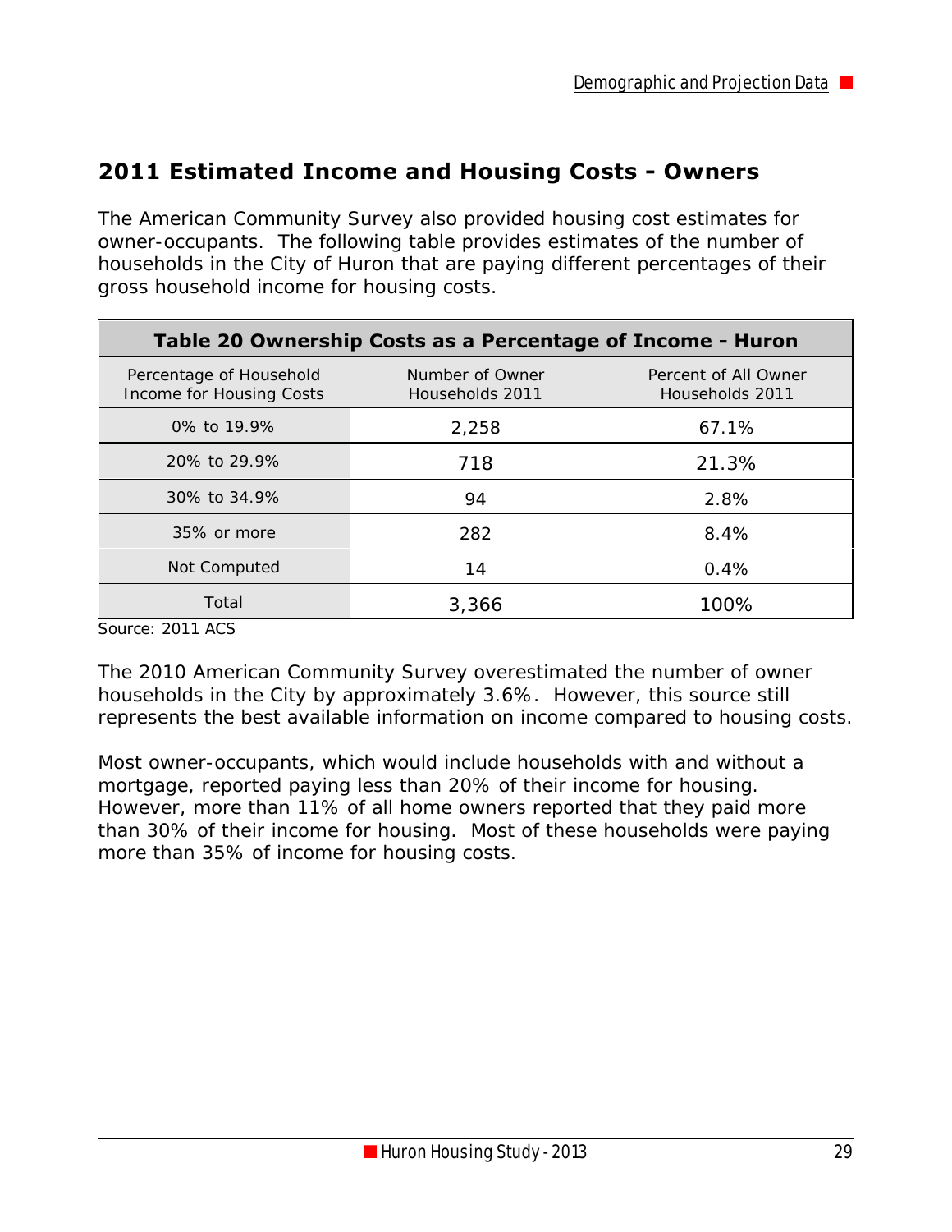## 2011 Estimated Income and Housing Costs - Owners

The American Community Survey also provided housing cost estimates for owner-occupants. The following table provides estimates of the number of households in the City of Huron that are paying different percentages of their gross household income for housing costs.

| Table 20 Ownership Costs as a Percentage of Income - Huron | | |
|---|---|---|
| Percentage of Household Income for Housing Costs | Number of Owner Households 2011 | Percent of All Owner Households 2011 |
| 0% to 19.9% | 2,258 | 67.1% |
| 20% to 29.9% | 718 | 21.3% |
| 30% to 34.9% | 94 | 2.8% |
| 35% or more | 282 | 8.4% |
| Not Computed | 14 | 0.4% |
| Total | 3,366 | 100% |

Source: 2011 ACS

The 2010 American Community Survey overestimated the number of owner households in the City by approximately 3.6%. However, this source still represents the best available information on income compared to housing costs.

Most owner-occupants, which would include households with and without a mortgage, reported paying less than 20% of their income for housing. However, more than 11% of all home owners reported that they paid more than 30% of their income for housing. Most of these households were paying more than 35% of income for housing costs.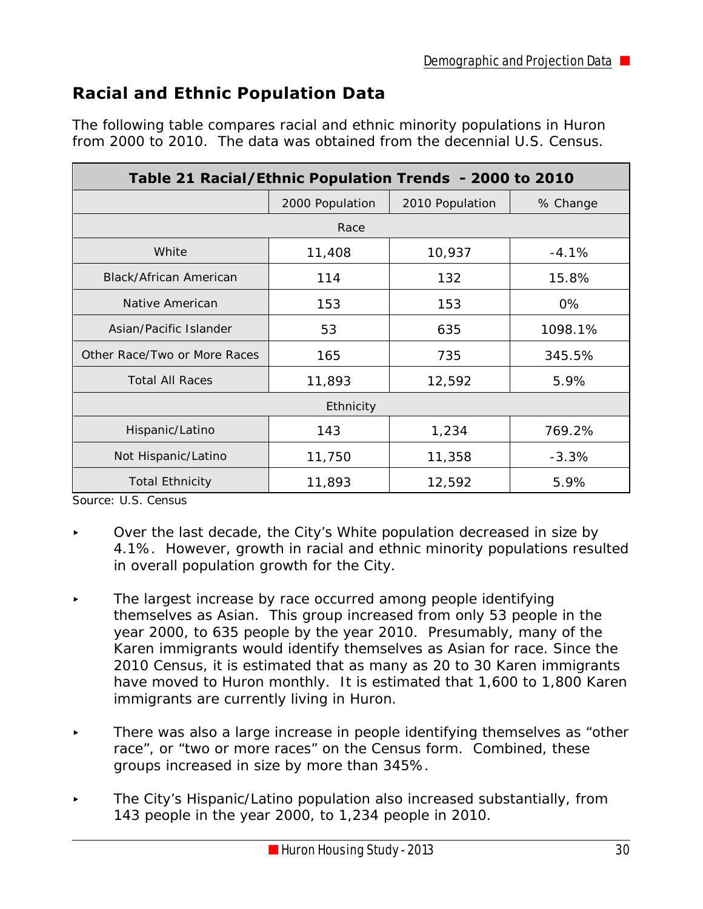## Racial and Ethnic Population Data

The following table compares racial and ethnic minority populations in Huron from 2000 to 2010. The data was obtained from the decennial U.S. Census.

| Table 21 Racial/Ethnic Population Trends - 2000 to 2010 | | | |
|---|---|---|---|
| | 2000 Population | 2010 Population | % Change |
| Race | | | |
| White | 11,408 | 10,937 | -4.1% |
| Black/African American | 114 | 132 | 15.8% |
| Native American | 153 | 153 | 0% |
| Asian/Pacific Islander | 53 | 635 | 1098.1% |
| Other Race/Two or More Races | 165 | 735 | 345.5% |
| Total All Races | 11,893 | 12,592 | 5.9% |
| Ethnicity | | | |
| Hispanic/Latino | 143 | 1,234 | 769.2% |
| Not Hispanic/Latino | 11,750 | 11,358 | -3.3% |
| Total Ethnicity | 11,893 | 12,592 | 5.9% |

Source: U.S. Census

- Over the last decade, the City's White population decreased in size by 4.1%. However, growth in racial and ethnic minority populations resulted in overall population growth for the City.
- The largest increase by race occurred among people identifying themselves as Asian. This group increased from only 53 people in the year 2000, to 635 people by the year 2010. Presumably, many of the Karen immigrants would identify themselves as Asian for race. Since the 2010 Census, it is estimated that as many as 20 to 30 Karen immigrants have moved to Huron monthly. It is estimated that 1,600 to 1,800 Karen immigrants are currently living in Huron.
- There was also a large increase in people identifying themselves as "other race", or "two or more races" on the Census form. Combined, these groups increased in size by more than 345%.
- The City's Hispanic/Latino population also increased substantially, from 143 people in the year 2000, to 1,234 people in 2010.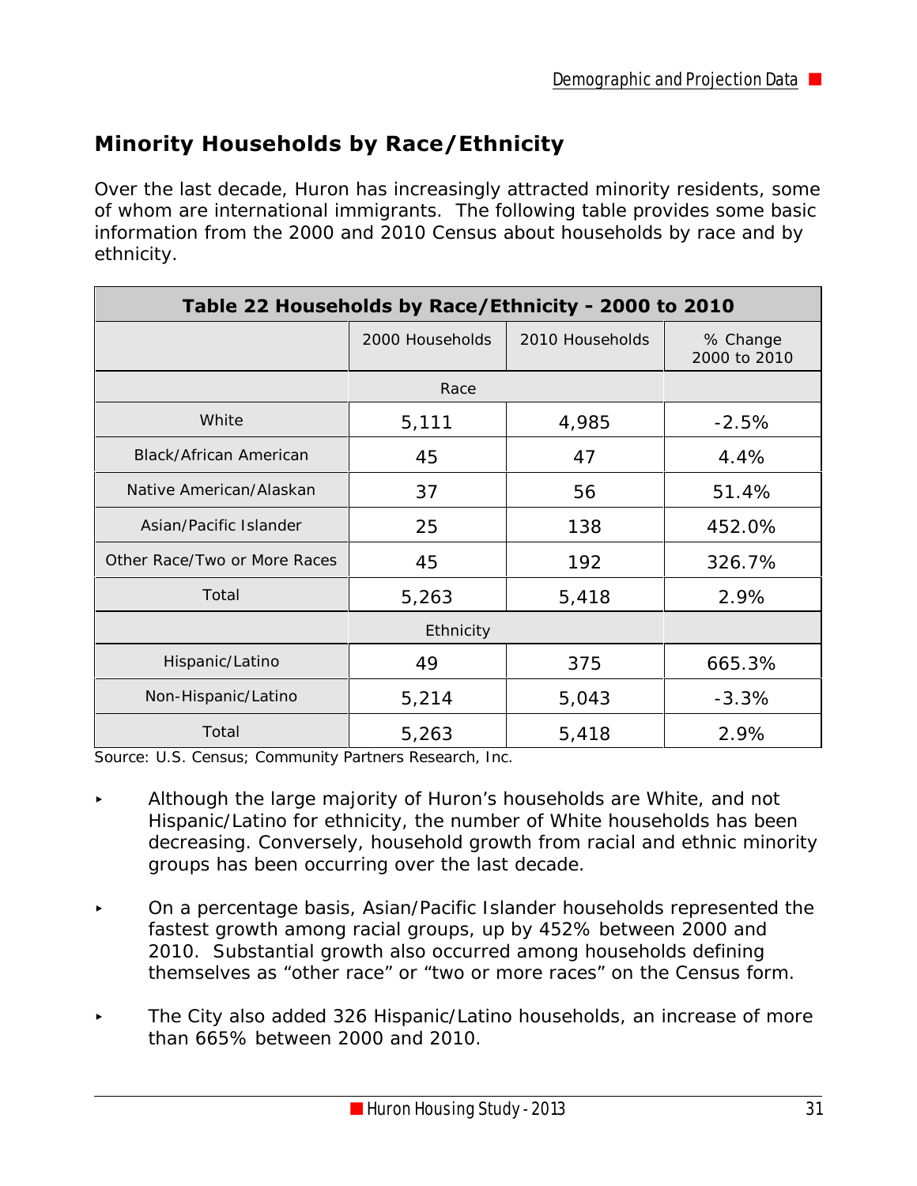## Minority Households by Race/Ethnicity

Over the last decade, Huron has increasingly attracted minority residents, some of whom are international immigrants. The following table provides some basic information from the 2000 and 2010 Census about households by race and by ethnicity.

| Table 22 Households by Race/Ethnicity - 2000 to 2010 | | | |
|---|---|---|---|
| | 2000 Households | 2010 Households | % Change 2000 to 2010 |
| | Race | | |
| White | 5,111 | 4,985 | -2.5% |
| Black/African American | 45 | 47 | 4.4% |
| Native American/Alaskan | 37 | 56 | 51.4% |
| Asian/Pacific Islander | 25 | 138 | 452.0% |
| Other Race/Two or More Races | 45 | 192 | 326.7% |
| Total | 5,263 | 5,418 | 2.9% |
| | Ethnicity | | |
| Hispanic/Latino | 49 | 375 | 665.3% |
| Non-Hispanic/Latino | 5,214 | 5,043 | -3.3% |
| Total | 5,263 | 5,418 | 2.9% |

Source: U.S. Census; Community Partners Research, Inc.

- Although the large majority of Huron's households are White, and not Hispanic/Latino for ethnicity, the number of White households has been decreasing. Conversely, household growth from racial and ethnic minority groups has been occurring over the last decade.
- On a percentage basis, Asian/Pacific Islander households represented the fastest growth among racial groups, up by 452% between 2000 and 2010. Substantial growth also occurred among households defining themselves as "other race" or "two or more races" on the Census form.
- The City also added 326 Hispanic/Latino households, an increase of more than 665% between 2000 and 2010.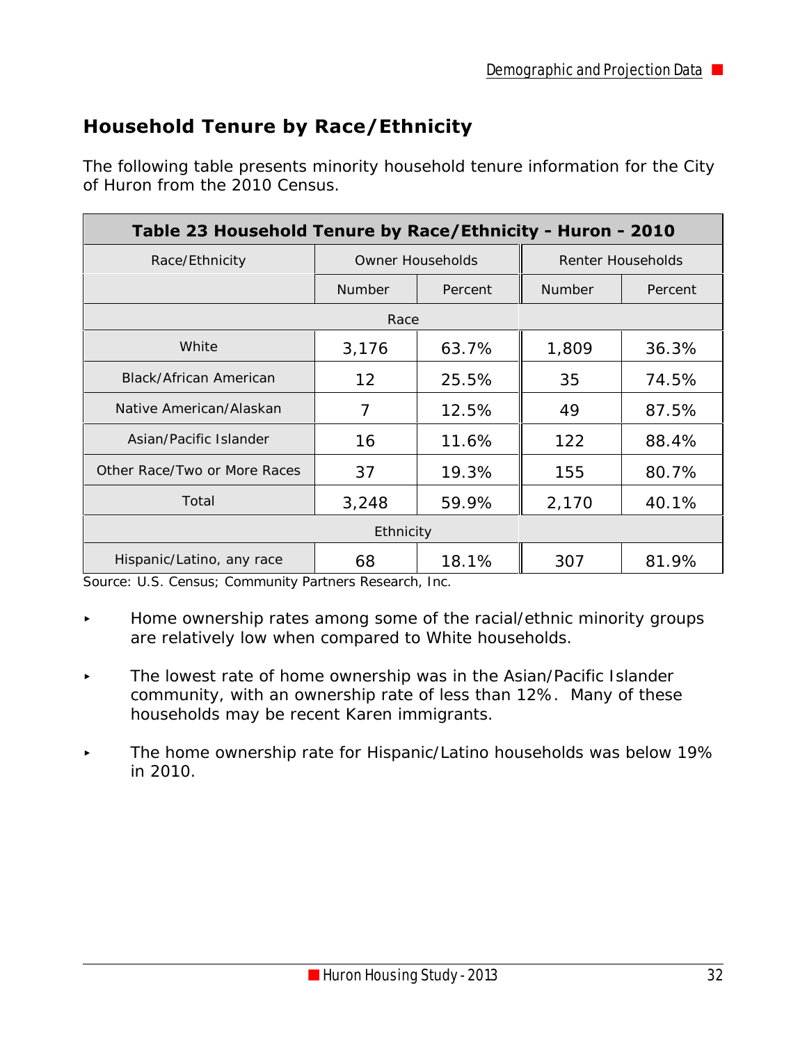## Household Tenure by Race/Ethnicity

The following table presents minority household tenure information for the City of Huron from the 2010 Census.

| Table 23 Household Tenure by Race/Ethnicity - Huron - 2010 | | | | |
|---|---|---|---|---|
| Race/Ethnicity | Owner Households | | Renter Households | |
| | Number | Percent | Number | Percent |
| Race | | | | |
| White | 3,176 | 63.7% | 1,809 | 36.3% |
| Black/African American | 12 | 25.5% | 35 | 74.5% |
| Native American/Alaskan | 7 | 12.5% | 49 | 87.5% |
| Asian/Pacific Islander | 16 | 11.6% | 122 | 88.4% |
| Other Race/Two or More Races | 37 | 19.3% | 155 | 80.7% |
| Total | 3,248 | 59.9% | 2,170 | 40.1% |
| Ethnicity | | | | |
| Hispanic/Latino, any race | 68 | 18.1% | 307 | 81.9% |

Source: U.S. Census; Community Partners Research, Inc.

- Home ownership rates among some of the racial/ethnic minority groups are relatively low when compared to White households.
- The lowest rate of home ownership was in the Asian/Pacific Islander community, with an ownership rate of less than 12%. Many of these households may be recent Karen immigrants.
- The home ownership rate for Hispanic/Latino households was below 19% in 2010.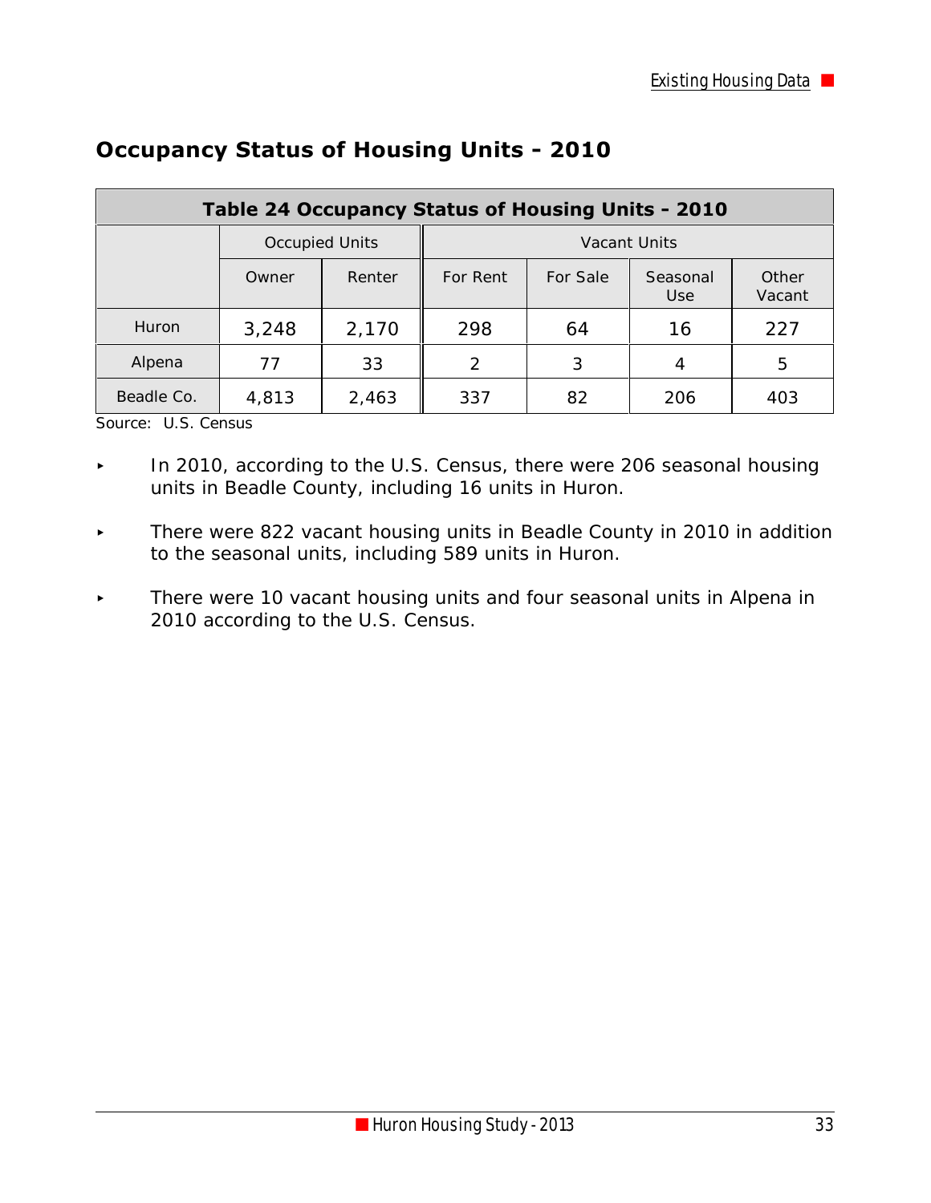## Occupancy Status of Housing Units - 2010

| Table 24 Occupancy Status of Housing Units - 2010 | | | | | | |
|---|---|---|---|---|---|---|
| | Occupied Units | | Vacant Units | | | |
| | Owner | Renter | For Rent | For Sale | Seasonal Use | Other Vacant |
| Huron | 3,248 | 2,170 | 298 | 64 | 16 | 227 |
| Alpena | 77 | 33 | 2 | 3 | 4 | 5 |
| Beadle Co. | 4,813 | 2,463 | 337 | 82 | 206 | 403 |

Source: U.S. Census

- In 2010, according to the U.S. Census, there were 206 seasonal housing units in Beadle County, including 16 units in Huron.
- There were 822 vacant housing units in Beadle County in 2010 in addition to the seasonal units, including 589 units in Huron.
- There were 10 vacant housing units and four seasonal units in Alpena in 2010 according to the U.S. Census.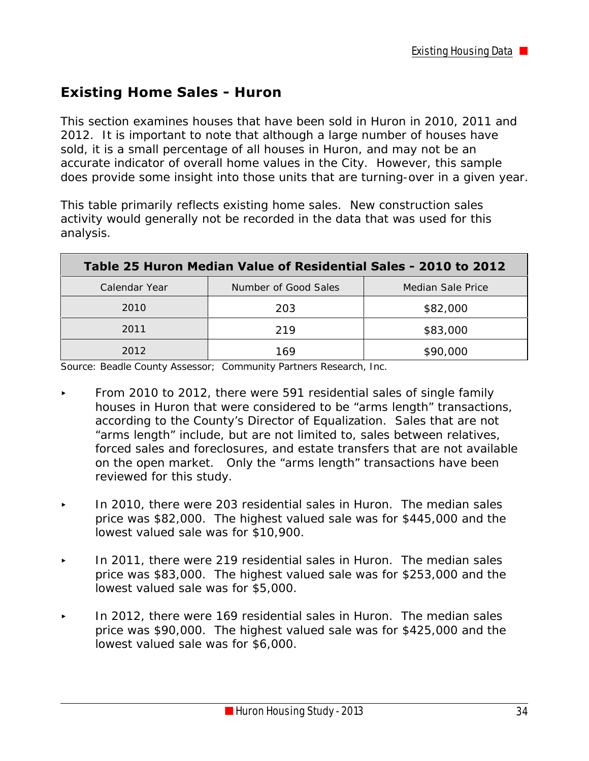## Existing Home Sales - Huron

This section examines houses that have been sold in Huron in 2010, 2011 and 2012. It is important to note that although a large number of houses have sold, it is a small percentage of all houses in Huron, and may not be an accurate indicator of overall home values in the City. However, this sample does provide some insight into those units that are turning-over in a given year.

This table primarily reflects existing home sales. New construction sales activity would generally not be recorded in the data that was used for this analysis.

**Table 25 Huron Median Value of Residential Sales - 2010 to 2012**

| Calendar Year | Number of Good Sales | Median Sale Price |
|---|---|---|
| 2010 | 203 | $82,000 |
| 2011 | 219 | $83,000 |
| 2012 | 169 | $90,000 |

Source: Beadle County Assessor; Community Partners Research, Inc.

- From 2010 to 2012, there were 591 residential sales of single family houses in Huron that were considered to be "arms length" transactions, according to the County's Director of Equalization. Sales that are not "arms length" include, but are not limited to, sales between relatives, forced sales and foreclosures, and estate transfers that are not available on the open market. Only the "arms length" transactions have been reviewed for this study.

- In 2010, there were 203 residential sales in Huron. The median sales price was $82,000. The highest valued sale was for $445,000 and the lowest valued sale was for $10,900.

- In 2011, there were 219 residential sales in Huron. The median sales price was $83,000. The highest valued sale was for $253,000 and the lowest valued sale was for $5,000.

- In 2012, there were 169 residential sales in Huron. The median sales price was $90,000. The highest valued sale was for $425,000 and the lowest valued sale was for $6,000.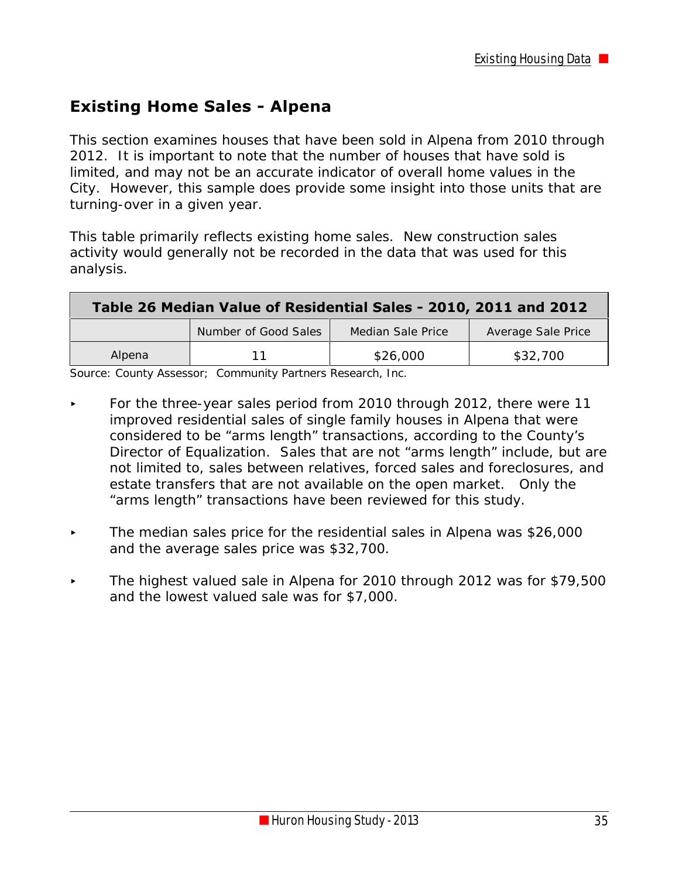## Existing Home Sales - Alpena

This section examines houses that have been sold in Alpena from 2010 through 2012. It is important to note that the number of houses that have sold is limited, and may not be an accurate indicator of overall home values in the City. However, this sample does provide some insight into those units that are turning-over in a given year.

This table primarily reflects existing home sales. New construction sales activity would generally not be recorded in the data that was used for this analysis.

**Table 26 Median Value of Residential Sales - 2010, 2011 and 2012**

| | Number of Good Sales | Median Sale Price | Average Sale Price |
|---|---|---|---|
| Alpena | 11 | $26,000 | $32,700 |

Source: County Assessor; Community Partners Research, Inc.

- For the three-year sales period from 2010 through 2012, there were 11 improved residential sales of single family houses in Alpena that were considered to be "arms length" transactions, according to the County's Director of Equalization. Sales that are not "arms length" include, but are not limited to, sales between relatives, forced sales and foreclosures, and estate transfers that are not available on the open market. Only the "arms length" transactions have been reviewed for this study.

- The median sales price for the residential sales in Alpena was $26,000 and the average sales price was $32,700.

- The highest valued sale in Alpena for 2010 through 2012 was for $79,500 and the lowest valued sale was for $7,000.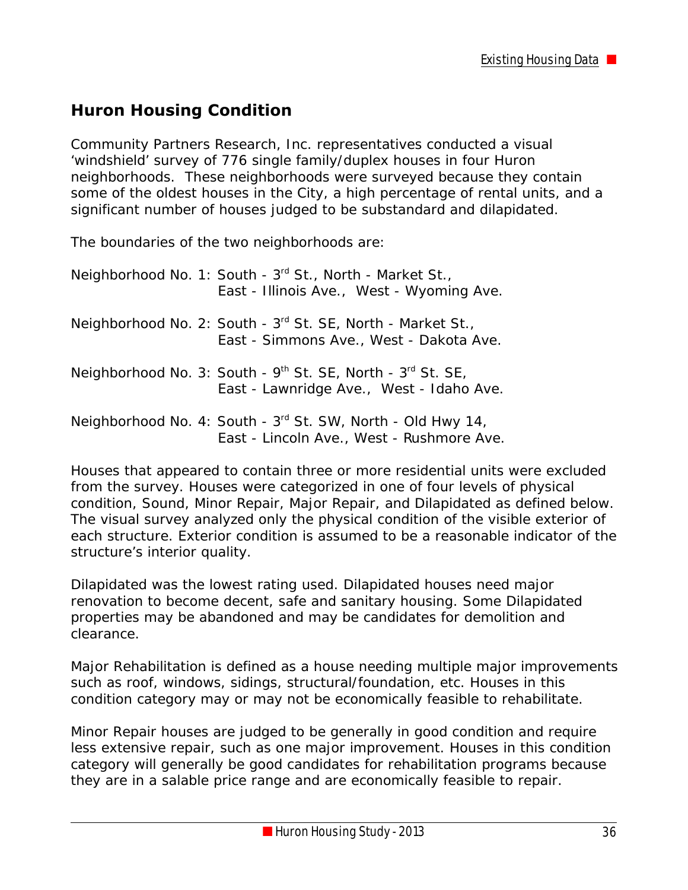## Huron Housing Condition

Community Partners Research, Inc. representatives conducted a visual 'windshield' survey of 776 single family/duplex houses in four Huron neighborhoods. These neighborhoods were surveyed because they contain some of the oldest houses in the City, a high percentage of rental units, and a significant number of houses judged to be substandard and dilapidated.

The boundaries of the two neighborhoods are:

Neighborhood No. 1: South - 3rd St., North - Market St.,
East - Illinois Ave., West - Wyoming Ave.

Neighborhood No. 2: South - 3rd St. SE, North - Market St.,
East - Simmons Ave., West - Dakota Ave.

Neighborhood No. 3: South - 9th St. SE, North - 3rd St. SE,
East - Lawnridge Ave., West - Idaho Ave.

Neighborhood No. 4: South - 3rd St. SW, North - Old Hwy 14,
East - Lincoln Ave., West - Rushmore Ave.

Houses that appeared to contain three or more residential units were excluded from the survey. Houses were categorized in one of four levels of physical condition, Sound, Minor Repair, Major Repair, and Dilapidated as defined below. The visual survey analyzed only the physical condition of the visible exterior of each structure. Exterior condition is assumed to be a reasonable indicator of the structure's interior quality.

Dilapidated was the lowest rating used. Dilapidated houses need major renovation to become decent, safe and sanitary housing. Some Dilapidated properties may be abandoned and may be candidates for demolition and clearance.

Major Rehabilitation is defined as a house needing multiple major improvements such as roof, windows, sidings, structural/foundation, etc. Houses in this condition category may or may not be economically feasible to rehabilitate.

Minor Repair houses are judged to be generally in good condition and require less extensive repair, such as one major improvement. Houses in this condition category will generally be good candidates for rehabilitation programs because they are in a salable price range and are economically feasible to repair.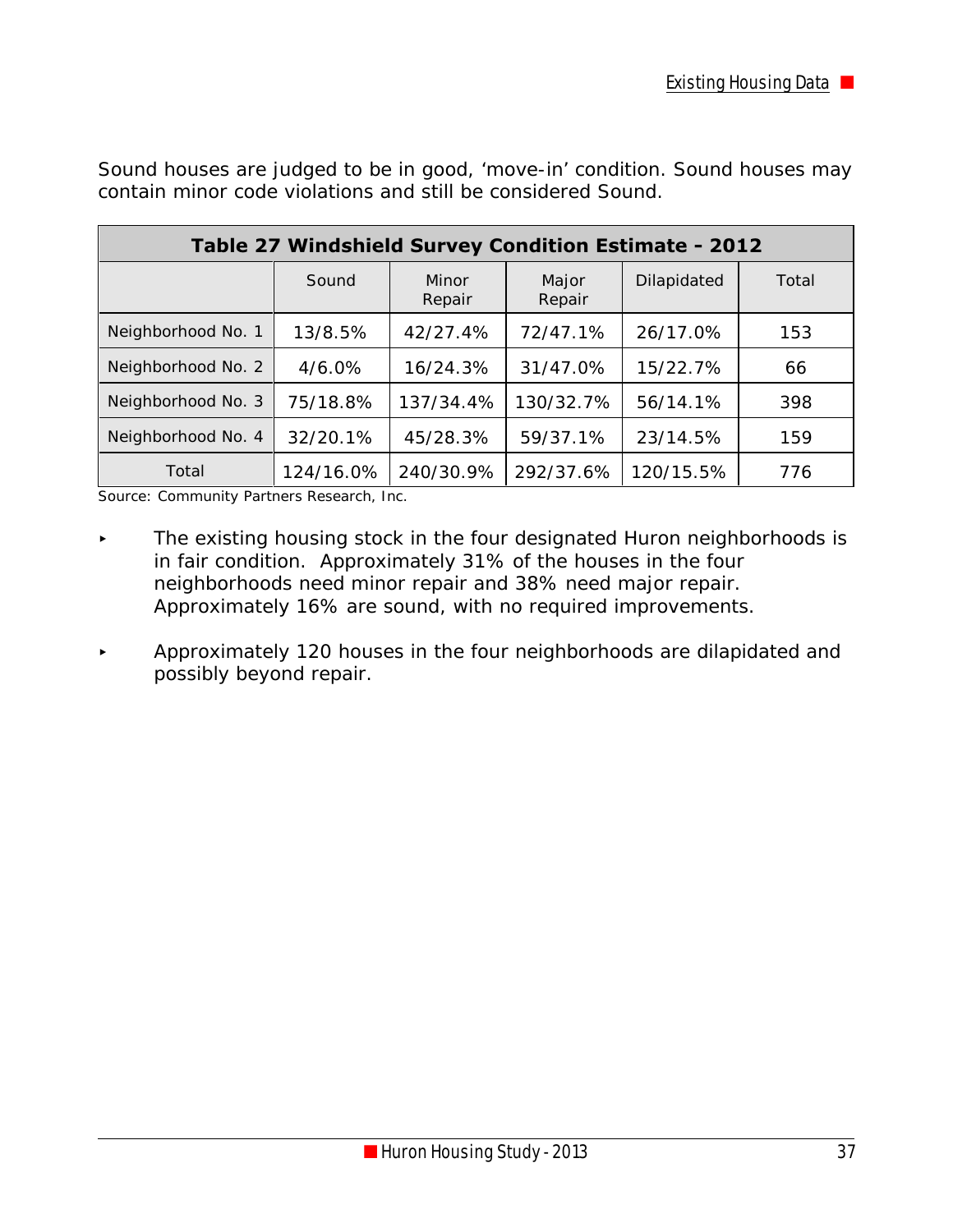Sound houses are judged to be in good, 'move-in' condition. Sound houses may contain minor code violations and still be considered Sound.

**Table 27 Windshield Survey Condition Estimate - 2012**

| | Sound | Minor Repair | Major Repair | Dilapidated | Total |
|---|---|---|---|---|---|
| Neighborhood No. 1 | 13/8.5% | 42/27.4% | 72/47.1% | 26/17.0% | 153 |
| Neighborhood No. 2 | 4/6.0% | 16/24.3% | 31/47.0% | 15/22.7% | 66 |
| Neighborhood No. 3 | 75/18.8% | 137/34.4% | 130/32.7% | 56/14.1% | 398 |
| Neighborhood No. 4 | 32/20.1% | 45/28.3% | 59/37.1% | 23/14.5% | 159 |
| Total | 124/16.0% | 240/30.9% | 292/37.6% | 120/15.5% | 776 |

Source: Community Partners Research, Inc.

- The existing housing stock in the four designated Huron neighborhoods is in fair condition. Approximately 31% of the houses in the four neighborhoods need minor repair and 38% need major repair. Approximately 16% are sound, with no required improvements.

- Approximately 120 houses in the four neighborhoods are dilapidated and possibly beyond repair.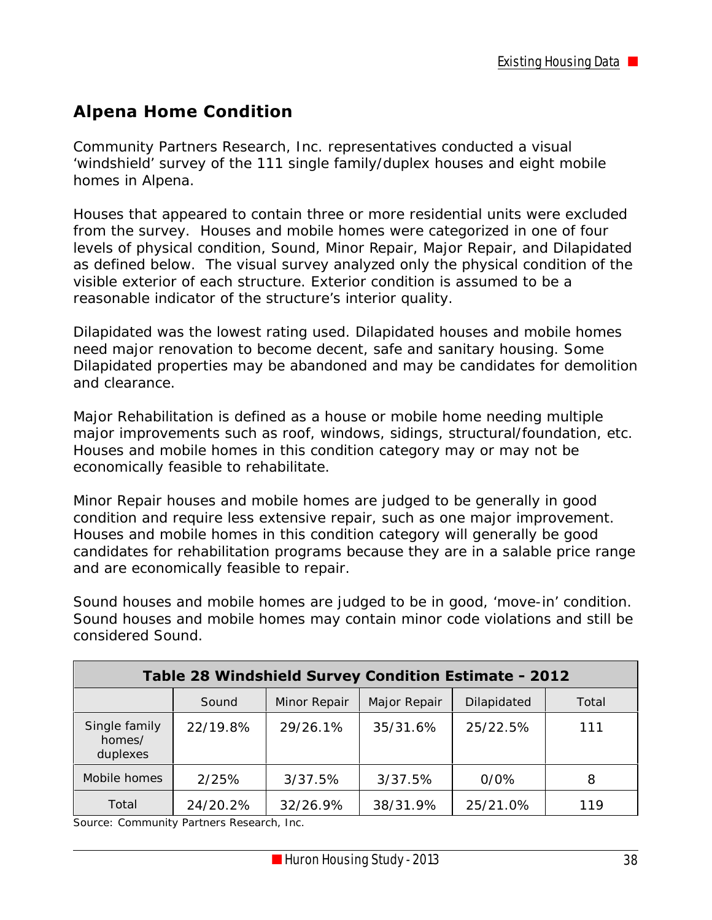## Alpena Home Condition

Community Partners Research, Inc. representatives conducted a visual 'windshield' survey of the 111 single family/duplex houses and eight mobile homes in Alpena.

Houses that appeared to contain three or more residential units were excluded from the survey. Houses and mobile homes were categorized in one of four levels of physical condition, Sound, Minor Repair, Major Repair, and Dilapidated as defined below. The visual survey analyzed only the physical condition of the visible exterior of each structure. Exterior condition is assumed to be a reasonable indicator of the structure's interior quality.

Dilapidated was the lowest rating used. Dilapidated houses and mobile homes need major renovation to become decent, safe and sanitary housing. Some Dilapidated properties may be abandoned and may be candidates for demolition and clearance.

Major Rehabilitation is defined as a house or mobile home needing multiple major improvements such as roof, windows, sidings, structural/foundation, etc. Houses and mobile homes in this condition category may or may not be economically feasible to rehabilitate.

Minor Repair houses and mobile homes are judged to be generally in good condition and require less extensive repair, such as one major improvement. Houses and mobile homes in this condition category will generally be good candidates for rehabilitation programs because they are in a salable price range and are economically feasible to repair.

Sound houses and mobile homes are judged to be in good, 'move-in' condition. Sound houses and mobile homes may contain minor code violations and still be considered Sound.

**Table 28 Windshield Survey Condition Estimate - 2012**

| | Sound | Minor Repair | Major Repair | Dilapidated | Total |
|---|---|---|---|---|---|
| Single family homes/ duplexes | 22/19.8% | 29/26.1% | 35/31.6% | 25/22.5% | 111 |
| Mobile homes | 2/25% | 3/37.5% | 3/37.5% | 0/0% | 8 |
| Total | 24/20.2% | 32/26.9% | 38/31.9% | 25/21.0% | 119 |

Source: Community Partners Research, Inc.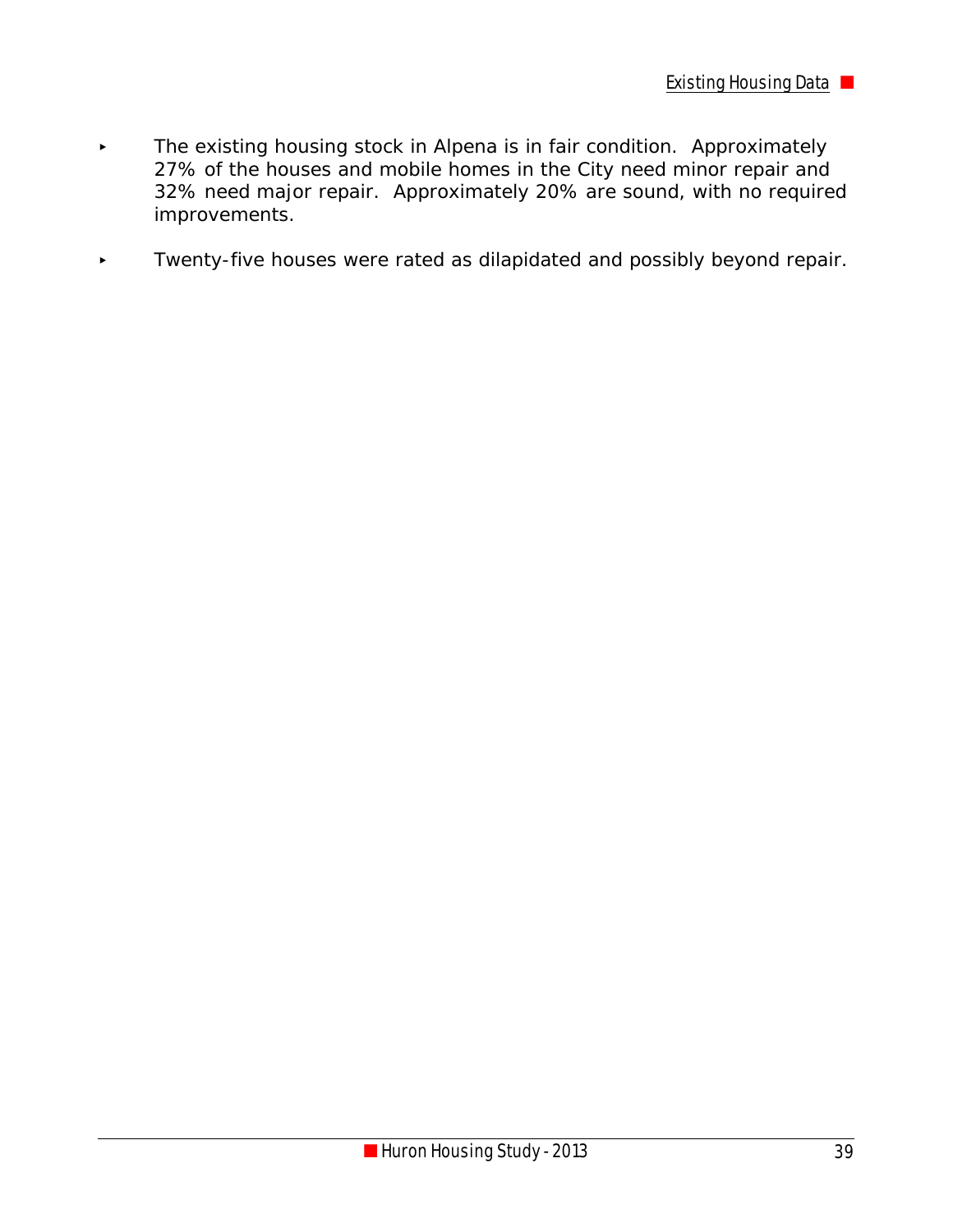- The existing housing stock in Alpena is in fair condition. Approximately 27% of the houses and mobile homes in the City need minor repair and 32% need major repair. Approximately 20% are sound, with no required improvements.
- Twenty-five houses were rated as dilapidated and possibly beyond repair.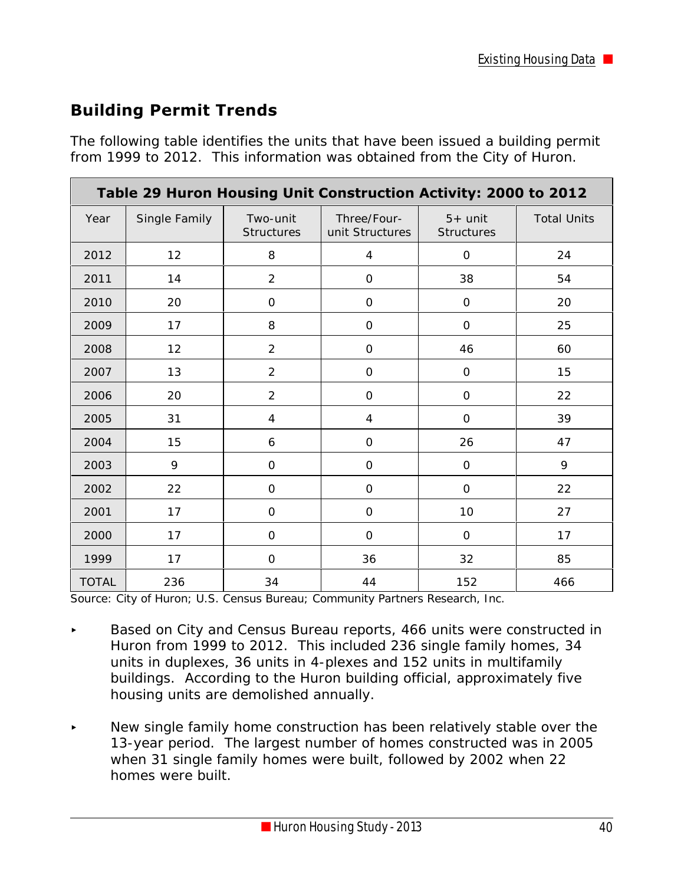## Building Permit Trends

The following table identifies the units that have been issued a building permit from 1999 to 2012. This information was obtained from the City of Huron.

| Table 29 Huron Housing Unit Construction Activity: 2000 to 2012 | | | | | |
|---|---|---|---|---|---|
| Year | Single Family | Two-unit Structures | Three/Four-unit Structures | 5+ unit Structures | Total Units |
| 2012 | 12 | 8 | 4 | 0 | 24 |
| 2011 | 14 | 2 | 0 | 38 | 54 |
| 2010 | 20 | 0 | 0 | 0 | 20 |
| 2009 | 17 | 8 | 0 | 0 | 25 |
| 2008 | 12 | 2 | 0 | 46 | 60 |
| 2007 | 13 | 2 | 0 | 0 | 15 |
| 2006 | 20 | 2 | 0 | 0 | 22 |
| 2005 | 31 | 4 | 4 | 0 | 39 |
| 2004 | 15 | 6 | 0 | 26 | 47 |
| 2003 | 9 | 0 | 0 | 0 | 9 |
| 2002 | 22 | 0 | 0 | 0 | 22 |
| 2001 | 17 | 0 | 0 | 10 | 27 |
| 2000 | 17 | 0 | 0 | 0 | 17 |
| 1999 | 17 | 0 | 36 | 32 | 85 |
| TOTAL | 236 | 34 | 44 | 152 | 466 |

Source: City of Huron; U.S. Census Bureau; Community Partners Research, Inc.

- Based on City and Census Bureau reports, 466 units were constructed in Huron from 1999 to 2012. This included 236 single family homes, 34 units in duplexes, 36 units in 4-plexes and 152 units in multifamily buildings. According to the Huron building official, approximately five housing units are demolished annually.

- New single family home construction has been relatively stable over the 13-year period. The largest number of homes constructed was in 2005 when 31 single family homes were built, followed by 2002 when 22 homes were built.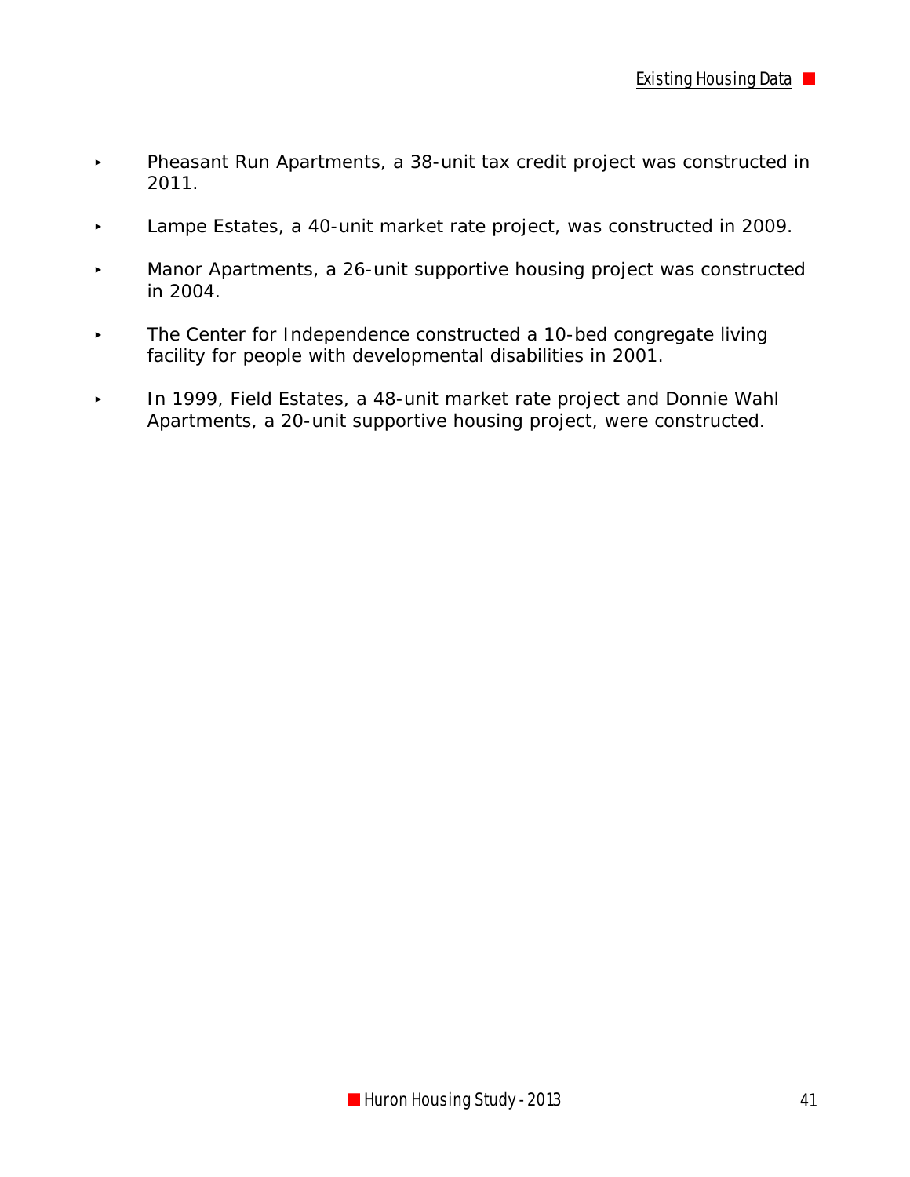- Pheasant Run Apartments, a 38-unit tax credit project was constructed in 2011.
- Lampe Estates, a 40-unit market rate project, was constructed in 2009.
- Manor Apartments, a 26-unit supportive housing project was constructed in 2004.
- The Center for Independence constructed a 10-bed congregate living facility for people with developmental disabilities in 2001.
- In 1999, Field Estates, a 48-unit market rate project and Donnie Wahl Apartments, a 20-unit supportive housing project, were constructed.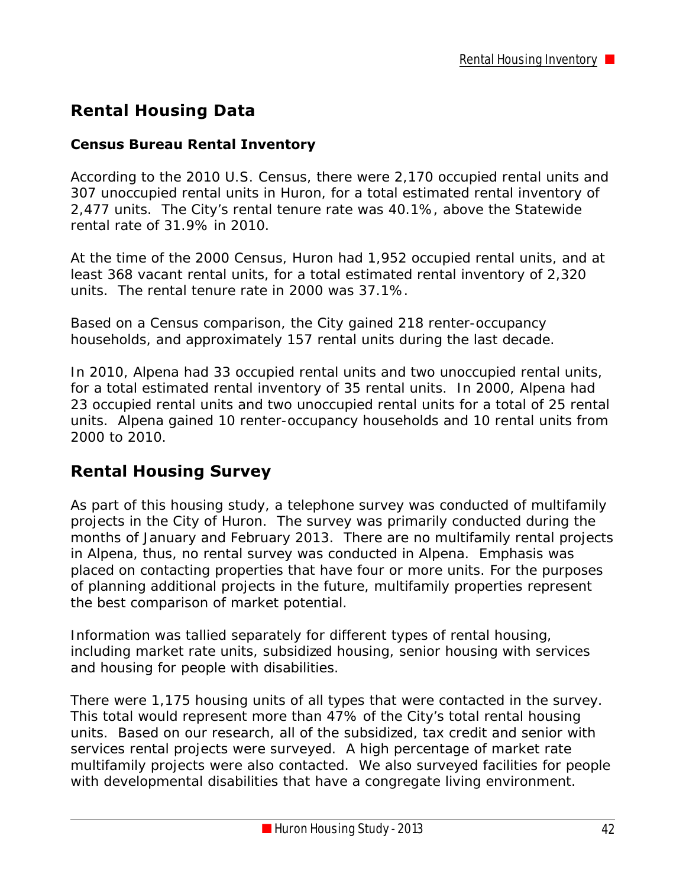## Rental Housing Data

### Census Bureau Rental Inventory

According to the 2010 U.S. Census, there were 2,170 occupied rental units and 307 unoccupied rental units in Huron, for a total estimated rental inventory of 2,477 units. The City's rental tenure rate was 40.1%, above the Statewide rental rate of 31.9% in 2010.

At the time of the 2000 Census, Huron had 1,952 occupied rental units, and at least 368 vacant rental units, for a total estimated rental inventory of 2,320 units. The rental tenure rate in 2000 was 37.1%.

Based on a Census comparison, the City gained 218 renter-occupancy households, and approximately 157 rental units during the last decade.

In 2010, Alpena had 33 occupied rental units and two unoccupied rental units, for a total estimated rental inventory of 35 rental units. In 2000, Alpena had 23 occupied rental units and two unoccupied rental units for a total of 25 rental units. Alpena gained 10 renter-occupancy households and 10 rental units from 2000 to 2010.

## Rental Housing Survey

As part of this housing study, a telephone survey was conducted of multifamily projects in the City of Huron. The survey was primarily conducted during the months of January and February 2013. There are no multifamily rental projects in Alpena, thus, no rental survey was conducted in Alpena. Emphasis was placed on contacting properties that have four or more units. For the purposes of planning additional projects in the future, multifamily properties represent the best comparison of market potential.

Information was tallied separately for different types of rental housing, including market rate units, subsidized housing, senior housing with services and housing for people with disabilities.

There were 1,175 housing units of all types that were contacted in the survey. This total would represent more than 47% of the City's total rental housing units. Based on our research, all of the subsidized, tax credit and senior with services rental projects were surveyed. A high percentage of market rate multifamily projects were also contacted. We also surveyed facilities for people with developmental disabilities that have a congregate living environment.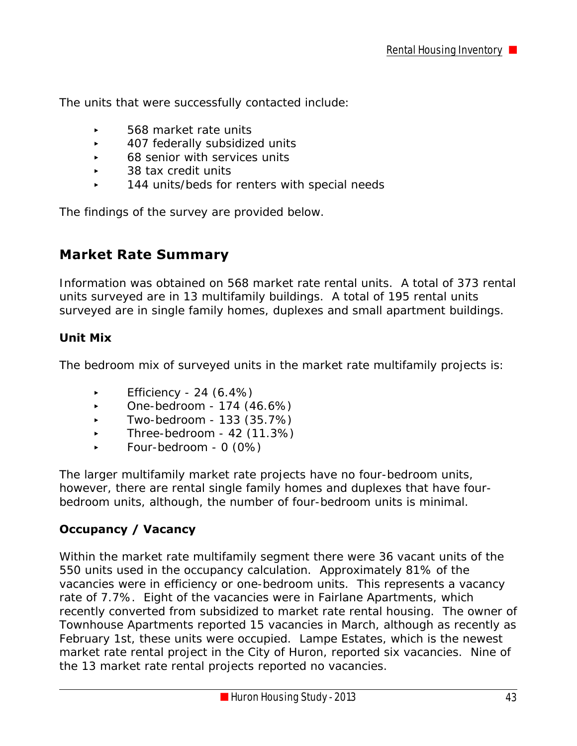The units that were successfully contacted include:

- 568 market rate units
- 407 federally subsidized units
- 68 senior with services units
- 38 tax credit units
- 144 units/beds for renters with special needs

The findings of the survey are provided below.

## Market Rate Summary

Information was obtained on 568 market rate rental units. A total of 373 rental units surveyed are in 13 multifamily buildings. A total of 195 rental units surveyed are in single family homes, duplexes and small apartment buildings.

### Unit Mix

The bedroom mix of surveyed units in the market rate multifamily projects is:

- Efficiency - 24 (6.4%)
- One-bedroom - 174 (46.6%)
- Two-bedroom - 133 (35.7%)
- Three-bedroom - 42 (11.3%)
- Four-bedroom - 0 (0%)

The larger multifamily market rate projects have no four-bedroom units, however, there are rental single family homes and duplexes that have four-bedroom units, although, the number of four-bedroom units is minimal.

### Occupancy / Vacancy

Within the market rate multifamily segment there were 36 vacant units of the 550 units used in the occupancy calculation. Approximately 81% of the vacancies were in efficiency or one-bedroom units. This represents a vacancy rate of 7.7%. Eight of the vacancies were in Fairlane Apartments, which recently converted from subsidized to market rate rental housing. The owner of Townhouse Apartments reported 15 vacancies in March, although as recently as February 1st, these units were occupied. Lampe Estates, which is the newest market rate rental project in the City of Huron, reported six vacancies. Nine of the 13 market rate rental projects reported no vacancies.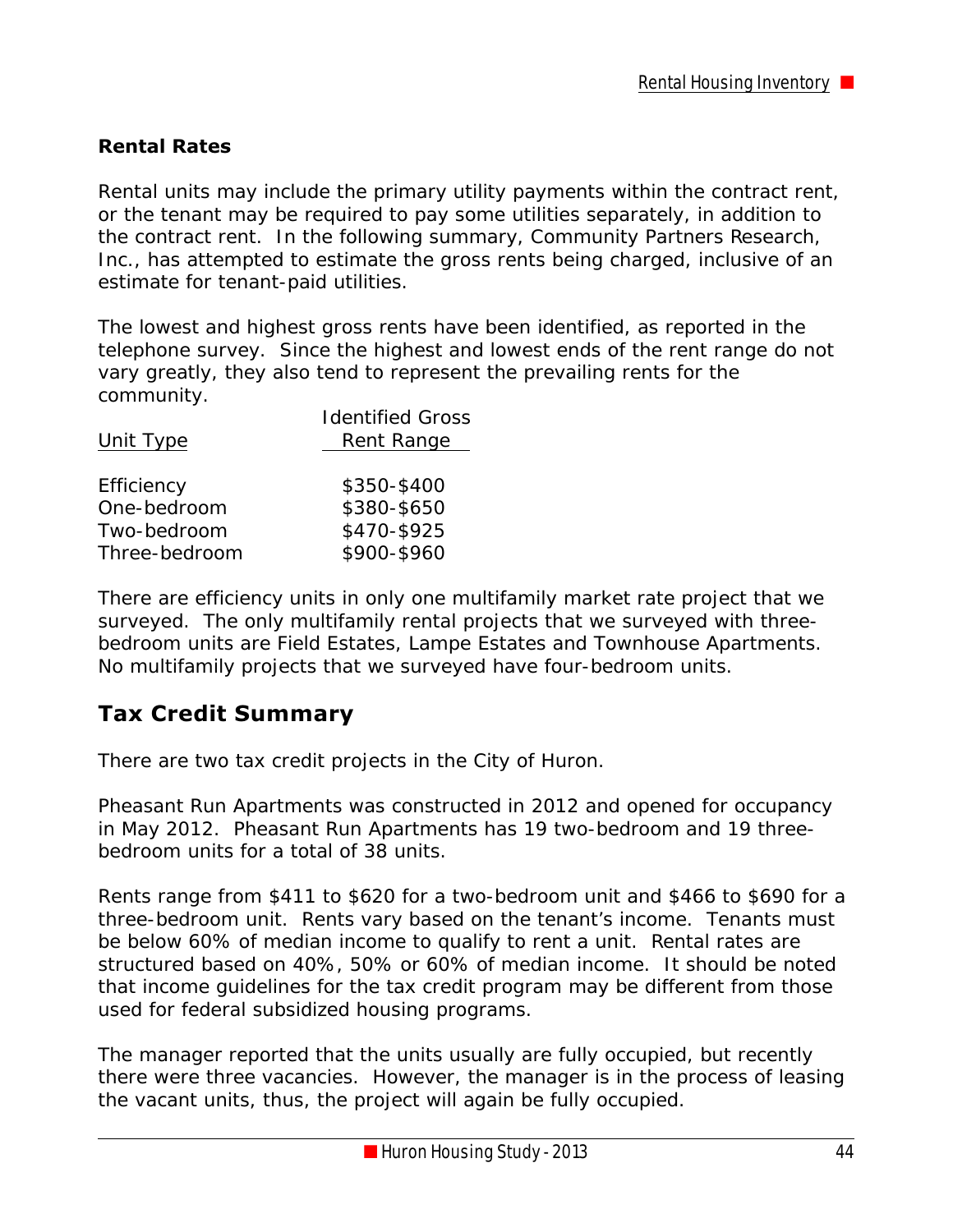### Rental Rates

Rental units may include the primary utility payments within the contract rent, or the tenant may be required to pay some utilities separately, in addition to the contract rent. In the following summary, Community Partners Research, Inc., has attempted to estimate the gross rents being charged, inclusive of an estimate for tenant-paid utilities.

The lowest and highest gross rents have been identified, as reported in the telephone survey. Since the highest and lowest ends of the rent range do not vary greatly, they also tend to represent the prevailing rents for the community.

| Unit Type | Identified Gross Rent Range |
|---|---|
| Efficiency | $350-$400 |
| One-bedroom | $380-$650 |
| Two-bedroom | $470-$925 |
| Three-bedroom | $900-$960 |

There are efficiency units in only one multifamily market rate project that we surveyed. The only multifamily rental projects that we surveyed with three-bedroom units are Field Estates, Lampe Estates and Townhouse Apartments. No multifamily projects that we surveyed have four-bedroom units.

## Tax Credit Summary

There are two tax credit projects in the City of Huron.

Pheasant Run Apartments was constructed in 2012 and opened for occupancy in May 2012. Pheasant Run Apartments has 19 two-bedroom and 19 three-bedroom units for a total of 38 units.

Rents range from $411 to $620 for a two-bedroom unit and $466 to $690 for a three-bedroom unit. Rents vary based on the tenant's income. Tenants must be below 60% of median income to qualify to rent a unit. Rental rates are structured based on 40%, 50% or 60% of median income. It should be noted that income guidelines for the tax credit program may be different from those used for federal subsidized housing programs.

The manager reported that the units usually are fully occupied, but recently there were three vacancies. However, the manager is in the process of leasing the vacant units, thus, the project will again be fully occupied.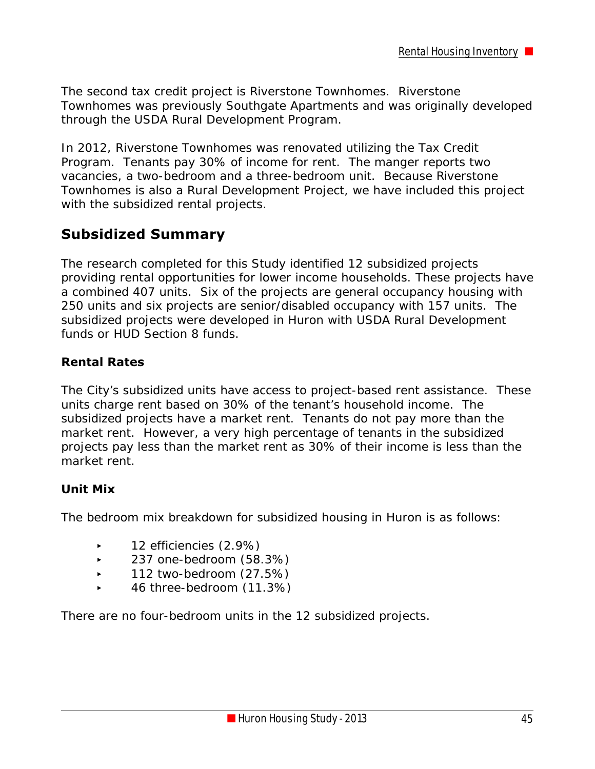The second tax credit project is Riverstone Townhomes. Riverstone Townhomes was previously Southgate Apartments and was originally developed through the USDA Rural Development Program.

In 2012, Riverstone Townhomes was renovated utilizing the Tax Credit Program. Tenants pay 30% of income for rent. The manger reports two vacancies, a two-bedroom and a three-bedroom unit. Because Riverstone Townhomes is also a Rural Development Project, we have included this project with the subsidized rental projects.

## Subsidized Summary

The research completed for this Study identified 12 subsidized projects providing rental opportunities for lower income households. These projects have a combined 407 units. Six of the projects are general occupancy housing with 250 units and six projects are senior/disabled occupancy with 157 units. The subsidized projects were developed in Huron with USDA Rural Development funds or HUD Section 8 funds.

### Rental Rates

The City's subsidized units have access to project-based rent assistance. These units charge rent based on 30% of the tenant's household income. The subsidized projects have a market rent. Tenants do not pay more than the market rent. However, a very high percentage of tenants in the subsidized projects pay less than the market rent as 30% of their income is less than the market rent.

### Unit Mix

The bedroom mix breakdown for subsidized housing in Huron is as follows:

- 12 efficiencies (2.9%)
- 237 one-bedroom (58.3%)
- 112 two-bedroom (27.5%)
- 46 three-bedroom (11.3%)

There are no four-bedroom units in the 12 subsidized projects.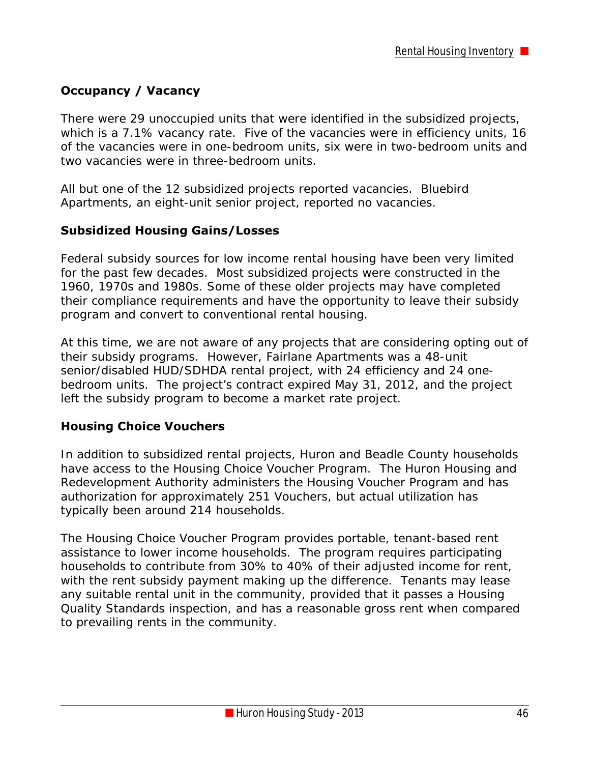## Occupancy / Vacancy

There were 29 unoccupied units that were identified in the subsidized projects, which is a 7.1% vacancy rate. Five of the vacancies were in efficiency units, 16 of the vacancies were in one-bedroom units, six were in two-bedroom units and two vacancies were in three-bedroom units.

All but one of the 12 subsidized projects reported vacancies. Bluebird Apartments, an eight-unit senior project, reported no vacancies.

## Subsidized Housing Gains/Losses

Federal subsidy sources for low income rental housing have been very limited for the past few decades. Most subsidized projects were constructed in the 1960, 1970s and 1980s. Some of these older projects may have completed their compliance requirements and have the opportunity to leave their subsidy program and convert to conventional rental housing.

At this time, we are not aware of any projects that are considering opting out of their subsidy programs. However, Fairlane Apartments was a 48-unit senior/disabled HUD/SDHDA rental project, with 24 efficiency and 24 one-bedroom units. The project's contract expired May 31, 2012, and the project left the subsidy program to become a market rate project.

## Housing Choice Vouchers

In addition to subsidized rental projects, Huron and Beadle County households have access to the Housing Choice Voucher Program. The Huron Housing and Redevelopment Authority administers the Housing Voucher Program and has authorization for approximately 251 Vouchers, but actual utilization has typically been around 214 households.

The Housing Choice Voucher Program provides portable, tenant-based rent assistance to lower income households. The program requires participating households to contribute from 30% to 40% of their adjusted income for rent, with the rent subsidy payment making up the difference. Tenants may lease any suitable rental unit in the community, provided that it passes a Housing Quality Standards inspection, and has a reasonable gross rent when compared to prevailing rents in the community.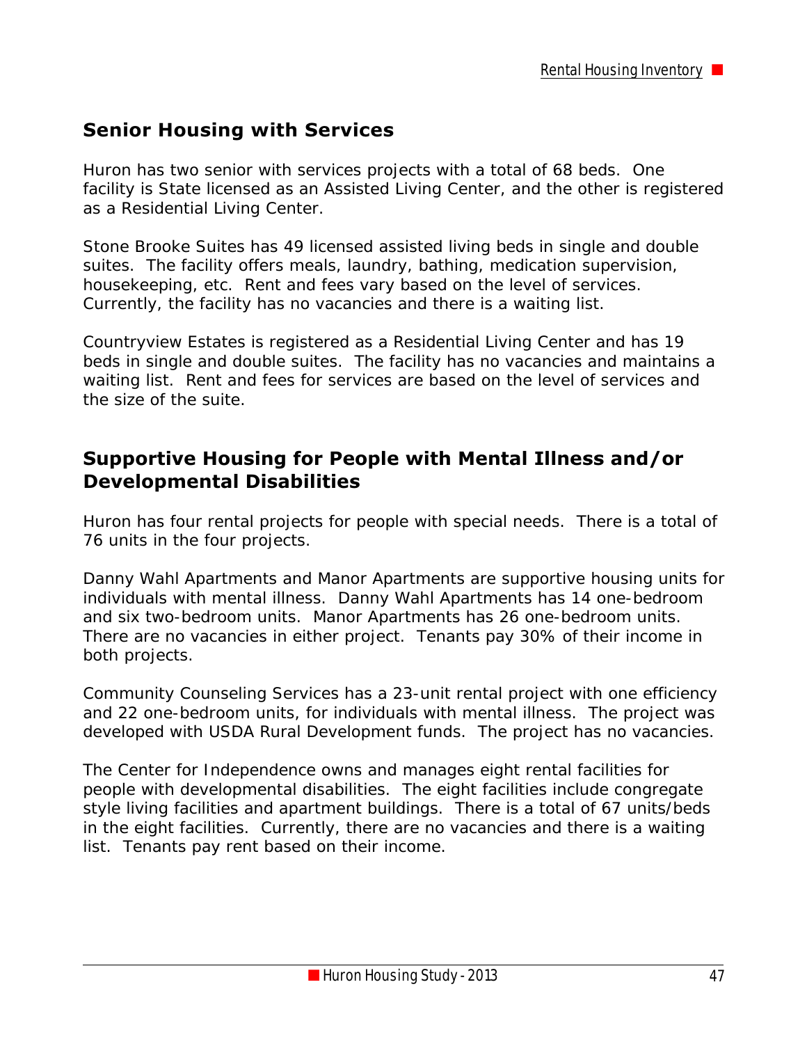## Senior Housing with Services

Huron has two senior with services projects with a total of 68 beds. One facility is State licensed as an Assisted Living Center, and the other is registered as a Residential Living Center.

Stone Brooke Suites has 49 licensed assisted living beds in single and double suites. The facility offers meals, laundry, bathing, medication supervision, housekeeping, etc. Rent and fees vary based on the level of services. Currently, the facility has no vacancies and there is a waiting list.

Countryview Estates is registered as a Residential Living Center and has 19 beds in single and double suites. The facility has no vacancies and maintains a waiting list. Rent and fees for services are based on the level of services and the size of the suite.

## Supportive Housing for People with Mental Illness and/or Developmental Disabilities

Huron has four rental projects for people with special needs. There is a total of 76 units in the four projects.

Danny Wahl Apartments and Manor Apartments are supportive housing units for individuals with mental illness. Danny Wahl Apartments has 14 one-bedroom and six two-bedroom units. Manor Apartments has 26 one-bedroom units. There are no vacancies in either project. Tenants pay 30% of their income in both projects.

Community Counseling Services has a 23-unit rental project with one efficiency and 22 one-bedroom units, for individuals with mental illness. The project was developed with USDA Rural Development funds. The project has no vacancies.

The Center for Independence owns and manages eight rental facilities for people with developmental disabilities. The eight facilities include congregate style living facilities and apartment buildings. There is a total of 67 units/beds in the eight facilities. Currently, there are no vacancies and there is a waiting list. Tenants pay rent based on their income.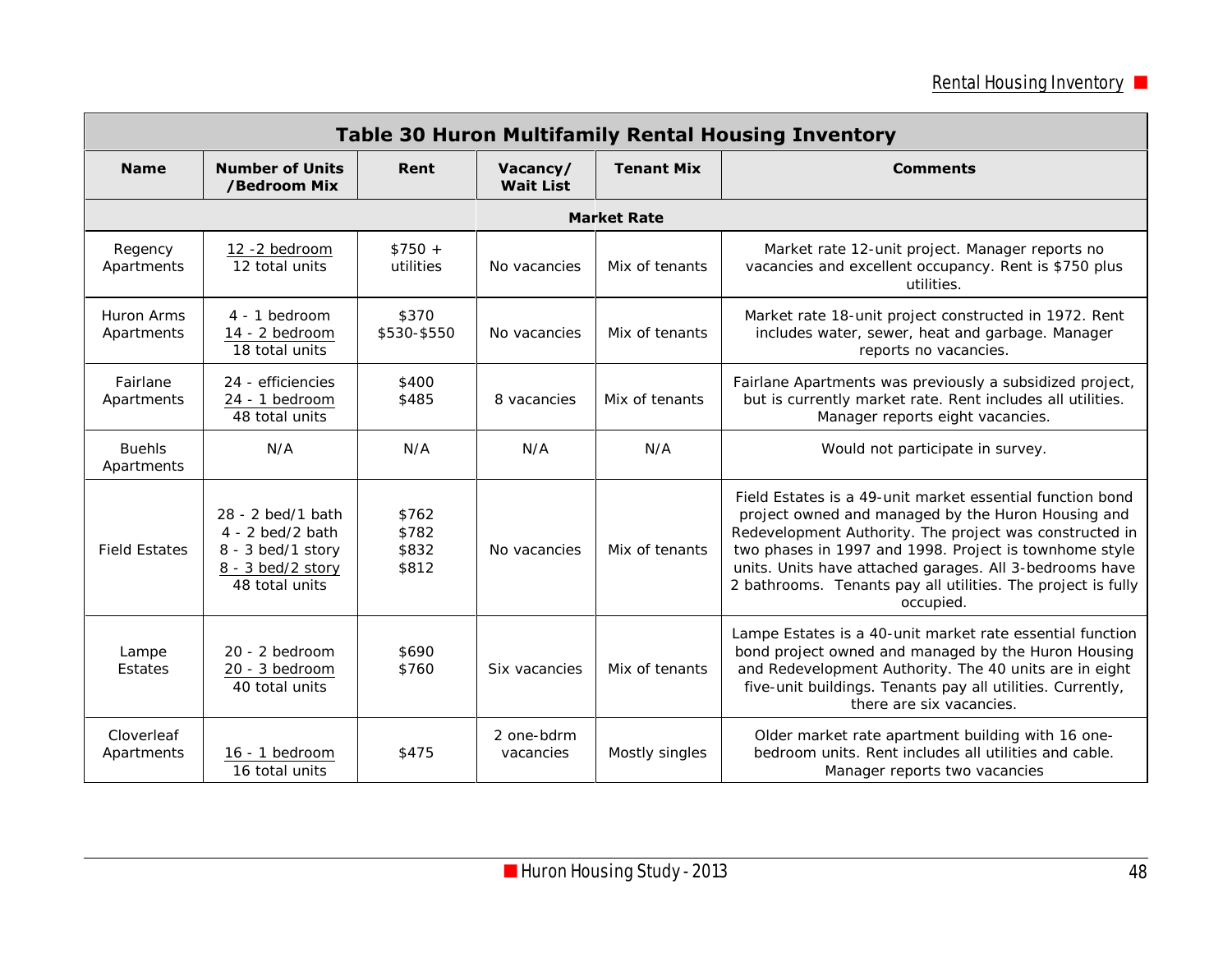## Table 30 Huron Multifamily Rental Housing Inventory

| Name | Number of Units /Bedroom Mix | Rent | Vacancy/ Wait List | Tenant Mix | Comments |
|---|---|---|---|---|---|
| | | | **Market Rate** | | |
| Regency Apartments | 12 -2 bedroom<br>12 total units | $750 + utilities | No vacancies | Mix of tenants | Market rate 12-unit project. Manager reports no vacancies and excellent occupancy. Rent is $750 plus utilities. |
| Huron Arms Apartments | 4 - 1 bedroom<br>14 - 2 bedroom<br>18 total units | $370<br>$530-$550 | No vacancies | Mix of tenants | Market rate 18-unit project constructed in 1972. Rent includes water, sewer, heat and garbage. Manager reports no vacancies. |
| Fairlane Apartments | 24 - efficiencies<br>24 - 1 bedroom<br>48 total units | $400<br>$485 | 8 vacancies | Mix of tenants | Fairlane Apartments was previously a subsidized project, but is currently market rate. Rent includes all utilities. Manager reports eight vacancies. |
| Buehls Apartments | N/A | N/A | N/A | N/A | Would not participate in survey. |
| Field Estates | 28 - 2 bed/1 bath<br>4 - 2 bed/2 bath<br>8 - 3 bed/1 story<br>8 - 3 bed/2 story<br>48 total units | $762<br>$782<br>$832<br>$812 | No vacancies | Mix of tenants | Field Estates is a 49-unit market essential function bond project owned and managed by the Huron Housing and Redevelopment Authority. The project was constructed in two phases in 1997 and 1998. Project is townhome style units. Units have attached garages. All 3-bedrooms have 2 bathrooms. Tenants pay all utilities. The project is fully occupied. |
| Lampe Estates | 20 - 2 bedroom<br>20 - 3 bedroom<br>40 total units | $690<br>$760 | Six vacancies | Mix of tenants | Lampe Estates is a 40-unit market rate essential function bond project owned and managed by the Huron Housing and Redevelopment Authority. The 40 units are in eight five-unit buildings. Tenants pay all utilities. Currently, there are six vacancies. |
| Cloverleaf Apartments | 16 - 1 bedroom<br>16 total units | $475 | 2 one-bdrm vacancies | Mostly singles | Older market rate apartment building with 16 one-bedroom units. Rent includes all utilities and cable. Manager reports two vacancies |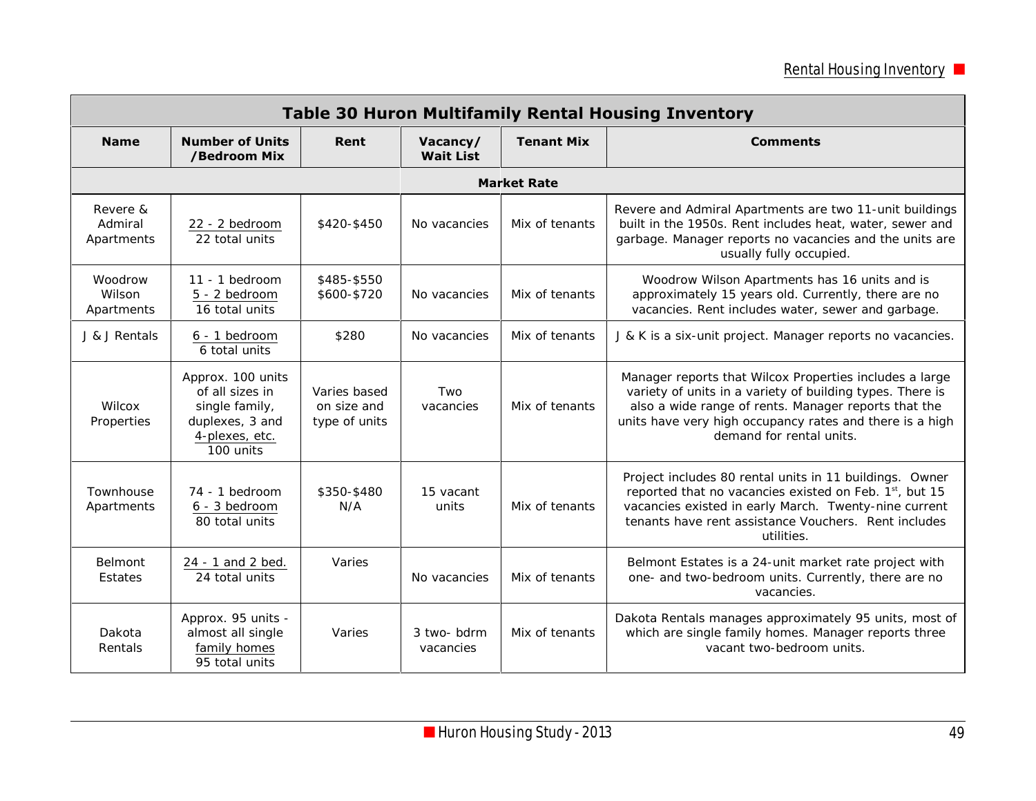**Table 30 Huron Multifamily Rental Housing Inventory**

| Name | Number of Units /Bedroom Mix | Rent | Vacancy/ Wait List | Tenant Mix | Comments |
|---|---|---|---|---|---|
| | | | **Market Rate** | | |
| Revere & Admiral Apartments | 22 - 2 bedroom<br>22 total units | $420-$450 | No vacancies | Mix of tenants | Revere and Admiral Apartments are two 11-unit buildings built in the 1950s. Rent includes heat, water, sewer and garbage. Manager reports no vacancies and the units are usually fully occupied. |
| Woodrow Wilson Apartments | 11 - 1 bedroom<br>5 - 2 bedroom<br>16 total units | $485-$550<br>$600-$720 | No vacancies | Mix of tenants | Woodrow Wilson Apartments has 16 units and is approximately 15 years old. Currently, there are no vacancies. Rent includes water, sewer and garbage. |
| J & J Rentals | 6 - 1 bedroom<br>6 total units | $280 | No vacancies | Mix of tenants | J & K is a six-unit project. Manager reports no vacancies. |
| Wilcox Properties | Approx. 100 units of all sizes in single family, duplexes, 3 and 4-plexes, etc.<br>100 units | Varies based on size and type of units | Two vacancies | Mix of tenants | Manager reports that Wilcox Properties includes a large variety of units in a variety of building types. There is also a wide range of rents. Manager reports that the units have very high occupancy rates and there is a high demand for rental units. |
| Townhouse Apartments | 74 - 1 bedroom<br>6 - 3 bedroom<br>80 total units | $350-$480<br>N/A | 15 vacant units | Mix of tenants | Project includes 80 rental units in 11 buildings. Owner reported that no vacancies existed on Feb. 1st, but 15 vacancies existed in early March. Twenty-nine current tenants have rent assistance Vouchers. Rent includes utilities. |
| Belmont Estates | 24 - 1 and 2 bed.<br>24 total units | Varies | No vacancies | Mix of tenants | Belmont Estates is a 24-unit market rate project with one- and two-bedroom units. Currently, there are no vacancies. |
| Dakota Rentals | Approx. 95 units - almost all single family homes<br>95 total units | Varies | 3 two- bdrm vacancies | Mix of tenants | Dakota Rentals manages approximately 95 units, most of which are single family homes. Manager reports three vacant two-bedroom units. |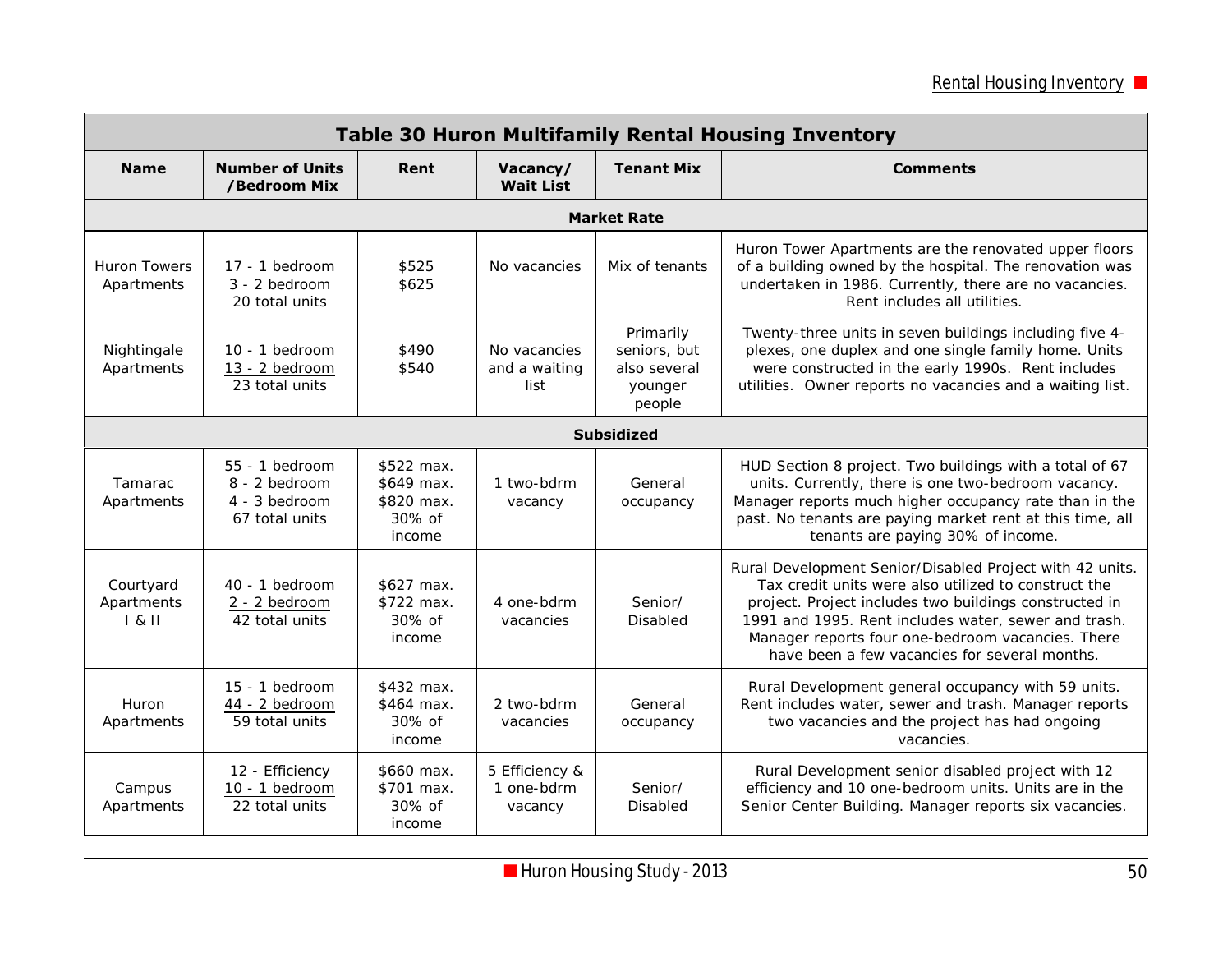| Table 30 Huron Multifamily Rental Housing Inventory | | | | | |
|---|---|---|---|---|---|
| **Name** | **Number of Units /Bedroom Mix** | **Rent** | **Vacancy/ Wait List** | **Tenant Mix** | **Comments** |
| | | | **Market Rate** | | |
| Huron Towers Apartments | 17 - 1 bedroom<br>3 - 2 bedroom<br>20 total units | $525<br>$625 | No vacancies | Mix of tenants | Huron Tower Apartments are the renovated upper floors of a building owned by the hospital. The renovation was undertaken in 1986. Currently, there are no vacancies. Rent includes all utilities. |
| Nightingale Apartments | 10 - 1 bedroom<br>13 - 2 bedroom<br>23 total units | $490<br>$540 | No vacancies and a waiting list | Primarily seniors, but also several younger people | Twenty-three units in seven buildings including five 4-plexes, one duplex and one single family home. Units were constructed in the early 1990s. Rent includes utilities. Owner reports no vacancies and a waiting list. |
| | | | **Subsidized** | | |
| Tamarac Apartments | 55 - 1 bedroom<br>8 - 2 bedroom<br>4 - 3 bedroom<br>67 total units | $522 max.<br>$649 max.<br>$820 max.<br>30% of income | 1 two-bdrm vacancy | General occupancy | HUD Section 8 project. Two buildings with a total of 67 units. Currently, there is one two-bedroom vacancy. Manager reports much higher occupancy rate than in the past. No tenants are paying market rent at this time, all tenants are paying 30% of income. |
| Courtyard Apartments I & II | 40 - 1 bedroom<br>2 - 2 bedroom<br>42 total units | $627 max.<br>$722 max.<br>30% of income | 4 one-bdrm vacancies | Senior/ Disabled | Rural Development Senior/Disabled Project with 42 units. Tax credit units were also utilized to construct the project. Project includes two buildings constructed in 1991 and 1995. Rent includes water, sewer and trash. Manager reports four one-bedroom vacancies. There have been a few vacancies for several months. |
| Huron Apartments | 15 - 1 bedroom<br>44 - 2 bedroom<br>59 total units | $432 max.<br>$464 max.<br>30% of income | 2 two-bdrm vacancies | General occupancy | Rural Development general occupancy with 59 units. Rent includes water, sewer and trash. Manager reports two vacancies and the project has had ongoing vacancies. |
| Campus Apartments | 12 - Efficiency<br>10 - 1 bedroom<br>22 total units | $660 max.<br>$701 max.<br>30% of income | 5 Efficiency & 1 one-bdrm vacancy | Senior/ Disabled | Rural Development senior disabled project with 12 efficiency and 10 one-bedroom units. Units are in the Senior Center Building. Manager reports six vacancies. |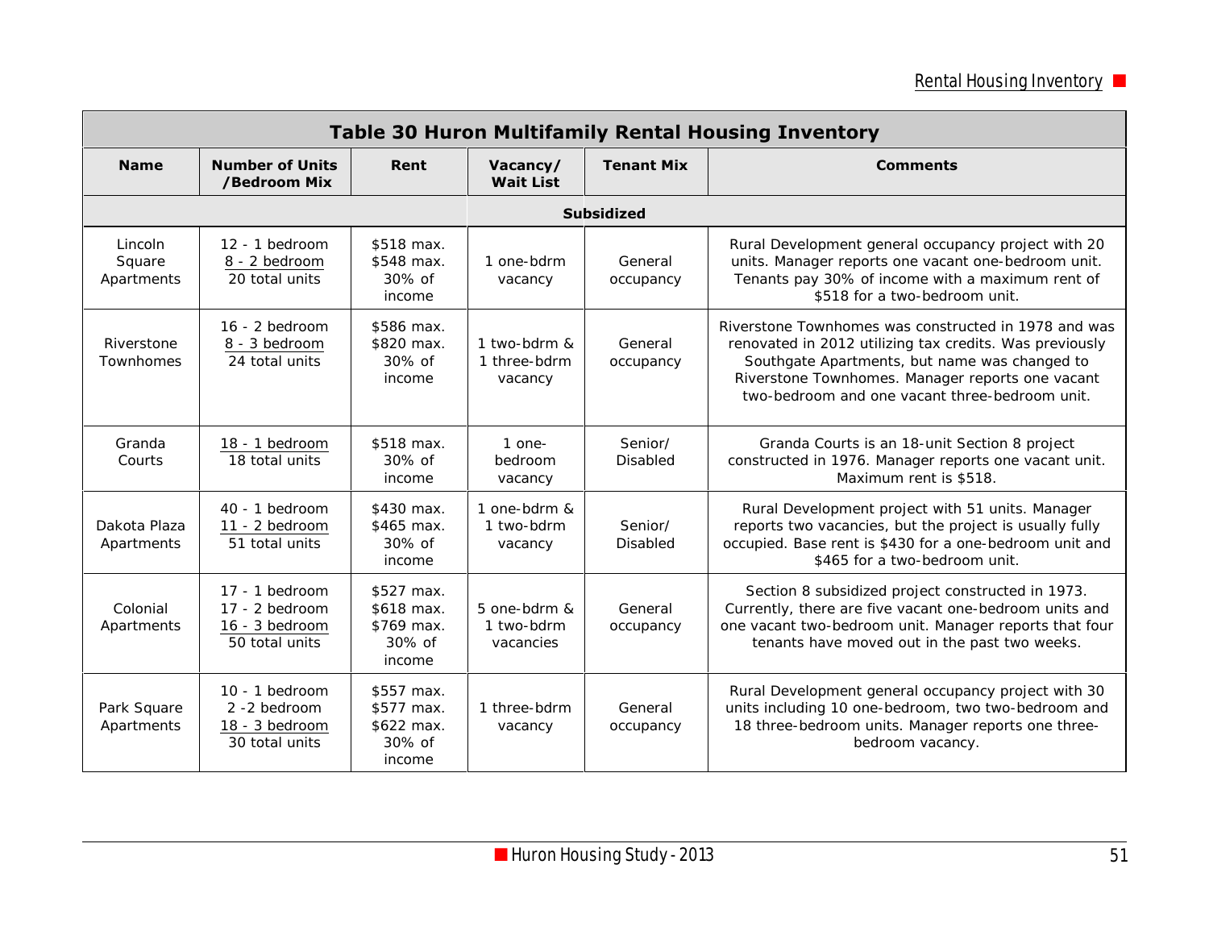| Table 30 Huron Multifamily Rental Housing Inventory | | | | | |
|---|---|---|---|---|---|
| **Name** | **Number of Units /Bedroom Mix** | **Rent** | **Vacancy/ Wait List** | **Tenant Mix** | **Comments** |
| | | | **Subsidized** | | |
| Lincoln Square Apartments | 12 - 1 bedroom<br>8 - 2 bedroom<br>20 total units | $518 max.<br>$548 max.<br>30% of income | 1 one-bdrm vacancy | General occupancy | Rural Development general occupancy project with 20 units. Manager reports one vacant one-bedroom unit. Tenants pay 30% of income with a maximum rent of $518 for a two-bedroom unit. |
| Riverstone Townhomes | 16 - 2 bedroom<br>8 - 3 bedroom<br>24 total units | $586 max.<br>$820 max.<br>30% of income | 1 two-bdrm & 1 three-bdrm vacancy | General occupancy | Riverstone Townhomes was constructed in 1978 and was renovated in 2012 utilizing tax credits. Was previously Southgate Apartments, but name was changed to Riverstone Townhomes. Manager reports one vacant two-bedroom and one vacant three-bedroom unit. |
| Granda Courts | 18 - 1 bedroom<br>18 total units | $518 max.<br>30% of income | 1 one-bedroom vacancy | Senior/ Disabled | Granda Courts is an 18-unit Section 8 project constructed in 1976. Manager reports one vacant unit. Maximum rent is $518. |
| Dakota Plaza Apartments | 40 - 1 bedroom<br>11 - 2 bedroom<br>51 total units | $430 max.<br>$465 max.<br>30% of income | 1 one-bdrm & 1 two-bdrm vacancy | Senior/ Disabled | Rural Development project with 51 units. Manager reports two vacancies, but the project is usually fully occupied. Base rent is $430 for a one-bedroom unit and $465 for a two-bedroom unit. |
| Colonial Apartments | 17 - 1 bedroom<br>17 - 2 bedroom<br>16 - 3 bedroom<br>50 total units | $527 max.<br>$618 max.<br>$769 max.<br>30% of income | 5 one-bdrm & 1 two-bdrm vacancies | General occupancy | Section 8 subsidized project constructed in 1973. Currently, there are five vacant one-bedroom units and one vacant two-bedroom unit. Manager reports that four tenants have moved out in the past two weeks. |
| Park Square Apartments | 10 - 1 bedroom<br>2 -2 bedroom<br>18 - 3 bedroom<br>30 total units | $557 max.<br>$577 max.<br>$622 max.<br>30% of income | 1 three-bdrm vacancy | General occupancy | Rural Development general occupancy project with 30 units including 10 one-bedroom, two two-bedroom and 18 three-bedroom units. Manager reports one three-bedroom vacancy. |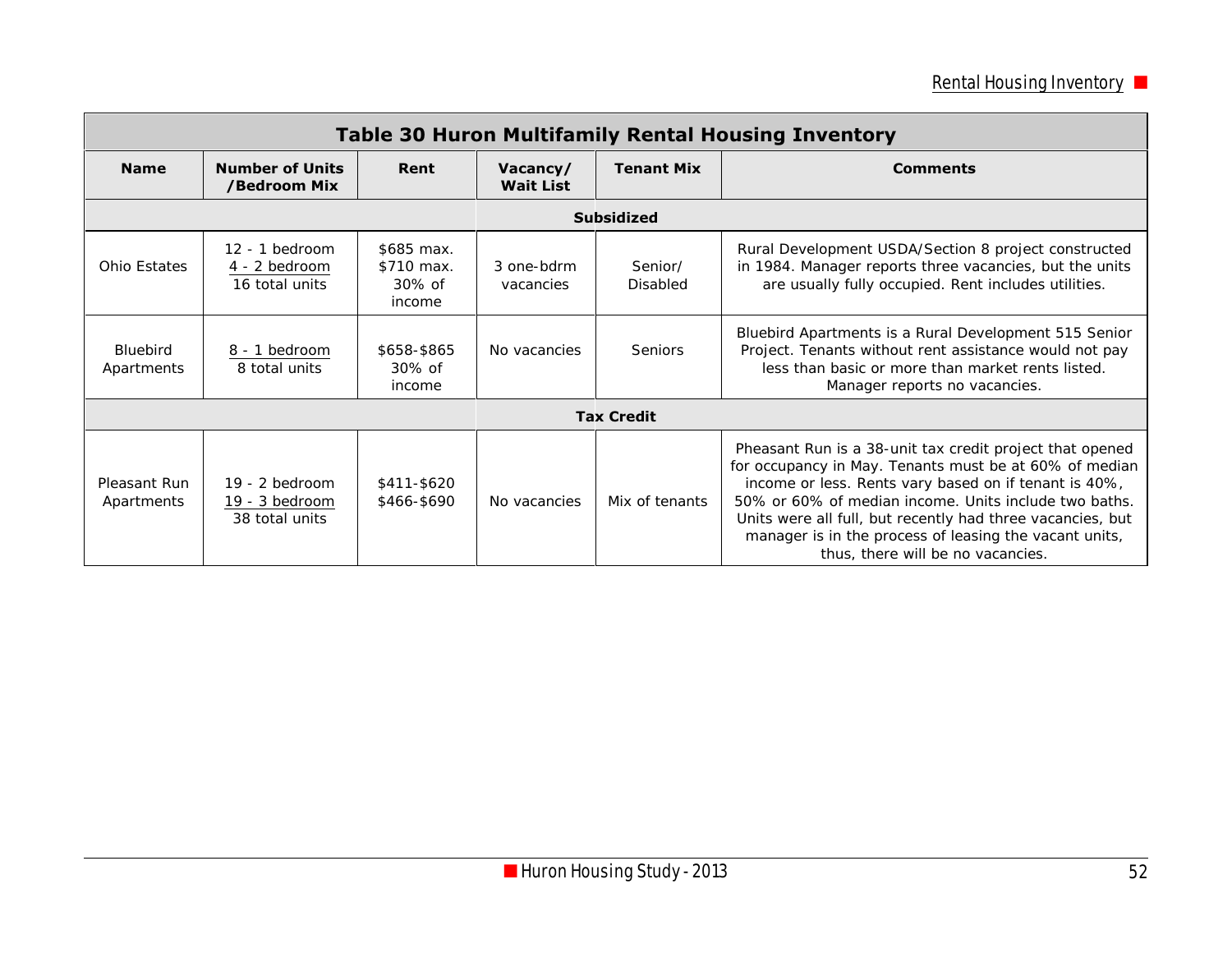| Table 30 Huron Multifamily Rental Housing Inventory | | | | | |
|---|---|---|---|---|---|
| **Name** | **Number of Units /Bedroom Mix** | **Rent** | **Vacancy/ Wait List** | **Tenant Mix** | **Comments** |
| **Subsidized** | | | | | |
| Ohio Estates | 12 - 1 bedroom<br>4 - 2 bedroom<br>16 total units | $685 max.<br>$710 max.<br>30% of income | 3 one-bdrm vacancies | Senior/ Disabled | Rural Development USDA/Section 8 project constructed in 1984. Manager reports three vacancies, but the units are usually fully occupied. Rent includes utilities. |
| Bluebird Apartments | 8 - 1 bedroom<br>8 total units | $658-$865<br>30% of income | No vacancies | Seniors | Bluebird Apartments is a Rural Development 515 Senior Project. Tenants without rent assistance would not pay less than basic or more than market rents listed. Manager reports no vacancies. |
| **Tax Credit** | | | | | |
| Pleasant Run Apartments | 19 - 2 bedroom<br>19 - 3 bedroom<br>38 total units | $411-$620<br>$466-$690 | No vacancies | Mix of tenants | Pleasant Run is a 38-unit tax credit project that opened for occupancy in May. Tenants must be at 60% of median income or less. Rents vary based on if tenant is 40%, 50% or 60% of median income. Units include two baths. Units were all full, but recently had three vacancies, but manager is in the process of leasing the vacant units, thus, there will be no vacancies. |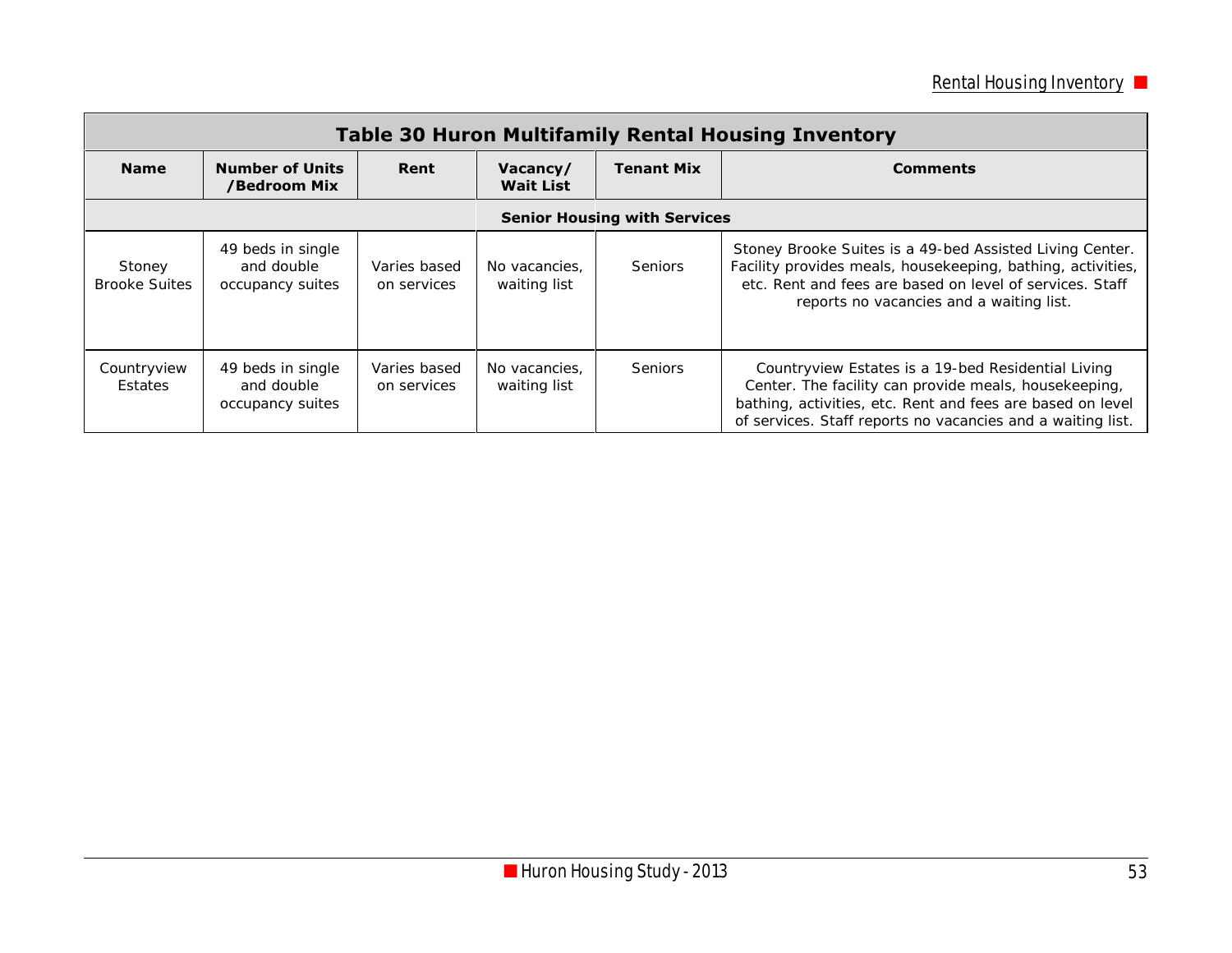| Table 30 Huron Multifamily Rental Housing Inventory | | | | | |
|---|---|---|---|---|---|
| **Name** | **Number of Units /Bedroom Mix** | **Rent** | **Vacancy/ Wait List** | **Tenant Mix** | **Comments** |
| **Senior Housing with Services** | | | | | |
| Stoney Brooke Suites | 49 beds in single and double occupancy suites | Varies based on services | No vacancies, waiting list | Seniors | Stoney Brooke Suites is a 49-bed Assisted Living Center. Facility provides meals, housekeeping, bathing, activities, etc. Rent and fees are based on level of services. Staff reports no vacancies and a waiting list. |
| Countryview Estates | 49 beds in single and double occupancy suites | Varies based on services | No vacancies, waiting list | Seniors | Countryview Estates is a 19-bed Residential Living Center. The facility can provide meals, housekeeping, bathing, activities, etc. Rent and fees are based on level of services. Staff reports no vacancies and a waiting list. |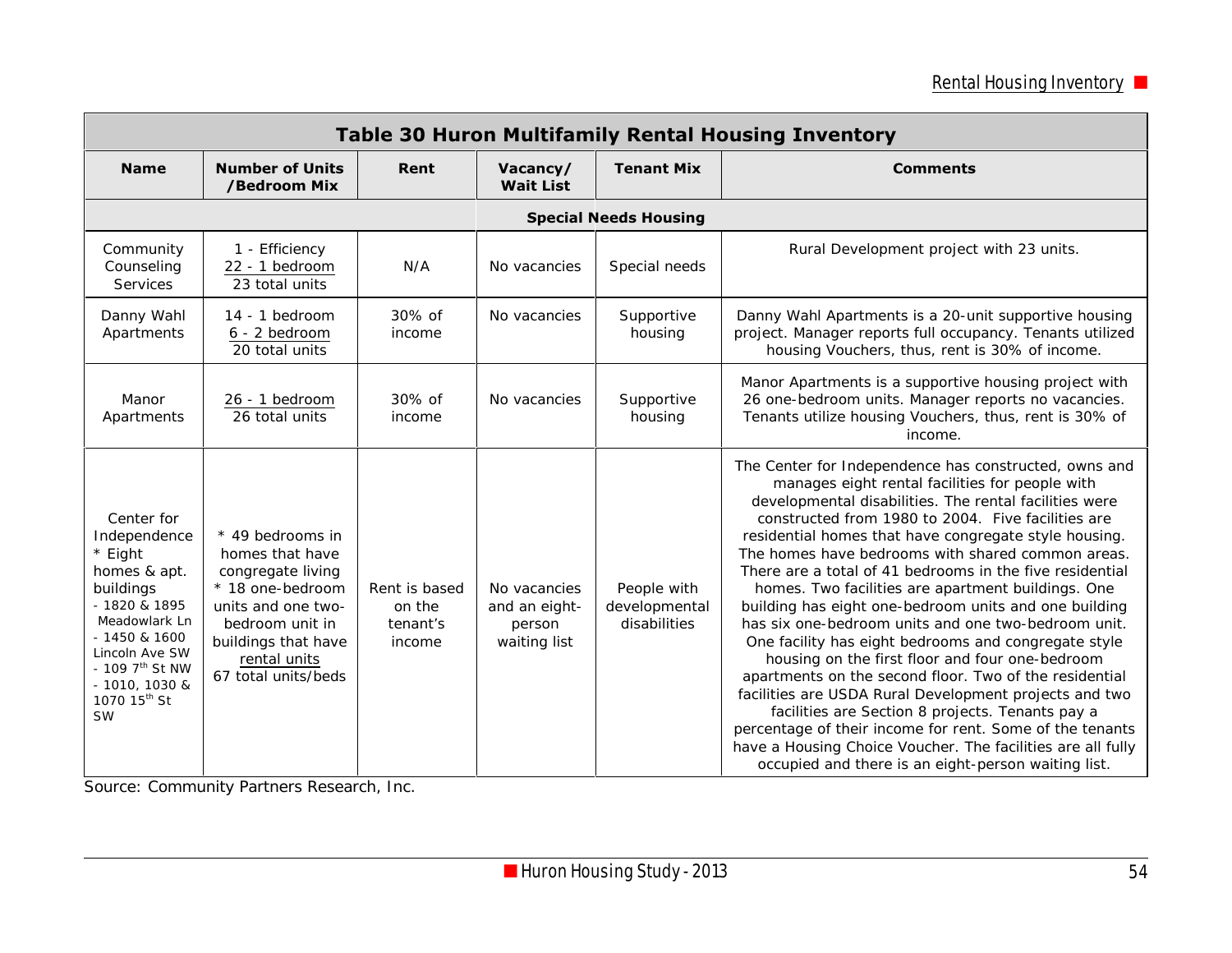| Table 30 Huron Multifamily Rental Housing Inventory | | | | | |
|---|---|---|---|---|---|
| **Name** | **Number of Units /Bedroom Mix** | **Rent** | **Vacancy/ Wait List** | **Tenant Mix** | **Comments** |
| **Special Needs Housing** | | | | | |
| Community Counseling Services | 1 - Efficiency<br>22 - 1 bedroom<br>23 total units | N/A | No vacancies | Special needs | Rural Development project with 23 units. |
| Danny Wahl Apartments | 14 - 1 bedroom<br>6 - 2 bedroom<br>20 total units | 30% of income | No vacancies | Supportive housing | Danny Wahl Apartments is a 20-unit supportive housing project. Manager reports full occupancy. Tenants utilized housing Vouchers, thus, rent is 30% of income. |
| Manor Apartments | 26 - 1 bedroom<br>26 total units | 30% of income | No vacancies | Supportive housing | Manor Apartments is a supportive housing project with 26 one-bedroom units. Manager reports no vacancies. Tenants utilize housing Vouchers, thus, rent is 30% of income. |
| Center for Independence<br>* Eight homes & apt. buildings<br>- 1820 & 1895 Meadowlark Ln<br>- 1450 & 1600 Lincoln Ave SW<br>- 109 7th St NW<br>- 1010, 1030 & 1070 15th St SW | * 49 bedrooms in homes that have congregate living<br>* 18 one-bedroom units and one two-bedroom unit in buildings that have rental units<br>67 total units/beds | Rent is based on the tenant's income | No vacancies and an eight-person waiting list | People with developmental disabilities | The Center for Independence has constructed, owns and manages eight rental facilities for people with developmental disabilities. The rental facilities were constructed from 1980 to 2004. Five facilities are residential homes that have congregate style housing. The homes have bedrooms with shared common areas. There are a total of 41 bedrooms in the five residential homes. Two facilities are apartment buildings. One building has eight one-bedroom units and one building has six one-bedroom units and one two-bedroom unit. One facility has eight bedrooms and congregate style housing on the first floor and four one-bedroom apartments on the second floor. Two of the residential facilities are USDA Rural Development projects and two facilities are Section 8 projects. Tenants pay a percentage of their income for rent. Some of the tenants have a Housing Choice Voucher. The facilities are all fully occupied and there is an eight-person waiting list. |

Source: Community Partners Research, Inc.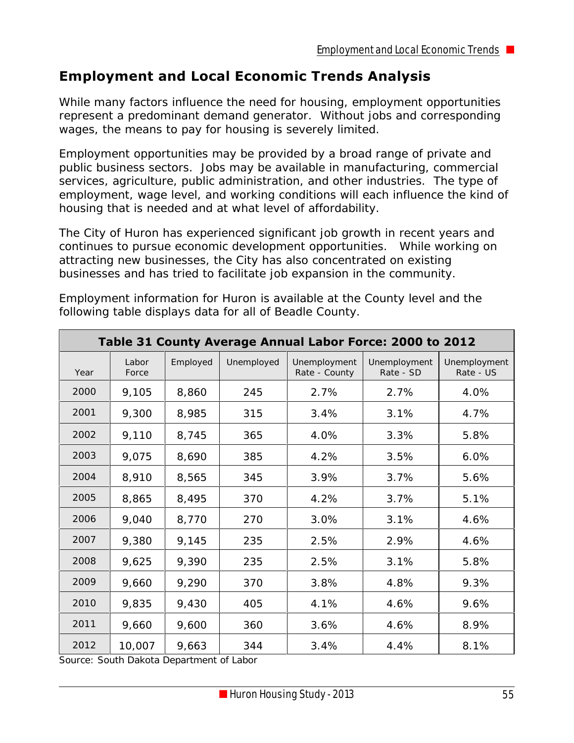## Employment and Local Economic Trends Analysis

While many factors influence the need for housing, employment opportunities represent a predominant demand generator. Without jobs and corresponding wages, the means to pay for housing is severely limited.

Employment opportunities may be provided by a broad range of private and public business sectors. Jobs may be available in manufacturing, commercial services, agriculture, public administration, and other industries. The type of employment, wage level, and working conditions will each influence the kind of housing that is needed and at what level of affordability.

The City of Huron has experienced significant job growth in recent years and continues to pursue economic development opportunities. While working on attracting new businesses, the City has also concentrated on existing businesses and has tried to facilitate job expansion in the community.

Employment information for Huron is available at the County level and the following table displays data for all of Beadle County.

**Table 31 County Average Annual Labor Force: 2000 to 2012**

| Year | Labor Force | Employed | Unemployed | Unemployment Rate - County | Unemployment Rate - SD | Unemployment Rate - US |
|---|---|---|---|---|---|---|
| 2000 | 9,105 | 8,860 | 245 | 2.7% | 2.7% | 4.0% |
| 2001 | 9,300 | 8,985 | 315 | 3.4% | 3.1% | 4.7% |
| 2002 | 9,110 | 8,745 | 365 | 4.0% | 3.3% | 5.8% |
| 2003 | 9,075 | 8,690 | 385 | 4.2% | 3.5% | 6.0% |
| 2004 | 8,910 | 8,565 | 345 | 3.9% | 3.7% | 5.6% |
| 2005 | 8,865 | 8,495 | 370 | 4.2% | 3.7% | 5.1% |
| 2006 | 9,040 | 8,770 | 270 | 3.0% | 3.1% | 4.6% |
| 2007 | 9,380 | 9,145 | 235 | 2.5% | 2.9% | 4.6% |
| 2008 | 9,625 | 9,390 | 235 | 2.5% | 3.1% | 5.8% |
| 2009 | 9,660 | 9,290 | 370 | 3.8% | 4.8% | 9.3% |
| 2010 | 9,835 | 9,430 | 405 | 4.1% | 4.6% | 9.6% |
| 2011 | 9,660 | 9,600 | 360 | 3.6% | 4.6% | 8.9% |
| 2012 | 10,007 | 9,663 | 344 | 3.4% | 4.4% | 8.1% |

Source: South Dakota Department of Labor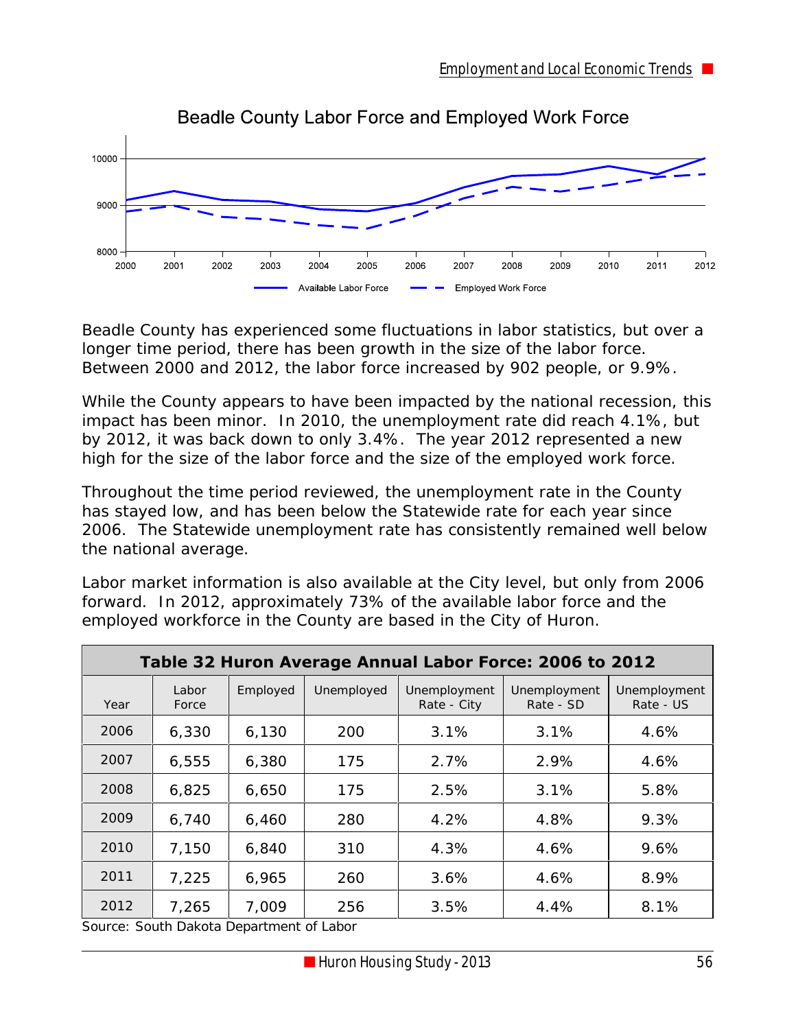Beadle County Labor Force and Employed Work Force

10000
9000
8000

2000 2001 2002 2003 2004 2005 2006 2007 2008 2009 2010 2011 2012

Available Labor Force
Employed Work Force

Beadle County has experienced some fluctuations in labor statistics, but over a longer time period, there has been growth in the size of the labor force. Between 2000 and 2012, the labor force increased by 902 people, or 9.9%.

While the County appears to have been impacted by the national recession, this impact has been minor. In 2010, the unemployment rate did reach 4.1%, but by 2012, it was back down to only 3.4%. The year 2012 represented a new high for the size of the labor force and the size of the employed work force.

Throughout the time period reviewed, the unemployment rate in the County has stayed low, and has been below the Statewide rate for each year since 2006. The Statewide unemployment rate has consistently remained well below the national average.

Labor market information is also available at the City level, but only from 2006 forward. In 2012, approximately 73% of the available labor force and the employed workforce in the County are based in the City of Huron.

**Table 32 Huron Average Annual Labor Force: 2006 to 2012**

| Year | Labor Force | Employed | Unemployed | Unemployment Rate - City | Unemployment Rate - SD | Unemployment Rate - US |
|---|---|---|---|---|---|---|
| 2006 | 6,330 | 6,130 | 200 | 3.1% | 3.1% | 4.6% |
| 2007 | 6,555 | 6,380 | 175 | 2.7% | 2.9% | 4.6% |
| 2008 | 6,825 | 6,650 | 175 | 2.5% | 3.1% | 5.8% |
| 2009 | 6,740 | 6,460 | 280 | 4.2% | 4.8% | 9.3% |
| 2010 | 7,150 | 6,840 | 310 | 4.3% | 4.6% | 9.6% |
| 2011 | 7,225 | 6,965 | 260 | 3.6% | 4.6% | 8.9% |
| 2012 | 7,265 | 7,009 | 256 | 3.5% | 4.4% | 8.1% |

Source: South Dakota Department of Labor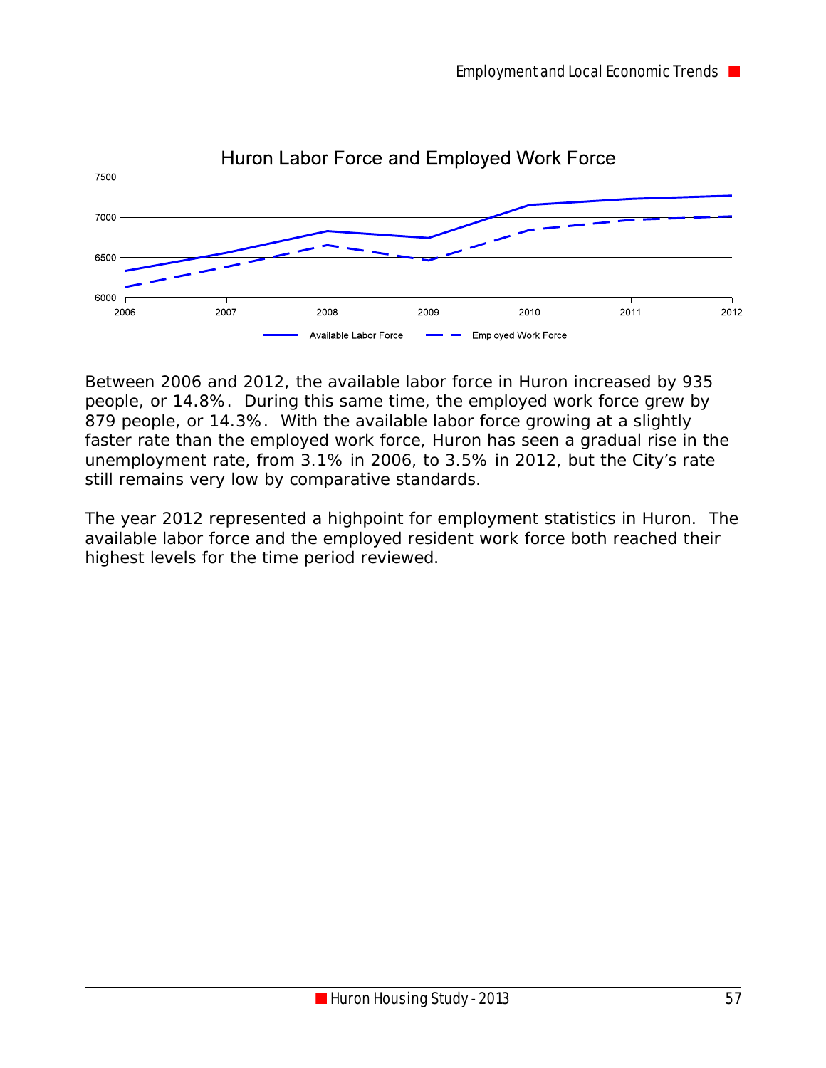Huron Labor Force and Employed Work Force

7500
7000
6500
6000

2006 2007 2008 2009 2010 2011 2012

Available Labor Force
Employed Work Force

Between 2006 and 2012, the available labor force in Huron increased by 935 people, or 14.8%. During this same time, the employed work force grew by 879 people, or 14.3%. With the available labor force growing at a slightly faster rate than the employed work force, Huron has seen a gradual rise in the unemployment rate, from 3.1% in 2006, to 3.5% in 2012, but the City's rate still remains very low by comparative standards.

The year 2012 represented a highpoint for employment statistics in Huron. The available labor force and the employed resident work force both reached their highest levels for the time period reviewed.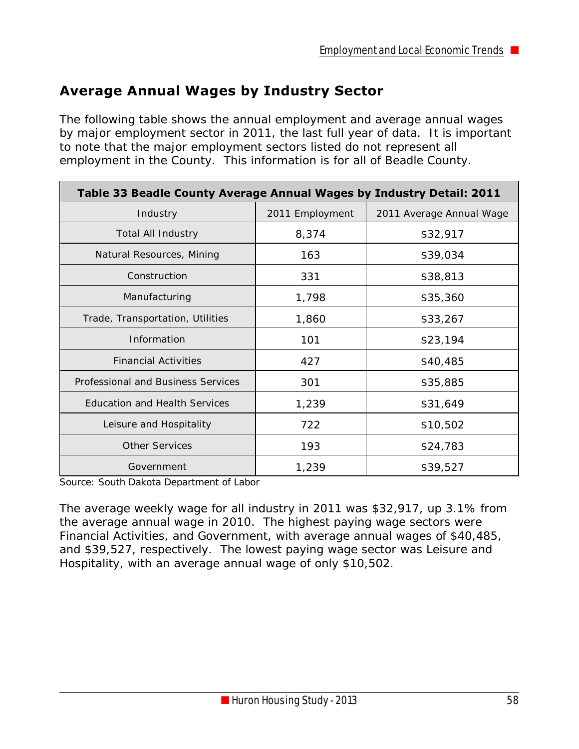## Average Annual Wages by Industry Sector

The following table shows the annual employment and average annual wages by major employment sector in 2011, the last full year of data. It is important to note that the major employment sectors listed do not represent all employment in the County. This information is for all of Beadle County.

| Table 33 Beadle County Average Annual Wages by Industry Detail: 2011 | | |
|---|---|---|
| Industry | 2011 Employment | 2011 Average Annual Wage |
| Total All Industry | 8,374 | $32,917 |
| Natural Resources, Mining | 163 | $39,034 |
| Construction | 331 | $38,813 |
| Manufacturing | 1,798 | $35,360 |
| Trade, Transportation, Utilities | 1,860 | $33,267 |
| Information | 101 | $23,194 |
| Financial Activities | 427 | $40,485 |
| Professional and Business Services | 301 | $35,885 |
| Education and Health Services | 1,239 | $31,649 |
| Leisure and Hospitality | 722 | $10,502 |
| Other Services | 193 | $24,783 |
| Government | 1,239 | $39,527 |

Source: South Dakota Department of Labor

The average weekly wage for all industry in 2011 was $32,917, up 3.1% from the average annual wage in 2010. The highest paying wage sectors were Financial Activities, and Government, with average annual wages of $40,485, and $39,527, respectively. The lowest paying wage sector was Leisure and Hospitality, with an average annual wage of only $10,502.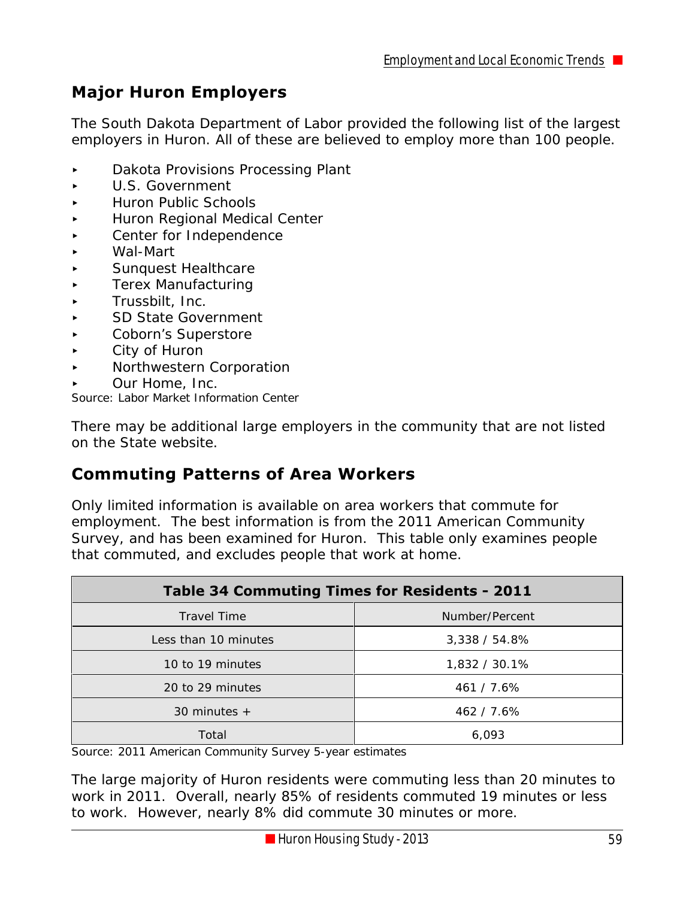## Major Huron Employers

The South Dakota Department of Labor provided the following list of the largest employers in Huron. All of these are believed to employ more than 100 people.

- Dakota Provisions Processing Plant
- U.S. Government
- Huron Public Schools
- Huron Regional Medical Center
- Center for Independence
- Wal-Mart
- Sunquest Healthcare
- Terex Manufacturing
- Trussbilt, Inc.
- SD State Government
- Coborn's Superstore
- City of Huron
- Northwestern Corporation
- Our Home, Inc.

Source: Labor Market Information Center

There may be additional large employers in the community that are not listed on the State website.

## Commuting Patterns of Area Workers

Only limited information is available on area workers that commute for employment. The best information is from the 2011 American Community Survey, and has been examined for Huron. This table only examines people that commuted, and excludes people that work at home.

| Table 34 Commuting Times for Residents - 2011 | |
|---|---|
| Travel Time | Number/Percent |
| Less than 10 minutes | 3,338 / 54.8% |
| 10 to 19 minutes | 1,832 / 30.1% |
| 20 to 29 minutes | 461 / 7.6% |
| 30 minutes + | 462 / 7.6% |
| Total | 6,093 |

Source: 2011 American Community Survey 5-year estimates

The large majority of Huron residents were commuting less than 20 minutes to work in 2011. Overall, nearly 85% of residents commuted 19 minutes or less to work. However, nearly 8% did commute 30 minutes or more.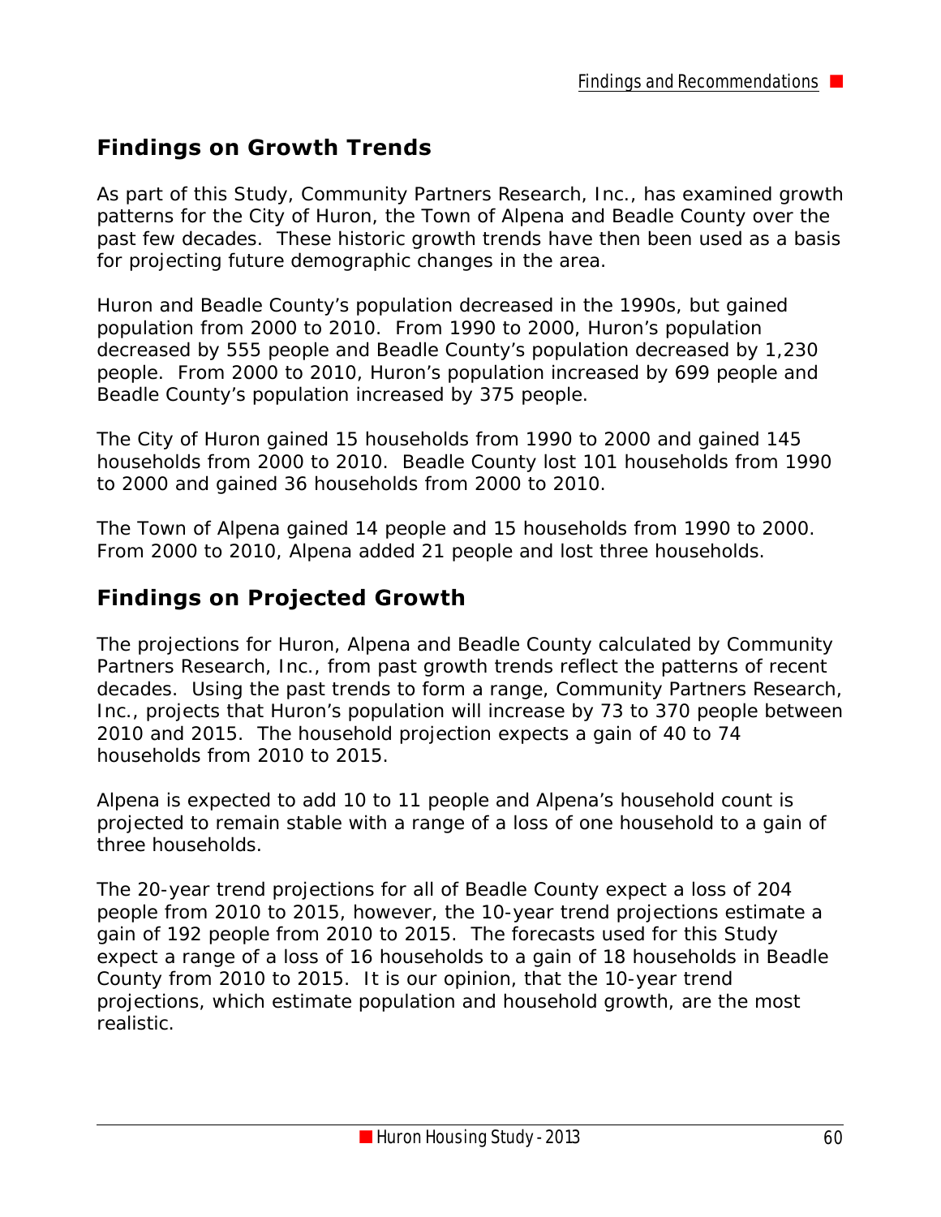## Findings on Growth Trends

As part of this Study, Community Partners Research, Inc., has examined growth patterns for the City of Huron, the Town of Alpena and Beadle County over the past few decades. These historic growth trends have then been used as a basis for projecting future demographic changes in the area.

Huron and Beadle County's population decreased in the 1990s, but gained population from 2000 to 2010. From 1990 to 2000, Huron's population decreased by 555 people and Beadle County's population decreased by 1,230 people. From 2000 to 2010, Huron's population increased by 699 people and Beadle County's population increased by 375 people.

The City of Huron gained 15 households from 1990 to 2000 and gained 145 households from 2000 to 2010. Beadle County lost 101 households from 1990 to 2000 and gained 36 households from 2000 to 2010.

The Town of Alpena gained 14 people and 15 households from 1990 to 2000. From 2000 to 2010, Alpena added 21 people and lost three households.

## Findings on Projected Growth

The projections for Huron, Alpena and Beadle County calculated by Community Partners Research, Inc., from past growth trends reflect the patterns of recent decades. Using the past trends to form a range, Community Partners Research, Inc., projects that Huron's population will increase by 73 to 370 people between 2010 and 2015. The household projection expects a gain of 40 to 74 households from 2010 to 2015.

Alpena is expected to add 10 to 11 people and Alpena's household count is projected to remain stable with a range of a loss of one household to a gain of three households.

The 20-year trend projections for all of Beadle County expect a loss of 204 people from 2010 to 2015, however, the 10-year trend projections estimate a gain of 192 people from 2010 to 2015. The forecasts used for this Study expect a range of a loss of 16 households to a gain of 18 households in Beadle County from 2010 to 2015. It is our opinion, that the 10-year trend projections, which estimate population and household growth, are the most realistic.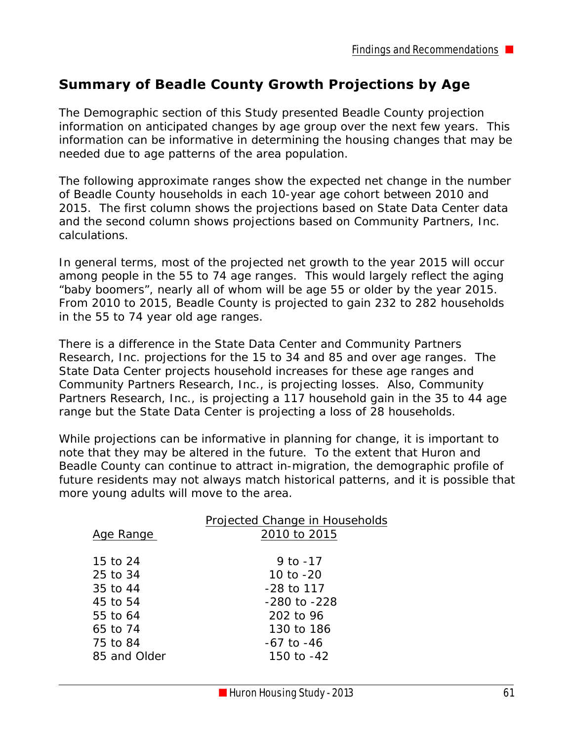## Summary of Beadle County Growth Projections by Age

The Demographic section of this Study presented Beadle County projection information on anticipated changes by age group over the next few years. This information can be informative in determining the housing changes that may be needed due to age patterns of the area population.

The following approximate ranges show the expected net change in the number of Beadle County households in each 10-year age cohort between 2010 and 2015. The first column shows the projections based on State Data Center data and the second column shows projections based on Community Partners, Inc. calculations.

In general terms, most of the projected net growth to the year 2015 will occur among people in the 55 to 74 age ranges. This would largely reflect the aging "baby boomers", nearly all of whom will be age 55 or older by the year 2015. From 2010 to 2015, Beadle County is projected to gain 232 to 282 households in the 55 to 74 year old age ranges.

There is a difference in the State Data Center and Community Partners Research, Inc. projections for the 15 to 34 and 85 and over age ranges. The State Data Center projects household increases for these age ranges and Community Partners Research, Inc., is projecting losses. Also, Community Partners Research, Inc., is projecting a 117 household gain in the 35 to 44 age range but the State Data Center is projecting a loss of 28 households.

While projections can be informative in planning for change, it is important to note that they may be altered in the future. To the extent that Huron and Beadle County can continue to attract in-migration, the demographic profile of future residents may not always match historical patterns, and it is possible that more young adults will move to the area.

| Age Range | Projected Change in Households 2010 to 2015 |
|---|---|
| 15 to 24 | 9 to -17 |
| 25 to 34 | 10 to -20 |
| 35 to 44 | -28 to 117 |
| 45 to 54 | -280 to -228 |
| 55 to 64 | 202 to 96 |
| 65 to 74 | 130 to 186 |
| 75 to 84 | -67 to -46 |
| 85 and Older | 150 to -42 |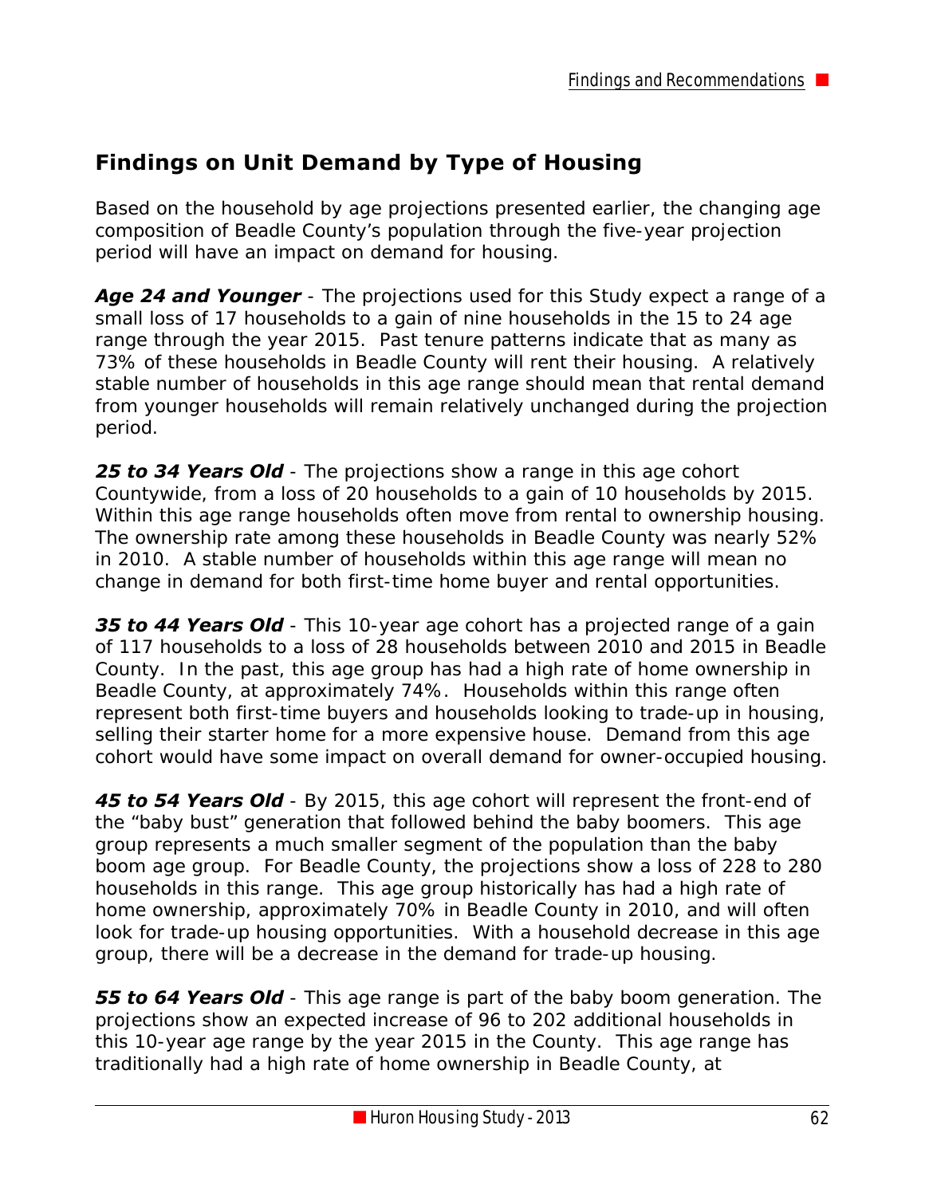## Findings on Unit Demand by Type of Housing

Based on the household by age projections presented earlier, the changing age composition of Beadle County's population through the five-year projection period will have an impact on demand for housing.

***Age 24 and Younger*** - The projections used for this Study expect a range of a small loss of 17 households to a gain of nine households in the 15 to 24 age range through the year 2015. Past tenure patterns indicate that as many as 73% of these households in Beadle County will rent their housing. A relatively stable number of households in this age range should mean that rental demand from younger households will remain relatively unchanged during the projection period.

***25 to 34 Years Old*** - The projections show a range in this age cohort Countywide, from a loss of 20 households to a gain of 10 households by 2015. Within this age range households often move from rental to ownership housing. The ownership rate among these households in Beadle County was nearly 52% in 2010. A stable number of households within this age range will mean no change in demand for both first-time home buyer and rental opportunities.

***35 to 44 Years Old*** - This 10-year age cohort has a projected range of a gain of 117 households to a loss of 28 households between 2010 and 2015 in Beadle County. In the past, this age group has had a high rate of home ownership in Beadle County, at approximately 74%. Households within this range often represent both first-time buyers and households looking to trade-up in housing, selling their starter home for a more expensive house. Demand from this age cohort would have some impact on overall demand for owner-occupied housing.

***45 to 54 Years Old*** - By 2015, this age cohort will represent the front-end of the "baby bust" generation that followed behind the baby boomers. This age group represents a much smaller segment of the population than the baby boom age group. For Beadle County, the projections show a loss of 228 to 280 households in this range. This age group historically has had a high rate of home ownership, approximately 70% in Beadle County in 2010, and will often look for trade-up housing opportunities. With a household decrease in this age group, there will be a decrease in the demand for trade-up housing.

***55 to 64 Years Old*** - This age range is part of the baby boom generation. The projections show an expected increase of 96 to 202 additional households in this 10-year age range by the year 2015 in the County. This age range has traditionally had a high rate of home ownership in Beadle County, at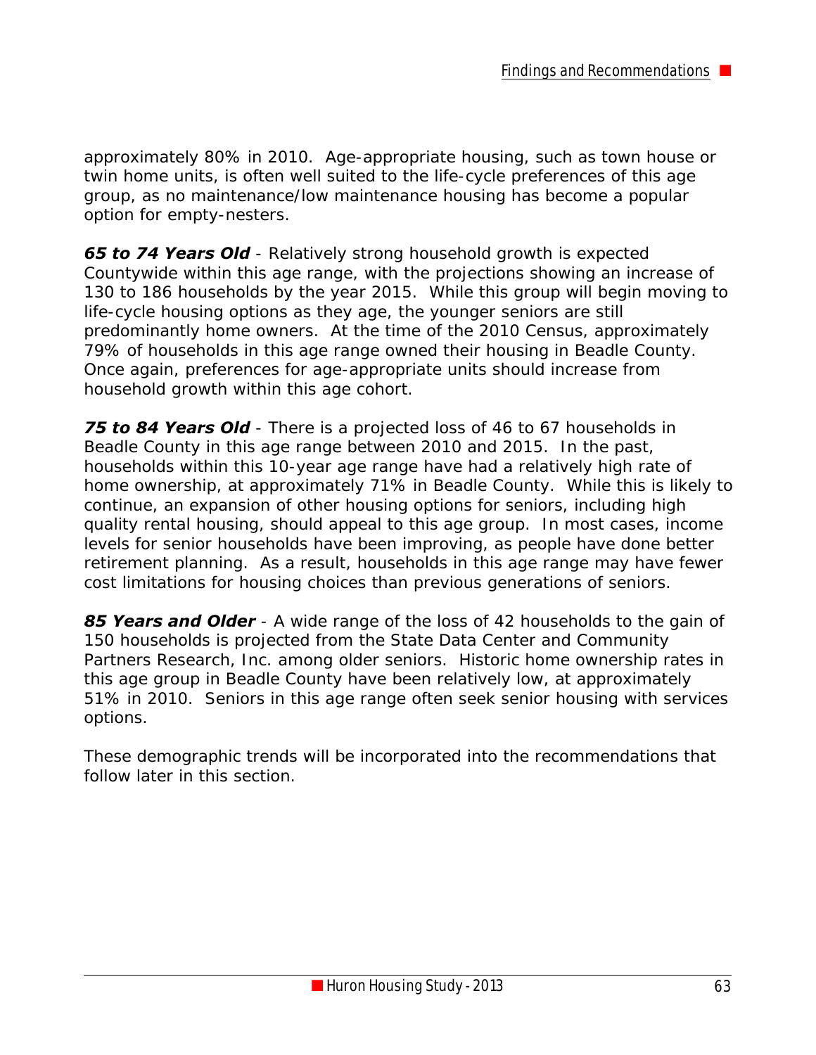approximately 80% in 2010. Age-appropriate housing, such as town house or twin home units, is often well suited to the life-cycle preferences of this age group, as no maintenance/low maintenance housing has become a popular option for empty-nesters.

***65 to 74 Years Old*** - Relatively strong household growth is expected Countywide within this age range, with the projections showing an increase of 130 to 186 households by the year 2015. While this group will begin moving to life-cycle housing options as they age, the younger seniors are still predominantly home owners. At the time of the 2010 Census, approximately 79% of households in this age range owned their housing in Beadle County. Once again, preferences for age-appropriate units should increase from household growth within this age cohort.

***75 to 84 Years Old*** - There is a projected loss of 46 to 67 households in Beadle County in this age range between 2010 and 2015. In the past, households within this 10-year age range have had a relatively high rate of home ownership, at approximately 71% in Beadle County. While this is likely to continue, an expansion of other housing options for seniors, including high quality rental housing, should appeal to this age group. In most cases, income levels for senior households have been improving, as people have done better retirement planning. As a result, households in this age range may have fewer cost limitations for housing choices than previous generations of seniors.

***85 Years and Older*** - A wide range of the loss of 42 households to the gain of 150 households is projected from the State Data Center and Community Partners Research, Inc. among older seniors. Historic home ownership rates in this age group in Beadle County have been relatively low, at approximately 51% in 2010. Seniors in this age range often seek senior housing with services options.

These demographic trends will be incorporated into the recommendations that follow later in this section.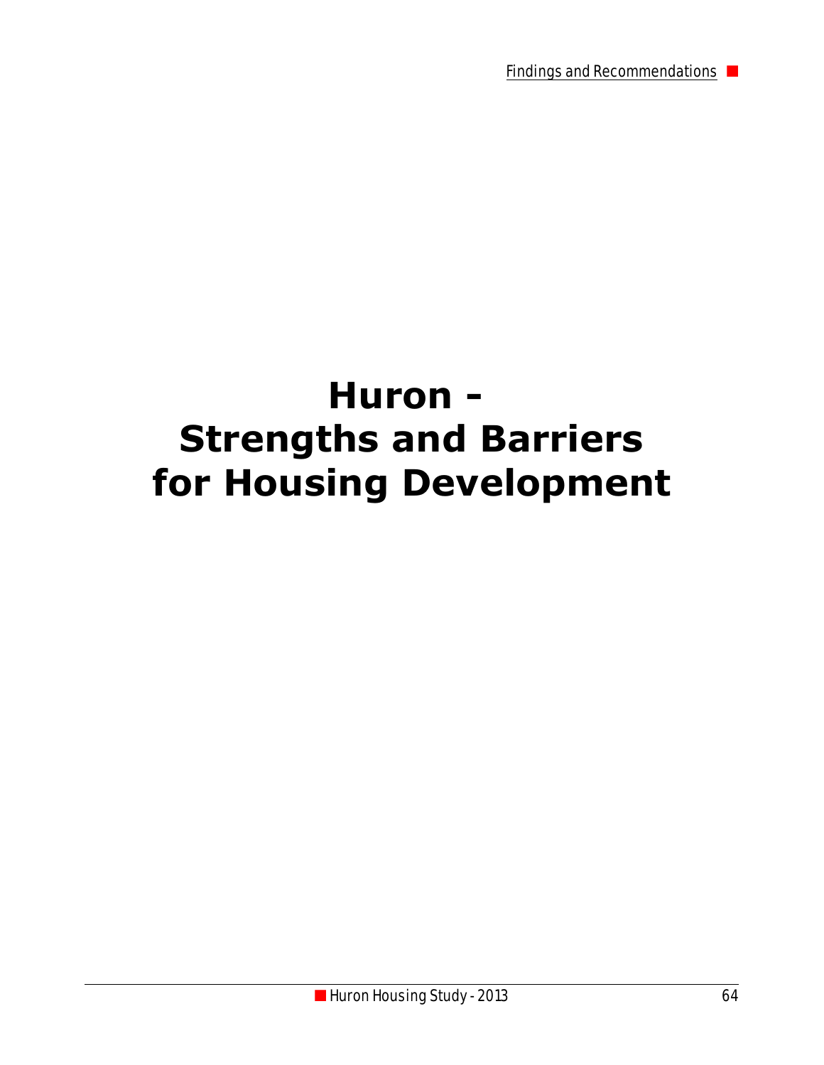# Huron - Strengths and Barriers for Housing Development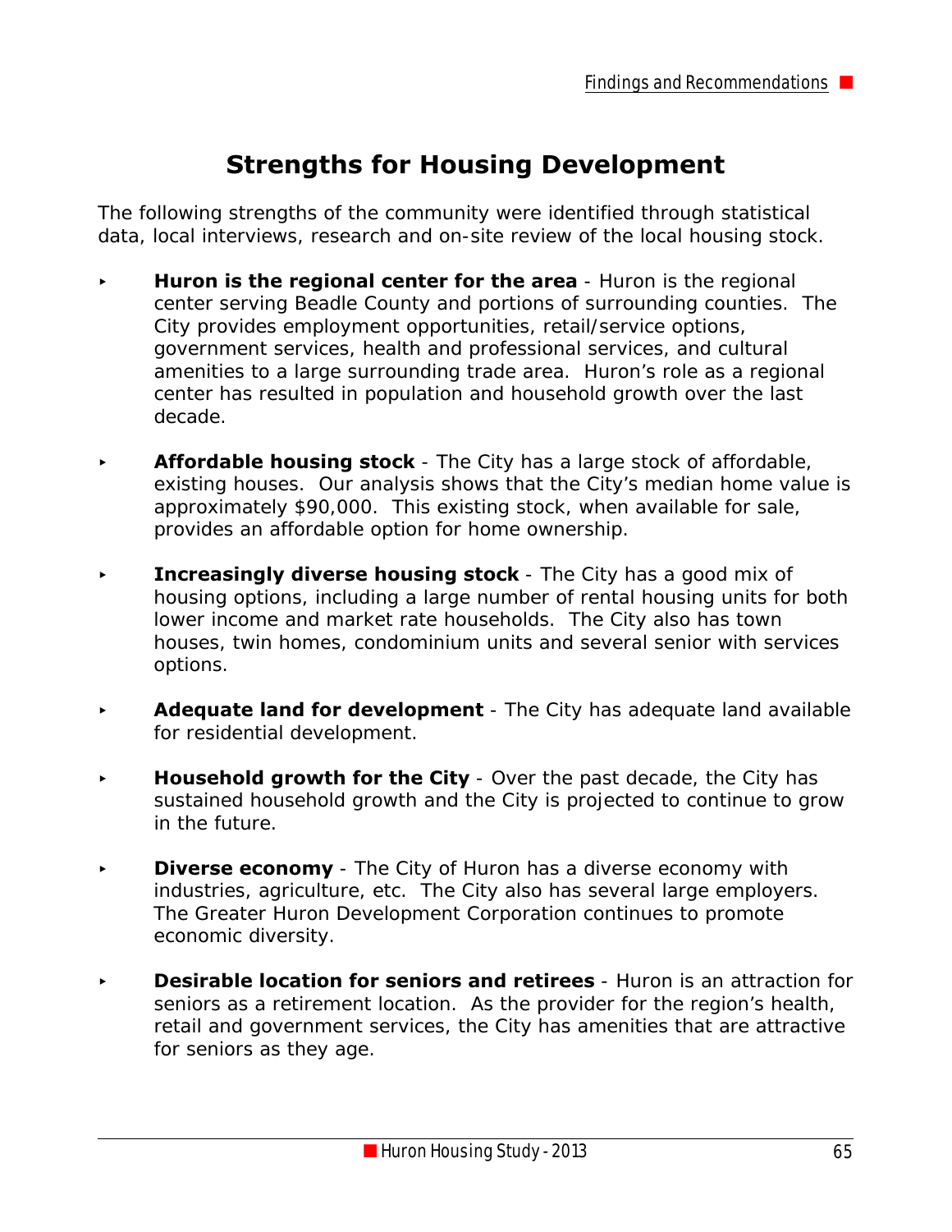# Strengths for Housing Development

The following strengths of the community were identified through statistical data, local interviews, research and on-site review of the local housing stock.

- **Huron is the regional center for the area** - Huron is the regional center serving Beadle County and portions of surrounding counties. The City provides employment opportunities, retail/service options, government services, health and professional services, and cultural amenities to a large surrounding trade area. Huron's role as a regional center has resulted in population and household growth over the last decade.

- **Affordable housing stock** - The City has a large stock of affordable, existing houses. Our analysis shows that the City's median home value is approximately $90,000. This existing stock, when available for sale, provides an affordable option for home ownership.

- **Increasingly diverse housing stock** - The City has a good mix of housing options, including a large number of rental housing units for both lower income and market rate households. The City also has town houses, twin homes, condominium units and several senior with services options.

- **Adequate land for development** - The City has adequate land available for residential development.

- **Household growth for the City** - Over the past decade, the City has sustained household growth and the City is projected to continue to grow in the future.

- **Diverse economy** - The City of Huron has a diverse economy with industries, agriculture, etc. The City also has several large employers. The Greater Huron Development Corporation continues to promote economic diversity.

- **Desirable location for seniors and retirees** - Huron is an attraction for seniors as a retirement location. As the provider for the region's health, retail and government services, the City has amenities that are attractive for seniors as they age.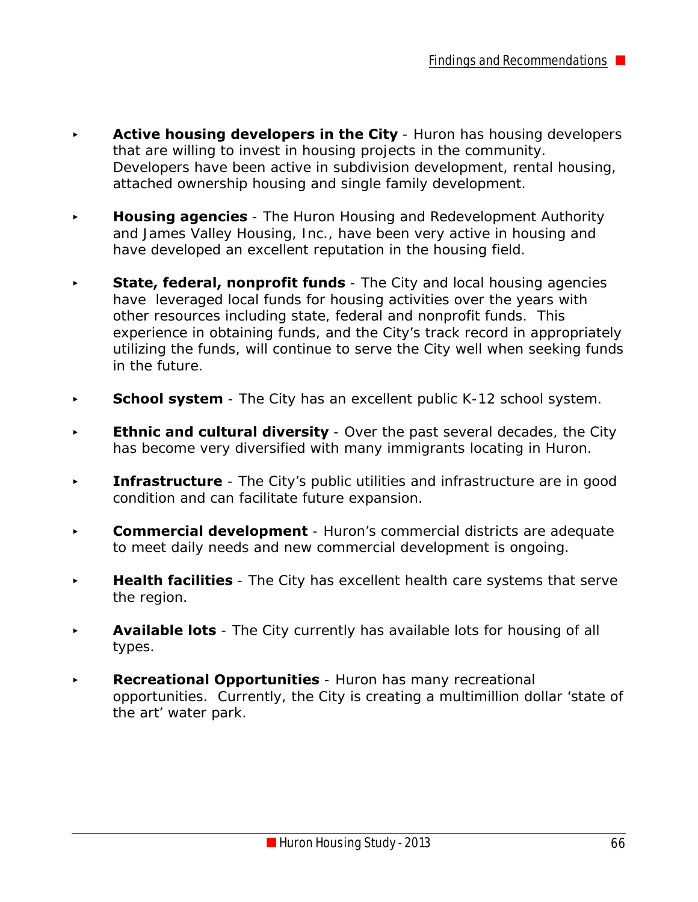- **Active housing developers in the City** - Huron has housing developers that are willing to invest in housing projects in the community. Developers have been active in subdivision development, rental housing, attached ownership housing and single family development.

- **Housing agencies** - The Huron Housing and Redevelopment Authority and James Valley Housing, Inc., have been very active in housing and have developed an excellent reputation in the housing field.

- **State, federal, nonprofit funds** - The City and local housing agencies have leveraged local funds for housing activities over the years with other resources including state, federal and nonprofit funds. This experience in obtaining funds, and the City's track record in appropriately utilizing the funds, will continue to serve the City well when seeking funds in the future.

- **School system** - The City has an excellent public K-12 school system.

- **Ethnic and cultural diversity** - Over the past several decades, the City has become very diversified with many immigrants locating in Huron.

- **Infrastructure** - The City's public utilities and infrastructure are in good condition and can facilitate future expansion.

- **Commercial development** - Huron's commercial districts are adequate to meet daily needs and new commercial development is ongoing.

- **Health facilities** - The City has excellent health care systems that serve the region.

- **Available lots** - The City currently has available lots for housing of all types.

- **Recreational Opportunities** - Huron has many recreational opportunities. Currently, the City is creating a multimillion dollar 'state of the art' water park.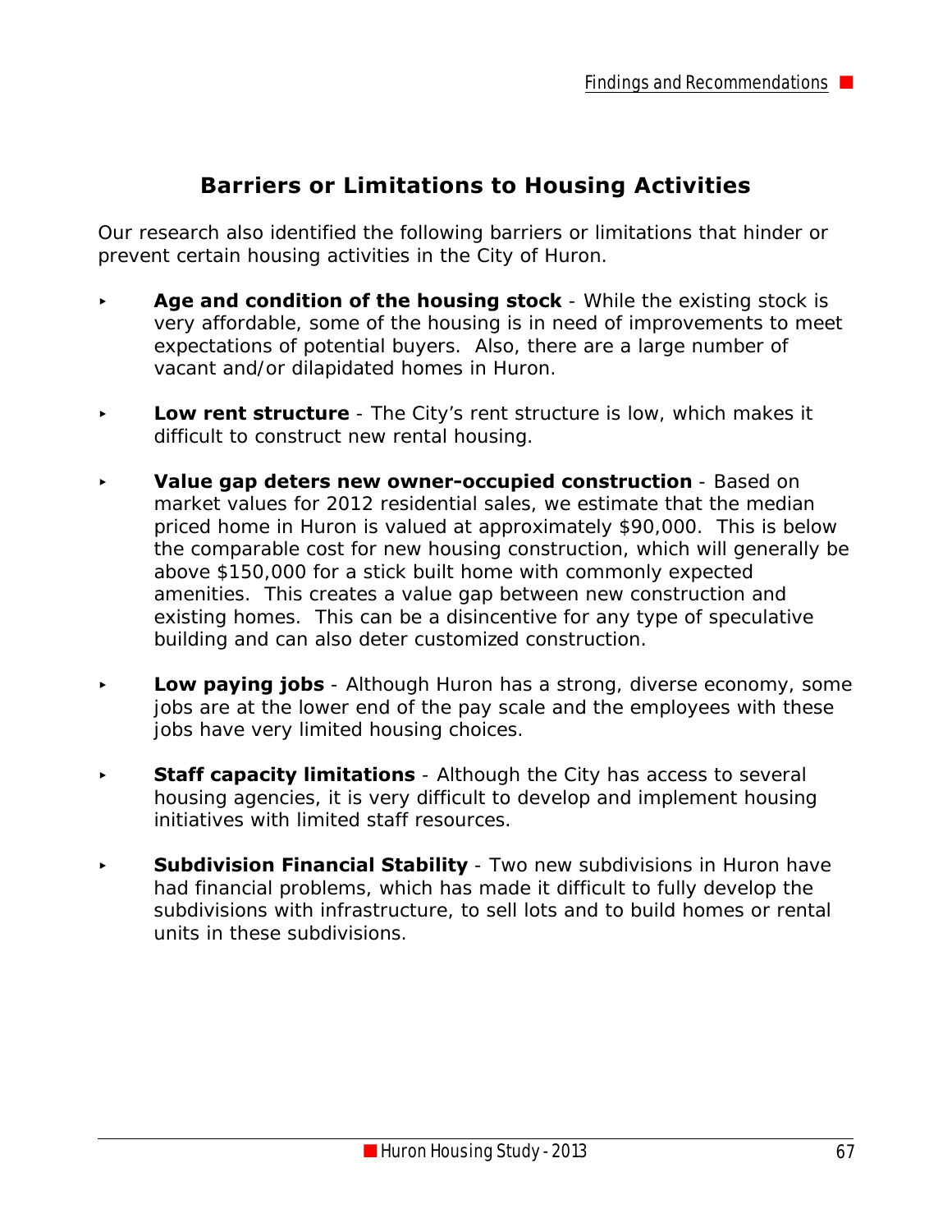## Barriers or Limitations to Housing Activities

Our research also identified the following barriers or limitations that hinder or prevent certain housing activities in the City of Huron.

- **Age and condition of the housing stock** - While the existing stock is very affordable, some of the housing is in need of improvements to meet expectations of potential buyers. Also, there are a large number of vacant and/or dilapidated homes in Huron.

- **Low rent structure** - The City's rent structure is low, which makes it difficult to construct new rental housing.

- **Value gap deters new owner-occupied construction** - Based on market values for 2012 residential sales, we estimate that the median priced home in Huron is valued at approximately $90,000. This is below the comparable cost for new housing construction, which will generally be above $150,000 for a stick built home with commonly expected amenities. This creates a value gap between new construction and existing homes. This can be a disincentive for any type of speculative building and can also deter customized construction.

- **Low paying jobs** - Although Huron has a strong, diverse economy, some jobs are at the lower end of the pay scale and the employees with these jobs have very limited housing choices.

- **Staff capacity limitations** - Although the City has access to several housing agencies, it is very difficult to develop and implement housing initiatives with limited staff resources.

- **Subdivision Financial Stability** - Two new subdivisions in Huron have had financial problems, which has made it difficult to fully develop the subdivisions with infrastructure, to sell lots and to build homes or rental units in these subdivisions.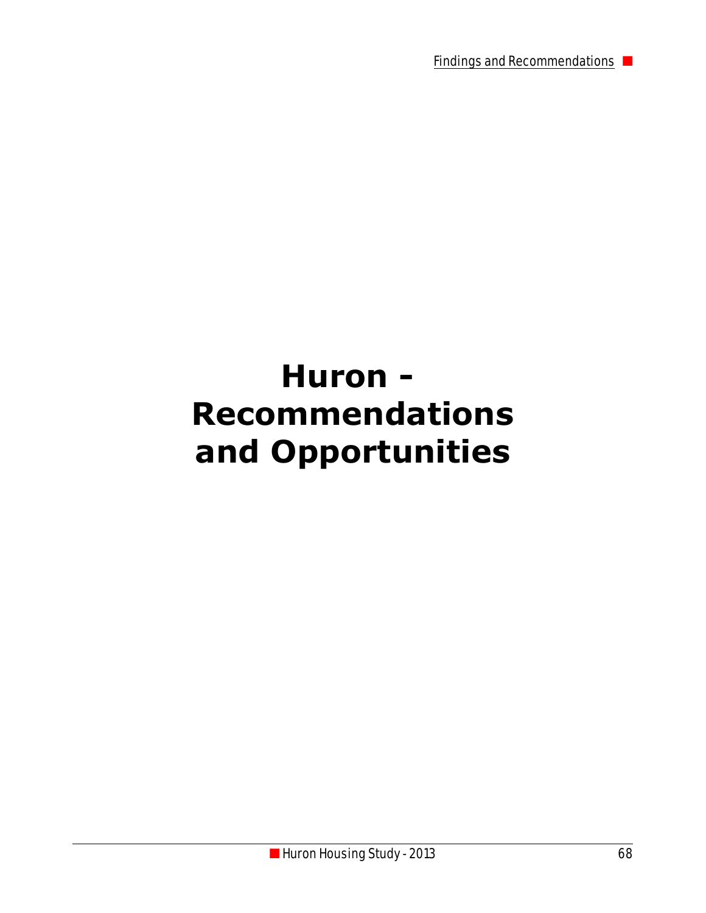# Huron - Recommendations and Opportunities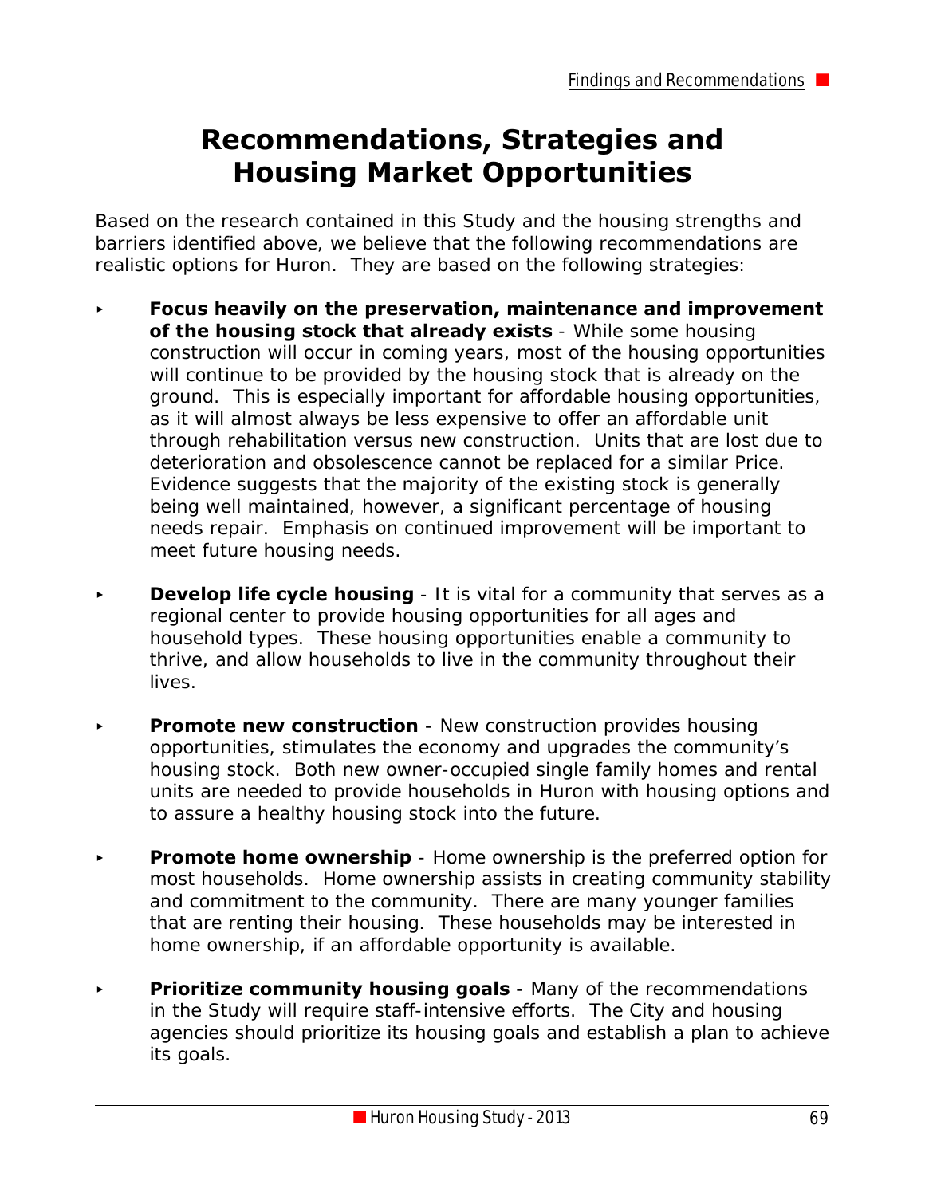# Recommendations, Strategies and Housing Market Opportunities

Based on the research contained in this Study and the housing strengths and barriers identified above, we believe that the following recommendations are realistic options for Huron. They are based on the following strategies:

- **Focus heavily on the preservation, maintenance and improvement of the housing stock that already exists** - While some housing construction will occur in coming years, most of the housing opportunities will continue to be provided by the housing stock that is already on the ground. This is especially important for affordable housing opportunities, as it will almost always be less expensive to offer an affordable unit through rehabilitation versus new construction. Units that are lost due to deterioration and obsolescence cannot be replaced for a similar Price. Evidence suggests that the majority of the existing stock is generally being well maintained, however, a significant percentage of housing needs repair. Emphasis on continued improvement will be important to meet future housing needs.

- **Develop life cycle housing** - It is vital for a community that serves as a regional center to provide housing opportunities for all ages and household types. These housing opportunities enable a community to thrive, and allow households to live in the community throughout their lives.

- **Promote new construction** - New construction provides housing opportunities, stimulates the economy and upgrades the community's housing stock. Both new owner-occupied single family homes and rental units are needed to provide households in Huron with housing options and to assure a healthy housing stock into the future.

- **Promote home ownership** - Home ownership is the preferred option for most households. Home ownership assists in creating community stability and commitment to the community. There are many younger families that are renting their housing. These households may be interested in home ownership, if an affordable opportunity is available.

- **Prioritize community housing goals** - Many of the recommendations in the Study will require staff-intensive efforts. The City and housing agencies should prioritize its housing goals and establish a plan to achieve its goals.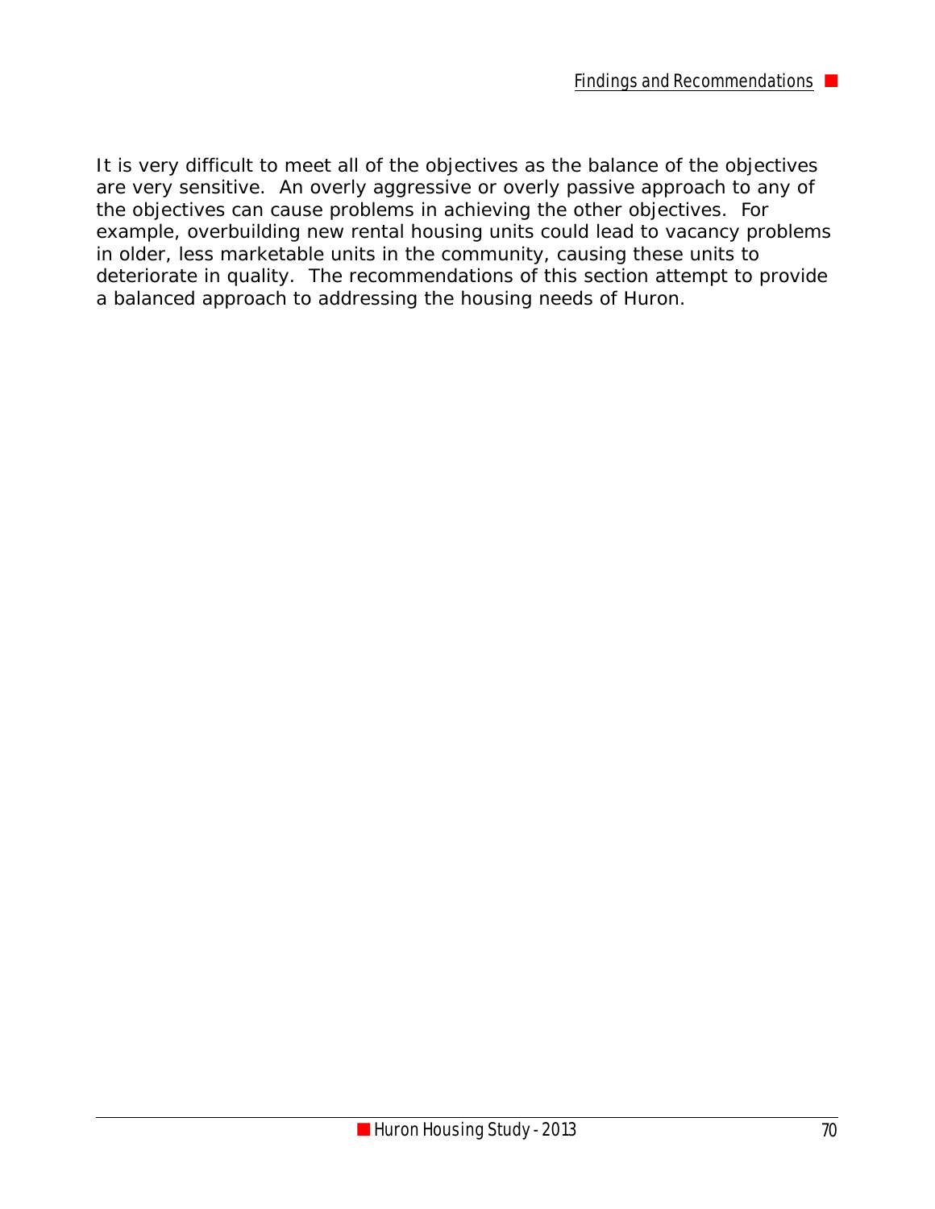It is very difficult to meet all of the objectives as the balance of the objectives are very sensitive. An overly aggressive or overly passive approach to any of the objectives can cause problems in achieving the other objectives. For example, overbuilding new rental housing units could lead to vacancy problems in older, less marketable units in the community, causing these units to deteriorate in quality. The recommendations of this section attempt to provide a balanced approach to addressing the housing needs of Huron.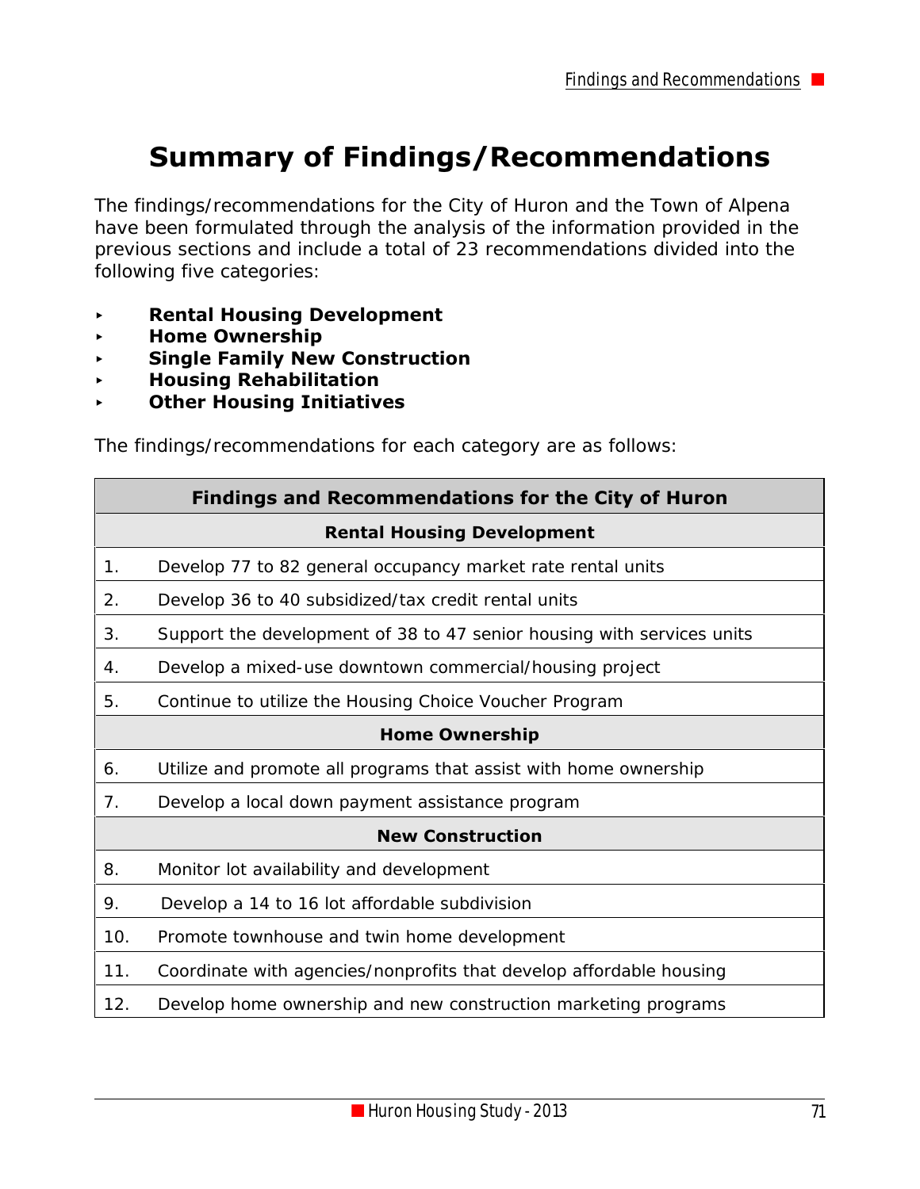# Summary of Findings/Recommendations

The findings/recommendations for the City of Huron and the Town of Alpena have been formulated through the analysis of the information provided in the previous sections and include a total of 23 recommendations divided into the following five categories:

- **Rental Housing Development**
- **Home Ownership**
- **Single Family New Construction**
- **Housing Rehabilitation**
- **Other Housing Initiatives**

The findings/recommendations for each category are as follows:

| **Findings and Recommendations for the City of Huron** | |
|---|---|
| | **Rental Housing Development** |
| 1. | Develop 77 to 82 general occupancy market rate rental units |
| 2. | Develop 36 to 40 subsidized/tax credit rental units |
| 3. | Support the development of 38 to 47 senior housing with services units |
| 4. | Develop a mixed-use downtown commercial/housing project |
| 5. | Continue to utilize the Housing Choice Voucher Program |
| | **Home Ownership** |
| 6. | Utilize and promote all programs that assist with home ownership |
| 7. | Develop a local down payment assistance program |
| | **New Construction** |
| 8. | Monitor lot availability and development |
| 9. | Develop a 14 to 16 lot affordable subdivision |
| 10. | Promote townhouse and twin home development |
| 11. | Coordinate with agencies/nonprofits that develop affordable housing |
| 12. | Develop home ownership and new construction marketing programs |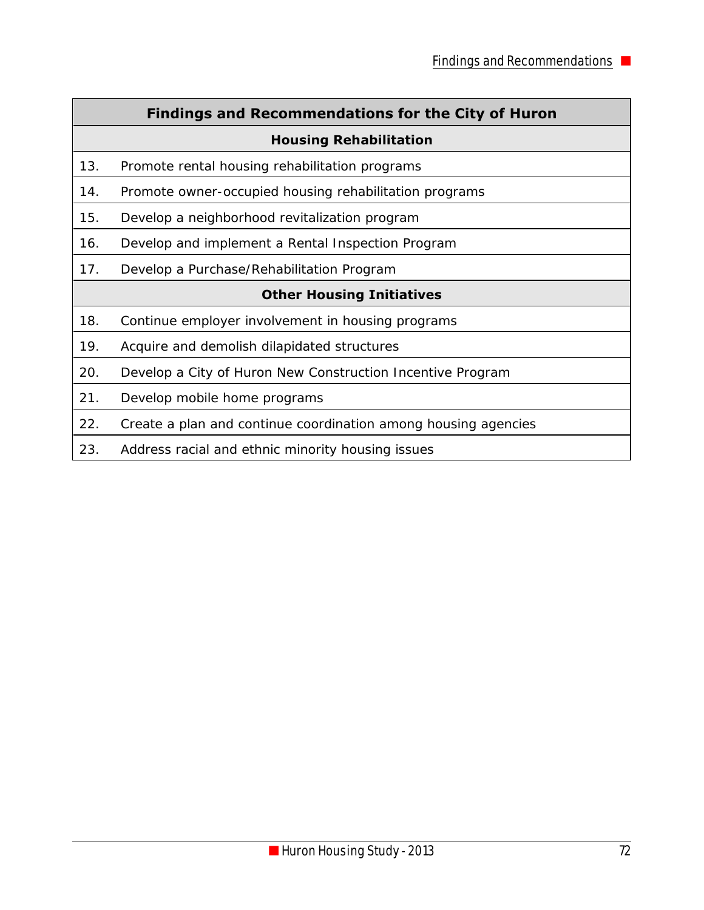| Findings and Recommendations for the City of Huron | |
|---|---|
| **Housing Rehabilitation** | |
| 13. | Promote rental housing rehabilitation programs |
| 14. | Promote owner-occupied housing rehabilitation programs |
| 15. | Develop a neighborhood revitalization program |
| 16. | Develop and implement a Rental Inspection Program |
| 17. | Develop a Purchase/Rehabilitation Program |
| **Other Housing Initiatives** | |
| 18. | Continue employer involvement in housing programs |
| 19. | Acquire and demolish dilapidated structures |
| 20. | Develop a City of Huron New Construction Incentive Program |
| 21. | Develop mobile home programs |
| 22. | Create a plan and continue coordination among housing agencies |
| 23. | Address racial and ethnic minority housing issues |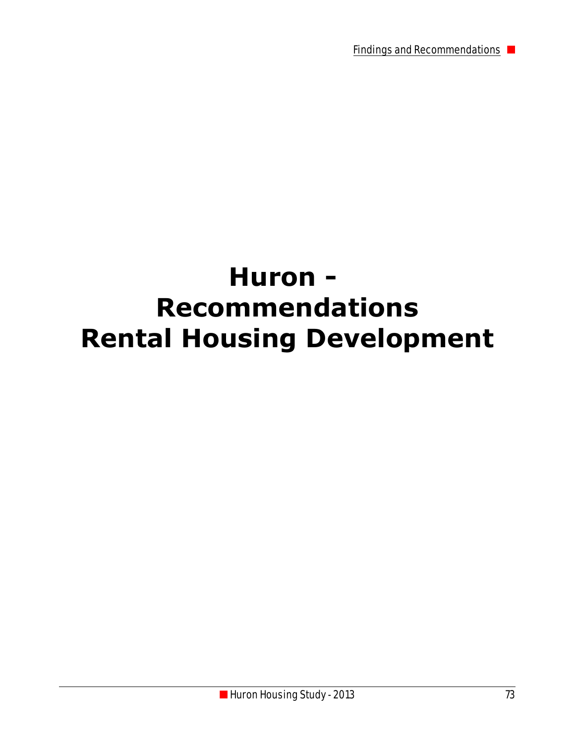# Huron - Recommendations Rental Housing Development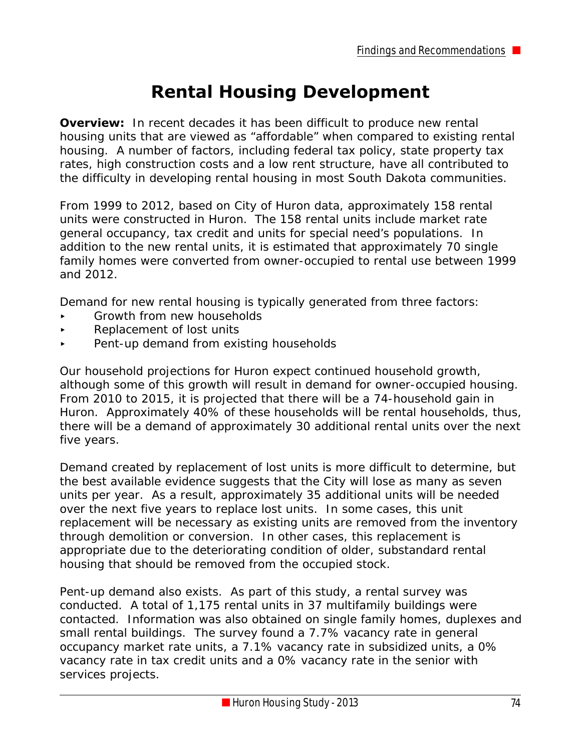# Rental Housing Development

**Overview:** In recent decades it has been difficult to produce new rental housing units that are viewed as "affordable" when compared to existing rental housing. A number of factors, including federal tax policy, state property tax rates, high construction costs and a low rent structure, have all contributed to the difficulty in developing rental housing in most South Dakota communities.

From 1999 to 2012, based on City of Huron data, approximately 158 rental units were constructed in Huron. The 158 rental units include market rate general occupancy, tax credit and units for special need's populations. In addition to the new rental units, it is estimated that approximately 70 single family homes were converted from owner-occupied to rental use between 1999 and 2012.

Demand for new rental housing is typically generated from three factors:

- Growth from new households
- Replacement of lost units
- Pent-up demand from existing households

Our household projections for Huron expect continued household growth, although some of this growth will result in demand for owner-occupied housing. From 2010 to 2015, it is projected that there will be a 74-household gain in Huron. Approximately 40% of these households will be rental households, thus, there will be a demand of approximately 30 additional rental units over the next five years.

Demand created by replacement of lost units is more difficult to determine, but the best available evidence suggests that the City will lose as many as seven units per year. As a result, approximately 35 additional units will be needed over the next five years to replace lost units. In some cases, this unit replacement will be necessary as existing units are removed from the inventory through demolition or conversion. In other cases, this replacement is appropriate due to the deteriorating condition of older, substandard rental housing that should be removed from the occupied stock.

Pent-up demand also exists. As part of this study, a rental survey was conducted. A total of 1,175 rental units in 37 multifamily buildings were contacted. Information was also obtained on single family homes, duplexes and small rental buildings. The survey found a 7.7% vacancy rate in general occupancy market rate units, a 7.1% vacancy rate in subsidized units, a 0% vacancy rate in tax credit units and a 0% vacancy rate in the senior with services projects.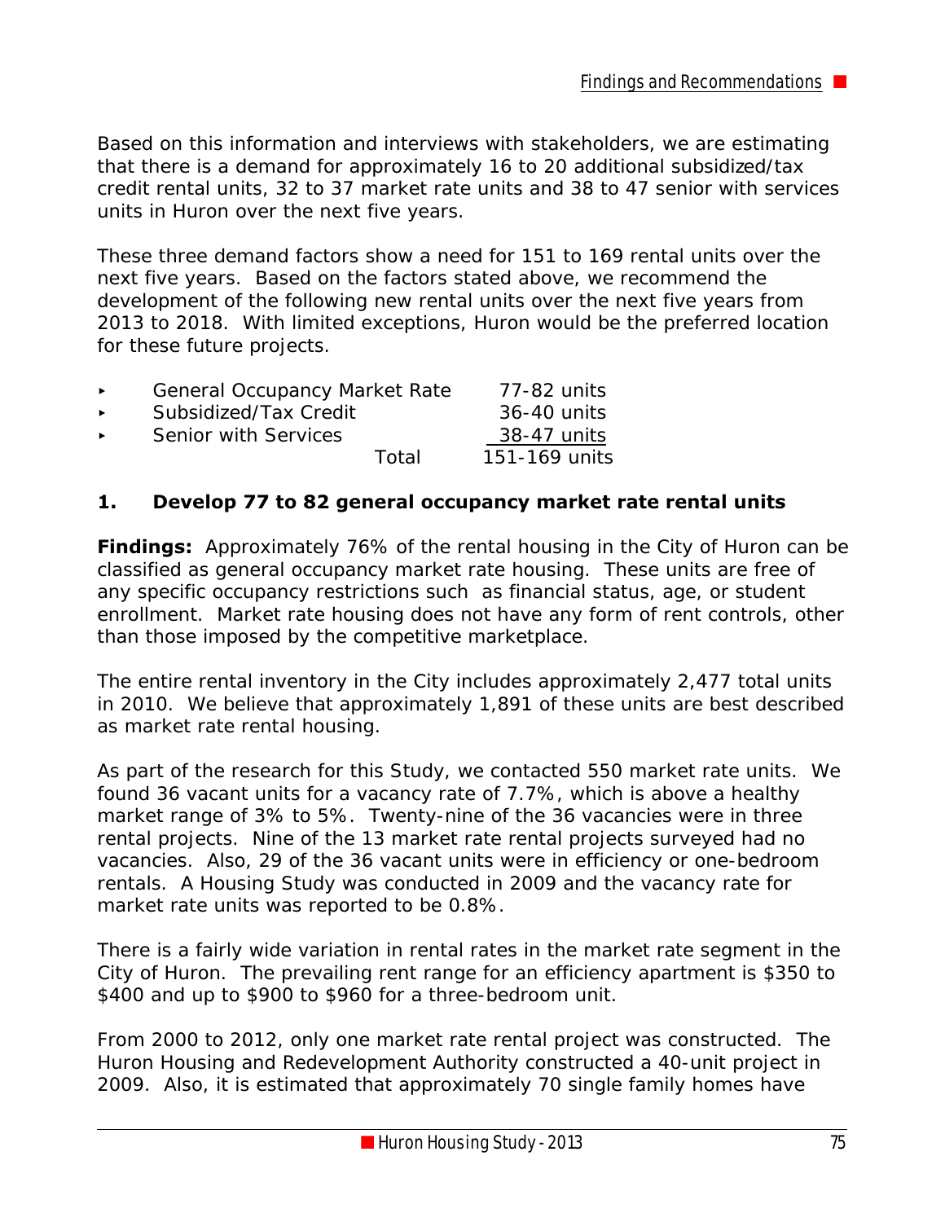Based on this information and interviews with stakeholders, we are estimating that there is a demand for approximately 16 to 20 additional subsidized/tax credit rental units, 32 to 37 market rate units and 38 to 47 senior with services units in Huron over the next five years.

These three demand factors show a need for 151 to 169 rental units over the next five years. Based on the factors stated above, we recommend the development of the following new rental units over the next five years from 2013 to 2018. With limited exceptions, Huron would be the preferred location for these future projects.

| | | |
|---|---|---|
| ‣ General Occupancy Market Rate | | 77-82 units |
| ‣ Subsidized/Tax Credit | | 36-40 units |
| ‣ Senior with Services | | 38-47 units |
| | Total | 151-169 units |

### 1. Develop 77 to 82 general occupancy market rate rental units

**Findings:** Approximately 76% of the rental housing in the City of Huron can be classified as general occupancy market rate housing. These units are free of any specific occupancy restrictions such as financial status, age, or student enrollment. Market rate housing does not have any form of rent controls, other than those imposed by the competitive marketplace.

The entire rental inventory in the City includes approximately 2,477 total units in 2010. We believe that approximately 1,891 of these units are best described as market rate rental housing.

As part of the research for this Study, we contacted 550 market rate units. We found 36 vacant units for a vacancy rate of 7.7%, which is above a healthy market range of 3% to 5%. Twenty-nine of the 36 vacancies were in three rental projects. Nine of the 13 market rate rental projects surveyed had no vacancies. Also, 29 of the 36 vacant units were in efficiency or one-bedroom rentals. A Housing Study was conducted in 2009 and the vacancy rate for market rate units was reported to be 0.8%.

There is a fairly wide variation in rental rates in the market rate segment in the City of Huron. The prevailing rent range for an efficiency apartment is $350 to $400 and up to $900 to $960 for a three-bedroom unit.

From 2000 to 2012, only one market rate rental project was constructed. The Huron Housing and Redevelopment Authority constructed a 40-unit project in 2009. Also, it is estimated that approximately 70 single family homes have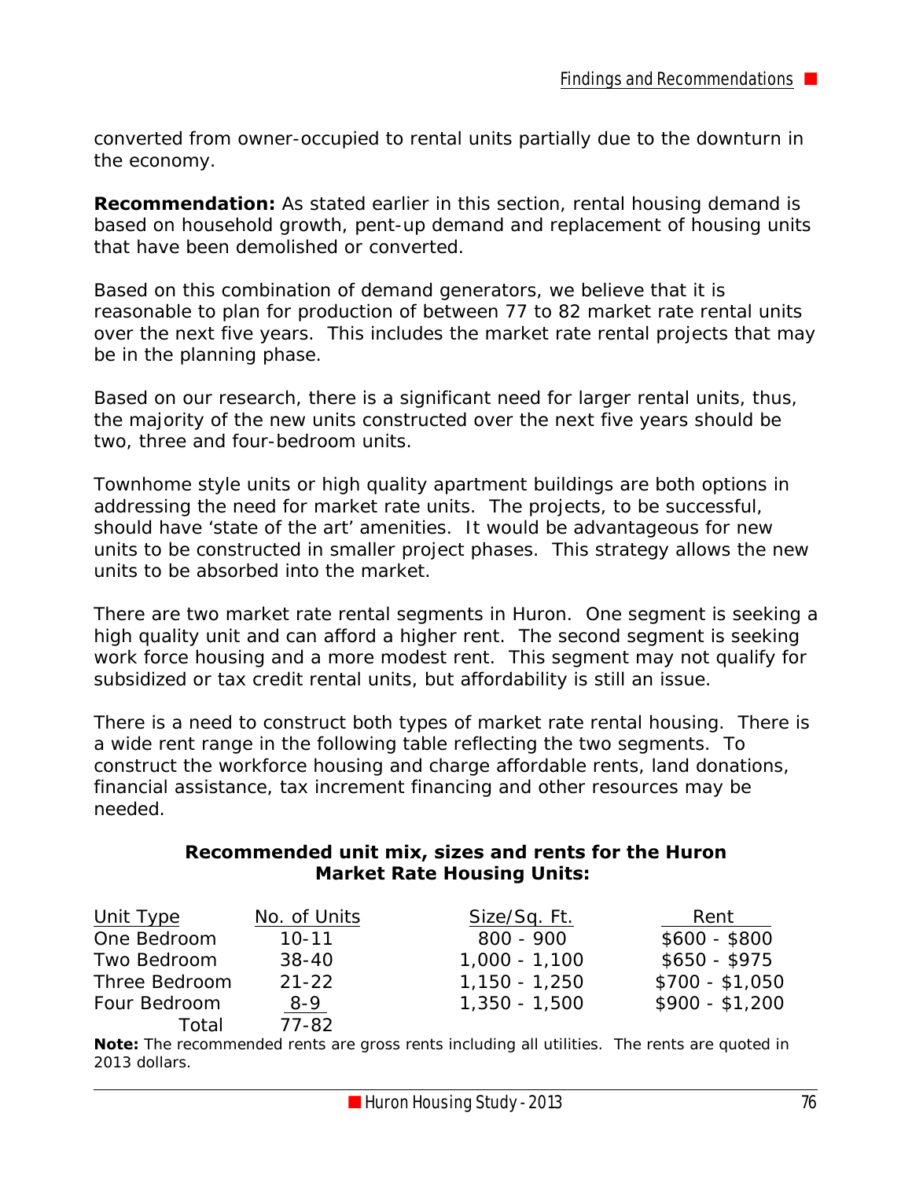converted from owner-occupied to rental units partially due to the downturn in the economy.

**Recommendation:** As stated earlier in this section, rental housing demand is based on household growth, pent-up demand and replacement of housing units that have been demolished or converted.

Based on this combination of demand generators, we believe that it is reasonable to plan for production of between 77 to 82 market rate rental units over the next five years. This includes the market rate rental projects that may be in the planning phase.

Based on our research, there is a significant need for larger rental units, thus, the majority of the new units constructed over the next five years should be two, three and four-bedroom units.

Townhome style units or high quality apartment buildings are both options in addressing the need for market rate units. The projects, to be successful, should have 'state of the art' amenities. It would be advantageous for new units to be constructed in smaller project phases. This strategy allows the new units to be absorbed into the market.

There are two market rate rental segments in Huron. One segment is seeking a high quality unit and can afford a higher rent. The second segment is seeking work force housing and a more modest rent. This segment may not qualify for subsidized or tax credit rental units, but affordability is still an issue.

There is a need to construct both types of market rate rental housing. There is a wide rent range in the following table reflecting the two segments. To construct the workforce housing and charge affordable rents, land donations, financial assistance, tax increment financing and other resources may be needed.

**Recommended unit mix, sizes and rents for the Huron Market Rate Housing Units:**

| Unit Type | No. of Units | Size/Sq. Ft. | Rent |
|---|---|---|---|
| One Bedroom | 10-11 | 800 - 900 | $600 - $800 |
| Two Bedroom | 38-40 | 1,000 - 1,100 | $650 - $975 |
| Three Bedroom | 21-22 | 1,150 - 1,250 | $700 - $1,050 |
| Four Bedroom | 8-9 | 1,350 - 1,500 | $900 - $1,200 |
| Total | 77-82 | | |

**Note:** The recommended rents are gross rents including all utilities. The rents are quoted in 2013 dollars.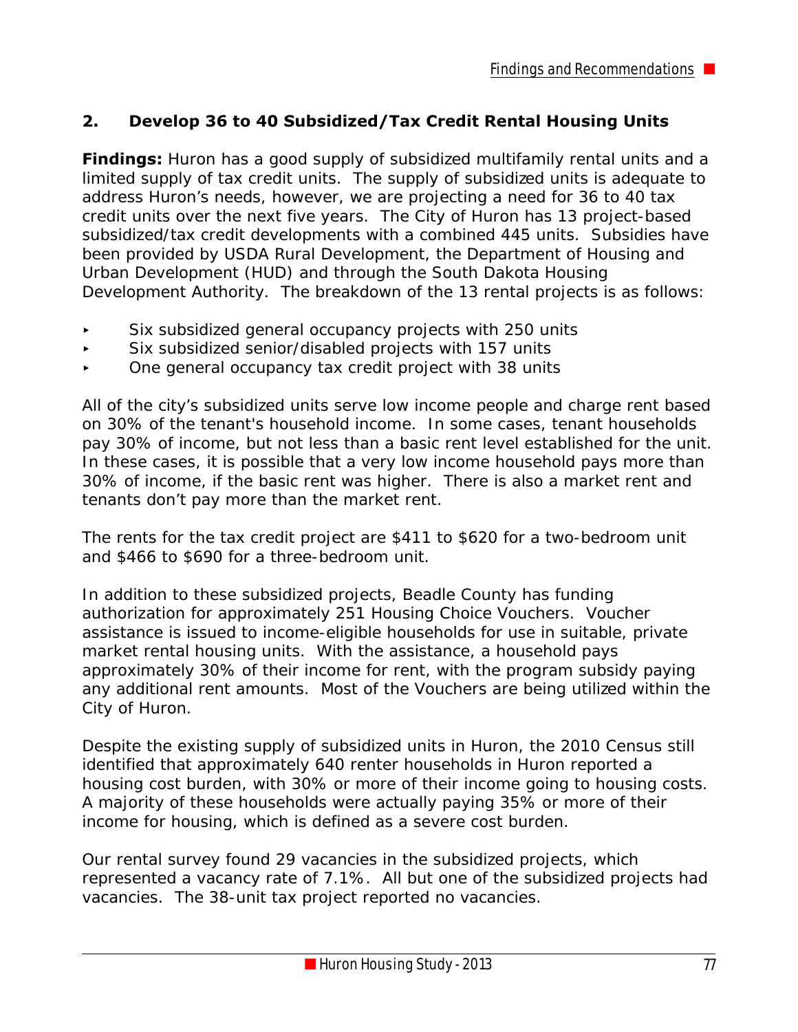## 2. Develop 36 to 40 Subsidized/Tax Credit Rental Housing Units

**Findings:** Huron has a good supply of subsidized multifamily rental units and a limited supply of tax credit units. The supply of subsidized units is adequate to address Huron's needs, however, we are projecting a need for 36 to 40 tax credit units over the next five years. The City of Huron has 13 project-based subsidized/tax credit developments with a combined 445 units. Subsidies have been provided by USDA Rural Development, the Department of Housing and Urban Development (HUD) and through the South Dakota Housing Development Authority. The breakdown of the 13 rental projects is as follows:

- Six subsidized general occupancy projects with 250 units
- Six subsidized senior/disabled projects with 157 units
- One general occupancy tax credit project with 38 units

All of the city's subsidized units serve low income people and charge rent based on 30% of the tenant's household income. In some cases, tenant households pay 30% of income, but not less than a basic rent level established for the unit. In these cases, it is possible that a very low income household pays more than 30% of income, if the basic rent was higher. There is also a market rent and tenants don't pay more than the market rent.

The rents for the tax credit project are $411 to $620 for a two-bedroom unit and $466 to $690 for a three-bedroom unit.

In addition to these subsidized projects, Beadle County has funding authorization for approximately 251 Housing Choice Vouchers. Voucher assistance is issued to income-eligible households for use in suitable, private market rental housing units. With the assistance, a household pays approximately 30% of their income for rent, with the program subsidy paying any additional rent amounts. Most of the Vouchers are being utilized within the City of Huron.

Despite the existing supply of subsidized units in Huron, the 2010 Census still identified that approximately 640 renter households in Huron reported a housing cost burden, with 30% or more of their income going to housing costs. A majority of these households were actually paying 35% or more of their income for housing, which is defined as a severe cost burden.

Our rental survey found 29 vacancies in the subsidized projects, which represented a vacancy rate of 7.1%. All but one of the subsidized projects had vacancies. The 38-unit tax project reported no vacancies.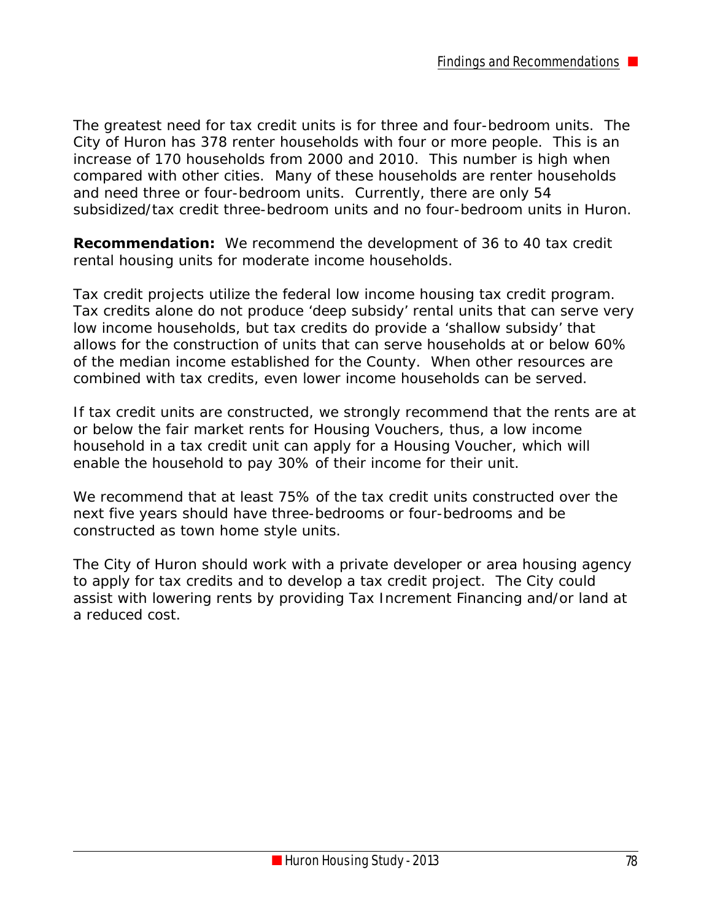The greatest need for tax credit units is for three and four-bedroom units. The City of Huron has 378 renter households with four or more people. This is an increase of 170 households from 2000 and 2010. This number is high when compared with other cities. Many of these households are renter households and need three or four-bedroom units. Currently, there are only 54 subsidized/tax credit three-bedroom units and no four-bedroom units in Huron.

**Recommendation:** We recommend the development of 36 to 40 tax credit rental housing units for moderate income households.

Tax credit projects utilize the federal low income housing tax credit program. Tax credits alone do not produce 'deep subsidy' rental units that can serve very low income households, but tax credits do provide a 'shallow subsidy' that allows for the construction of units that can serve households at or below 60% of the median income established for the County. When other resources are combined with tax credits, even lower income households can be served.

If tax credit units are constructed, we strongly recommend that the rents are at or below the fair market rents for Housing Vouchers, thus, a low income household in a tax credit unit can apply for a Housing Voucher, which will enable the household to pay 30% of their income for their unit.

We recommend that at least 75% of the tax credit units constructed over the next five years should have three-bedrooms or four-bedrooms and be constructed as town home style units.

The City of Huron should work with a private developer or area housing agency to apply for tax credits and to develop a tax credit project. The City could assist with lowering rents by providing Tax Increment Financing and/or land at a reduced cost.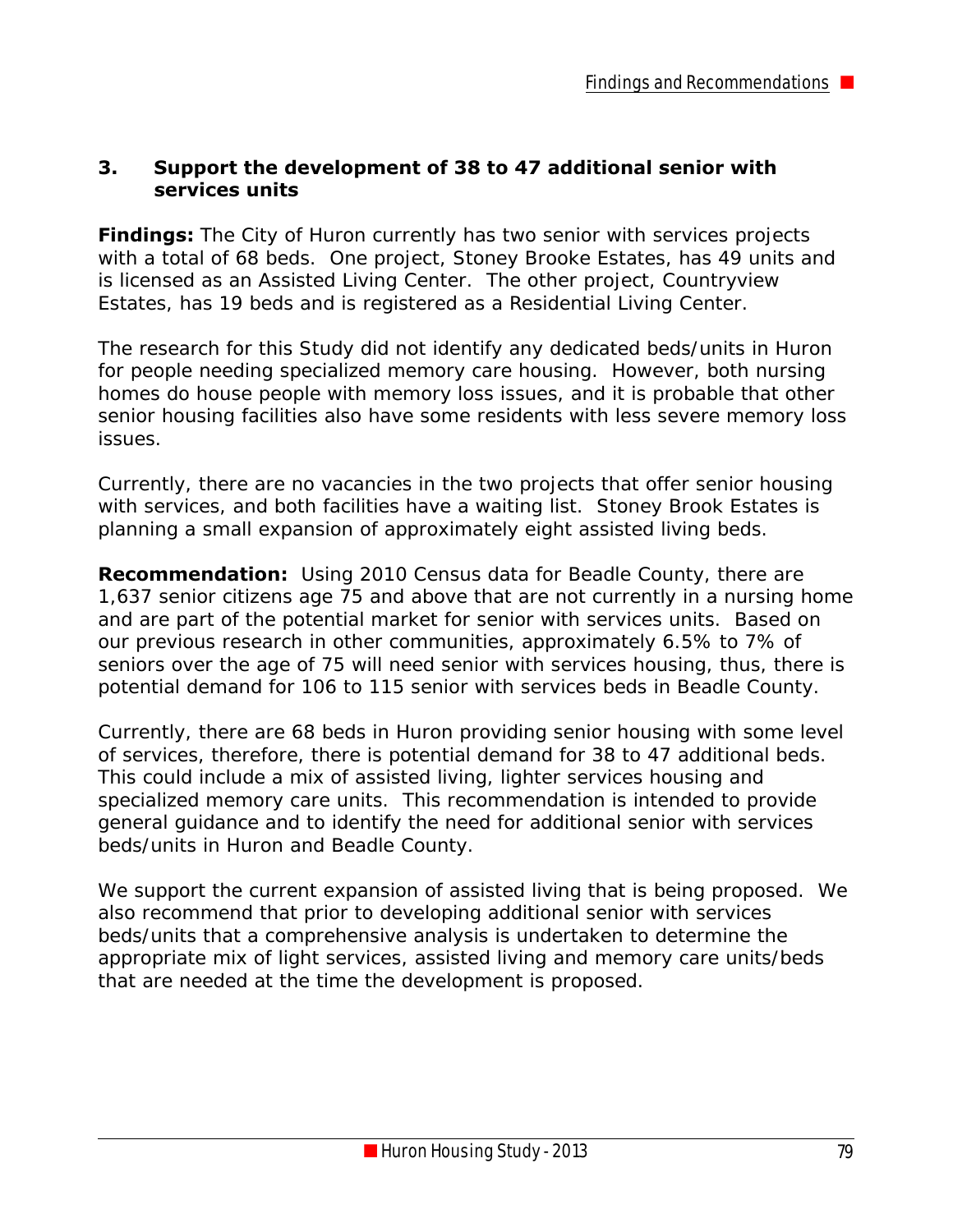### 3. Support the development of 38 to 47 additional senior with services units

**Findings:** The City of Huron currently has two senior with services projects with a total of 68 beds. One project, Stoney Brooke Estates, has 49 units and is licensed as an Assisted Living Center. The other project, Countryview Estates, has 19 beds and is registered as a Residential Living Center.

The research for this Study did not identify any dedicated beds/units in Huron for people needing specialized memory care housing. However, both nursing homes do house people with memory loss issues, and it is probable that other senior housing facilities also have some residents with less severe memory loss issues.

Currently, there are no vacancies in the two projects that offer senior housing with services, and both facilities have a waiting list. Stoney Brook Estates is planning a small expansion of approximately eight assisted living beds.

**Recommendation:** Using 2010 Census data for Beadle County, there are 1,637 senior citizens age 75 and above that are not currently in a nursing home and are part of the potential market for senior with services units. Based on our previous research in other communities, approximately 6.5% to 7% of seniors over the age of 75 will need senior with services housing, thus, there is potential demand for 106 to 115 senior with services beds in Beadle County.

Currently, there are 68 beds in Huron providing senior housing with some level of services, therefore, there is potential demand for 38 to 47 additional beds. This could include a mix of assisted living, lighter services housing and specialized memory care units. This recommendation is intended to provide general guidance and to identify the need for additional senior with services beds/units in Huron and Beadle County.

We support the current expansion of assisted living that is being proposed. We also recommend that prior to developing additional senior with services beds/units that a comprehensive analysis is undertaken to determine the appropriate mix of light services, assisted living and memory care units/beds that are needed at the time the development is proposed.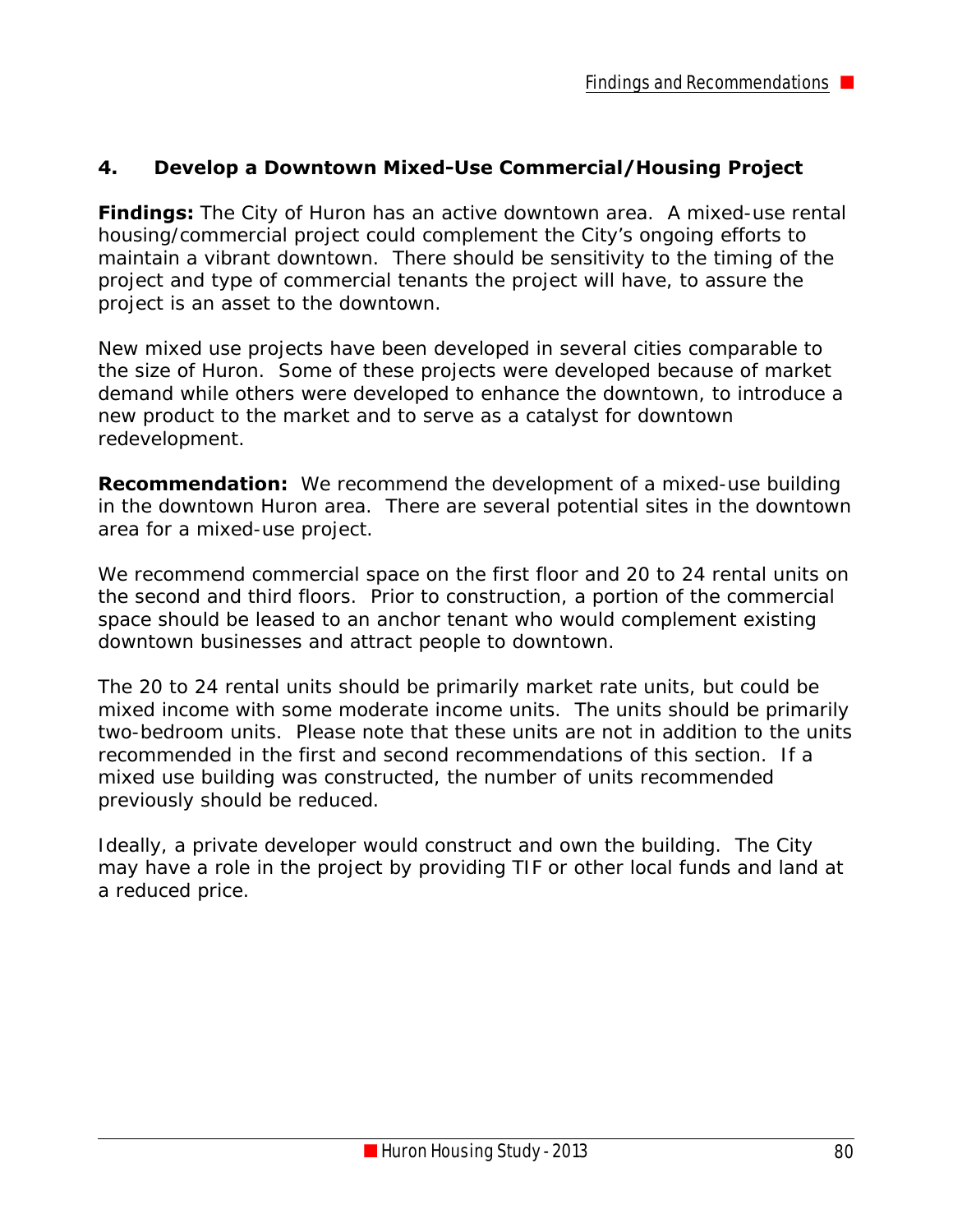## 4. Develop a Downtown Mixed-Use Commercial/Housing Project

**Findings:** The City of Huron has an active downtown area. A mixed-use rental housing/commercial project could complement the City's ongoing efforts to maintain a vibrant downtown. There should be sensitivity to the timing of the project and type of commercial tenants the project will have, to assure the project is an asset to the downtown.

New mixed use projects have been developed in several cities comparable to the size of Huron. Some of these projects were developed because of market demand while others were developed to enhance the downtown, to introduce a new product to the market and to serve as a catalyst for downtown redevelopment.

**Recommendation:** We recommend the development of a mixed-use building in the downtown Huron area. There are several potential sites in the downtown area for a mixed-use project.

We recommend commercial space on the first floor and 20 to 24 rental units on the second and third floors. Prior to construction, a portion of the commercial space should be leased to an anchor tenant who would complement existing downtown businesses and attract people to downtown.

The 20 to 24 rental units should be primarily market rate units, but could be mixed income with some moderate income units. The units should be primarily two-bedroom units. Please note that these units are not in addition to the units recommended in the first and second recommendations of this section. If a mixed use building was constructed, the number of units recommended previously should be reduced.

Ideally, a private developer would construct and own the building. The City may have a role in the project by providing TIF or other local funds and land at a reduced price.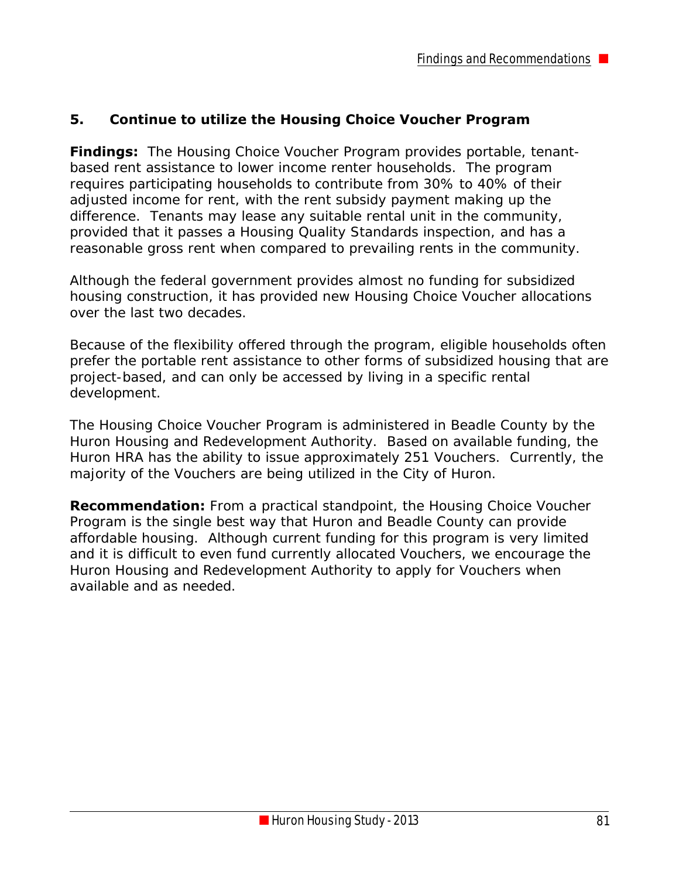### 5. Continue to utilize the Housing Choice Voucher Program

**Findings:** The Housing Choice Voucher Program provides portable, tenant-based rent assistance to lower income renter households. The program requires participating households to contribute from 30% to 40% of their adjusted income for rent, with the rent subsidy payment making up the difference. Tenants may lease any suitable rental unit in the community, provided that it passes a Housing Quality Standards inspection, and has a reasonable gross rent when compared to prevailing rents in the community.

Although the federal government provides almost no funding for subsidized housing construction, it has provided new Housing Choice Voucher allocations over the last two decades.

Because of the flexibility offered through the program, eligible households often prefer the portable rent assistance to other forms of subsidized housing that are project-based, and can only be accessed by living in a specific rental development.

The Housing Choice Voucher Program is administered in Beadle County by the Huron Housing and Redevelopment Authority. Based on available funding, the Huron HRA has the ability to issue approximately 251 Vouchers. Currently, the majority of the Vouchers are being utilized in the City of Huron.

**Recommendation:** From a practical standpoint, the Housing Choice Voucher Program is the single best way that Huron and Beadle County can provide affordable housing. Although current funding for this program is very limited and it is difficult to even fund currently allocated Vouchers, we encourage the Huron Housing and Redevelopment Authority to apply for Vouchers when available and as needed.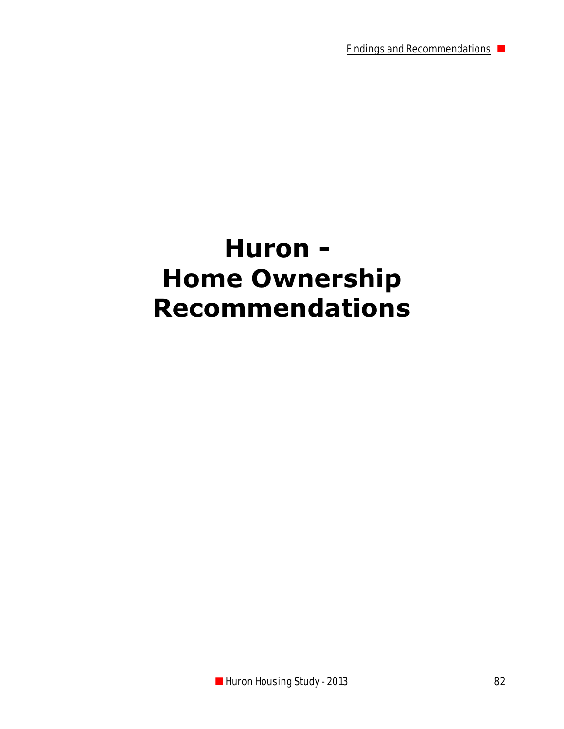# Huron - Home Ownership Recommendations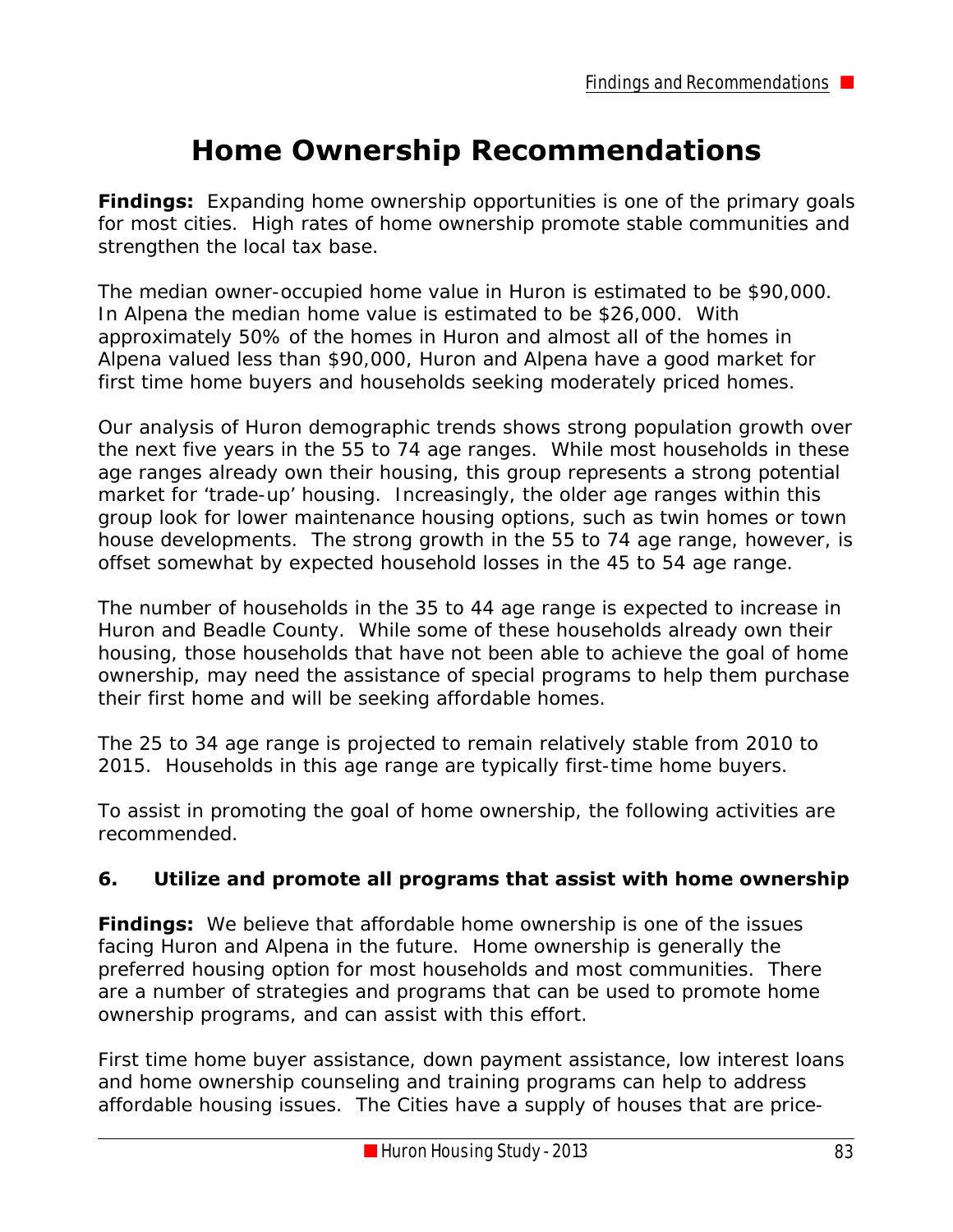# Home Ownership Recommendations

**Findings:** Expanding home ownership opportunities is one of the primary goals for most cities. High rates of home ownership promote stable communities and strengthen the local tax base.

The median owner-occupied home value in Huron is estimated to be $90,000. In Alpena the median home value is estimated to be $26,000. With approximately 50% of the homes in Huron and almost all of the homes in Alpena valued less than $90,000, Huron and Alpena have a good market for first time home buyers and households seeking moderately priced homes.

Our analysis of Huron demographic trends shows strong population growth over the next five years in the 55 to 74 age ranges. While most households in these age ranges already own their housing, this group represents a strong potential market for 'trade-up' housing. Increasingly, the older age ranges within this group look for lower maintenance housing options, such as twin homes or town house developments. The strong growth in the 55 to 74 age range, however, is offset somewhat by expected household losses in the 45 to 54 age range.

The number of households in the 35 to 44 age range is expected to increase in Huron and Beadle County. While some of these households already own their housing, those households that have not been able to achieve the goal of home ownership, may need the assistance of special programs to help them purchase their first home and will be seeking affordable homes.

The 25 to 34 age range is projected to remain relatively stable from 2010 to 2015. Households in this age range are typically first-time home buyers.

To assist in promoting the goal of home ownership, the following activities are recommended.

### 6. Utilize and promote all programs that assist with home ownership

**Findings:** We believe that affordable home ownership is one of the issues facing Huron and Alpena in the future. Home ownership is generally the preferred housing option for most households and most communities. There are a number of strategies and programs that can be used to promote home ownership programs, and can assist with this effort.

First time home buyer assistance, down payment assistance, low interest loans and home ownership counseling and training programs can help to address affordable housing issues. The Cities have a supply of houses that are price-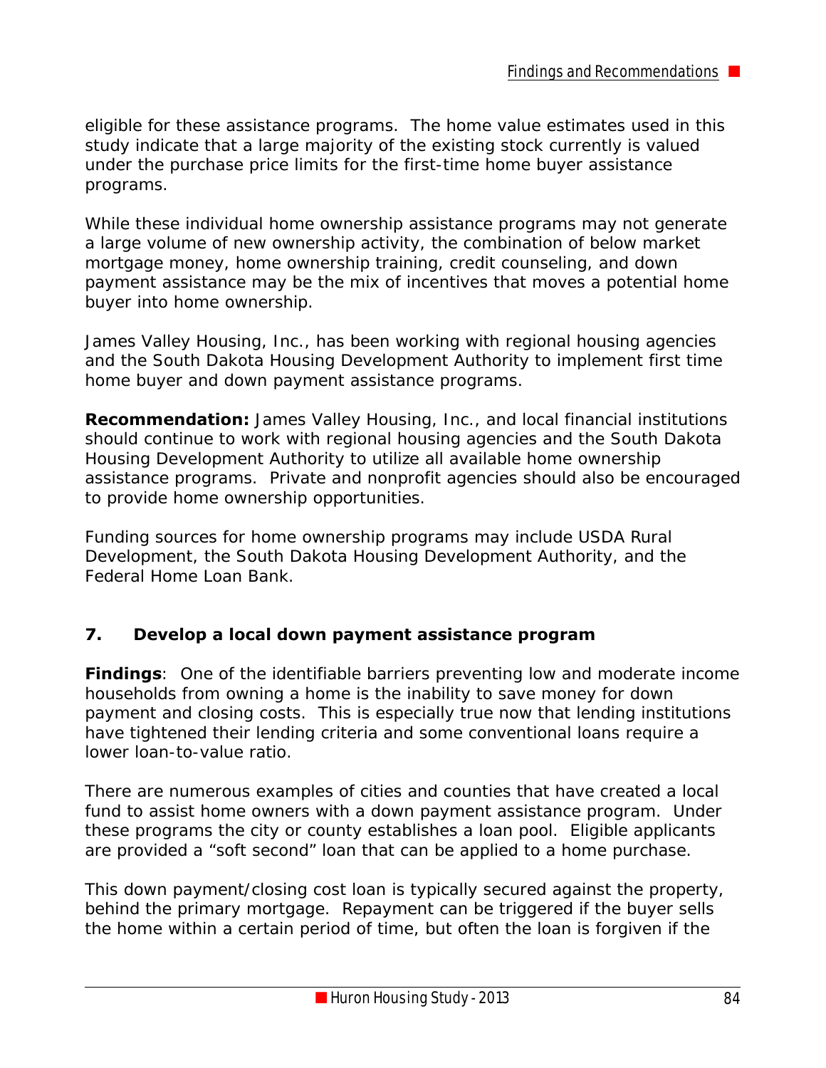eligible for these assistance programs. The home value estimates used in this study indicate that a large majority of the existing stock currently is valued under the purchase price limits for the first-time home buyer assistance programs.

While these individual home ownership assistance programs may not generate a large volume of new ownership activity, the combination of below market mortgage money, home ownership training, credit counseling, and down payment assistance may be the mix of incentives that moves a potential home buyer into home ownership.

James Valley Housing, Inc., has been working with regional housing agencies and the South Dakota Housing Development Authority to implement first time home buyer and down payment assistance programs.

**Recommendation:** James Valley Housing, Inc., and local financial institutions should continue to work with regional housing agencies and the South Dakota Housing Development Authority to utilize all available home ownership assistance programs. Private and nonprofit agencies should also be encouraged to provide home ownership opportunities.

Funding sources for home ownership programs may include USDA Rural Development, the South Dakota Housing Development Authority, and the Federal Home Loan Bank.

### 7. Develop a local down payment assistance program

**Findings**: One of the identifiable barriers preventing low and moderate income households from owning a home is the inability to save money for down payment and closing costs. This is especially true now that lending institutions have tightened their lending criteria and some conventional loans require a lower loan-to-value ratio.

There are numerous examples of cities and counties that have created a local fund to assist home owners with a down payment assistance program. Under these programs the city or county establishes a loan pool. Eligible applicants are provided a "soft second" loan that can be applied to a home purchase.

This down payment/closing cost loan is typically secured against the property, behind the primary mortgage. Repayment can be triggered if the buyer sells the home within a certain period of time, but often the loan is forgiven if the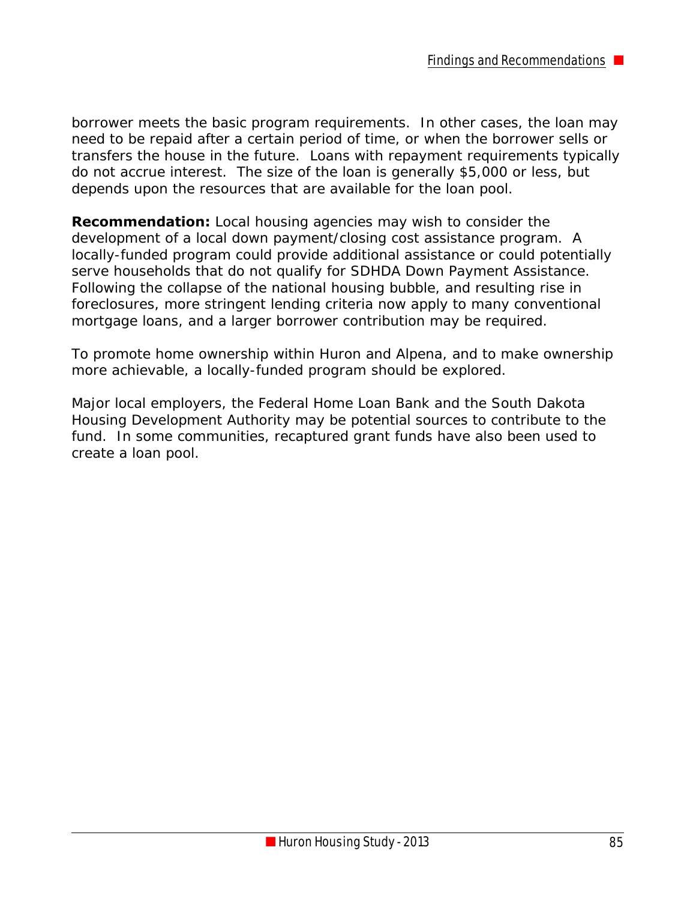borrower meets the basic program requirements. In other cases, the loan may need to be repaid after a certain period of time, or when the borrower sells or transfers the house in the future. Loans with repayment requirements typically do not accrue interest. The size of the loan is generally $5,000 or less, but depends upon the resources that are available for the loan pool.

**Recommendation:** Local housing agencies may wish to consider the development of a local down payment/closing cost assistance program. A locally-funded program could provide additional assistance or could potentially serve households that do not qualify for SDHDA Down Payment Assistance. Following the collapse of the national housing bubble, and resulting rise in foreclosures, more stringent lending criteria now apply to many conventional mortgage loans, and a larger borrower contribution may be required.

To promote home ownership within Huron and Alpena, and to make ownership more achievable, a locally-funded program should be explored.

Major local employers, the Federal Home Loan Bank and the South Dakota Housing Development Authority may be potential sources to contribute to the fund. In some communities, recaptured grant funds have also been used to create a loan pool.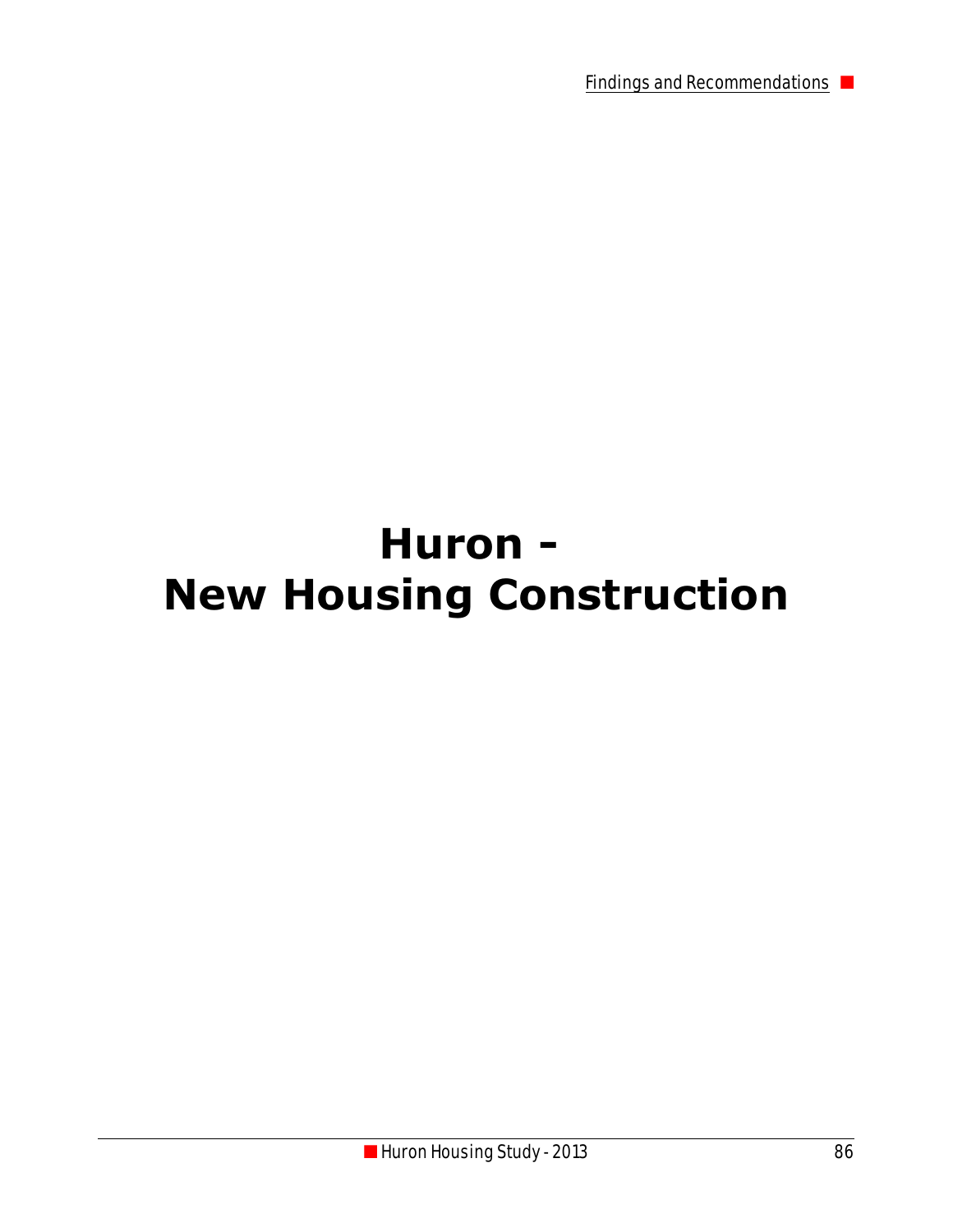# Huron - New Housing Construction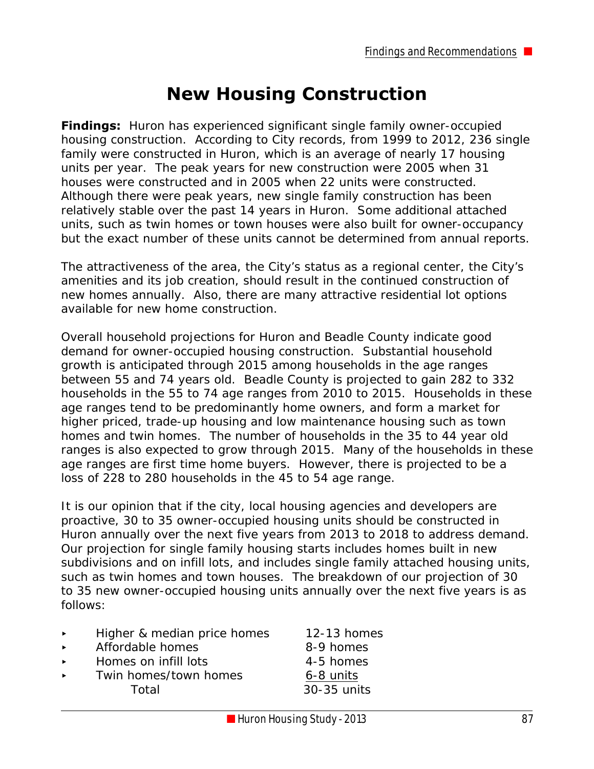# New Housing Construction

**Findings:** Huron has experienced significant single family owner-occupied housing construction. According to City records, from 1999 to 2012, 236 single family were constructed in Huron, which is an average of nearly 17 housing units per year. The peak years for new construction were 2005 when 31 houses were constructed and in 2005 when 22 units were constructed. Although there were peak years, new single family construction has been relatively stable over the past 14 years in Huron. Some additional attached units, such as twin homes or town houses were also built for owner-occupancy but the exact number of these units cannot be determined from annual reports.

The attractiveness of the area, the City's status as a regional center, the City's amenities and its job creation, should result in the continued construction of new homes annually. Also, there are many attractive residential lot options available for new home construction.

Overall household projections for Huron and Beadle County indicate good demand for owner-occupied housing construction. Substantial household growth is anticipated through 2015 among households in the age ranges between 55 and 74 years old. Beadle County is projected to gain 282 to 332 households in the 55 to 74 age ranges from 2010 to 2015. Households in these age ranges tend to be predominantly home owners, and form a market for higher priced, trade-up housing and low maintenance housing such as town homes and twin homes. The number of households in the 35 to 44 year old ranges is also expected to grow through 2015. Many of the households in these age ranges are first time home buyers. However, there is projected to be a loss of 228 to 280 households in the 45 to 54 age range.

It is our opinion that if the city, local housing agencies and developers are proactive, 30 to 35 owner-occupied housing units should be constructed in Huron annually over the next five years from 2013 to 2018 to address demand. Our projection for single family housing starts includes homes built in new subdivisions and on infill lots, and includes single family attached housing units, such as twin homes and town houses. The breakdown of our projection of 30 to 35 new owner-occupied housing units annually over the next five years is as follows:

| | |
|---|---|
| ‣ Higher & median price homes | 12-13 homes |
| ‣ Affordable homes | 8-9 homes |
| ‣ Homes on infill lots | 4-5 homes |
| ‣ Twin homes/town homes | 6-8 units |
| Total | 30-35 units |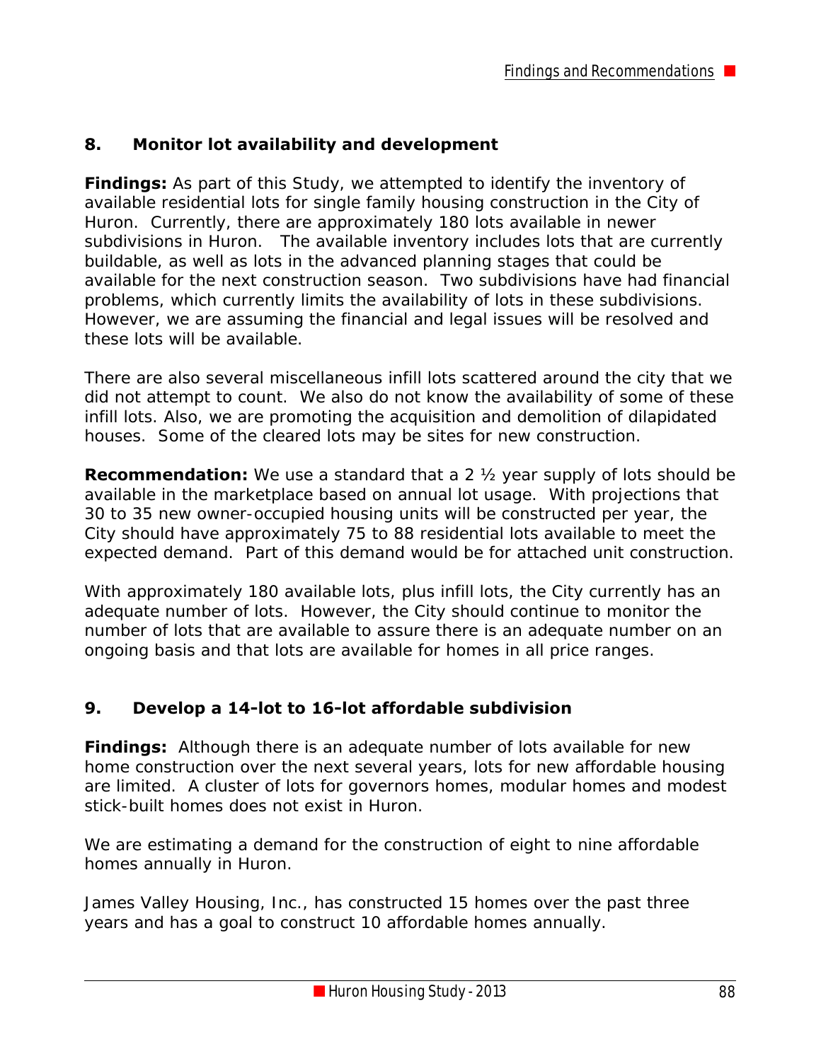## 8. Monitor lot availability and development

**Findings:** As part of this Study, we attempted to identify the inventory of available residential lots for single family housing construction in the City of Huron. Currently, there are approximately 180 lots available in newer subdivisions in Huron. The available inventory includes lots that are currently buildable, as well as lots in the advanced planning stages that could be available for the next construction season. Two subdivisions have had financial problems, which currently limits the availability of lots in these subdivisions. However, we are assuming the financial and legal issues will be resolved and these lots will be available.

There are also several miscellaneous infill lots scattered around the city that we did not attempt to count. We also do not know the availability of some of these infill lots. Also, we are promoting the acquisition and demolition of dilapidated houses. Some of the cleared lots may be sites for new construction.

**Recommendation:** We use a standard that a 2 ½ year supply of lots should be available in the marketplace based on annual lot usage. With projections that 30 to 35 new owner-occupied housing units will be constructed per year, the City should have approximately 75 to 88 residential lots available to meet the expected demand. Part of this demand would be for attached unit construction.

With approximately 180 available lots, plus infill lots, the City currently has an adequate number of lots. However, the City should continue to monitor the number of lots that are available to assure there is an adequate number on an ongoing basis and that lots are available for homes in all price ranges.

## 9. Develop a 14-lot to 16-lot affordable subdivision

**Findings:** Although there is an adequate number of lots available for new home construction over the next several years, lots for new affordable housing are limited. A cluster of lots for governors homes, modular homes and modest stick-built homes does not exist in Huron.

We are estimating a demand for the construction of eight to nine affordable homes annually in Huron.

James Valley Housing, Inc., has constructed 15 homes over the past three years and has a goal to construct 10 affordable homes annually.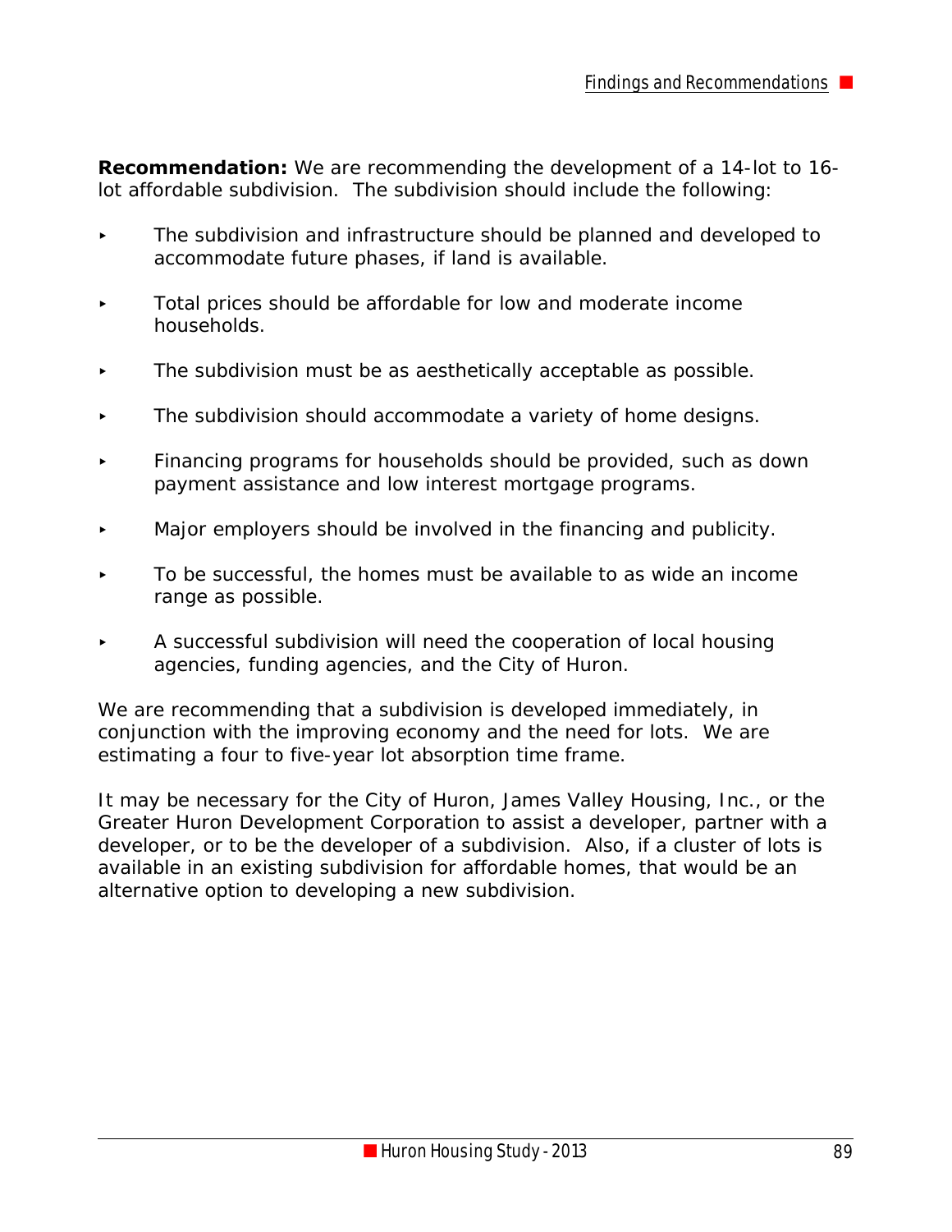**Recommendation:** We are recommending the development of a 14-lot to 16-lot affordable subdivision. The subdivision should include the following:

- The subdivision and infrastructure should be planned and developed to accommodate future phases, if land is available.
- Total prices should be affordable for low and moderate income households.
- The subdivision must be as aesthetically acceptable as possible.
- The subdivision should accommodate a variety of home designs.
- Financing programs for households should be provided, such as down payment assistance and low interest mortgage programs.
- Major employers should be involved in the financing and publicity.
- To be successful, the homes must be available to as wide an income range as possible.
- A successful subdivision will need the cooperation of local housing agencies, funding agencies, and the City of Huron.

We are recommending that a subdivision is developed immediately, in conjunction with the improving economy and the need for lots. We are estimating a four to five-year lot absorption time frame.

It may be necessary for the City of Huron, James Valley Housing, Inc., or the Greater Huron Development Corporation to assist a developer, partner with a developer, or to be the developer of a subdivision. Also, if a cluster of lots is available in an existing subdivision for affordable homes, that would be an alternative option to developing a new subdivision.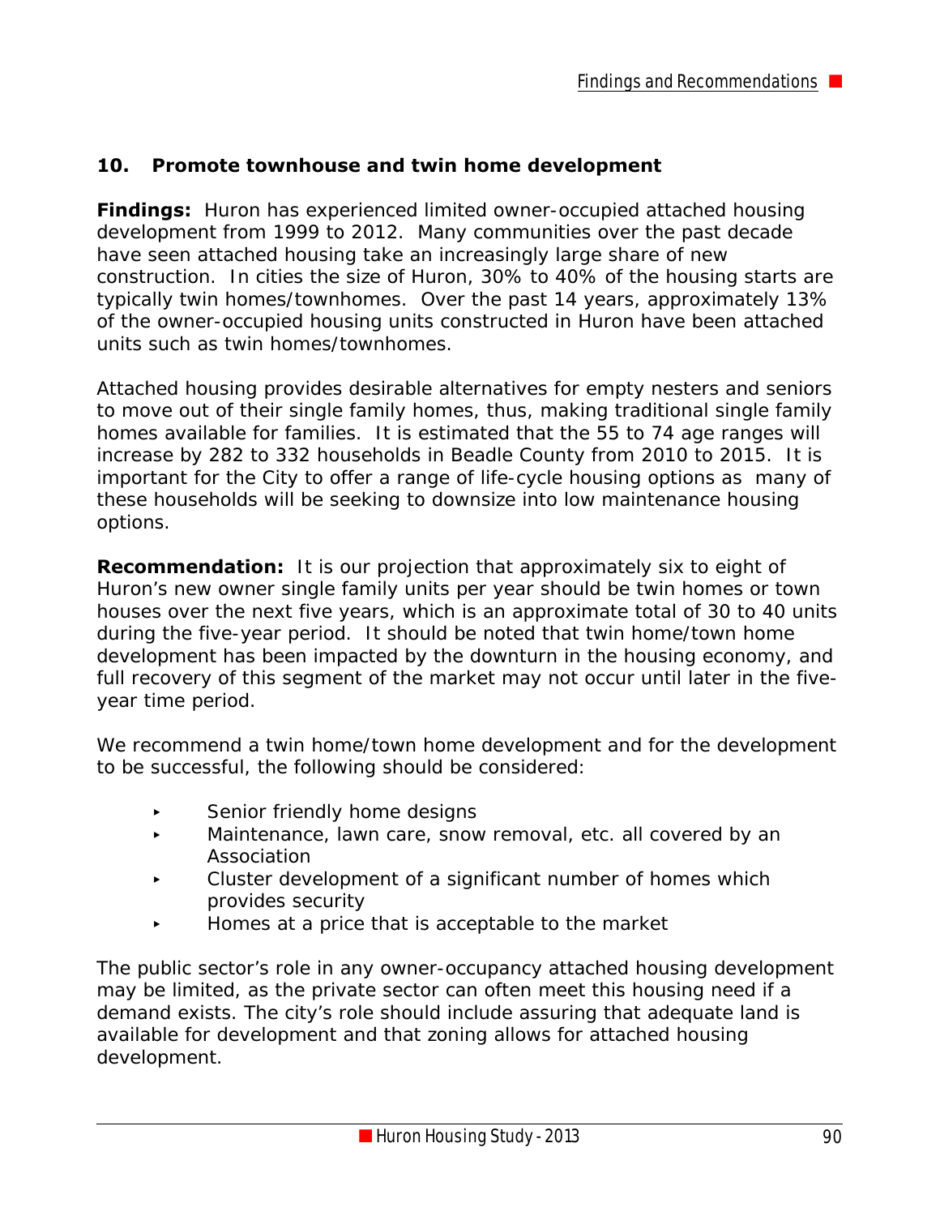### 10. Promote townhouse and twin home development

**Findings:** Huron has experienced limited owner-occupied attached housing development from 1999 to 2012. Many communities over the past decade have seen attached housing take an increasingly large share of new construction. In cities the size of Huron, 30% to 40% of the housing starts are typically twin homes/townhomes. Over the past 14 years, approximately 13% of the owner-occupied housing units constructed in Huron have been attached units such as twin homes/townhomes.

Attached housing provides desirable alternatives for empty nesters and seniors to move out of their single family homes, thus, making traditional single family homes available for families. It is estimated that the 55 to 74 age ranges will increase by 282 to 332 households in Beadle County from 2010 to 2015. It is important for the City to offer a range of life-cycle housing options as many of these households will be seeking to downsize into low maintenance housing options.

**Recommendation:** It is our projection that approximately six to eight of Huron's new owner single family units per year should be twin homes or town houses over the next five years, which is an approximate total of 30 to 40 units during the five-year period. It should be noted that twin home/town home development has been impacted by the downturn in the housing economy, and full recovery of this segment of the market may not occur until later in the five-year time period.

We recommend a twin home/town home development and for the development to be successful, the following should be considered:

- Senior friendly home designs
- Maintenance, lawn care, snow removal, etc. all covered by an Association
- Cluster development of a significant number of homes which provides security
- Homes at a price that is acceptable to the market

The public sector's role in any owner-occupancy attached housing development may be limited, as the private sector can often meet this housing need if a demand exists. The city's role should include assuring that adequate land is available for development and that zoning allows for attached housing development.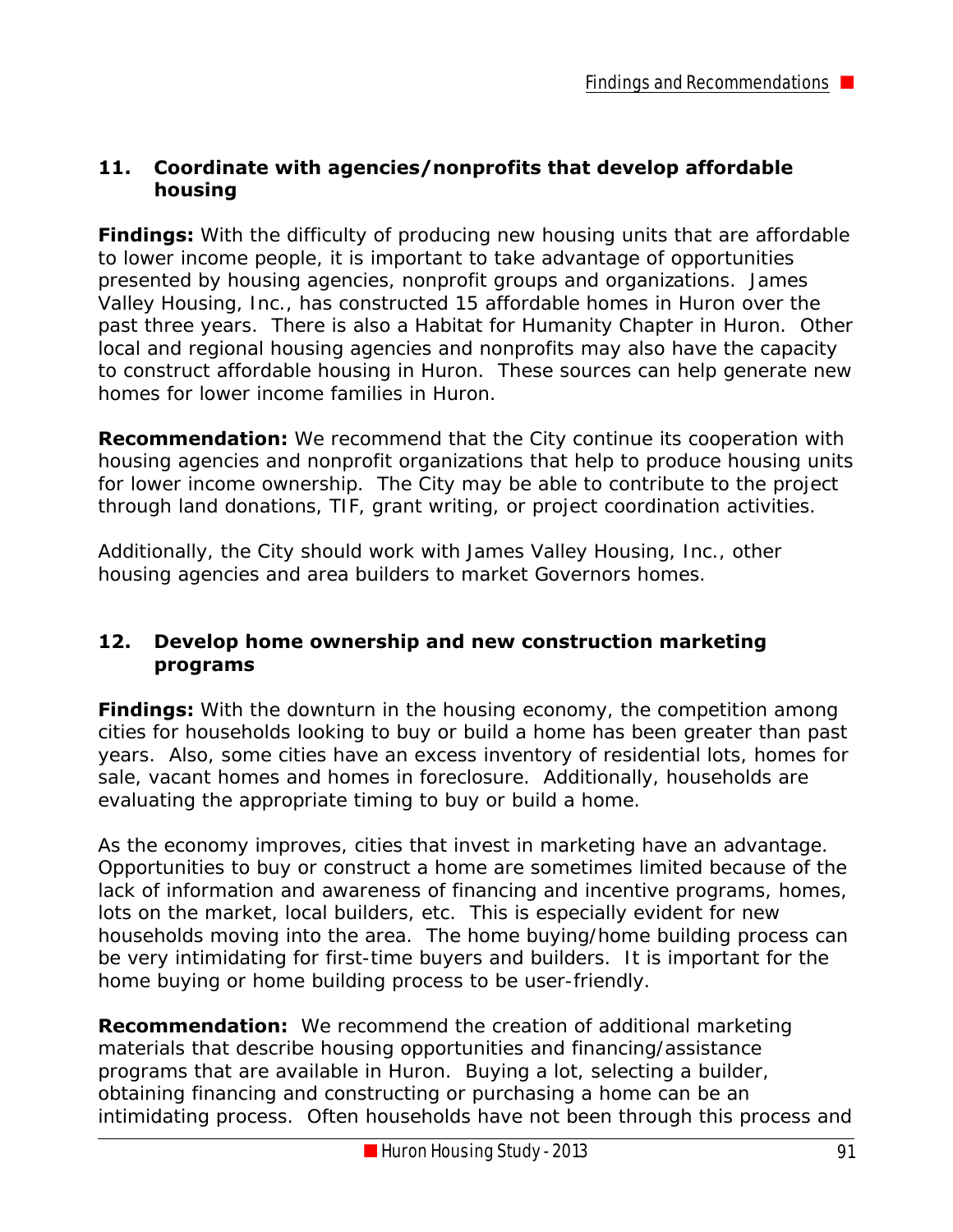### 11. Coordinate with agencies/nonprofits that develop affordable housing

**Findings:** With the difficulty of producing new housing units that are affordable to lower income people, it is important to take advantage of opportunities presented by housing agencies, nonprofit groups and organizations. James Valley Housing, Inc., has constructed 15 affordable homes in Huron over the past three years. There is also a Habitat for Humanity Chapter in Huron. Other local and regional housing agencies and nonprofits may also have the capacity to construct affordable housing in Huron. These sources can help generate new homes for lower income families in Huron.

**Recommendation:** We recommend that the City continue its cooperation with housing agencies and nonprofit organizations that help to produce housing units for lower income ownership. The City may be able to contribute to the project through land donations, TIF, grant writing, or project coordination activities.

Additionally, the City should work with James Valley Housing, Inc., other housing agencies and area builders to market Governors homes.

### 12. Develop home ownership and new construction marketing programs

**Findings:** With the downturn in the housing economy, the competition among cities for households looking to buy or build a home has been greater than past years. Also, some cities have an excess inventory of residential lots, homes for sale, vacant homes and homes in foreclosure. Additionally, households are evaluating the appropriate timing to buy or build a home.

As the economy improves, cities that invest in marketing have an advantage. Opportunities to buy or construct a home are sometimes limited because of the lack of information and awareness of financing and incentive programs, homes, lots on the market, local builders, etc. This is especially evident for new households moving into the area. The home buying/home building process can be very intimidating for first-time buyers and builders. It is important for the home buying or home building process to be user-friendly.

**Recommendation:** We recommend the creation of additional marketing materials that describe housing opportunities and financing/assistance programs that are available in Huron. Buying a lot, selecting a builder, obtaining financing and constructing or purchasing a home can be an intimidating process. Often households have not been through this process and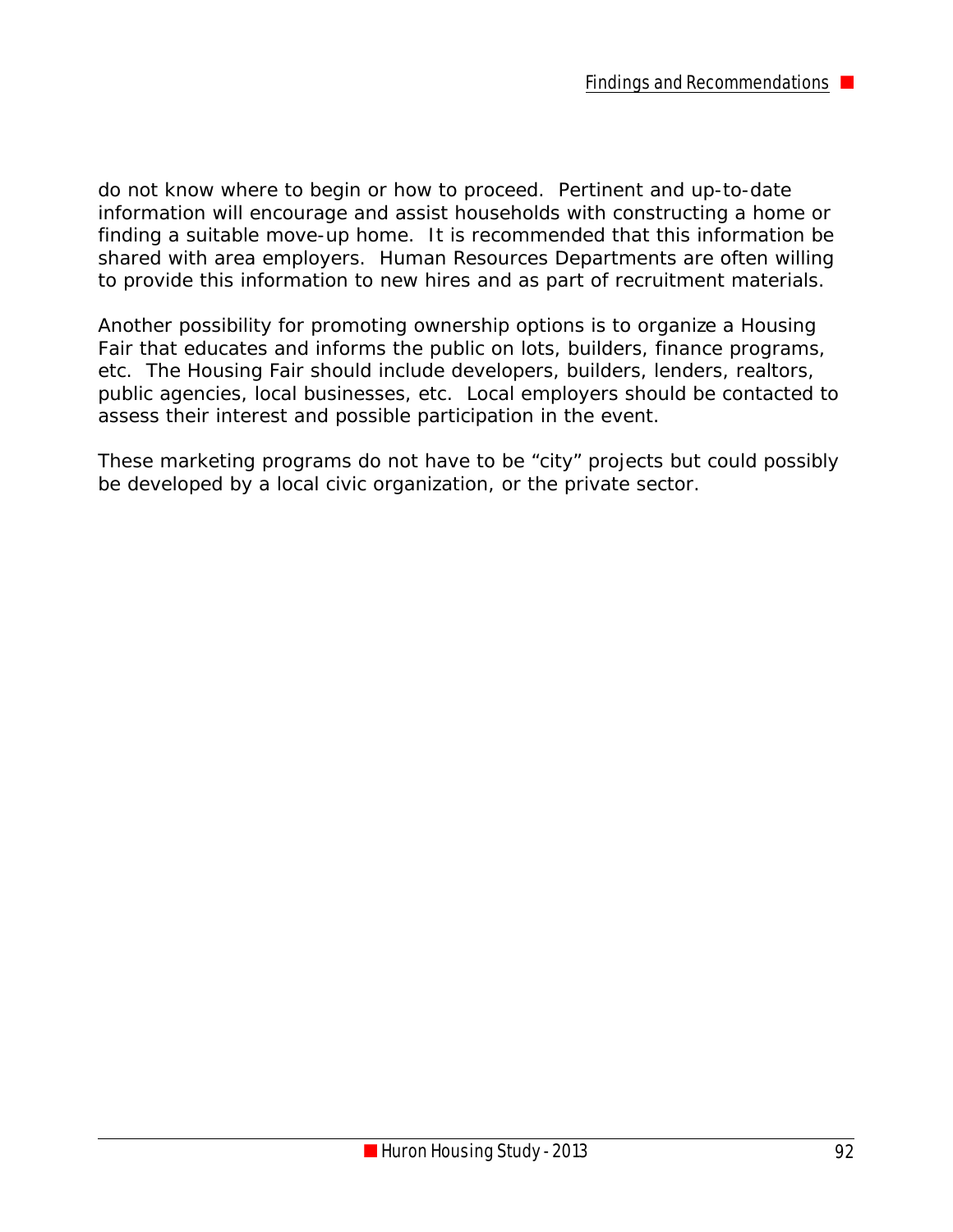do not know where to begin or how to proceed. Pertinent and up-to-date information will encourage and assist households with constructing a home or finding a suitable move-up home. It is recommended that this information be shared with area employers. Human Resources Departments are often willing to provide this information to new hires and as part of recruitment materials.

Another possibility for promoting ownership options is to organize a Housing Fair that educates and informs the public on lots, builders, finance programs, etc. The Housing Fair should include developers, builders, lenders, realtors, public agencies, local businesses, etc. Local employers should be contacted to assess their interest and possible participation in the event.

These marketing programs do not have to be "city" projects but could possibly be developed by a local civic organization, or the private sector.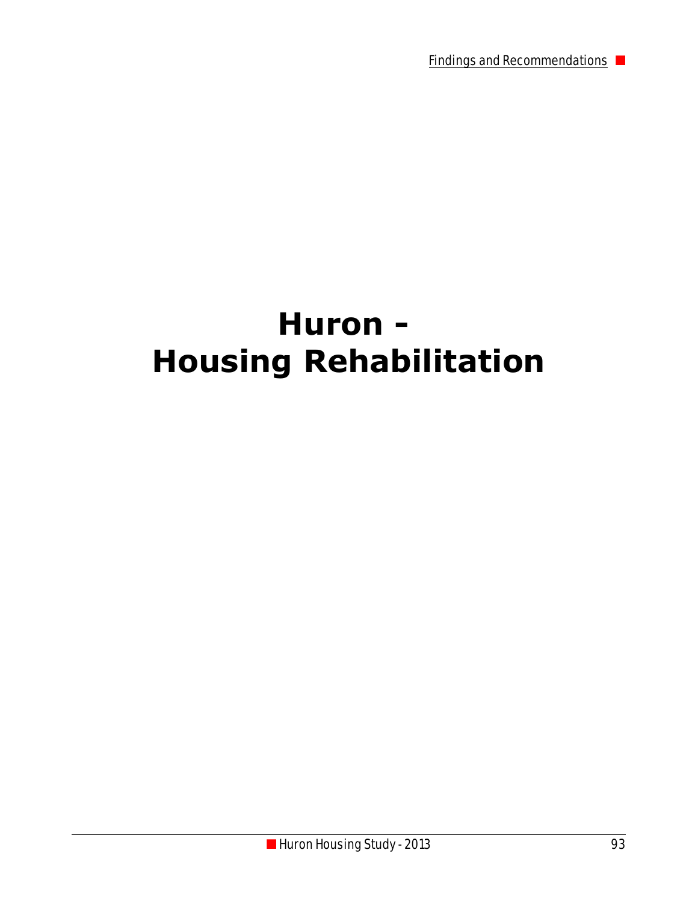# Huron - Housing Rehabilitation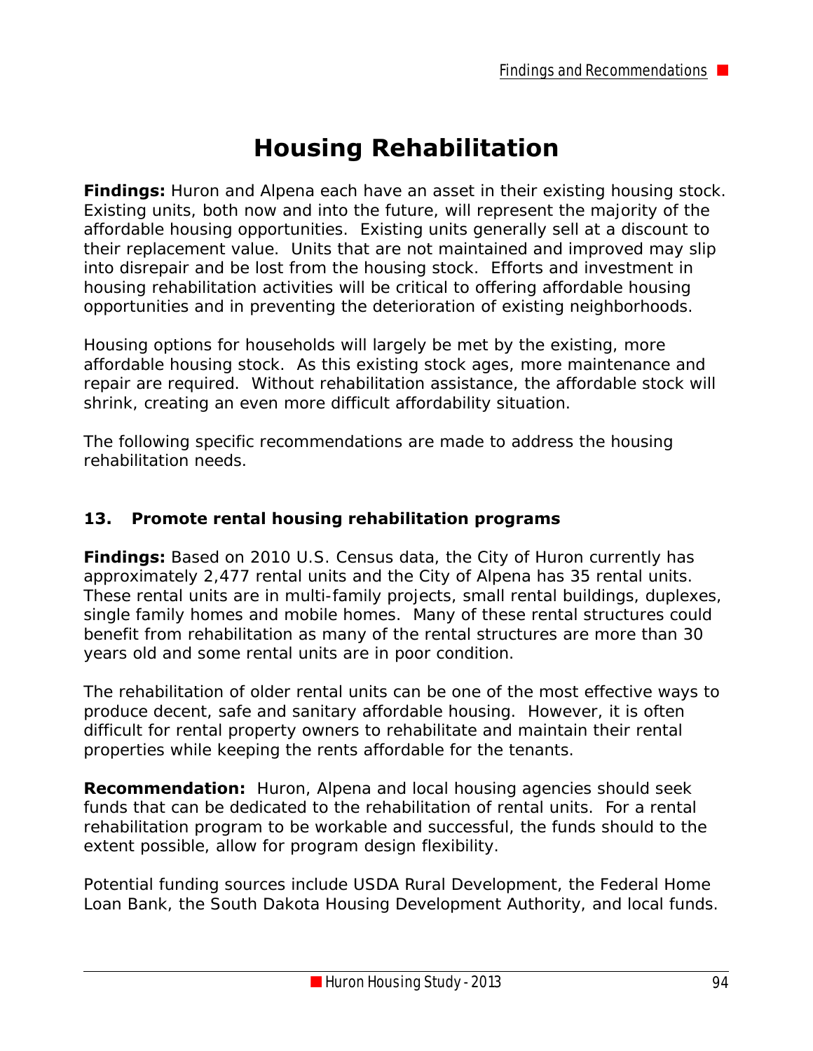# Housing Rehabilitation

**Findings:** Huron and Alpena each have an asset in their existing housing stock. Existing units, both now and into the future, will represent the majority of the affordable housing opportunities. Existing units generally sell at a discount to their replacement value. Units that are not maintained and improved may slip into disrepair and be lost from the housing stock. Efforts and investment in housing rehabilitation activities will be critical to offering affordable housing opportunities and in preventing the deterioration of existing neighborhoods.

Housing options for households will largely be met by the existing, more affordable housing stock. As this existing stock ages, more maintenance and repair are required. Without rehabilitation assistance, the affordable stock will shrink, creating an even more difficult affordability situation.

The following specific recommendations are made to address the housing rehabilitation needs.

### 13. Promote rental housing rehabilitation programs

**Findings:** Based on 2010 U.S. Census data, the City of Huron currently has approximately 2,477 rental units and the City of Alpena has 35 rental units. These rental units are in multi-family projects, small rental buildings, duplexes, single family homes and mobile homes. Many of these rental structures could benefit from rehabilitation as many of the rental structures are more than 30 years old and some rental units are in poor condition.

The rehabilitation of older rental units can be one of the most effective ways to produce decent, safe and sanitary affordable housing. However, it is often difficult for rental property owners to rehabilitate and maintain their rental properties while keeping the rents affordable for the tenants.

**Recommendation:** Huron, Alpena and local housing agencies should seek funds that can be dedicated to the rehabilitation of rental units. For a rental rehabilitation program to be workable and successful, the funds should to the extent possible, allow for program design flexibility.

Potential funding sources include USDA Rural Development, the Federal Home Loan Bank, the South Dakota Housing Development Authority, and local funds.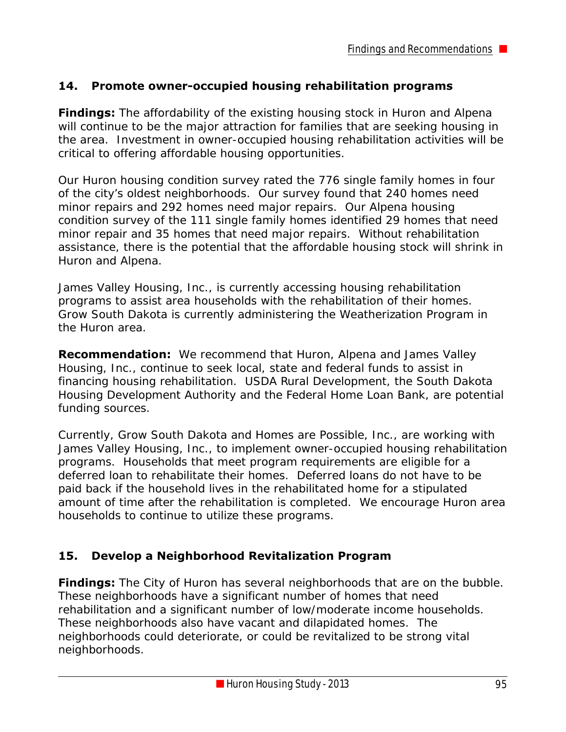### 14. Promote owner-occupied housing rehabilitation programs

**Findings:** The affordability of the existing housing stock in Huron and Alpena will continue to be the major attraction for families that are seeking housing in the area. Investment in owner-occupied housing rehabilitation activities will be critical to offering affordable housing opportunities.

Our Huron housing condition survey rated the 776 single family homes in four of the city's oldest neighborhoods. Our survey found that 240 homes need minor repairs and 292 homes need major repairs. Our Alpena housing condition survey of the 111 single family homes identified 29 homes that need minor repair and 35 homes that need major repairs. Without rehabilitation assistance, there is the potential that the affordable housing stock will shrink in Huron and Alpena.

James Valley Housing, Inc., is currently accessing housing rehabilitation programs to assist area households with the rehabilitation of their homes. Grow South Dakota is currently administering the Weatherization Program in the Huron area.

**Recommendation:** We recommend that Huron, Alpena and James Valley Housing, Inc., continue to seek local, state and federal funds to assist in financing housing rehabilitation. USDA Rural Development, the South Dakota Housing Development Authority and the Federal Home Loan Bank, are potential funding sources.

Currently, Grow South Dakota and Homes are Possible, Inc., are working with James Valley Housing, Inc., to implement owner-occupied housing rehabilitation programs. Households that meet program requirements are eligible for a deferred loan to rehabilitate their homes. Deferred loans do not have to be paid back if the household lives in the rehabilitated home for a stipulated amount of time after the rehabilitation is completed. We encourage Huron area households to continue to utilize these programs.

### 15. Develop a Neighborhood Revitalization Program

**Findings:** The City of Huron has several neighborhoods that are on the bubble. These neighborhoods have a significant number of homes that need rehabilitation and a significant number of low/moderate income households. These neighborhoods also have vacant and dilapidated homes. The neighborhoods could deteriorate, or could be revitalized to be strong vital neighborhoods.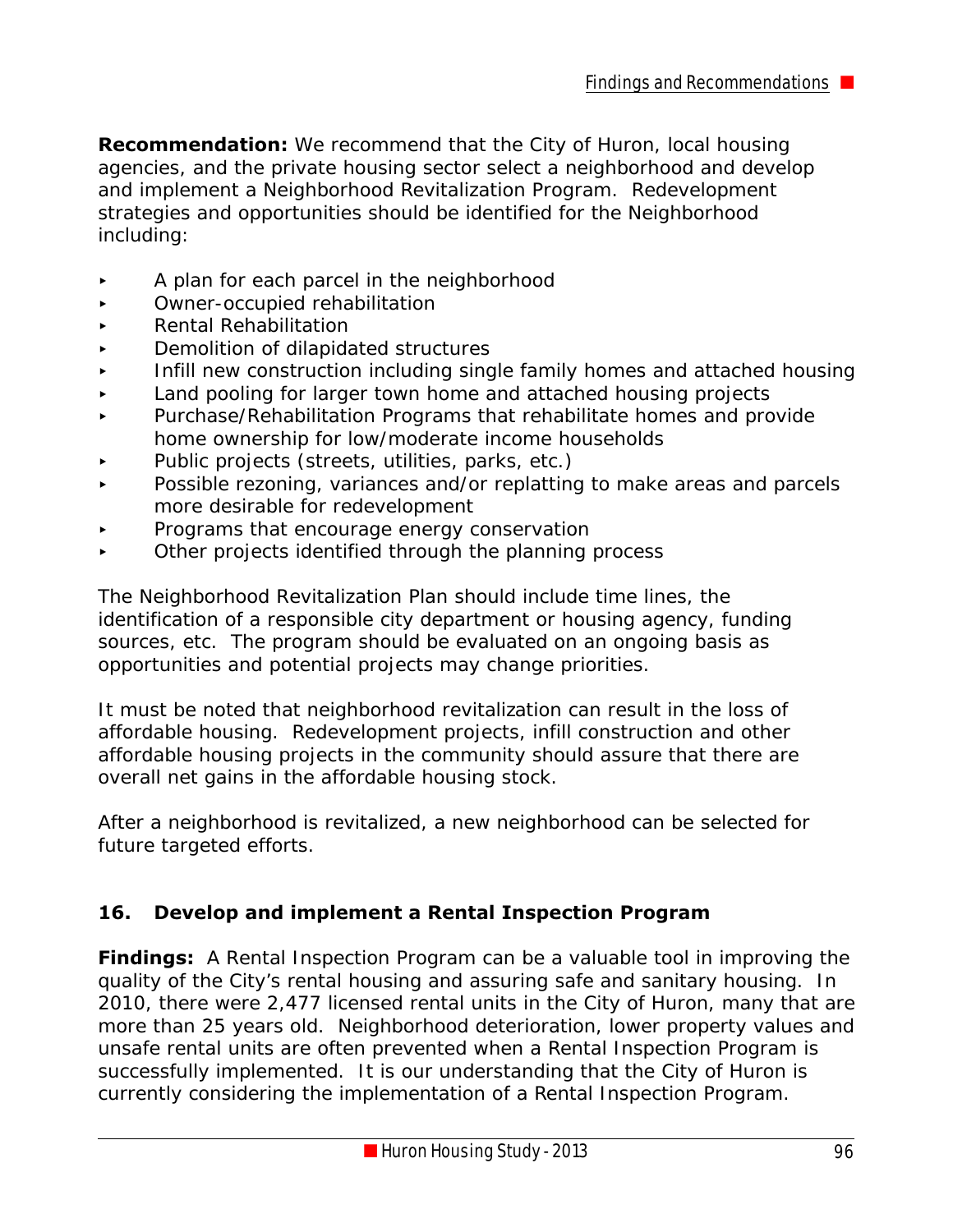**Recommendation:** We recommend that the City of Huron, local housing agencies, and the private housing sector select a neighborhood and develop and implement a Neighborhood Revitalization Program. Redevelopment strategies and opportunities should be identified for the Neighborhood including:

- A plan for each parcel in the neighborhood
- Owner-occupied rehabilitation
- Rental Rehabilitation
- Demolition of dilapidated structures
- Infill new construction including single family homes and attached housing
- Land pooling for larger town home and attached housing projects
- Purchase/Rehabilitation Programs that rehabilitate homes and provide home ownership for low/moderate income households
- Public projects (streets, utilities, parks, etc.)
- Possible rezoning, variances and/or replatting to make areas and parcels more desirable for redevelopment
- Programs that encourage energy conservation
- Other projects identified through the planning process

The Neighborhood Revitalization Plan should include time lines, the identification of a responsible city department or housing agency, funding sources, etc. The program should be evaluated on an ongoing basis as opportunities and potential projects may change priorities.

It must be noted that neighborhood revitalization can result in the loss of affordable housing. Redevelopment projects, infill construction and other affordable housing projects in the community should assure that there are overall net gains in the affordable housing stock.

After a neighborhood is revitalized, a new neighborhood can be selected for future targeted efforts.

## 16. Develop and implement a Rental Inspection Program

**Findings:** A Rental Inspection Program can be a valuable tool in improving the quality of the City's rental housing and assuring safe and sanitary housing. In 2010, there were 2,477 licensed rental units in the City of Huron, many that are more than 25 years old. Neighborhood deterioration, lower property values and unsafe rental units are often prevented when a Rental Inspection Program is successfully implemented. It is our understanding that the City of Huron is currently considering the implementation of a Rental Inspection Program.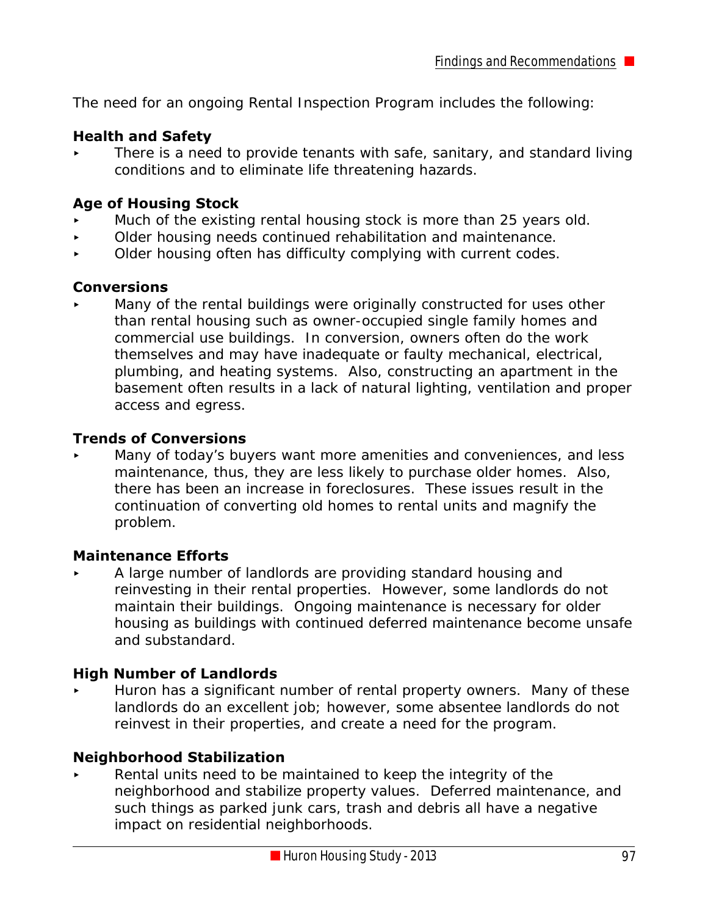The need for an ongoing Rental Inspection Program includes the following:

**Health and Safety**

- There is a need to provide tenants with safe, sanitary, and standard living conditions and to eliminate life threatening hazards.

**Age of Housing Stock**

- Much of the existing rental housing stock is more than 25 years old.
- Older housing needs continued rehabilitation and maintenance.
- Older housing often has difficulty complying with current codes.

**Conversions**

- Many of the rental buildings were originally constructed for uses other than rental housing such as owner-occupied single family homes and commercial use buildings. In conversion, owners often do the work themselves and may have inadequate or faulty mechanical, electrical, plumbing, and heating systems. Also, constructing an apartment in the basement often results in a lack of natural lighting, ventilation and proper access and egress.

**Trends of Conversions**

- Many of today's buyers want more amenities and conveniences, and less maintenance, thus, they are less likely to purchase older homes. Also, there has been an increase in foreclosures. These issues result in the continuation of converting old homes to rental units and magnify the problem.

**Maintenance Efforts**

- A large number of landlords are providing standard housing and reinvesting in their rental properties. However, some landlords do not maintain their buildings. Ongoing maintenance is necessary for older housing as buildings with continued deferred maintenance become unsafe and substandard.

**High Number of Landlords**

- Huron has a significant number of rental property owners. Many of these landlords do an excellent job; however, some absentee landlords do not reinvest in their properties, and create a need for the program.

**Neighborhood Stabilization**

- Rental units need to be maintained to keep the integrity of the neighborhood and stabilize property values. Deferred maintenance, and such things as parked junk cars, trash and debris all have a negative impact on residential neighborhoods.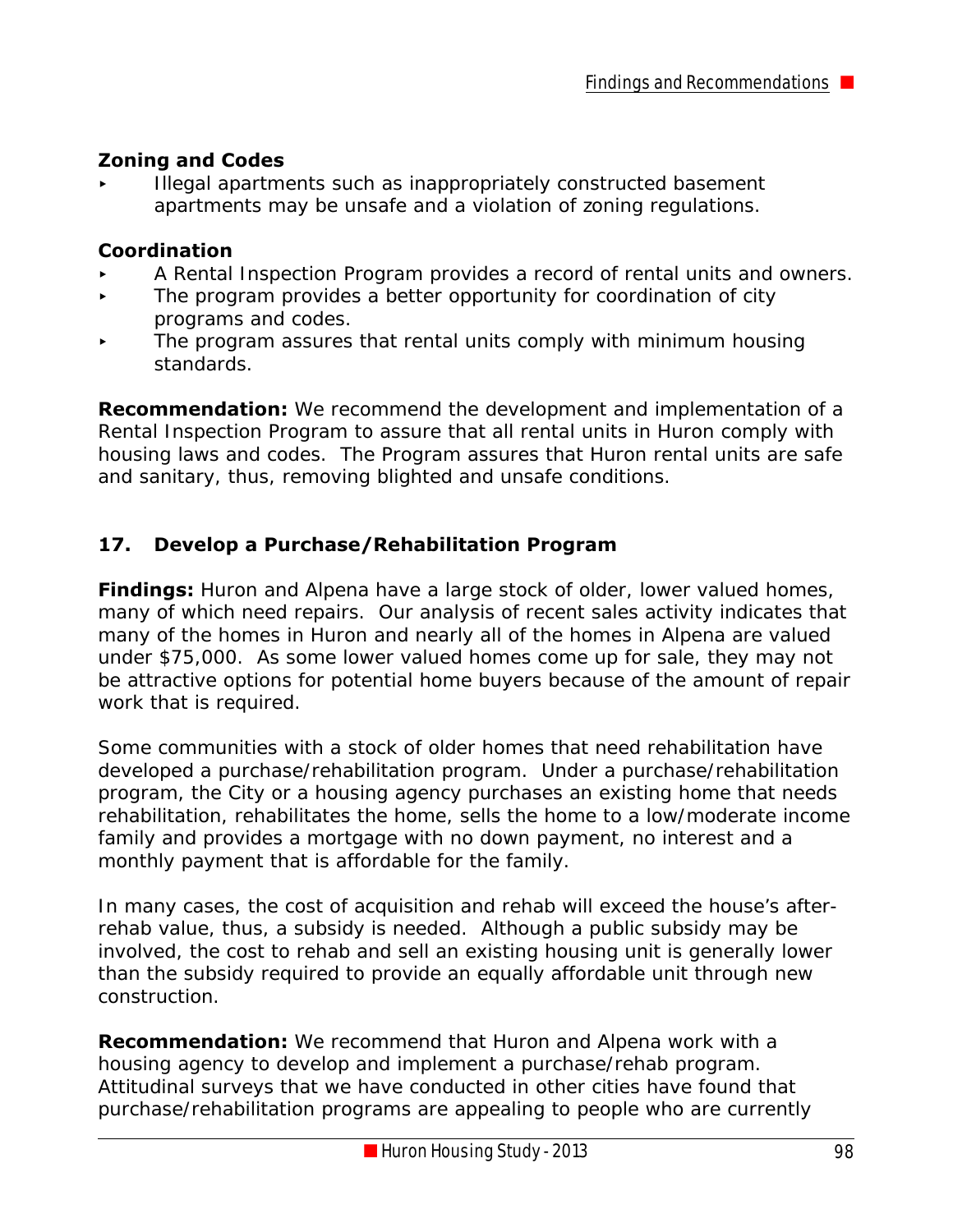**Zoning and Codes**

- Illegal apartments such as inappropriately constructed basement apartments may be unsafe and a violation of zoning regulations.

**Coordination**

- A Rental Inspection Program provides a record of rental units and owners.
- The program provides a better opportunity for coordination of city programs and codes.
- The program assures that rental units comply with minimum housing standards.

**Recommendation:** We recommend the development and implementation of a Rental Inspection Program to assure that all rental units in Huron comply with housing laws and codes. The Program assures that Huron rental units are safe and sanitary, thus, removing blighted and unsafe conditions.

### 17. Develop a Purchase/Rehabilitation Program

**Findings:** Huron and Alpena have a large stock of older, lower valued homes, many of which need repairs. Our analysis of recent sales activity indicates that many of the homes in Huron and nearly all of the homes in Alpena are valued under $75,000. As some lower valued homes come up for sale, they may not be attractive options for potential home buyers because of the amount of repair work that is required.

Some communities with a stock of older homes that need rehabilitation have developed a purchase/rehabilitation program. Under a purchase/rehabilitation program, the City or a housing agency purchases an existing home that needs rehabilitation, rehabilitates the home, sells the home to a low/moderate income family and provides a mortgage with no down payment, no interest and a monthly payment that is affordable for the family.

In many cases, the cost of acquisition and rehab will exceed the house's after-rehab value, thus, a subsidy is needed. Although a public subsidy may be involved, the cost to rehab and sell an existing housing unit is generally lower than the subsidy required to provide an equally affordable unit through new construction.

**Recommendation:** We recommend that Huron and Alpena work with a housing agency to develop and implement a purchase/rehab program. Attitudinal surveys that we have conducted in other cities have found that purchase/rehabilitation programs are appealing to people who are currently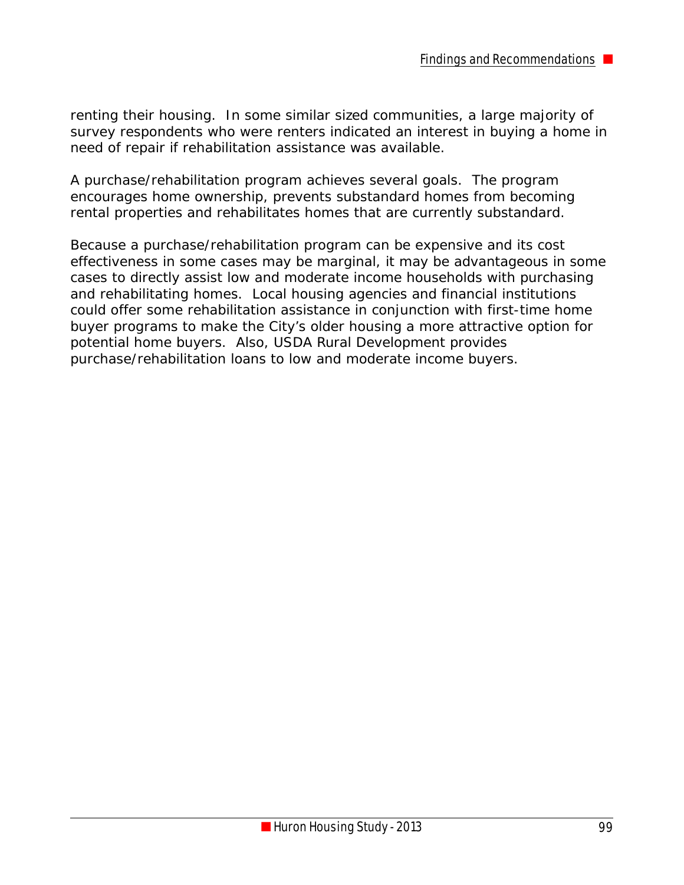renting their housing. In some similar sized communities, a large majority of survey respondents who were renters indicated an interest in buying a home in need of repair if rehabilitation assistance was available.

A purchase/rehabilitation program achieves several goals. The program encourages home ownership, prevents substandard homes from becoming rental properties and rehabilitates homes that are currently substandard.

Because a purchase/rehabilitation program can be expensive and its cost effectiveness in some cases may be marginal, it may be advantageous in some cases to directly assist low and moderate income households with purchasing and rehabilitating homes. Local housing agencies and financial institutions could offer some rehabilitation assistance in conjunction with first-time home buyer programs to make the City's older housing a more attractive option for potential home buyers. Also, USDA Rural Development provides purchase/rehabilitation loans to low and moderate income buyers.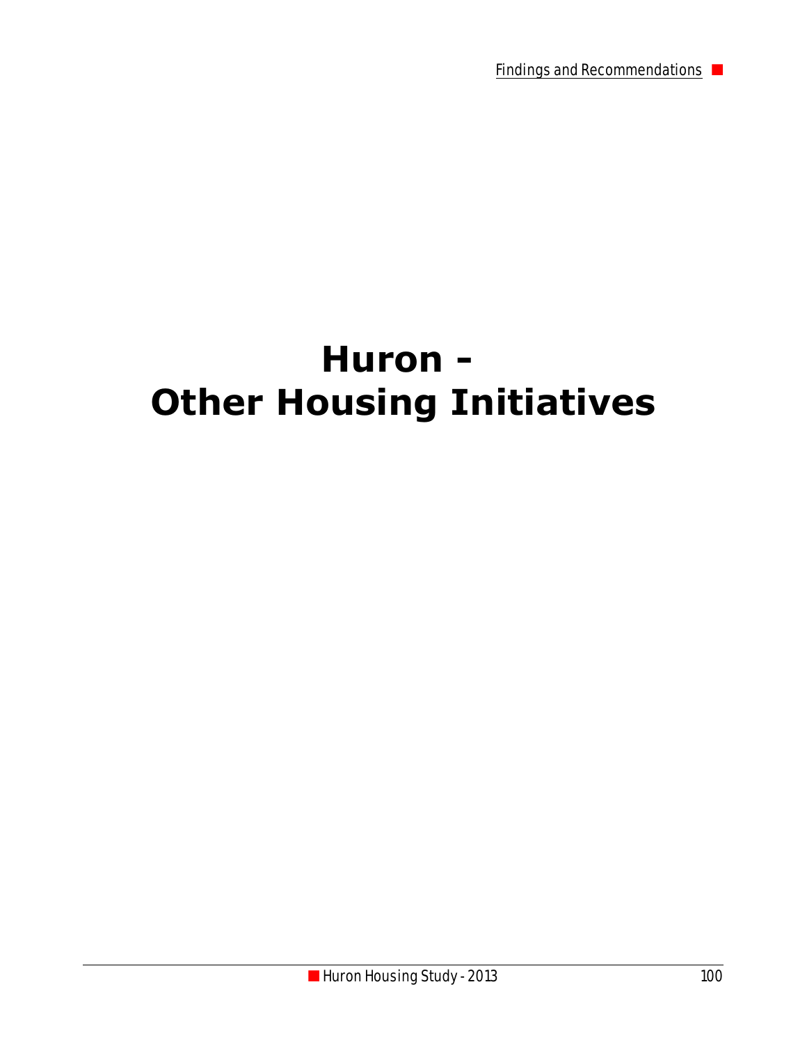# Huron - Other Housing Initiatives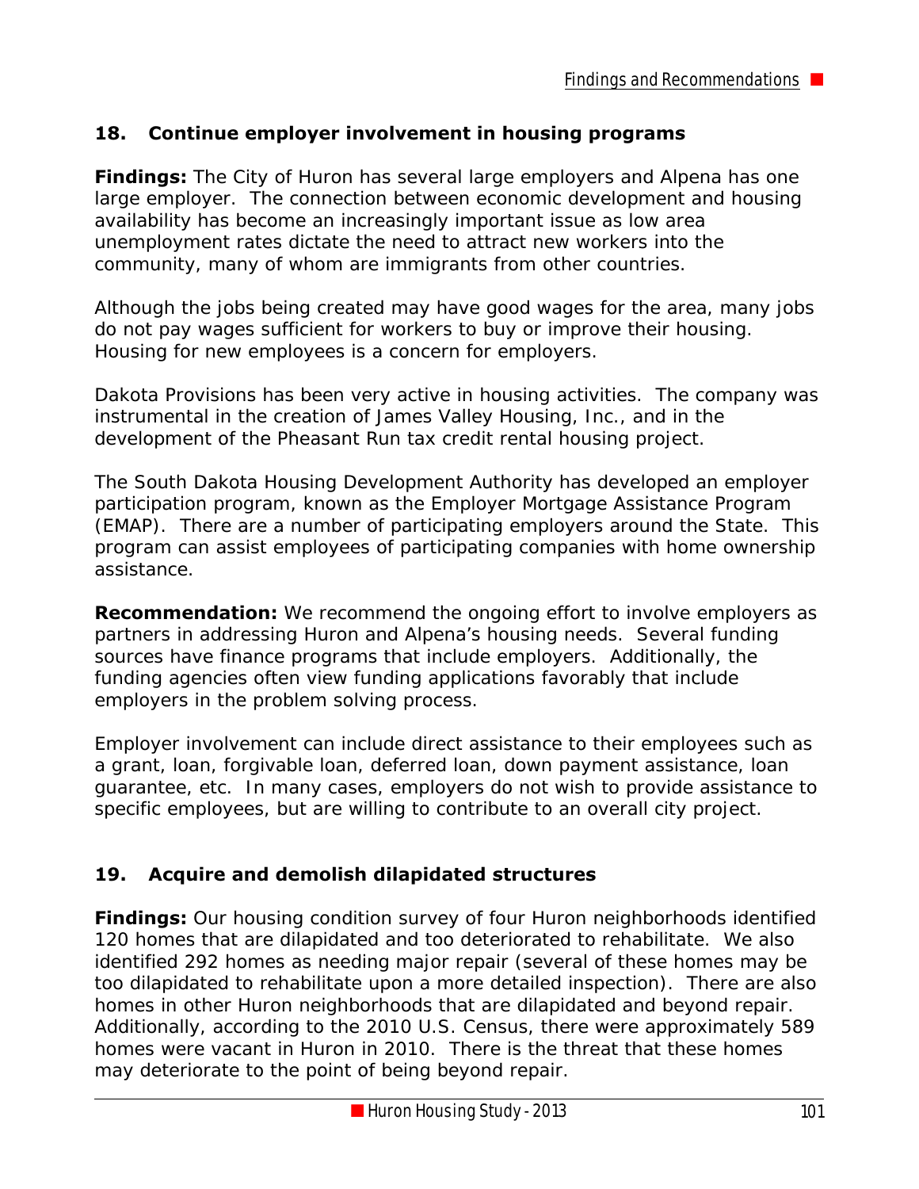## 18. Continue employer involvement in housing programs

**Findings:** The City of Huron has several large employers and Alpena has one large employer. The connection between economic development and housing availability has become an increasingly important issue as low area unemployment rates dictate the need to attract new workers into the community, many of whom are immigrants from other countries.

Although the jobs being created may have good wages for the area, many jobs do not pay wages sufficient for workers to buy or improve their housing. Housing for new employees is a concern for employers.

Dakota Provisions has been very active in housing activities. The company was instrumental in the creation of James Valley Housing, Inc., and in the development of the Pheasant Run tax credit rental housing project.

The South Dakota Housing Development Authority has developed an employer participation program, known as the Employer Mortgage Assistance Program (EMAP). There are a number of participating employers around the State. This program can assist employees of participating companies with home ownership assistance.

**Recommendation:** We recommend the ongoing effort to involve employers as partners in addressing Huron and Alpena's housing needs. Several funding sources have finance programs that include employers. Additionally, the funding agencies often view funding applications favorably that include employers in the problem solving process.

Employer involvement can include direct assistance to their employees such as a grant, loan, forgivable loan, deferred loan, down payment assistance, loan guarantee, etc. In many cases, employers do not wish to provide assistance to specific employees, but are willing to contribute to an overall city project.

## 19. Acquire and demolish dilapidated structures

**Findings:** Our housing condition survey of four Huron neighborhoods identified 120 homes that are dilapidated and too deteriorated to rehabilitate. We also identified 292 homes as needing major repair (several of these homes may be too dilapidated to rehabilitate upon a more detailed inspection). There are also homes in other Huron neighborhoods that are dilapidated and beyond repair. Additionally, according to the 2010 U.S. Census, there were approximately 589 homes were vacant in Huron in 2010. There is the threat that these homes may deteriorate to the point of being beyond repair.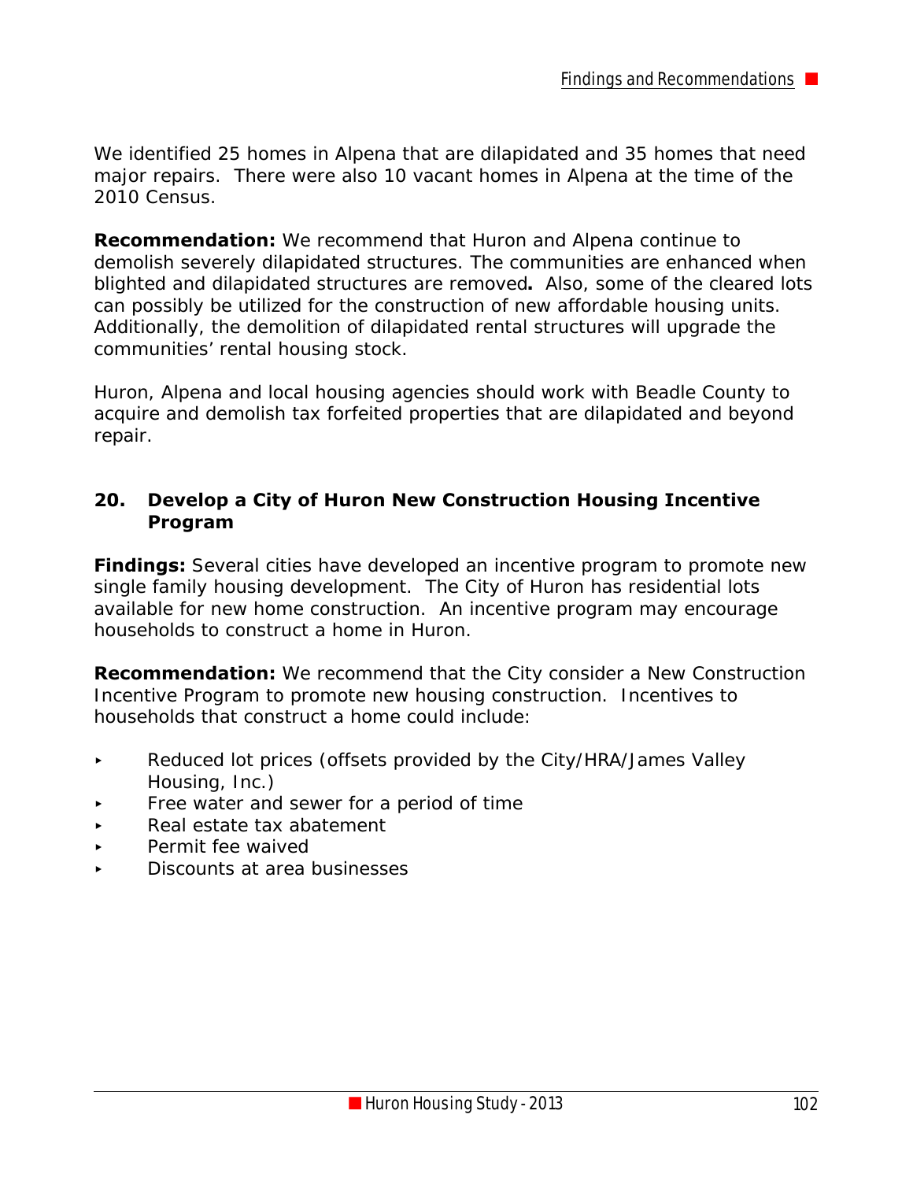We identified 25 homes in Alpena that are dilapidated and 35 homes that need major repairs. There were also 10 vacant homes in Alpena at the time of the 2010 Census.

**Recommendation:** We recommend that Huron and Alpena continue to demolish severely dilapidated structures. The communities are enhanced when blighted and dilapidated structures are removed**.** Also, some of the cleared lots can possibly be utilized for the construction of new affordable housing units. Additionally, the demolition of dilapidated rental structures will upgrade the communities' rental housing stock.

Huron, Alpena and local housing agencies should work with Beadle County to acquire and demolish tax forfeited properties that are dilapidated and beyond repair.

### 20. Develop a City of Huron New Construction Housing Incentive Program

**Findings:** Several cities have developed an incentive program to promote new single family housing development. The City of Huron has residential lots available for new home construction. An incentive program may encourage households to construct a home in Huron.

**Recommendation:** We recommend that the City consider a New Construction Incentive Program to promote new housing construction. Incentives to households that construct a home could include:

- Reduced lot prices (offsets provided by the City/HRA/James Valley Housing, Inc.)
- Free water and sewer for a period of time
- Real estate tax abatement
- Permit fee waived
- Discounts at area businesses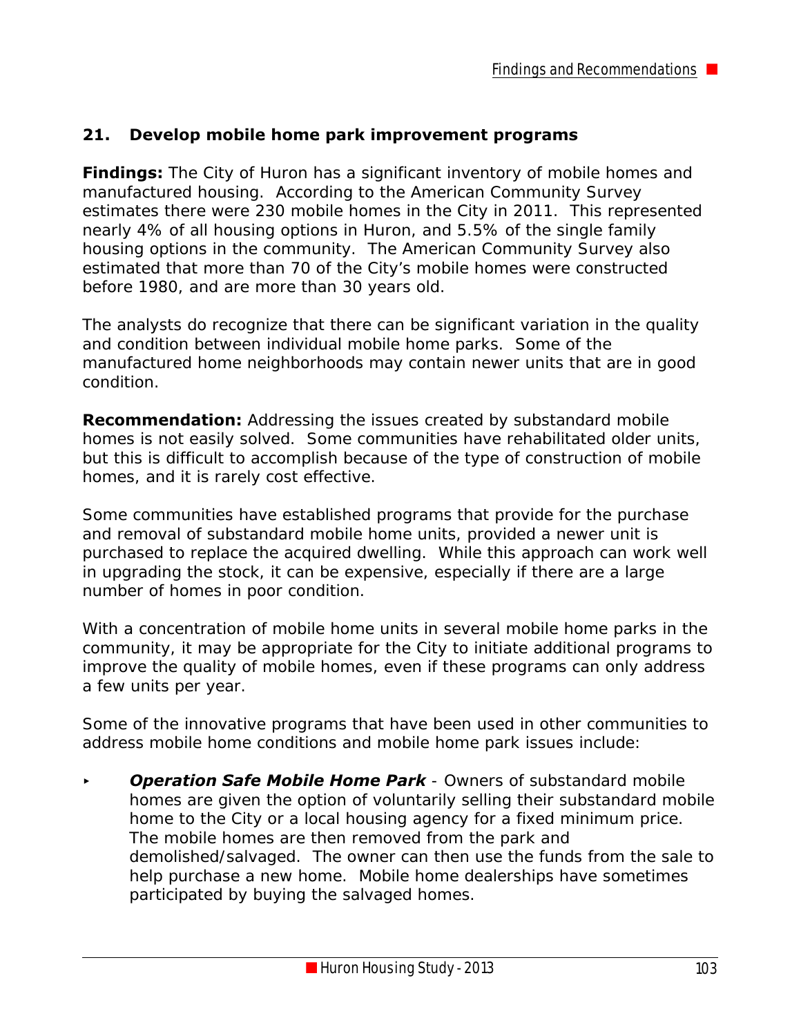## 21. Develop mobile home park improvement programs

**Findings:** The City of Huron has a significant inventory of mobile homes and manufactured housing. According to the American Community Survey estimates there were 230 mobile homes in the City in 2011. This represented nearly 4% of all housing options in Huron, and 5.5% of the single family housing options in the community. The American Community Survey also estimated that more than 70 of the City's mobile homes were constructed before 1980, and are more than 30 years old.

The analysts do recognize that there can be significant variation in the quality and condition between individual mobile home parks. Some of the manufactured home neighborhoods may contain newer units that are in good condition.

**Recommendation:** Addressing the issues created by substandard mobile homes is not easily solved. Some communities have rehabilitated older units, but this is difficult to accomplish because of the type of construction of mobile homes, and it is rarely cost effective.

Some communities have established programs that provide for the purchase and removal of substandard mobile home units, provided a newer unit is purchased to replace the acquired dwelling. While this approach can work well in upgrading the stock, it can be expensive, especially if there are a large number of homes in poor condition.

With a concentration of mobile home units in several mobile home parks in the community, it may be appropriate for the City to initiate additional programs to improve the quality of mobile homes, even if these programs can only address a few units per year.

Some of the innovative programs that have been used in other communities to address mobile home conditions and mobile home park issues include:

- ***Operation Safe Mobile Home Park*** - Owners of substandard mobile homes are given the option of voluntarily selling their substandard mobile home to the City or a local housing agency for a fixed minimum price. The mobile homes are then removed from the park and demolished/salvaged. The owner can then use the funds from the sale to help purchase a new home. Mobile home dealerships have sometimes participated by buying the salvaged homes.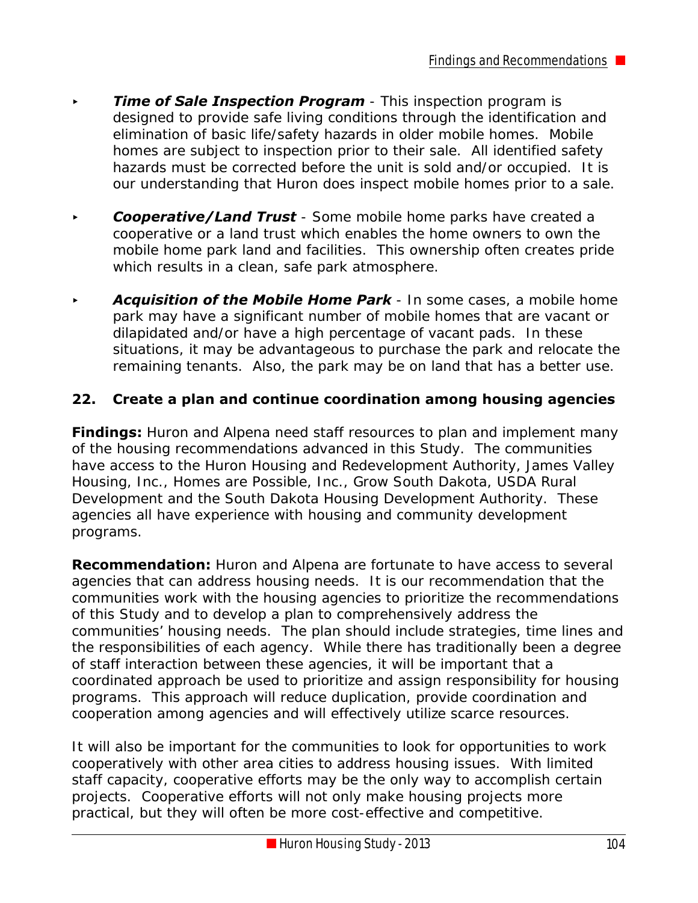- ***Time of Sale Inspection Program*** - This inspection program is designed to provide safe living conditions through the identification and elimination of basic life/safety hazards in older mobile homes. Mobile homes are subject to inspection prior to their sale. All identified safety hazards must be corrected before the unit is sold and/or occupied. It is our understanding that Huron does inspect mobile homes prior to a sale.

- ***Cooperative/Land Trust*** - Some mobile home parks have created a cooperative or a land trust which enables the home owners to own the mobile home park land and facilities. This ownership often creates pride which results in a clean, safe park atmosphere.

- ***Acquisition of the Mobile Home Park*** - In some cases, a mobile home park may have a significant number of mobile homes that are vacant or dilapidated and/or have a high percentage of vacant pads. In these situations, it may be advantageous to purchase the park and relocate the remaining tenants. Also, the park may be on land that has a better use.

**22. Create a plan and continue coordination among housing agencies**

**Findings:** Huron and Alpena need staff resources to plan and implement many of the housing recommendations advanced in this Study. The communities have access to the Huron Housing and Redevelopment Authority, James Valley Housing, Inc., Homes are Possible, Inc., Grow South Dakota, USDA Rural Development and the South Dakota Housing Development Authority. These agencies all have experience with housing and community development programs.

**Recommendation:** Huron and Alpena are fortunate to have access to several agencies that can address housing needs. It is our recommendation that the communities work with the housing agencies to prioritize the recommendations of this Study and to develop a plan to comprehensively address the communities' housing needs. The plan should include strategies, time lines and the responsibilities of each agency. While there has traditionally been a degree of staff interaction between these agencies, it will be important that a coordinated approach be used to prioritize and assign responsibility for housing programs. This approach will reduce duplication, provide coordination and cooperation among agencies and will effectively utilize scarce resources.

It will also be important for the communities to look for opportunities to work cooperatively with other area cities to address housing issues. With limited staff capacity, cooperative efforts may be the only way to accomplish certain projects. Cooperative efforts will not only make housing projects more practical, but they will often be more cost-effective and competitive.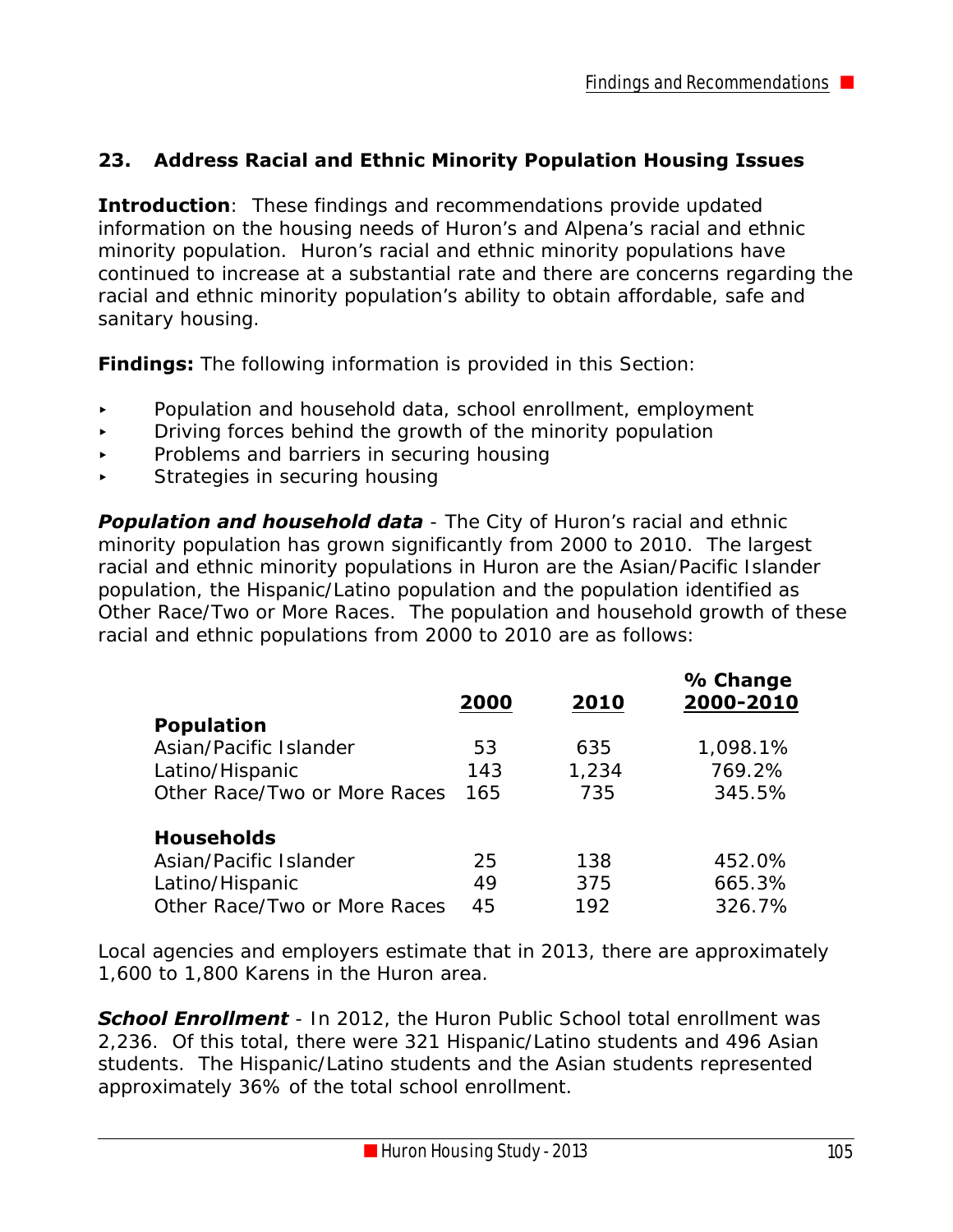## 23. Address Racial and Ethnic Minority Population Housing Issues

**Introduction**: These findings and recommendations provide updated information on the housing needs of Huron's and Alpena's racial and ethnic minority population. Huron's racial and ethnic minority populations have continued to increase at a substantial rate and there are concerns regarding the racial and ethnic minority population's ability to obtain affordable, safe and sanitary housing.

**Findings:** The following information is provided in this Section:

- Population and household data, school enrollment, employment
- Driving forces behind the growth of the minority population
- Problems and barriers in securing housing
- Strategies in securing housing

***Population and household data*** - The City of Huron's racial and ethnic minority population has grown significantly from 2000 to 2010. The largest racial and ethnic minority populations in Huron are the Asian/Pacific Islander population, the Hispanic/Latino population and the population identified as Other Race/Two or More Races. The population and household growth of these racial and ethnic populations from 2000 to 2010 are as follows:

| | 2000 | 2010 | % Change 2000-2010 |
|---|---|---|---|
| **Population** | | | |
| Asian/Pacific Islander | 53 | 635 | 1,098.1% |
| Latino/Hispanic | 143 | 1,234 | 769.2% |
| Other Race/Two or More Races | 165 | 735 | 345.5% |
| **Households** | | | |
| Asian/Pacific Islander | 25 | 138 | 452.0% |
| Latino/Hispanic | 49 | 375 | 665.3% |
| Other Race/Two or More Races | 45 | 192 | 326.7% |

Local agencies and employers estimate that in 2013, there are approximately 1,600 to 1,800 Karens in the Huron area.

***School Enrollment*** - In 2012, the Huron Public School total enrollment was 2,236. Of this total, there were 321 Hispanic/Latino students and 496 Asian students. The Hispanic/Latino students and the Asian students represented approximately 36% of the total school enrollment.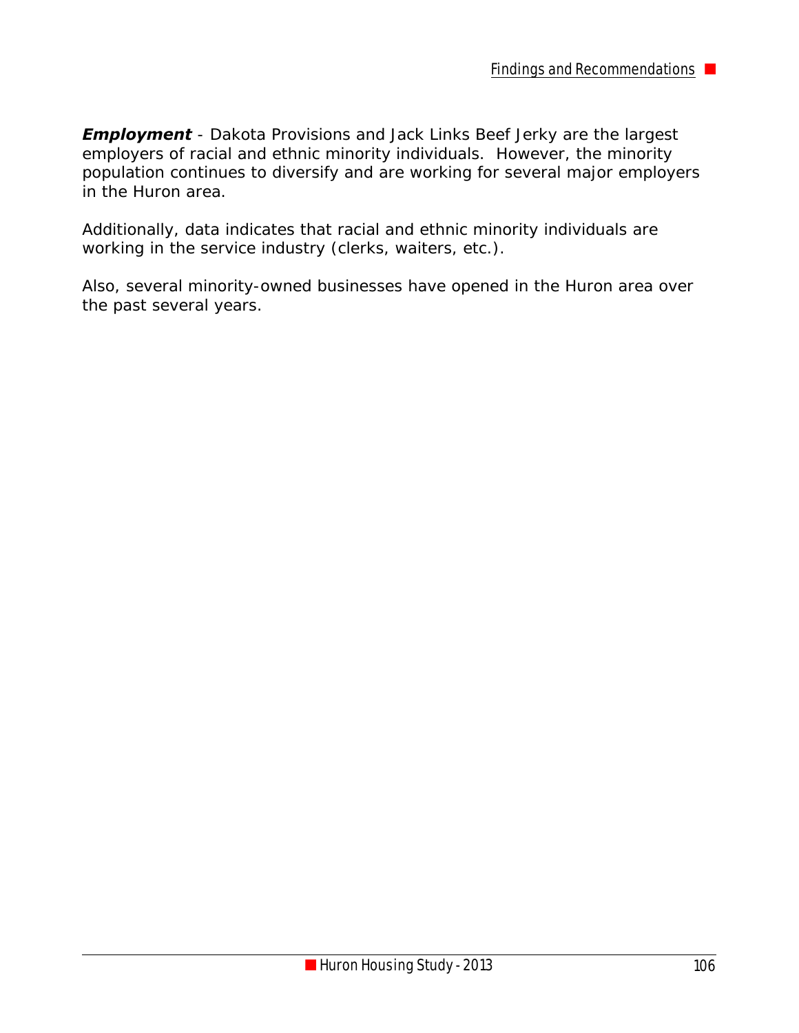***Employment*** - Dakota Provisions and Jack Links Beef Jerky are the largest employers of racial and ethnic minority individuals. However, the minority population continues to diversify and are working for several major employers in the Huron area.

Additionally, data indicates that racial and ethnic minority individuals are working in the service industry (clerks, waiters, etc.).

Also, several minority-owned businesses have opened in the Huron area over the past several years.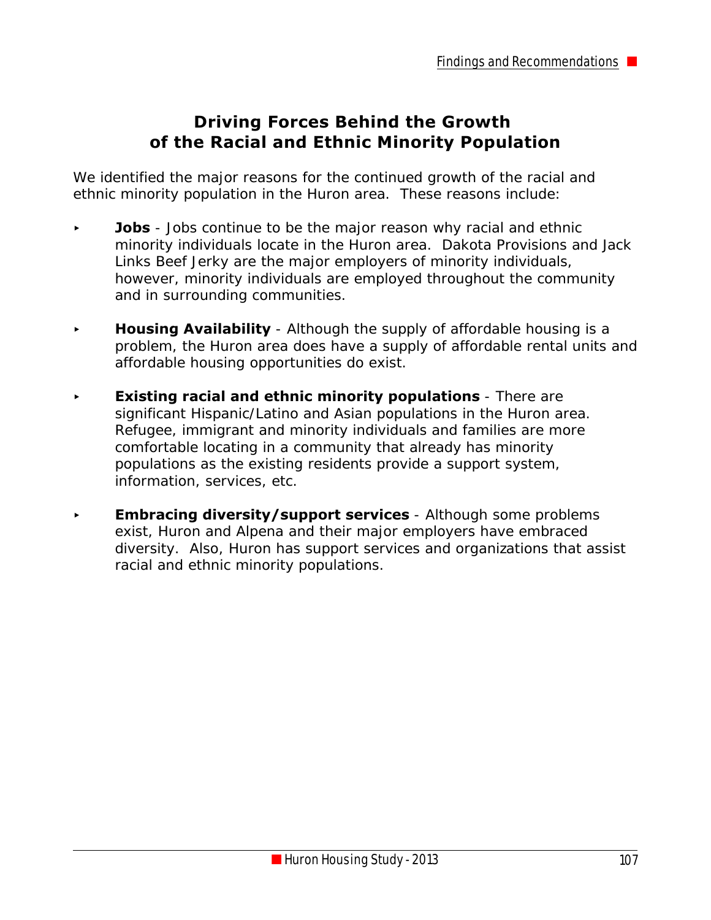## Driving Forces Behind the Growth of the Racial and Ethnic Minority Population

We identified the major reasons for the continued growth of the racial and ethnic minority population in the Huron area. These reasons include:

- **Jobs** - Jobs continue to be the major reason why racial and ethnic minority individuals locate in the Huron area. Dakota Provisions and Jack Links Beef Jerky are the major employers of minority individuals, however, minority individuals are employed throughout the community and in surrounding communities.

- **Housing Availability** - Although the supply of affordable housing is a problem, the Huron area does have a supply of affordable rental units and affordable housing opportunities do exist.

- **Existing racial and ethnic minority populations** - There are significant Hispanic/Latino and Asian populations in the Huron area. Refugee, immigrant and minority individuals and families are more comfortable locating in a community that already has minority populations as the existing residents provide a support system, information, services, etc.

- **Embracing diversity/support services** - Although some problems exist, Huron and Alpena and their major employers have embraced diversity. Also, Huron has support services and organizations that assist racial and ethnic minority populations.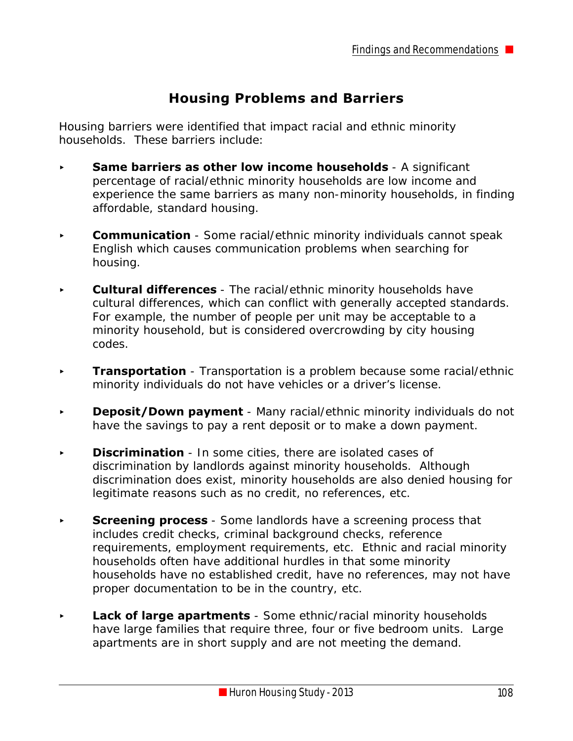## Housing Problems and Barriers

Housing barriers were identified that impact racial and ethnic minority households. These barriers include:

- **Same barriers as other low income households** - A significant percentage of racial/ethnic minority households are low income and experience the same barriers as many non-minority households, in finding affordable, standard housing.

- **Communication** - Some racial/ethnic minority individuals cannot speak English which causes communication problems when searching for housing.

- **Cultural differences** - The racial/ethnic minority households have cultural differences, which can conflict with generally accepted standards. For example, the number of people per unit may be acceptable to a minority household, but is considered overcrowding by city housing codes.

- **Transportation** - Transportation is a problem because some racial/ethnic minority individuals do not have vehicles or a driver's license.

- **Deposit/Down payment** - Many racial/ethnic minority individuals do not have the savings to pay a rent deposit or to make a down payment.

- **Discrimination** - In some cities, there are isolated cases of discrimination by landlords against minority households. Although discrimination does exist, minority households are also denied housing for legitimate reasons such as no credit, no references, etc.

- **Screening process** - Some landlords have a screening process that includes credit checks, criminal background checks, reference requirements, employment requirements, etc. Ethnic and racial minority households often have additional hurdles in that some minority households have no established credit, have no references, may not have proper documentation to be in the country, etc.

- **Lack of large apartments** - Some ethnic/racial minority households have large families that require three, four or five bedroom units. Large apartments are in short supply and are not meeting the demand.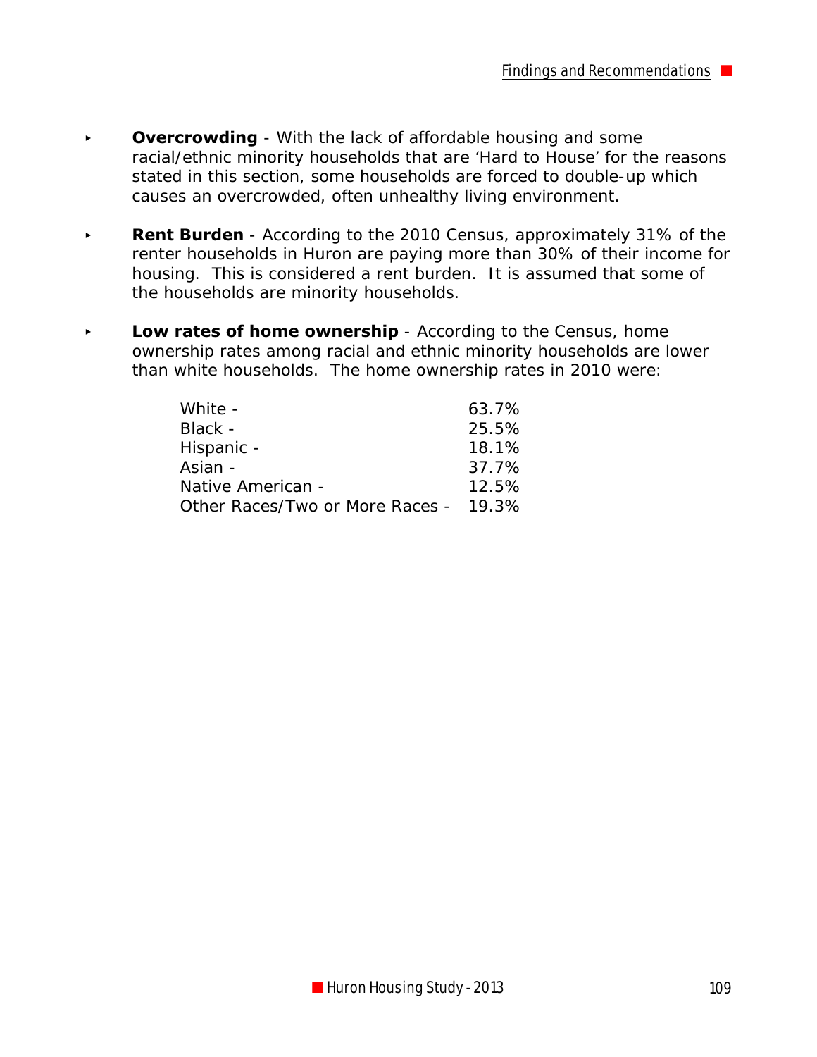- **Overcrowding** - With the lack of affordable housing and some racial/ethnic minority households that are 'Hard to House' for the reasons stated in this section, some households are forced to double-up which causes an overcrowded, often unhealthy living environment.

- **Rent Burden** - According to the 2010 Census, approximately 31% of the renter households in Huron are paying more than 30% of their income for housing. This is considered a rent burden. It is assumed that some of the households are minority households.

- **Low rates of home ownership** - According to the Census, home ownership rates among racial and ethnic minority households are lower than white households. The home ownership rates in 2010 were:

| | |
|---|---|
| White - | 63.7% |
| Black - | 25.5% |
| Hispanic - | 18.1% |
| Asian - | 37.7% |
| Native American - | 12.5% |
| Other Races/Two or More Races - | 19.3% |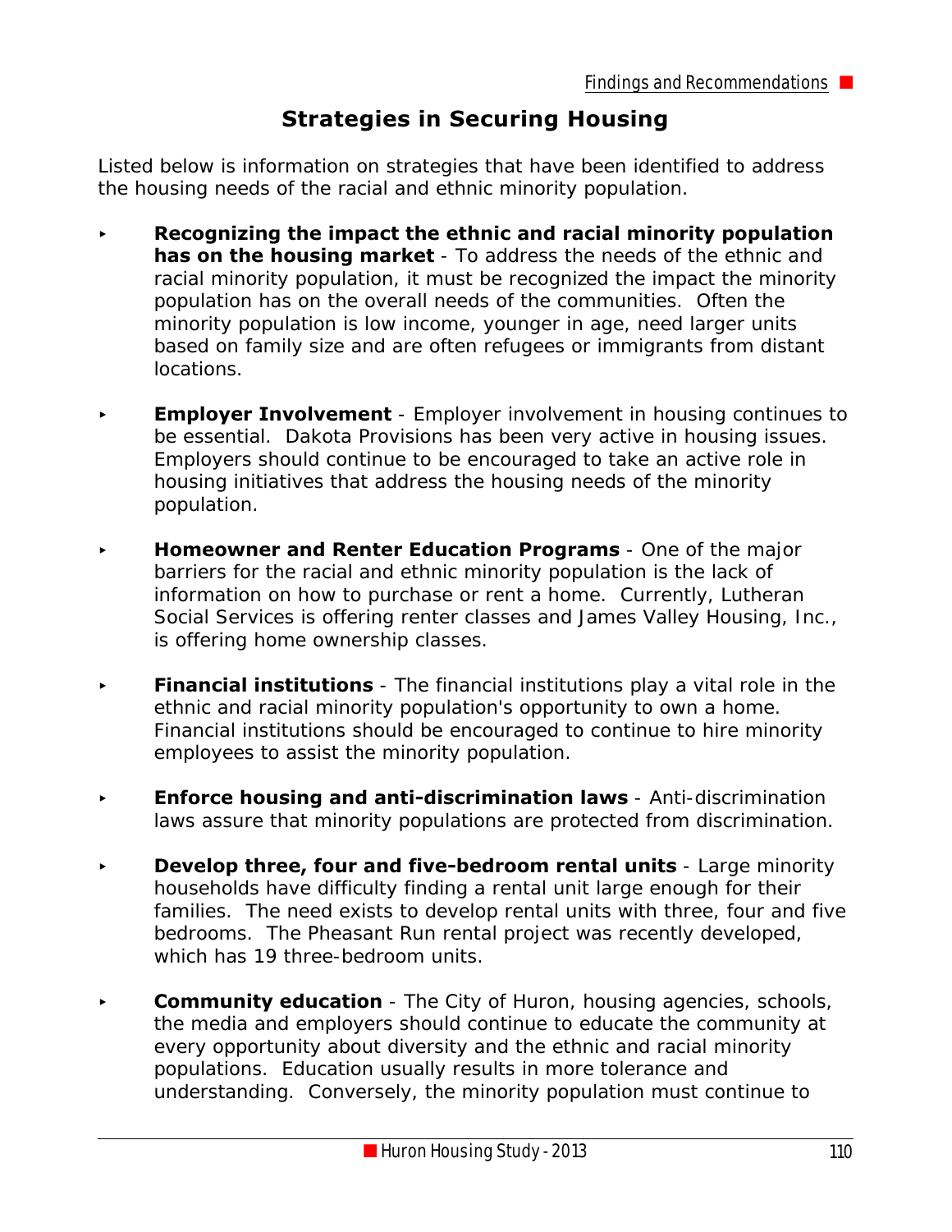## Strategies in Securing Housing

Listed below is information on strategies that have been identified to address the housing needs of the racial and ethnic minority population.

- **Recognizing the impact the ethnic and racial minority population has on the housing market** - To address the needs of the ethnic and racial minority population, it must be recognized the impact the minority population has on the overall needs of the communities. Often the minority population is low income, younger in age, need larger units based on family size and are often refugees or immigrants from distant locations.

- **Employer Involvement** - Employer involvement in housing continues to be essential. Dakota Provisions has been very active in housing issues. Employers should continue to be encouraged to take an active role in housing initiatives that address the housing needs of the minority population.

- **Homeowner and Renter Education Programs** - One of the major barriers for the racial and ethnic minority population is the lack of information on how to purchase or rent a home. Currently, Lutheran Social Services is offering renter classes and James Valley Housing, Inc., is offering home ownership classes.

- **Financial institutions** - The financial institutions play a vital role in the ethnic and racial minority population's opportunity to own a home. Financial institutions should be encouraged to continue to hire minority employees to assist the minority population.

- **Enforce housing and anti-discrimination laws** - Anti-discrimination laws assure that minority populations are protected from discrimination.

- **Develop three, four and five-bedroom rental units** - Large minority households have difficulty finding a rental unit large enough for their families. The need exists to develop rental units with three, four and five bedrooms. The Pheasant Run rental project was recently developed, which has 19 three-bedroom units.

- **Community education** - The City of Huron, housing agencies, schools, the media and employers should continue to educate the community at every opportunity about diversity and the ethnic and racial minority populations. Education usually results in more tolerance and understanding. Conversely, the minority population must continue to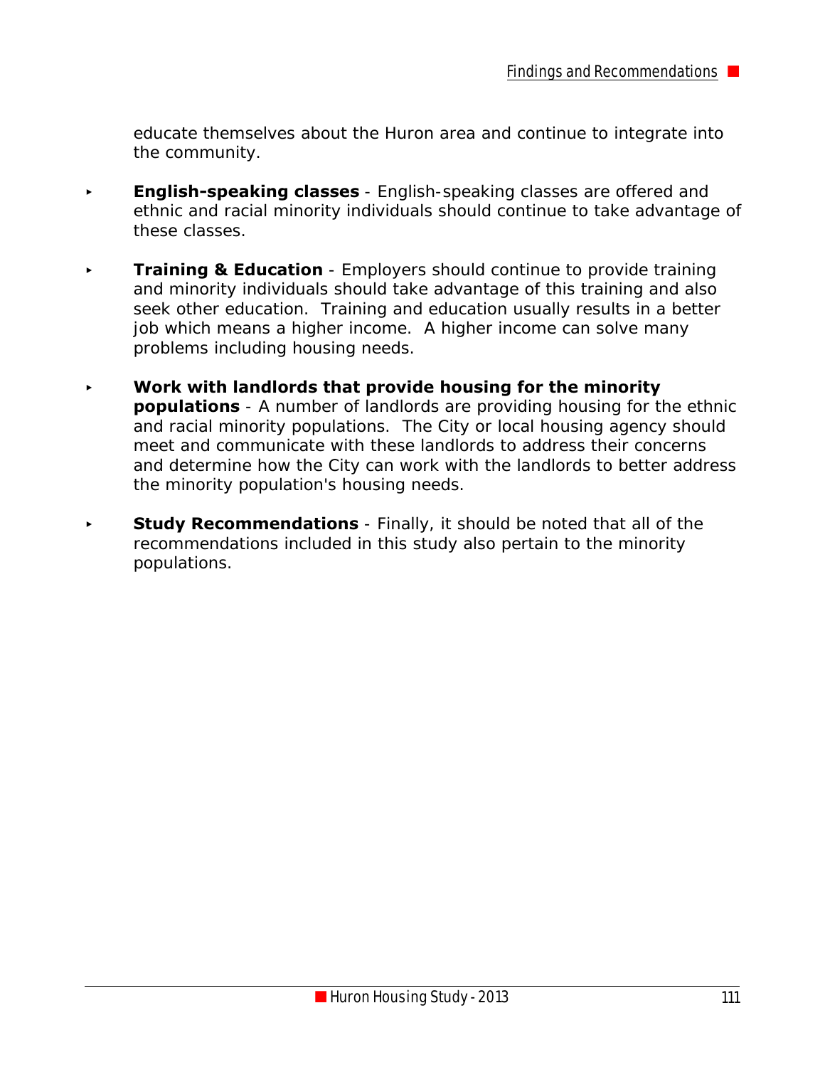educate themselves about the Huron area and continue to integrate into the community.

- **English-speaking classes** - English-speaking classes are offered and ethnic and racial minority individuals should continue to take advantage of these classes.

- **Training & Education** - Employers should continue to provide training and minority individuals should take advantage of this training and also seek other education. Training and education usually results in a better job which means a higher income. A higher income can solve many problems including housing needs.

- **Work with landlords that provide housing for the minority populations** - A number of landlords are providing housing for the ethnic and racial minority populations. The City or local housing agency should meet and communicate with these landlords to address their concerns and determine how the City can work with the landlords to better address the minority population's housing needs.

- **Study Recommendations** - Finally, it should be noted that all of the recommendations included in this study also pertain to the minority populations.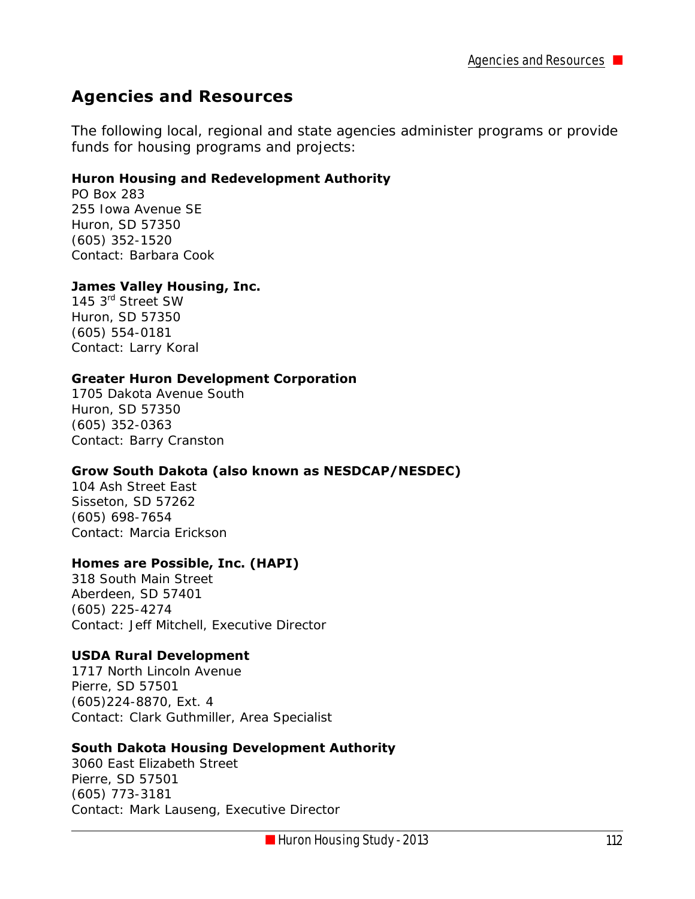# Agencies and Resources

The following local, regional and state agencies administer programs or provide funds for housing programs and projects:

**Huron Housing and Redevelopment Authority**
PO Box 283
255 Iowa Avenue SE
Huron, SD 57350
(605) 352-1520
Contact: Barbara Cook

**James Valley Housing, Inc.**
145 3rd Street SW
Huron, SD 57350
(605) 554-0181
Contact: Larry Koral

**Greater Huron Development Corporation**
1705 Dakota Avenue South
Huron, SD 57350
(605) 352-0363
Contact: Barry Cranston

**Grow South Dakota (also known as NESDCAP/NESDEC)**
104 Ash Street East
Sisseton, SD 57262
(605) 698-7654
Contact: Marcia Erickson

**Homes are Possible, Inc. (HAPI)**
318 South Main Street
Aberdeen, SD 57401
(605) 225-4274
Contact: Jeff Mitchell, Executive Director

**USDA Rural Development**
1717 North Lincoln Avenue
Pierre, SD 57501
(605)224-8870, Ext. 4
Contact: Clark Guthmiller, Area Specialist

**South Dakota Housing Development Authority**
3060 East Elizabeth Street
Pierre, SD 57501
(605) 773-3181
Contact: Mark Lauseng, Executive Director